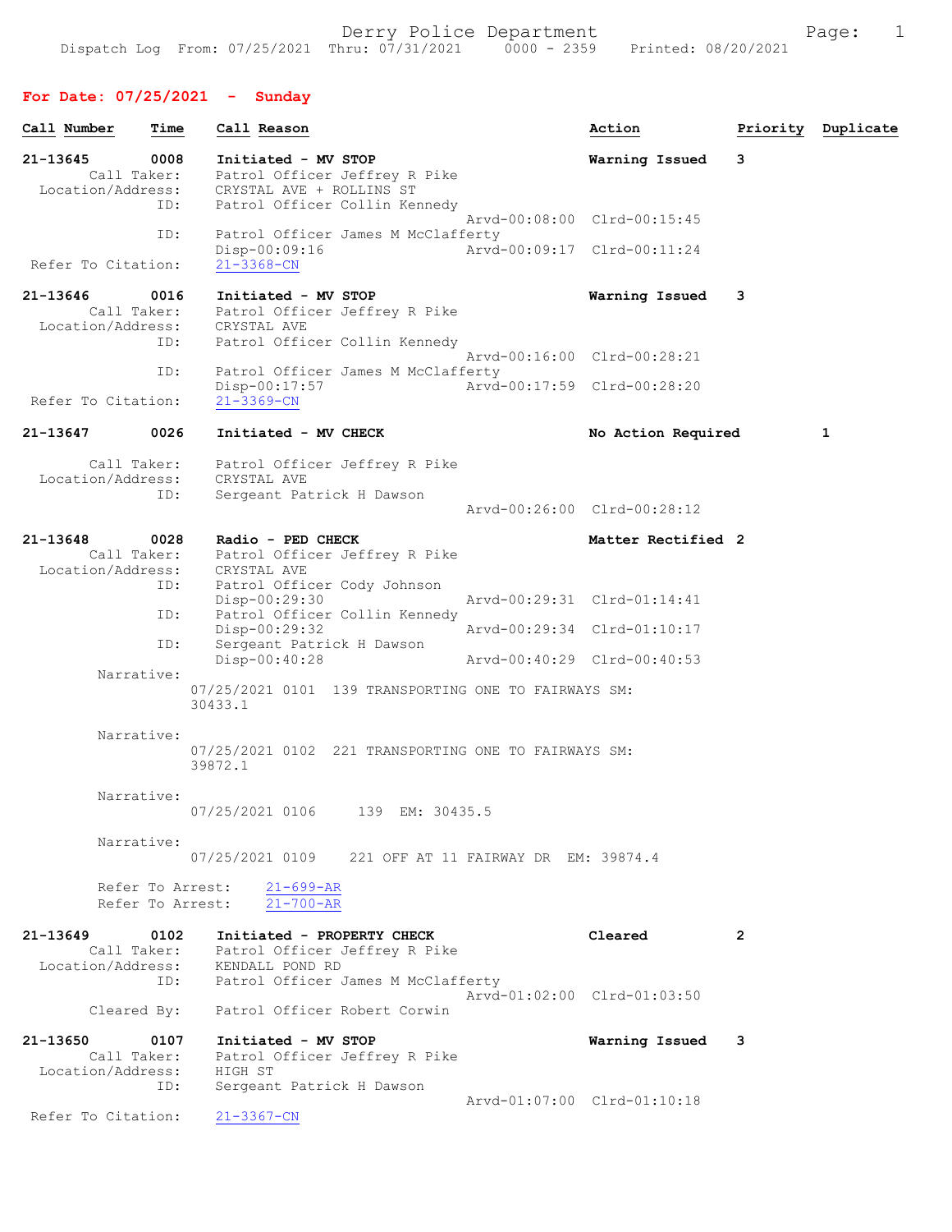Derry Police Department

Dispatch Log From: 07/25/2021 Thru: 07/31/2021 0000 - 2359 Printed: 08/20/2021

## For Date: 07/25/2021 - Sunday

| Call Number | Time | Call Reason | Action | Priority | Duplicate |
|---|---|---|---|---|---|

**21-13645 0008 Initiated - MV STOP** — Warning Issued — 3

Call Taker: Patrol Officer Jeffrey R Pike
Location/Address: CRYSTAL AVE + ROLLINS ST
ID: Patrol Officer Collin Kennedy
Arvd-00:08:00 Clrd-00:15:45
ID: Patrol Officer James M McClafferty
Disp-00:09:16 Arvd-00:09:17 Clrd-00:11:24
Refer To Citation: 21-3368-CN

**21-13646 0016 Initiated - MV STOP** — Warning Issued — 3

Call Taker: Patrol Officer Jeffrey R Pike
Location/Address: CRYSTAL AVE
ID: Patrol Officer Collin Kennedy
Arvd-00:16:00 Clrd-00:28:21
ID: Patrol Officer James M McClafferty
Disp-00:17:57 Arvd-00:17:59 Clrd-00:28:20
Refer To Citation: 21-3369-CN

**21-13647 0026 Initiated - MV CHECK** — No Action Required — Duplicate: 1

Call Taker: Patrol Officer Jeffrey R Pike
Location/Address: CRYSTAL AVE
ID: Sergeant Patrick H Dawson
Arvd-00:26:00 Clrd-00:28:12

**21-13648 0028 Radio - PED CHECK** — Matter Rectified — 2

Call Taker: Patrol Officer Jeffrey R Pike
Location/Address: CRYSTAL AVE
ID: Patrol Officer Cody Johnson
Disp-00:29:30 Arvd-00:29:31 Clrd-01:14:41
ID: Patrol Officer Collin Kennedy
Disp-00:29:32 Arvd-00:29:34 Clrd-01:10:17
ID: Sergeant Patrick H Dawson
Disp-00:40:28 Arvd-00:40:29 Clrd-00:40:53

Narrative:
07/25/2021 0101 139 TRANSPORTING ONE TO FAIRWAYS SM: 30433.1

Narrative:
07/25/2021 0102 221 TRANSPORTING ONE TO FAIRWAYS SM: 39872.1

Narrative:
07/25/2021 0106 139 EM: 30435.5

Narrative:
07/25/2021 0109 221 OFF AT 11 FAIRWAY DR EM: 39874.4

Refer To Arrest: 21-699-AR
Refer To Arrest: 21-700-AR

**21-13649 0102 Initiated - PROPERTY CHECK** — Cleared — 2

Call Taker: Patrol Officer Jeffrey R Pike
Location/Address: KENDALL POND RD
ID: Patrol Officer James M McClafferty
Arvd-01:02:00 Clrd-01:03:50
Cleared By: Patrol Officer Robert Corwin

**21-13650 0107 Initiated - MV STOP** — Warning Issued — 3

Call Taker: Patrol Officer Jeffrey R Pike
Location/Address: HIGH ST
ID: Sergeant Patrick H Dawson
Arvd-01:07:00 Clrd-01:10:18
Refer To Citation: 21-3367-CN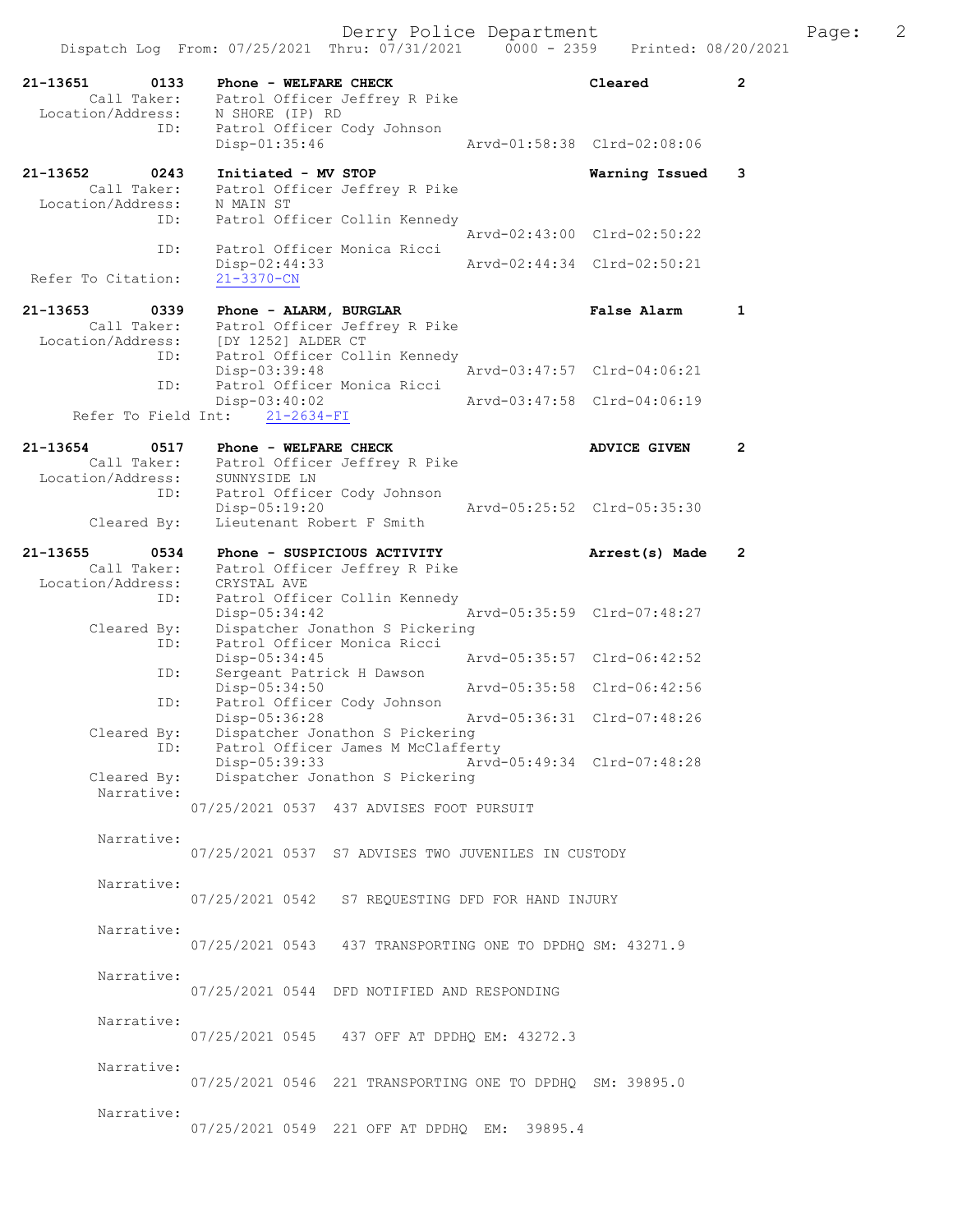```
21-13651        0133    Phone - WELFARE CHECK                       Cleared          2
        Call Taker:     Patrol Officer Jeffrey R Pike
  Location/Address:     N SHORE (IP) RD
                ID:     Patrol Officer Cody Johnson
                        Disp-01:35:46               Arvd-01:58:38  Clrd-02:08:06

21-13652        0243    Initiated - MV STOP                         Warning Issued   3
        Call Taker:     Patrol Officer Jeffrey R Pike
  Location/Address:     N MAIN ST
                ID:     Patrol Officer Collin Kennedy
                                                    Arvd-02:43:00  Clrd-02:50:22
                ID:     Patrol Officer Monica Ricci
                        Disp-02:44:33               Arvd-02:44:34  Clrd-02:50:21
 Refer To Citation:     21-3370-CN

21-13653        0339    Phone - ALARM, BURGLAR                      False Alarm      1
        Call Taker:     Patrol Officer Jeffrey R Pike
  Location/Address:     [DY 1252] ALDER CT
                ID:     Patrol Officer Collin Kennedy
                        Disp-03:39:48               Arvd-03:47:57  Clrd-04:06:21
                ID:     Patrol Officer Monica Ricci
                        Disp-03:40:02               Arvd-03:47:58  Clrd-04:06:19
     Refer To Field Int:    21-2634-FI

21-13654        0517    Phone - WELFARE CHECK                       ADVICE GIVEN     2
        Call Taker:     Patrol Officer Jeffrey R Pike
  Location/Address:     SUNNYSIDE LN
                ID:     Patrol Officer Cody Johnson
                        Disp-05:19:20               Arvd-05:25:52  Clrd-05:35:30
        Cleared By:     Lieutenant Robert F Smith

21-13655        0534    Phone - SUSPICIOUS ACTIVITY                 Arrest(s) Made   2
        Call Taker:     Patrol Officer Jeffrey R Pike
  Location/Address:     CRYSTAL AVE
                ID:     Patrol Officer Collin Kennedy
                        Disp-05:34:42               Arvd-05:35:59  Clrd-07:48:27
        Cleared By:     Dispatcher Jonathon S Pickering
                ID:     Patrol Officer Monica Ricci
                        Disp-05:34:45               Arvd-05:35:57  Clrd-06:42:52
                ID:     Sergeant Patrick H Dawson
                        Disp-05:34:50               Arvd-05:35:58  Clrd-06:42:56
                ID:     Patrol Officer Cody Johnson
                        Disp-05:36:28               Arvd-05:36:31  Clrd-07:48:26
        Cleared By:     Dispatcher Jonathon S Pickering
                ID:     Patrol Officer James M McClafferty
                        Disp-05:39:33               Arvd-05:49:34  Clrd-07:48:28
        Cleared By:     Dispatcher Jonathon S Pickering
         Narrative:
                    07/25/2021 0537  437 ADVISES FOOT PURSUIT

         Narrative:
                    07/25/2021 0537  S7 ADVISES TWO JUVENILES IN CUSTODY

         Narrative:
                    07/25/2021 0542   S7 REQUESTING DFD FOR HAND INJURY

         Narrative:
                    07/25/2021 0543   437 TRANSPORTING ONE TO DPDHQ SM: 43271.9

         Narrative:
                    07/25/2021 0544  DFD NOTIFIED AND RESPONDING

         Narrative:
                    07/25/2021 0545   437 OFF AT DPDHQ EM: 43272.3

         Narrative:
                    07/25/2021 0546  221 TRANSPORTING ONE TO DPDHQ  SM: 39895.0

         Narrative:
                    07/25/2021 0549  221 OFF AT DPDHQ  EM:  39895.4
```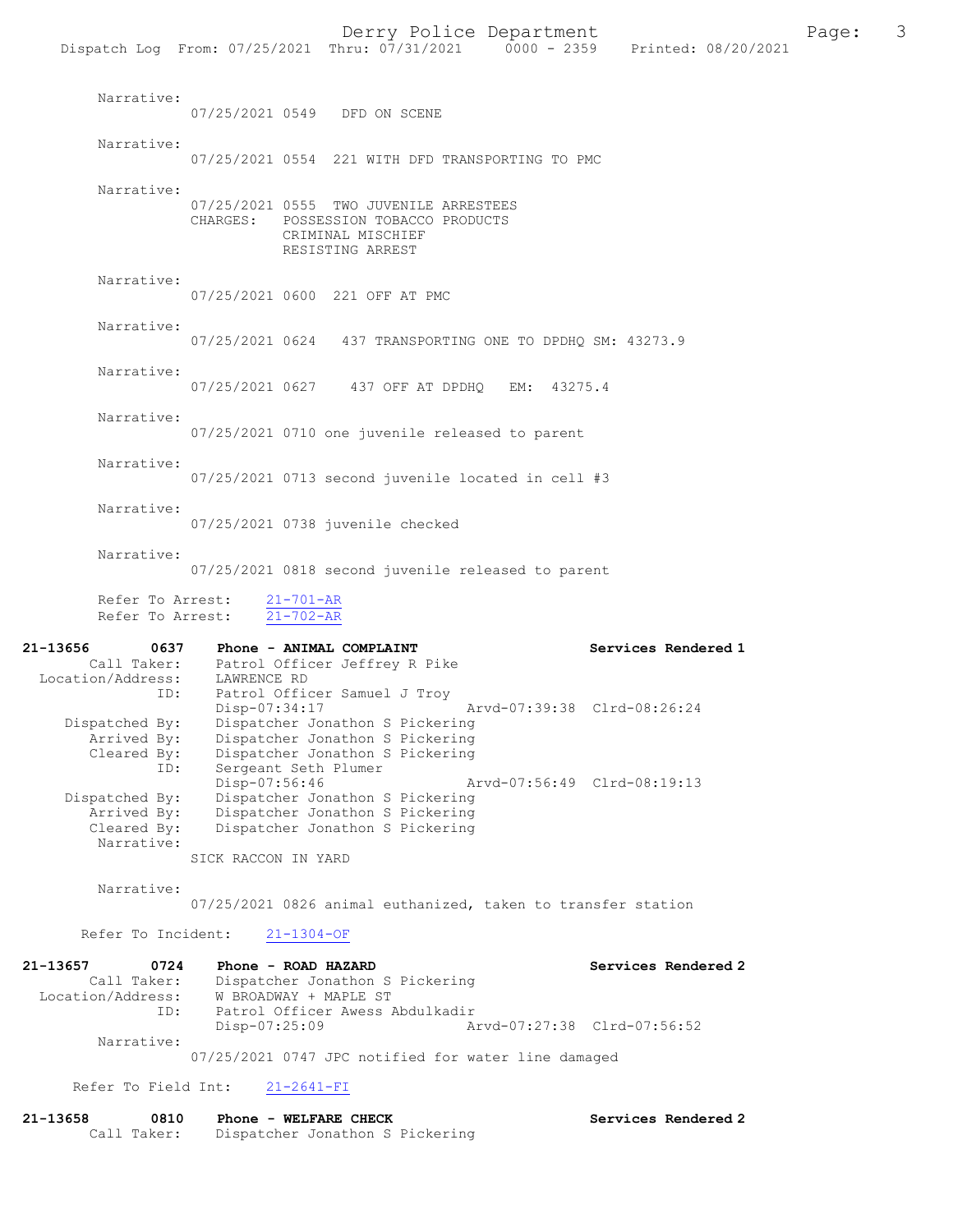Narrative:
07/25/2021 0549 DFD ON SCENE

Narrative:
07/25/2021 0554 221 WITH DFD TRANSPORTING TO PMC

Narrative:
07/25/2021 0555 TWO JUVENILE ARRESTEES
CHARGES: POSSESSION TOBACCO PRODUCTS
CRIMINAL MISCHIEF
RESISTING ARREST

Narrative:
07/25/2021 0600 221 OFF AT PMC

Narrative:
07/25/2021 0624 437 TRANSPORTING ONE TO DPDHQ SM: 43273.9

Narrative:
07/25/2021 0627 437 OFF AT DPDHQ EM: 43275.4

Narrative:
07/25/2021 0710 one juvenile released to parent

Narrative:
07/25/2021 0713 second juvenile located in cell #3

Narrative:
07/25/2021 0738 juvenile checked

Narrative:
07/25/2021 0818 second juvenile released to parent

Refer To Arrest: 21-701-AR
Refer To Arrest: 21-702-AR

**21-13656 0637 Phone - ANIMAL COMPLAINT Services Rendered 1**
Call Taker: Patrol Officer Jeffrey R Pike
Location/Address: LAWRENCE RD
ID: Patrol Officer Samuel J Troy
Disp-07:34:17 Arvd-07:39:38 Clrd-08:26:24
Dispatched By: Dispatcher Jonathon S Pickering
Arrived By: Dispatcher Jonathon S Pickering
Cleared By: Dispatcher Jonathon S Pickering
ID: Sergeant Seth Plumer
Disp-07:56:46 Arvd-07:56:49 Clrd-08:19:13
Dispatched By: Dispatcher Jonathon S Pickering
Arrived By: Dispatcher Jonathon S Pickering
Cleared By: Dispatcher Jonathon S Pickering
Narrative:
SICK RACCON IN YARD

Narrative:
07/25/2021 0826 animal euthanized, taken to transfer station

Refer To Incident: 21-1304-OF

**21-13657 0724 Phone - ROAD HAZARD Services Rendered 2**
Call Taker: Dispatcher Jonathon S Pickering
Location/Address: W BROADWAY + MAPLE ST
ID: Patrol Officer Awess Abdulkadir
Disp-07:25:09 Arvd-07:27:38 Clrd-07:56:52
Narrative:
07/25/2021 0747 JPC notified for water line damaged

Refer To Field Int: 21-2641-FI

**21-13658 0810 Phone - WELFARE CHECK Services Rendered 2**
Call Taker: Dispatcher Jonathon S Pickering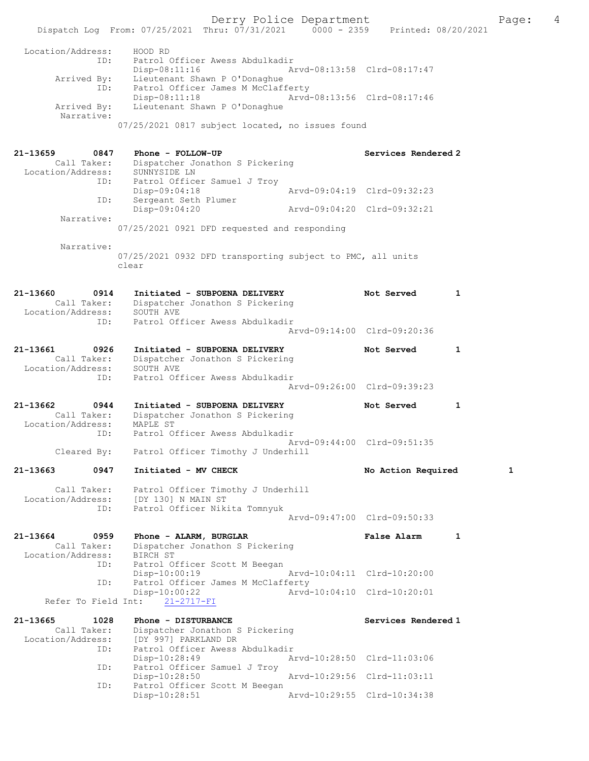```
Location/Address:    HOOD RD
              ID:    Patrol Officer Awess Abdulkadir
                     Disp-08:11:16              Arvd-08:13:58  Clrd-08:17:47
      Arrived By:    Lieutenant Shawn P O'Donaghue
              ID:    Patrol Officer James M McClafferty
                     Disp-08:11:18              Arvd-08:13:56  Clrd-08:17:46
      Arrived By:    Lieutenant Shawn P O'Donaghue
       Narrative:
                 07/25/2021 0817 subject located, no issues found

21-13659        0847    Phone - FOLLOW-UP                        Services Rendered 2
       Call Taker:    Dispatcher Jonathon S Pickering
 Location/Address:    SUNNYSIDE LN
              ID:    Patrol Officer Samuel J Troy
                     Disp-09:04:18              Arvd-09:04:19  Clrd-09:32:23
              ID:    Sergeant Seth Plumer
                     Disp-09:04:20              Arvd-09:04:20  Clrd-09:32:21
       Narrative:
                 07/25/2021 0921 DFD requested and responding

       Narrative:
                 07/25/2021 0932 DFD transporting subject to PMC, all units
                 clear

21-13660        0914    Initiated - SUBPOENA DELIVERY            Not Served       1
       Call Taker:    Dispatcher Jonathon S Pickering
 Location/Address:    SOUTH AVE
              ID:    Patrol Officer Awess Abdulkadir
                                                Arvd-09:14:00  Clrd-09:20:36

21-13661        0926    Initiated - SUBPOENA DELIVERY            Not Served       1
       Call Taker:    Dispatcher Jonathon S Pickering
 Location/Address:    SOUTH AVE
              ID:    Patrol Officer Awess Abdulkadir
                                                Arvd-09:26:00  Clrd-09:39:23

21-13662        0944    Initiated - SUBPOENA DELIVERY            Not Served       1
       Call Taker:    Dispatcher Jonathon S Pickering
 Location/Address:    MAPLE ST
              ID:    Patrol Officer Awess Abdulkadir
                                                Arvd-09:44:00  Clrd-09:51:35
      Cleared By:    Patrol Officer Timothy J Underhill

21-13663        0947    Initiated - MV CHECK                     No Action Required        1

       Call Taker:    Patrol Officer Timothy J Underhill
 Location/Address:    [DY 130] N MAIN ST
              ID:    Patrol Officer Nikita Tomnyuk
                                                Arvd-09:47:00  Clrd-09:50:33

21-13664        0959    Phone - ALARM, BURGLAR                   False Alarm      1
       Call Taker:    Dispatcher Jonathon S Pickering
 Location/Address:    BIRCH ST
              ID:    Patrol Officer Scott M Beegan
                     Disp-10:00:19              Arvd-10:04:11  Clrd-10:20:00
              ID:    Patrol Officer James M McClafferty
                     Disp-10:00:22              Arvd-10:04:10  Clrd-10:20:01
   Refer To Field Int:    21-2717-FI

21-13665        1028    Phone - DISTURBANCE                      Services Rendered 1
       Call Taker:    Dispatcher Jonathon S Pickering
 Location/Address:    [DY 997] PARKLAND DR
              ID:    Patrol Officer Awess Abdulkadir
                     Disp-10:28:49              Arvd-10:28:50  Clrd-11:03:06
              ID:    Patrol Officer Samuel J Troy
                     Disp-10:28:50              Arvd-10:29:56  Clrd-11:03:11
              ID:    Patrol Officer Scott M Beegan
                     Disp-10:28:51              Arvd-10:29:55  Clrd-10:34:38
```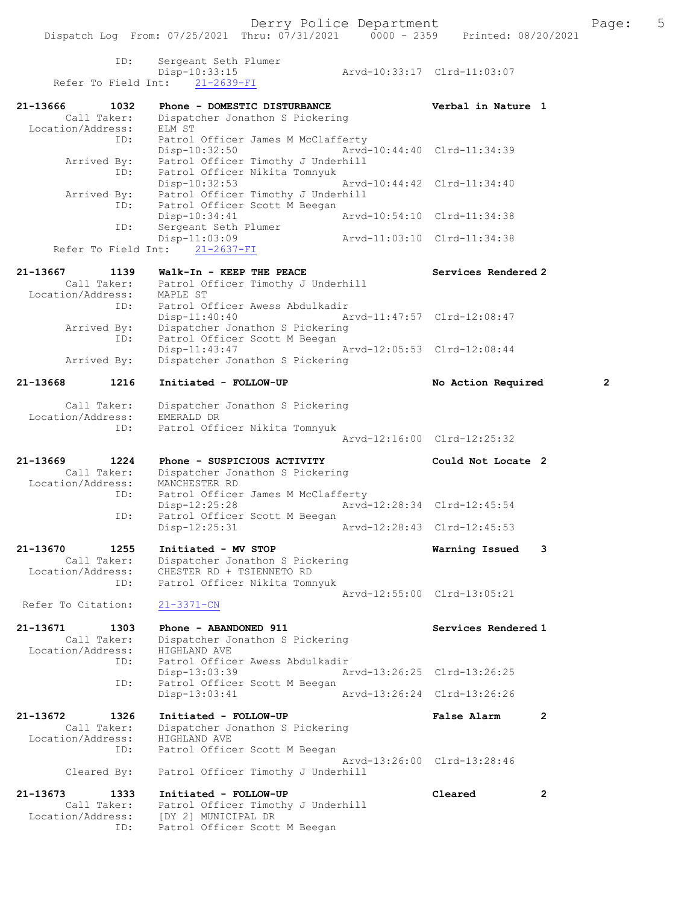```
            ID:      Sergeant Seth Plumer
                     Disp-10:33:15                 Arvd-10:33:17  Clrd-11:03:07
    Refer To Field Int:    21-2639-FI

21-13666        1032     Phone - DOMESTIC DISTURBANCE              Verbal in Nature  1
        Call Taker:      Dispatcher Jonathon S Pickering
  Location/Address:      ELM ST
               ID:       Patrol Officer James M McClafferty
                         Disp-10:32:50                 Arvd-10:44:40  Clrd-11:34:39
       Arrived By:       Patrol Officer Timothy J Underhill
               ID:       Patrol Officer Nikita Tomnyuk
                         Disp-10:32:53                 Arvd-10:44:42  Clrd-11:34:40
       Arrived By:       Patrol Officer Timothy J Underhill
               ID:       Patrol Officer Scott M Beegan
                         Disp-10:34:41                 Arvd-10:54:10  Clrd-11:34:38
               ID:       Sergeant Seth Plumer
                         Disp-11:03:09                 Arvd-11:03:10  Clrd-11:34:38
    Refer To Field Int:    21-2637-FI

21-13667        1139     Walk-In - KEEP THE PEACE                  Services Rendered 2
        Call Taker:      Patrol Officer Timothy J Underhill
  Location/Address:      MAPLE ST
               ID:       Patrol Officer Awess Abdulkadir
                         Disp-11:40:40                 Arvd-11:47:57  Clrd-12:08:47
       Arrived By:       Dispatcher Jonathon S Pickering
               ID:       Patrol Officer Scott M Beegan
                         Disp-11:43:47                 Arvd-12:05:53  Clrd-12:08:44
       Arrived By:       Dispatcher Jonathon S Pickering

21-13668        1216     Initiated - FOLLOW-UP                     No Action Required        2

        Call Taker:      Dispatcher Jonathon S Pickering
  Location/Address:      EMERALD DR
               ID:       Patrol Officer Nikita Tomnyuk
                                                       Arvd-12:16:00  Clrd-12:25:32

21-13669        1224     Phone - SUSPICIOUS ACTIVITY               Could Not Locate  2
        Call Taker:      Dispatcher Jonathon S Pickering
  Location/Address:      MANCHESTER RD
               ID:       Patrol Officer James M McClafferty
                         Disp-12:25:28                 Arvd-12:28:34  Clrd-12:45:54
               ID:       Patrol Officer Scott M Beegan
                         Disp-12:25:31                 Arvd-12:28:43  Clrd-12:45:53

21-13670        1255     Initiated - MV STOP                       Warning Issued    3
        Call Taker:      Dispatcher Jonathon S Pickering
  Location/Address:      CHESTER RD + TSIENNETO RD
               ID:       Patrol Officer Nikita Tomnyuk
                                                       Arvd-12:55:00  Clrd-13:05:21
  Refer To Citation:     21-3371-CN

21-13671        1303     Phone - ABANDONED 911                     Services Rendered 1
        Call Taker:      Dispatcher Jonathon S Pickering
  Location/Address:      HIGHLAND AVE
               ID:       Patrol Officer Awess Abdulkadir
                         Disp-13:03:39                 Arvd-13:26:25  Clrd-13:26:25
               ID:       Patrol Officer Scott M Beegan
                         Disp-13:03:41                 Arvd-13:26:24  Clrd-13:26:26

21-13672        1326     Initiated - FOLLOW-UP                     False Alarm       2
        Call Taker:      Dispatcher Jonathon S Pickering
  Location/Address:      HIGHLAND AVE
               ID:       Patrol Officer Scott M Beegan
                                                       Arvd-13:26:00  Clrd-13:28:46
       Cleared By:       Patrol Officer Timothy J Underhill

21-13673        1333     Initiated - FOLLOW-UP                     Cleared           2
        Call Taker:      Patrol Officer Timothy J Underhill
  Location/Address:      [DY 2] MUNICIPAL DR
               ID:       Patrol Officer Scott M Beegan
```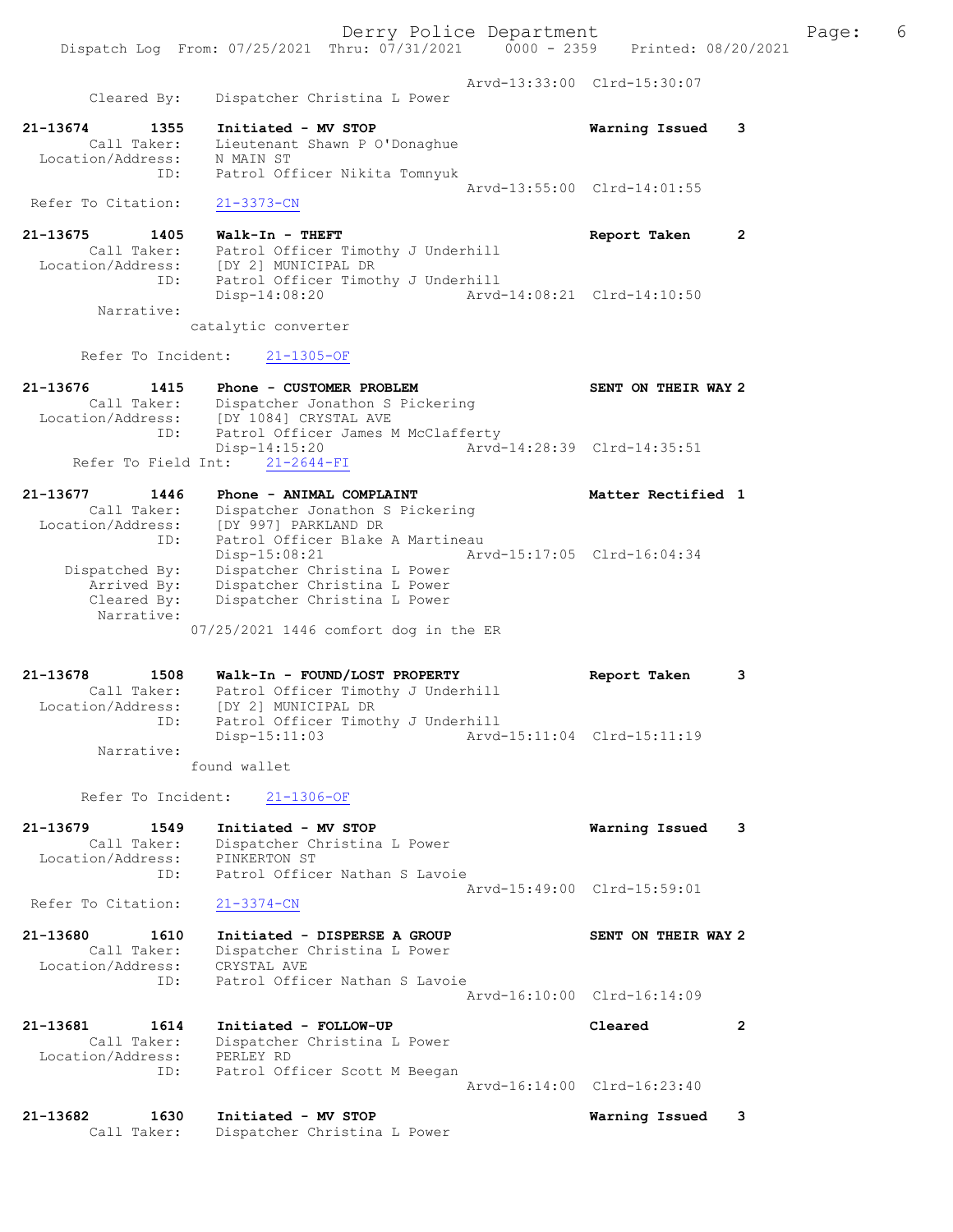Arvd-13:33:00 Clrd-15:30:07
Cleared By: Dispatcher Christina L Power

21-13674 1355 Initiated - MV STOP Warning Issued 3
Call Taker: Lieutenant Shawn P O'Donaghue
Location/Address: N MAIN ST
ID: Patrol Officer Nikita Tomnyuk
Arvd-13:55:00 Clrd-14:01:55
Refer To Citation: 21-3373-CN

21-13675 1405 Walk-In - THEFT Report Taken 2
Call Taker: Patrol Officer Timothy J Underhill
Location/Address: [DY 2] MUNICIPAL DR
ID: Patrol Officer Timothy J Underhill
Disp-14:08:20 Arvd-14:08:21 Clrd-14:10:50
Narrative:
catalytic converter

Refer To Incident: 21-1305-OF

21-13676 1415 Phone - CUSTOMER PROBLEM SENT ON THEIR WAY 2
Call Taker: Dispatcher Jonathon S Pickering
Location/Address: [DY 1084] CRYSTAL AVE
ID: Patrol Officer James M McClafferty
Disp-14:15:20 Arvd-14:28:39 Clrd-14:35:51
Refer To Field Int: 21-2644-FI

21-13677 1446 Phone - ANIMAL COMPLAINT Matter Rectified 1
Call Taker: Dispatcher Jonathon S Pickering
Location/Address: [DY 997] PARKLAND DR
ID: Patrol Officer Blake A Martineau
Disp-15:08:21 Arvd-15:17:05 Clrd-16:04:34
Dispatched By: Dispatcher Christina L Power
Arrived By: Dispatcher Christina L Power
Cleared By: Dispatcher Christina L Power
Narrative:
07/25/2021 1446 comfort dog in the ER

21-13678 1508 Walk-In - FOUND/LOST PROPERTY Report Taken 3
Call Taker: Patrol Officer Timothy J Underhill
Location/Address: [DY 2] MUNICIPAL DR
ID: Patrol Officer Timothy J Underhill
Disp-15:11:03 Arvd-15:11:04 Clrd-15:11:19
Narrative:
found wallet

Refer To Incident: 21-1306-OF

21-13679 1549 Initiated - MV STOP Warning Issued 3
Call Taker: Dispatcher Christina L Power
Location/Address: PINKERTON ST
ID: Patrol Officer Nathan S Lavoie
Arvd-15:49:00 Clrd-15:59:01
Refer To Citation: 21-3374-CN

21-13680 1610 Initiated - DISPERSE A GROUP SENT ON THEIR WAY 2
Call Taker: Dispatcher Christina L Power
Location/Address: CRYSTAL AVE
ID: Patrol Officer Nathan S Lavoie
Arvd-16:10:00 Clrd-16:14:09

21-13681 1614 Initiated - FOLLOW-UP Cleared 2
Call Taker: Dispatcher Christina L Power
Location/Address: PERLEY RD
ID: Patrol Officer Scott M Beegan
Arvd-16:14:00 Clrd-16:23:40

21-13682 1630 Initiated - MV STOP Warning Issued 3
Call Taker: Dispatcher Christina L Power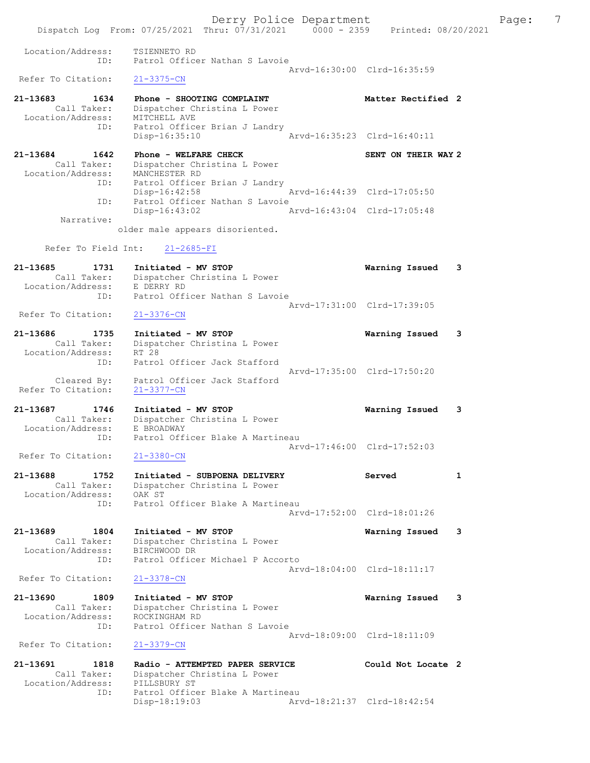```
 Location/Address:    TSIENNETO RD
              ID:     Patrol Officer Nathan S Lavoie
                                         Arvd-16:30:00  Clrd-16:35:59
 Refer To Citation:   21-3375-CN

21-13683       1634   Phone - SHOOTING COMPLAINT              Matter Rectified 2
       Call Taker:    Dispatcher Christina L Power
 Location/Address:    MITCHELL AVE
              ID:     Patrol Officer Brian J Landry
                      Disp-16:35:10      Arvd-16:35:23  Clrd-16:40:11

21-13684       1642   Phone - WELFARE CHECK                   SENT ON THEIR WAY 2
       Call Taker:    Dispatcher Christina L Power
 Location/Address:    MANCHESTER RD
              ID:     Patrol Officer Brian J Landry
                      Disp-16:42:58      Arvd-16:44:39  Clrd-17:05:50
              ID:     Patrol Officer Nathan S Lavoie
                      Disp-16:43:02      Arvd-16:43:04  Clrd-17:05:48
        Narrative:
                    older male appears disoriented.

      Refer To Field Int:    21-2685-FI

21-13685       1731   Initiated - MV STOP                     Warning Issued   3
       Call Taker:    Dispatcher Christina L Power
 Location/Address:    E DERRY RD
              ID:     Patrol Officer Nathan S Lavoie
                                         Arvd-17:31:00  Clrd-17:39:05
 Refer To Citation:   21-3376-CN

21-13686       1735   Initiated - MV STOP                     Warning Issued   3
       Call Taker:    Dispatcher Christina L Power
 Location/Address:    RT 28
              ID:     Patrol Officer Jack Stafford
                                         Arvd-17:35:00  Clrd-17:50:20
       Cleared By:    Patrol Officer Jack Stafford
 Refer To Citation:   21-3377-CN

21-13687       1746   Initiated - MV STOP                     Warning Issued   3
       Call Taker:    Dispatcher Christina L Power
 Location/Address:    E BROADWAY
              ID:     Patrol Officer Blake A Martineau
                                         Arvd-17:46:00  Clrd-17:52:03
 Refer To Citation:   21-3380-CN

21-13688       1752   Initiated - SUBPOENA DELIVERY           Served           1
       Call Taker:    Dispatcher Christina L Power
 Location/Address:    OAK ST
              ID:     Patrol Officer Blake A Martineau
                                         Arvd-17:52:00  Clrd-18:01:26

21-13689       1804   Initiated - MV STOP                     Warning Issued   3
       Call Taker:    Dispatcher Christina L Power
 Location/Address:    BIRCHWOOD DR
              ID:     Patrol Officer Michael P Accorto
                                         Arvd-18:04:00  Clrd-18:11:17
 Refer To Citation:   21-3378-CN

21-13690       1809   Initiated - MV STOP                     Warning Issued   3
       Call Taker:    Dispatcher Christina L Power
 Location/Address:    ROCKINGHAM RD
              ID:     Patrol Officer Nathan S Lavoie
                                         Arvd-18:09:00  Clrd-18:11:09
 Refer To Citation:   21-3379-CN

21-13691       1818   Radio - ATTEMPTED PAPER SERVICE         Could Not Locate 2
       Call Taker:    Dispatcher Christina L Power
 Location/Address:    PILLSBURY ST
              ID:     Patrol Officer Blake A Martineau
                      Disp-18:19:03      Arvd-18:21:37  Clrd-18:42:54
```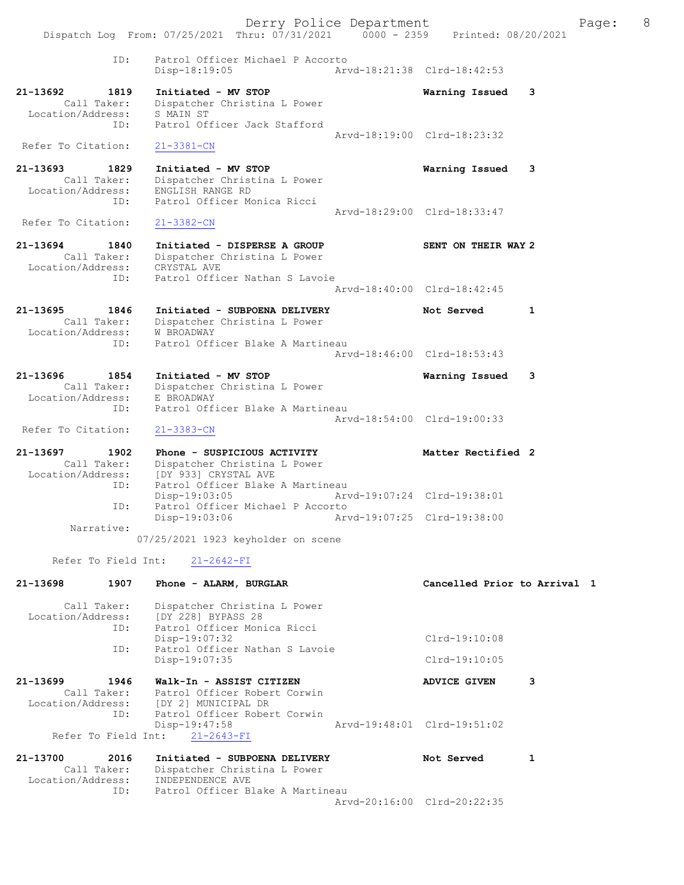ID: Patrol Officer Michael P Accorto
Disp-18:19:05 Arvd-18:21:38 Clrd-18:42:53

**21-13692 1819 Initiated - MV STOP — Warning Issued 3**
Call Taker: Dispatcher Christina L Power
Location/Address: S MAIN ST
ID: Patrol Officer Jack Stafford
Arvd-18:19:00 Clrd-18:23:32
Refer To Citation: 21-3381-CN

**21-13693 1829 Initiated - MV STOP — Warning Issued 3**
Call Taker: Dispatcher Christina L Power
Location/Address: ENGLISH RANGE RD
ID: Patrol Officer Monica Ricci
Arvd-18:29:00 Clrd-18:33:47
Refer To Citation: 21-3382-CN

**21-13694 1840 Initiated - DISPERSE A GROUP — SENT ON THEIR WAY 2**
Call Taker: Dispatcher Christina L Power
Location/Address: CRYSTAL AVE
ID: Patrol Officer Nathan S Lavoie
Arvd-18:40:00 Clrd-18:42:45

**21-13695 1846 Initiated - SUBPOENA DELIVERY — Not Served 1**
Call Taker: Dispatcher Christina L Power
Location/Address: W BROADWAY
ID: Patrol Officer Blake A Martineau
Arvd-18:46:00 Clrd-18:53:43

**21-13696 1854 Initiated - MV STOP — Warning Issued 3**
Call Taker: Dispatcher Christina L Power
Location/Address: E BROADWAY
ID: Patrol Officer Blake A Martineau
Arvd-18:54:00 Clrd-19:00:33
Refer To Citation: 21-3383-CN

**21-13697 1902 Phone - SUSPICIOUS ACTIVITY — Matter Rectified 2**
Call Taker: Dispatcher Christina L Power
Location/Address: [DY 933] CRYSTAL AVE
ID: Patrol Officer Blake A Martineau
Disp-19:03:05 Arvd-19:07:24 Clrd-19:38:01
ID: Patrol Officer Michael P Accorto
Disp-19:03:06 Arvd-19:07:25 Clrd-19:38:00
Narrative:
07/25/2021 1923 keyholder on scene

Refer To Field Int: 21-2642-FI

**21-13698 1907 Phone - ALARM, BURGLAR — Cancelled Prior to Arrival 1**
Call Taker: Dispatcher Christina L Power
Location/Address: [DY 228] BYPASS 28
ID: Patrol Officer Monica Ricci
Disp-19:07:32 Clrd-19:10:08
ID: Patrol Officer Nathan S Lavoie
Disp-19:07:35 Clrd-19:10:05

**21-13699 1946 Walk-In - ASSIST CITIZEN — ADVICE GIVEN 3**
Call Taker: Patrol Officer Robert Corwin
Location/Address: [DY 2] MUNICIPAL DR
ID: Patrol Officer Robert Corwin
Disp-19:47:58 Arvd-19:48:01 Clrd-19:51:02
Refer To Field Int: 21-2643-FI

**21-13700 2016 Initiated - SUBPOENA DELIVERY — Not Served 1**
Call Taker: Dispatcher Christina L Power
Location/Address: INDEPENDENCE AVE
ID: Patrol Officer Blake A Martineau
Arvd-20:16:00 Clrd-20:22:35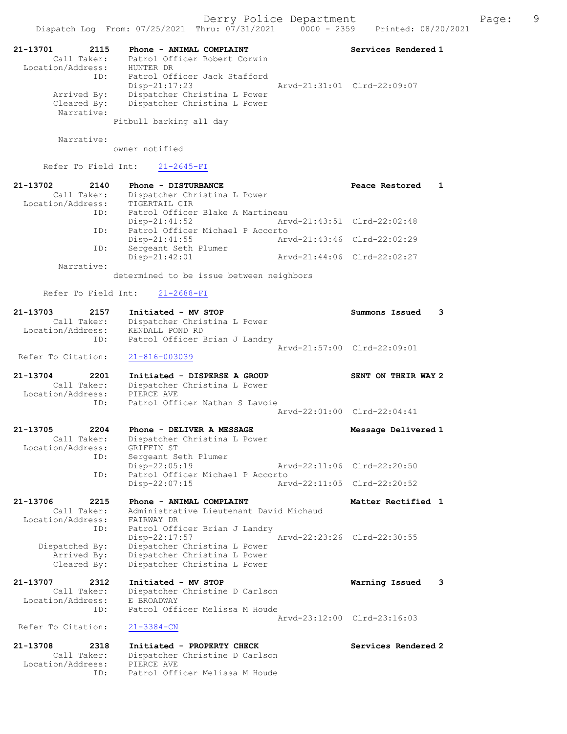21-13701 2115 Phone - ANIMAL COMPLAINT Services Rendered 1
Call Taker: Patrol Officer Robert Corwin
Location/Address: HUNTER DR
ID: Patrol Officer Jack Stafford
Disp-21:17:23 Arvd-21:31:01 Clrd-22:09:07
Arrived By: Dispatcher Christina L Power
Cleared By: Dispatcher Christina L Power
Narrative:
Pitbull barking all day

Narrative:
owner notified

Refer To Field Int: 21-2645-FI

21-13702 2140 Phone - DISTURBANCE Peace Restored 1
Call Taker: Dispatcher Christina L Power
Location/Address: TIGERTAIL CIR
ID: Patrol Officer Blake A Martineau
Disp-21:41:52 Arvd-21:43:51 Clrd-22:02:48
ID: Patrol Officer Michael P Accorto
Disp-21:41:55 Arvd-21:43:46 Clrd-22:02:29
ID: Sergeant Seth Plumer
Disp-21:42:01 Arvd-21:44:06 Clrd-22:02:27
Narrative:
determined to be issue between neighbors

Refer To Field Int: 21-2688-FI

21-13703 2157 Initiated - MV STOP Summons Issued 3
Call Taker: Dispatcher Christina L Power
Location/Address: KENDALL POND RD
ID: Patrol Officer Brian J Landry
Arvd-21:57:00 Clrd-22:09:01
Refer To Citation: 21-816-003039

21-13704 2201 Initiated - DISPERSE A GROUP SENT ON THEIR WAY 2
Call Taker: Dispatcher Christina L Power
Location/Address: PIERCE AVE
ID: Patrol Officer Nathan S Lavoie
Arvd-22:01:00 Clrd-22:04:41

21-13705 2204 Phone - DELIVER A MESSAGE Message Delivered 1
Call Taker: Dispatcher Christina L Power
Location/Address: GRIFFIN ST
ID: Sergeant Seth Plumer
Disp-22:05:19 Arvd-22:11:06 Clrd-22:20:50
ID: Patrol Officer Michael P Accorto
Disp-22:07:15 Arvd-22:11:05 Clrd-22:20:52

21-13706 2215 Phone - ANIMAL COMPLAINT Matter Rectified 1
Call Taker: Administrative Lieutenant David Michaud
Location/Address: FAIRWAY DR
ID: Patrol Officer Brian J Landry
Disp-22:17:57 Arvd-22:23:26 Clrd-22:30:55
Dispatched By: Dispatcher Christina L Power
Arrived By: Dispatcher Christina L Power
Cleared By: Dispatcher Christina L Power

21-13707 2312 Initiated - MV STOP Warning Issued 3
Call Taker: Dispatcher Christine D Carlson
Location/Address: E BROADWAY
ID: Patrol Officer Melissa M Houde
Arvd-23:12:00 Clrd-23:16:03
Refer To Citation: 21-3384-CN

21-13708 2318 Initiated - PROPERTY CHECK Services Rendered 2
Call Taker: Dispatcher Christine D Carlson
Location/Address: PIERCE AVE
ID: Patrol Officer Melissa M Houde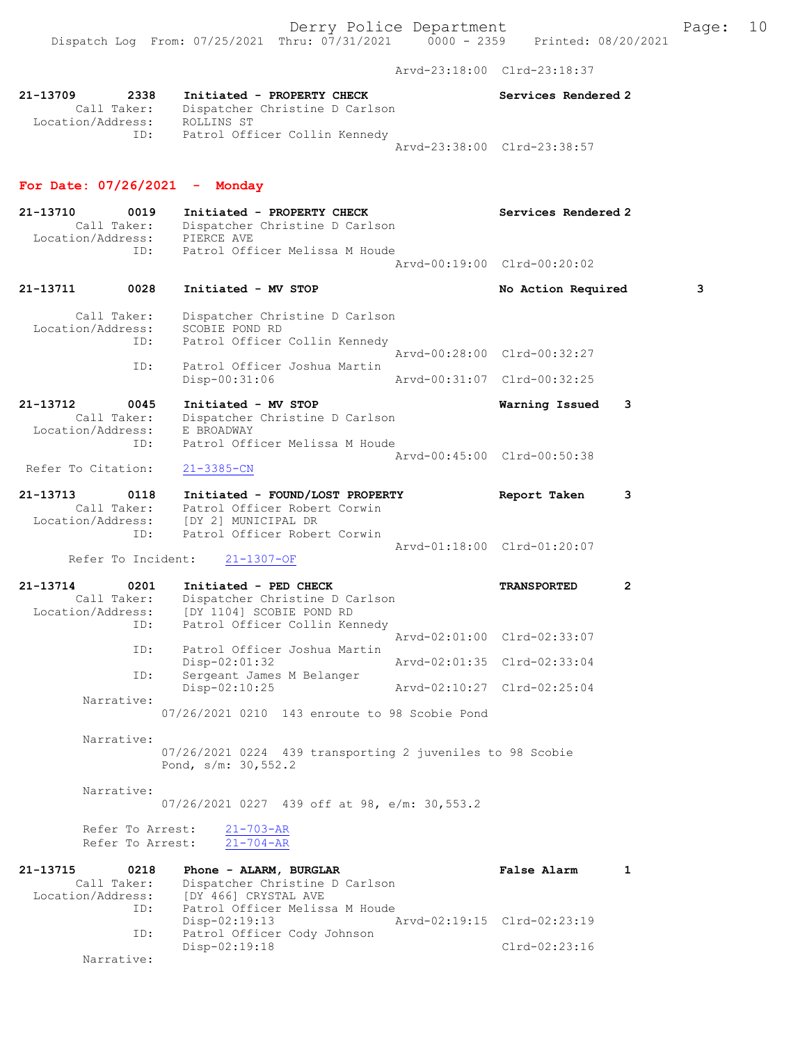Arvd-23:18:00 Clrd-23:18:37

```
21-13709        2338    Initiated - PROPERTY CHECK                  Services Rendered 2
        Call Taker:     Dispatcher Christine D Carlson
  Location/Address:     ROLLINS ST
                ID:     Patrol Officer Collin Kennedy
                                                  Arvd-23:38:00  Clrd-23:38:57
```

## For Date: 07/26/2021 - Monday

```
21-13710        0019    Initiated - PROPERTY CHECK                  Services Rendered 2
        Call Taker:     Dispatcher Christine D Carlson
  Location/Address:     PIERCE AVE
                ID:     Patrol Officer Melissa M Houde
                                                  Arvd-00:19:00  Clrd-00:20:02

21-13711        0028    Initiated - MV STOP                         No Action Required        3

        Call Taker:     Dispatcher Christine D Carlson
  Location/Address:     SCOBIE POND RD
                ID:     Patrol Officer Collin Kennedy
                                                  Arvd-00:28:00  Clrd-00:32:27
                ID:     Patrol Officer Joshua Martin
                        Disp-00:31:06             Arvd-00:31:07  Clrd-00:32:25

21-13712        0045    Initiated - MV STOP                         Warning Issued    3
        Call Taker:     Dispatcher Christine D Carlson
  Location/Address:     E BROADWAY
                ID:     Patrol Officer Melissa M Houde
                                                  Arvd-00:45:00  Clrd-00:50:38
 Refer To Citation:     21-3385-CN

21-13713        0118    Initiated - FOUND/LOST PROPERTY             Report Taken      3
        Call Taker:     Patrol Officer Robert Corwin
  Location/Address:     [DY 2] MUNICIPAL DR
                ID:     Patrol Officer Robert Corwin
                                                  Arvd-01:18:00  Clrd-01:20:07
      Refer To Incident:    21-1307-OF

21-13714        0201    Initiated - PED CHECK                       TRANSPORTED       2
        Call Taker:     Dispatcher Christine D Carlson
  Location/Address:     [DY 1104] SCOBIE POND RD
                ID:     Patrol Officer Collin Kennedy
                                                  Arvd-02:01:00  Clrd-02:33:07
                ID:     Patrol Officer Joshua Martin
                        Disp-02:01:32             Arvd-02:01:35  Clrd-02:33:04
                ID:     Sergeant James M Belanger
                        Disp-02:10:25             Arvd-02:10:27  Clrd-02:25:04
         Narrative:
                07/26/2021 0210  143 enroute to 98 Scobie Pond

         Narrative:
                07/26/2021 0224  439 transporting 2 juveniles to 98 Scobie
                Pond, s/m: 30,552.2

         Narrative:
                07/26/2021 0227  439 off at 98, e/m: 30,553.2

         Refer To Arrest:    21-703-AR
         Refer To Arrest:    21-704-AR

21-13715        0218    Phone - ALARM, BURGLAR                      False Alarm       1
        Call Taker:     Dispatcher Christine D Carlson
  Location/Address:     [DY 466] CRYSTAL AVE
                ID:     Patrol Officer Melissa M Houde
                        Disp-02:19:13             Arvd-02:19:15  Clrd-02:23:19
                ID:     Patrol Officer Cody Johnson
                        Disp-02:19:18                            Clrd-02:23:16
         Narrative:
```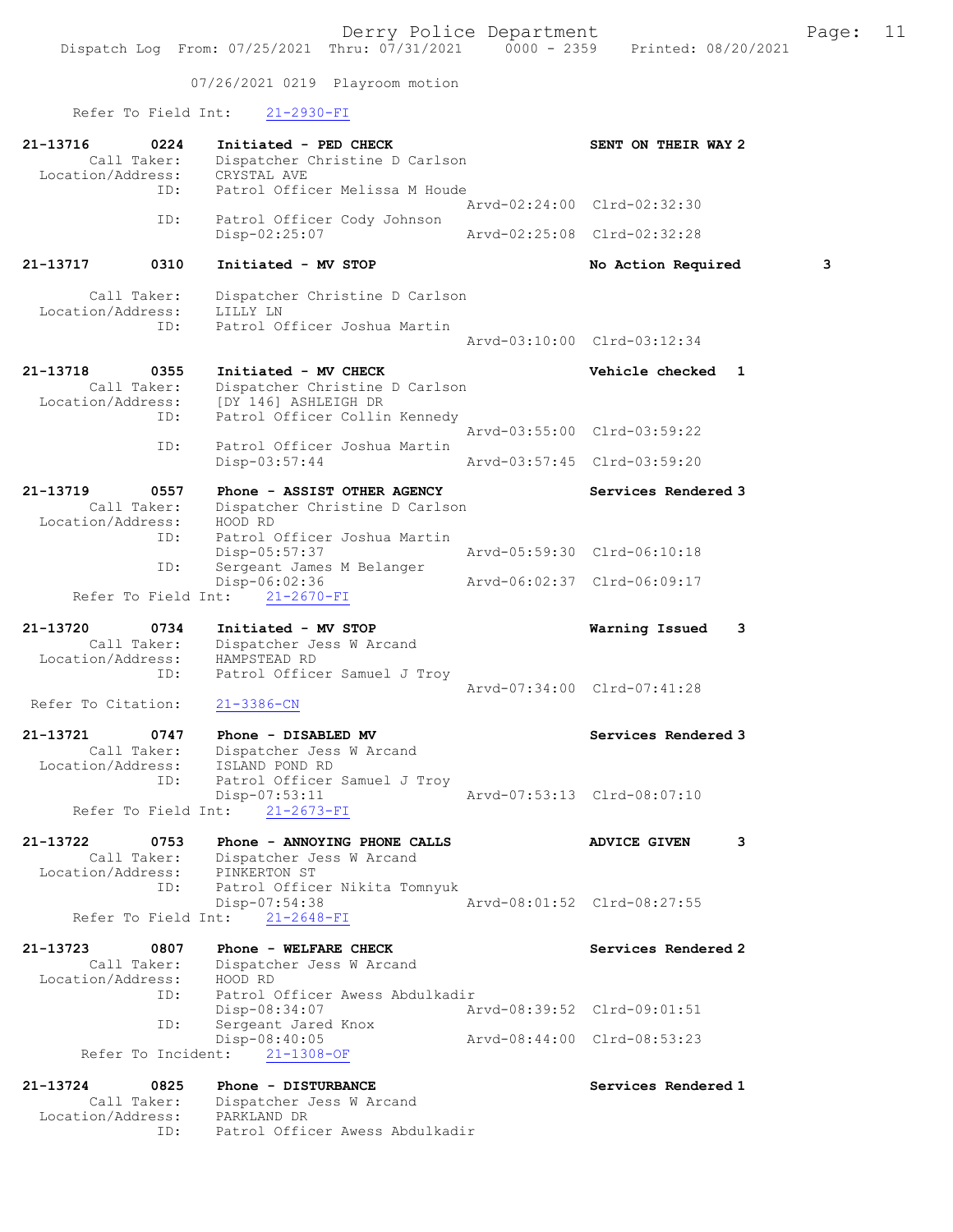07/26/2021 0219 Playroom motion

Refer To Field Int: 21-2930-FI

```
21-13716        0224    Initiated - PED CHECK                     SENT ON THEIR WAY 2
        Call Taker:     Dispatcher Christine D Carlson
  Location/Address:     CRYSTAL AVE
                ID:     Patrol Officer Melissa M Houde
                                                   Arvd-02:24:00  Clrd-02:32:30
                ID:     Patrol Officer Cody Johnson
                        Disp-02:25:07              Arvd-02:25:08  Clrd-02:32:28

21-13717        0310    Initiated - MV STOP                       No Action Required        3

        Call Taker:     Dispatcher Christine D Carlson
  Location/Address:     LILLY LN
                ID:     Patrol Officer Joshua Martin
                                                   Arvd-03:10:00  Clrd-03:12:34

21-13718        0355    Initiated - MV CHECK                      Vehicle checked   1
        Call Taker:     Dispatcher Christine D Carlson
  Location/Address:     [DY 146] ASHLEIGH DR
                ID:     Patrol Officer Collin Kennedy
                                                   Arvd-03:55:00  Clrd-03:59:22
                ID:     Patrol Officer Joshua Martin
                        Disp-03:57:44              Arvd-03:57:45  Clrd-03:59:20

21-13719        0557    Phone - ASSIST OTHER AGENCY               Services Rendered 3
        Call Taker:     Dispatcher Christine D Carlson
  Location/Address:     HOOD RD
                ID:     Patrol Officer Joshua Martin
                        Disp-05:57:37              Arvd-05:59:30  Clrd-06:10:18
                ID:     Sergeant James M Belanger
                        Disp-06:02:36              Arvd-06:02:37  Clrd-06:09:17
     Refer To Field Int:    21-2670-FI

21-13720        0734    Initiated - MV STOP                       Warning Issued    3
        Call Taker:     Dispatcher Jess W Arcand
  Location/Address:     HAMPSTEAD RD
                ID:     Patrol Officer Samuel J Troy
                                                   Arvd-07:34:00  Clrd-07:41:28
  Refer To Citation:    21-3386-CN

21-13721        0747    Phone - DISABLED MV                       Services Rendered 3
        Call Taker:     Dispatcher Jess W Arcand
  Location/Address:     ISLAND POND RD
                ID:     Patrol Officer Samuel J Troy
                        Disp-07:53:11              Arvd-07:53:13  Clrd-08:07:10
     Refer To Field Int:    21-2673-FI

21-13722        0753    Phone - ANNOYING PHONE CALLS              ADVICE GIVEN      3
        Call Taker:     Dispatcher Jess W Arcand
  Location/Address:     PINKERTON ST
                ID:     Patrol Officer Nikita Tomnyuk
                        Disp-07:54:38              Arvd-08:01:52  Clrd-08:27:55
     Refer To Field Int:    21-2648-FI

21-13723        0807    Phone - WELFARE CHECK                     Services Rendered 2
        Call Taker:     Dispatcher Jess W Arcand
  Location/Address:     HOOD RD
                ID:     Patrol Officer Awess Abdulkadir
                        Disp-08:34:07              Arvd-08:39:52  Clrd-09:01:51
                ID:     Sergeant Jared Knox
                        Disp-08:40:05              Arvd-08:44:00  Clrd-08:53:23
      Refer To Incident:    21-1308-OF

21-13724        0825    Phone - DISTURBANCE                       Services Rendered 1
        Call Taker:     Dispatcher Jess W Arcand
  Location/Address:     PARKLAND DR
                ID:     Patrol Officer Awess Abdulkadir
```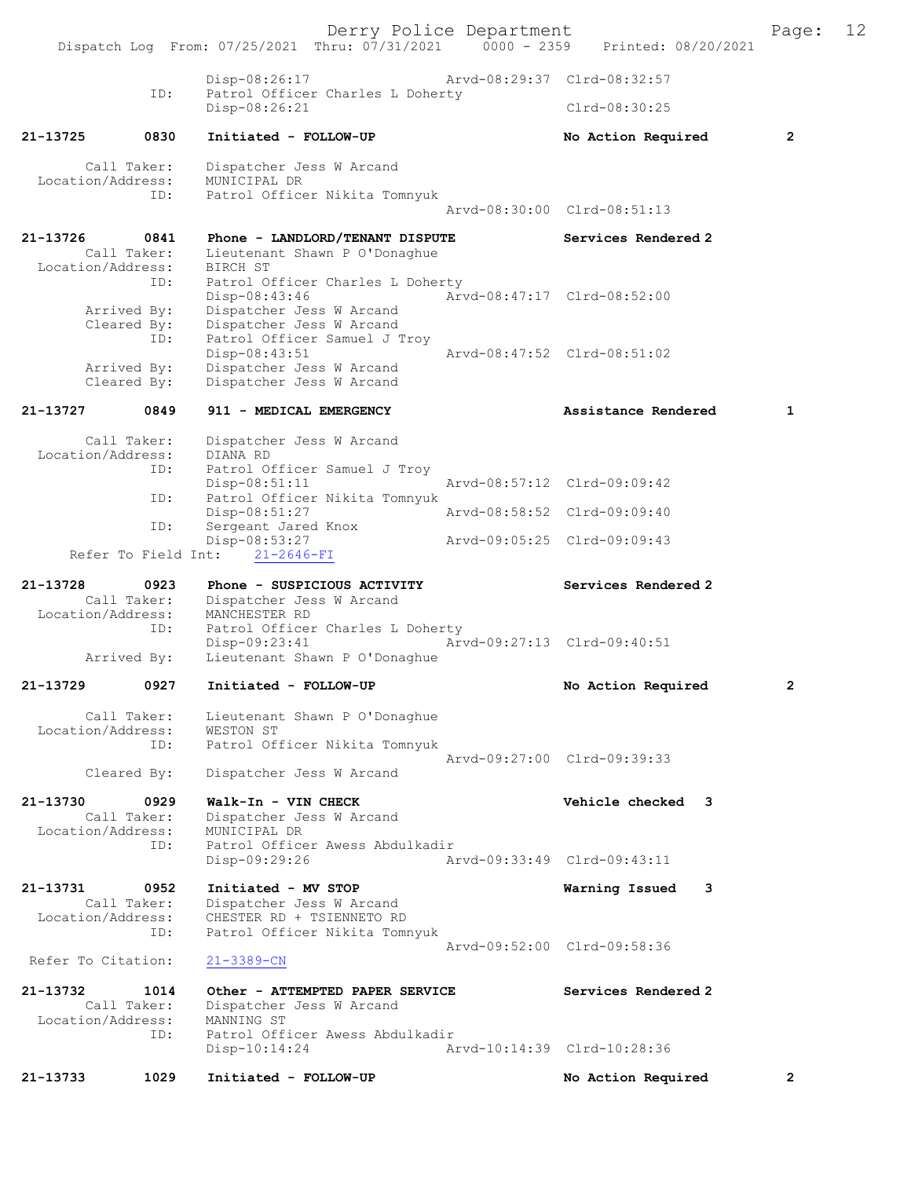Disp-08:26:17 Arvd-08:29:37 Clrd-08:32:57
ID: Patrol Officer Charles L Doherty
Disp-08:26:21 Clrd-08:30:25

**21-13725 0830 Initiated - FOLLOW-UP** No Action Required 2

Call Taker: Dispatcher Jess W Arcand
Location/Address: MUNICIPAL DR
ID: Patrol Officer Nikita Tomnyuk
Arvd-08:30:00 Clrd-08:51:13

**21-13726 0841 Phone - LANDLORD/TENANT DISPUTE** Services Rendered 2
Call Taker: Lieutenant Shawn P O'Donaghue
Location/Address: BIRCH ST
ID: Patrol Officer Charles L Doherty
Disp-08:43:46 Arvd-08:47:17 Clrd-08:52:00
Arrived By: Dispatcher Jess W Arcand
Cleared By: Dispatcher Jess W Arcand
ID: Patrol Officer Samuel J Troy
Disp-08:43:51 Arvd-08:47:52 Clrd-08:51:02
Arrived By: Dispatcher Jess W Arcand
Cleared By: Dispatcher Jess W Arcand

**21-13727 0849 911 - MEDICAL EMERGENCY** Assistance Rendered 1

Call Taker: Dispatcher Jess W Arcand
Location/Address: DIANA RD
ID: Patrol Officer Samuel J Troy
Disp-08:51:11 Arvd-08:57:12 Clrd-09:09:42
ID: Patrol Officer Nikita Tomnyuk
Disp-08:51:27 Arvd-08:58:52 Clrd-09:09:40
ID: Sergeant Jared Knox
Disp-08:53:27 Arvd-09:05:25 Clrd-09:09:43
Refer To Field Int: 21-2646-FI

**21-13728 0923 Phone - SUSPICIOUS ACTIVITY** Services Rendered 2
Call Taker: Dispatcher Jess W Arcand
Location/Address: MANCHESTER RD
ID: Patrol Officer Charles L Doherty
Disp-09:23:41 Arvd-09:27:13 Clrd-09:40:51
Arrived By: Lieutenant Shawn P O'Donaghue

**21-13729 0927 Initiated - FOLLOW-UP** No Action Required 2

Call Taker: Lieutenant Shawn P O'Donaghue
Location/Address: WESTON ST
ID: Patrol Officer Nikita Tomnyuk
Arvd-09:27:00 Clrd-09:39:33
Cleared By: Dispatcher Jess W Arcand

**21-13730 0929 Walk-In - VIN CHECK** Vehicle checked 3
Call Taker: Dispatcher Jess W Arcand
Location/Address: MUNICIPAL DR
ID: Patrol Officer Awess Abdulkadir
Disp-09:29:26 Arvd-09:33:49 Clrd-09:43:11

**21-13731 0952 Initiated - MV STOP** Warning Issued 3
Call Taker: Dispatcher Jess W Arcand
Location/Address: CHESTER RD + TSIENNETO RD
ID: Patrol Officer Nikita Tomnyuk
Arvd-09:52:00 Clrd-09:58:36
Refer To Citation: 21-3389-CN

**21-13732 1014 Other - ATTEMPTED PAPER SERVICE** Services Rendered 2
Call Taker: Dispatcher Jess W Arcand
Location/Address: MANNING ST
ID: Patrol Officer Awess Abdulkadir
Disp-10:14:24 Arvd-10:14:39 Clrd-10:28:36

**21-13733 1029 Initiated - FOLLOW-UP** No Action Required 2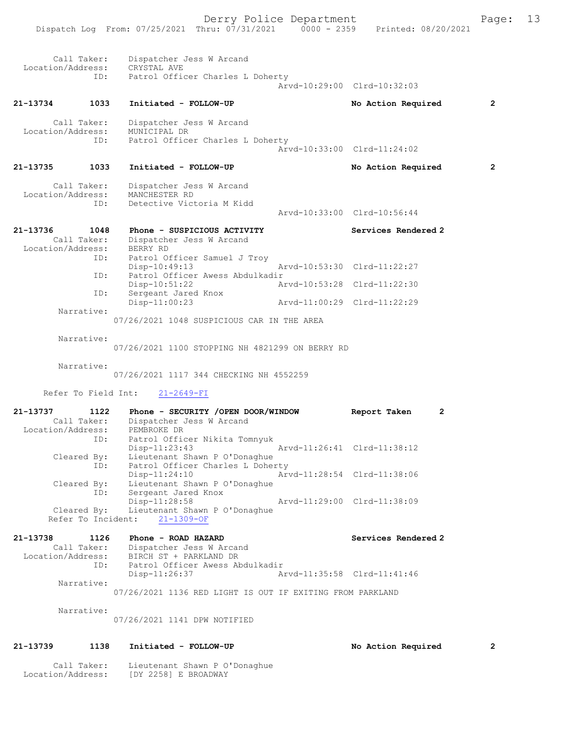```
        Call Taker:    Dispatcher Jess W Arcand
  Location/Address:    CRYSTAL AVE
               ID:     Patrol Officer Charles L Doherty
                                              Arvd-10:29:00  Clrd-10:32:03

21-13734        1033   Initiated - FOLLOW-UP                       No Action Required        2

        Call Taker:    Dispatcher Jess W Arcand
  Location/Address:    MUNICIPAL DR
               ID:     Patrol Officer Charles L Doherty
                                              Arvd-10:33:00  Clrd-11:24:02

21-13735        1033   Initiated - FOLLOW-UP                       No Action Required        2

        Call Taker:    Dispatcher Jess W Arcand
  Location/Address:    MANCHESTER RD
               ID:     Detective Victoria M Kidd
                                              Arvd-10:33:00  Clrd-10:56:44

21-13736        1048   Phone - SUSPICIOUS ACTIVITY                 Services Rendered 2
        Call Taker:    Dispatcher Jess W Arcand
  Location/Address:    BERRY RD
               ID:     Patrol Officer Samuel J Troy
                       Disp-10:49:13          Arvd-10:53:30  Clrd-11:22:27
               ID:     Patrol Officer Awess Abdulkadir
                       Disp-10:51:22          Arvd-10:53:28  Clrd-11:22:30
               ID:     Sergeant Jared Knox
                       Disp-11:00:23          Arvd-11:00:29  Clrd-11:22:29
         Narrative:
                       07/26/2021 1048 SUSPICIOUS CAR IN THE AREA

         Narrative:
                       07/26/2021 1100 STOPPING NH 4821299 ON BERRY RD

         Narrative:
                       07/26/2021 1117 344 CHECKING NH 4552259

      Refer To Field Int:    21-2649-FI

21-13737        1122   Phone - SECURITY /OPEN DOOR/WINDOW          Report Taken        2
        Call Taker:    Dispatcher Jess W Arcand
  Location/Address:    PEMBROKE DR
               ID:     Patrol Officer Nikita Tomnyuk
                       Disp-11:23:43          Arvd-11:26:41  Clrd-11:38:12
        Cleared By:    Lieutenant Shawn P O'Donaghue
               ID:     Patrol Officer Charles L Doherty
                       Disp-11:24:10          Arvd-11:28:54  Clrd-11:38:06
        Cleared By:    Lieutenant Shawn P O'Donaghue
               ID:     Sergeant Jared Knox
                       Disp-11:28:58          Arvd-11:29:00  Clrd-11:38:09
        Cleared By:    Lieutenant Shawn P O'Donaghue
      Refer To Incident:    21-1309-OF

21-13738        1126   Phone - ROAD HAZARD                         Services Rendered 2
        Call Taker:    Dispatcher Jess W Arcand
  Location/Address:    BIRCH ST + PARKLAND DR
               ID:     Patrol Officer Awess Abdulkadir
                       Disp-11:26:37          Arvd-11:35:58  Clrd-11:41:46
         Narrative:
                       07/26/2021 1136 RED LIGHT IS OUT IF EXITING FROM PARKLAND

         Narrative:
                       07/26/2021 1141 DPW NOTIFIED

21-13739        1138   Initiated - FOLLOW-UP                       No Action Required        2

        Call Taker:    Lieutenant Shawn P O'Donaghue
  Location/Address:    [DY 2258] E BROADWAY
```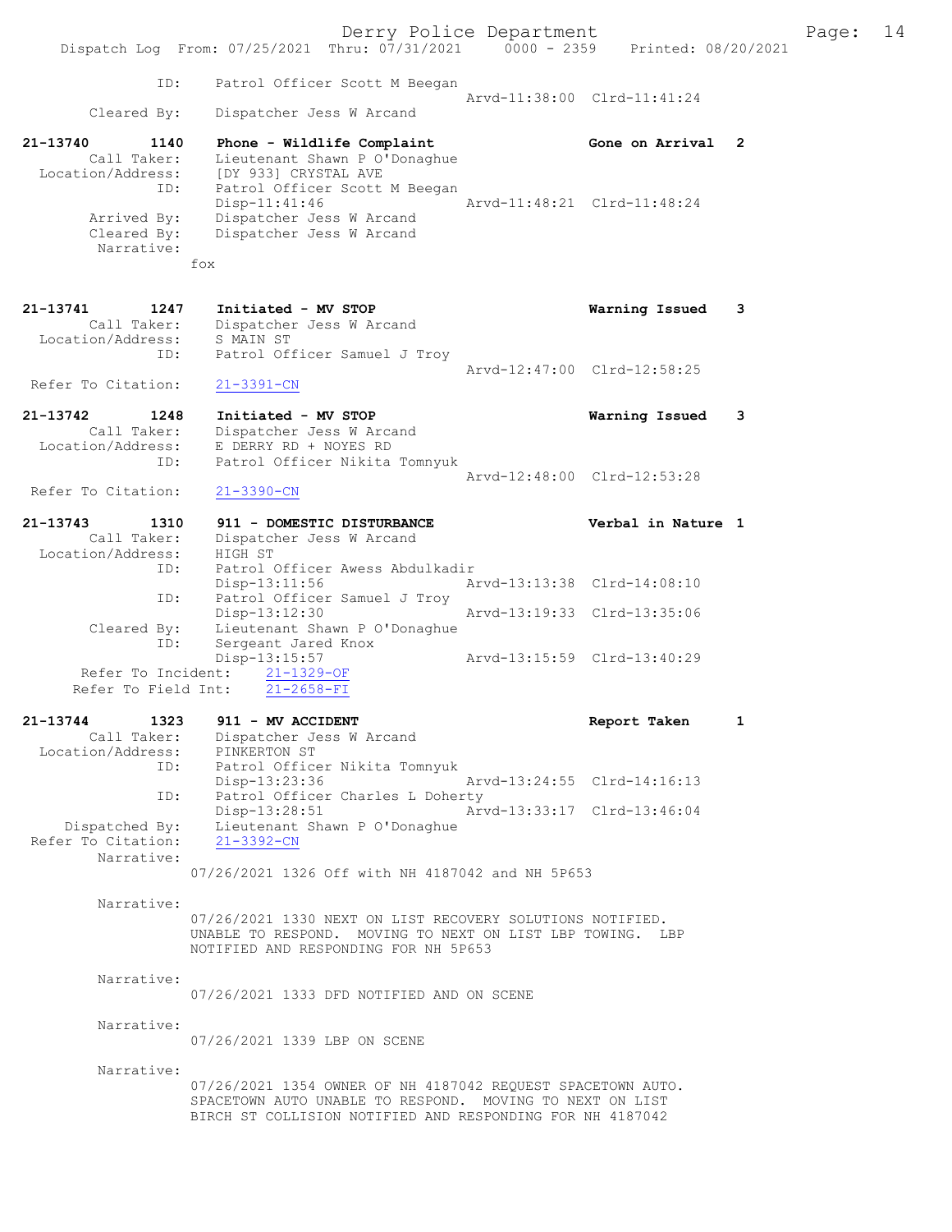ID: Patrol Officer Scott M Beegan
Arvd-11:38:00 Clrd-11:41:24
Cleared By: Dispatcher Jess W Arcand

21-13740 1140 Phone - Wildlife Complaint Gone on Arrival 2
Call Taker: Lieutenant Shawn P O'Donaghue
Location/Address: [DY 933] CRYSTAL AVE
ID: Patrol Officer Scott M Beegan
Disp-11:41:46 Arvd-11:48:21 Clrd-11:48:24
Arrived By: Dispatcher Jess W Arcand
Cleared By: Dispatcher Jess W Arcand
Narrative:
fox

21-13741 1247 Initiated - MV STOP Warning Issued 3
Call Taker: Dispatcher Jess W Arcand
Location/Address: S MAIN ST
ID: Patrol Officer Samuel J Troy
Arvd-12:47:00 Clrd-12:58:25
Refer To Citation: 21-3391-CN

21-13742 1248 Initiated - MV STOP Warning Issued 3
Call Taker: Dispatcher Jess W Arcand
Location/Address: E DERRY RD + NOYES RD
ID: Patrol Officer Nikita Tomnyuk
Arvd-12:48:00 Clrd-12:53:28
Refer To Citation: 21-3390-CN

21-13743 1310 911 - DOMESTIC DISTURBANCE Verbal in Nature 1
Call Taker: Dispatcher Jess W Arcand
Location/Address: HIGH ST
ID: Patrol Officer Awess Abdulkadir
Disp-13:11:56 Arvd-13:13:38 Clrd-14:08:10
ID: Patrol Officer Samuel J Troy
Disp-13:12:30 Arvd-13:19:33 Clrd-13:35:06
Cleared By: Lieutenant Shawn P O'Donaghue
ID: Sergeant Jared Knox
Disp-13:15:57 Arvd-13:15:59 Clrd-13:40:29
Refer To Incident: 21-1329-OF
Refer To Field Int: 21-2658-FI

21-13744 1323 911 - MV ACCIDENT Report Taken 1
Call Taker: Dispatcher Jess W Arcand
Location/Address: PINKERTON ST
ID: Patrol Officer Nikita Tomnyuk
Disp-13:23:36 Arvd-13:24:55 Clrd-14:16:13
ID: Patrol Officer Charles L Doherty
Disp-13:28:51 Arvd-13:33:17 Clrd-13:46:04
Dispatched By: Lieutenant Shawn P O'Donaghue
Refer To Citation: 21-3392-CN
Narrative:
07/26/2021 1326 Off with NH 4187042 and NH 5P653

Narrative:
07/26/2021 1330 NEXT ON LIST RECOVERY SOLUTIONS NOTIFIED. UNABLE TO RESPOND. MOVING TO NEXT ON LIST LBP TOWING. LBP NOTIFIED AND RESPONDING FOR NH 5P653

Narrative:
07/26/2021 1333 DFD NOTIFIED AND ON SCENE

Narrative:
07/26/2021 1339 LBP ON SCENE

Narrative:
07/26/2021 1354 OWNER OF NH 4187042 REQUEST SPACETOWN AUTO. SPACETOWN AUTO UNABLE TO RESPOND. MOVING TO NEXT ON LIST BIRCH ST COLLISION NOTIFIED AND RESPONDING FOR NH 4187042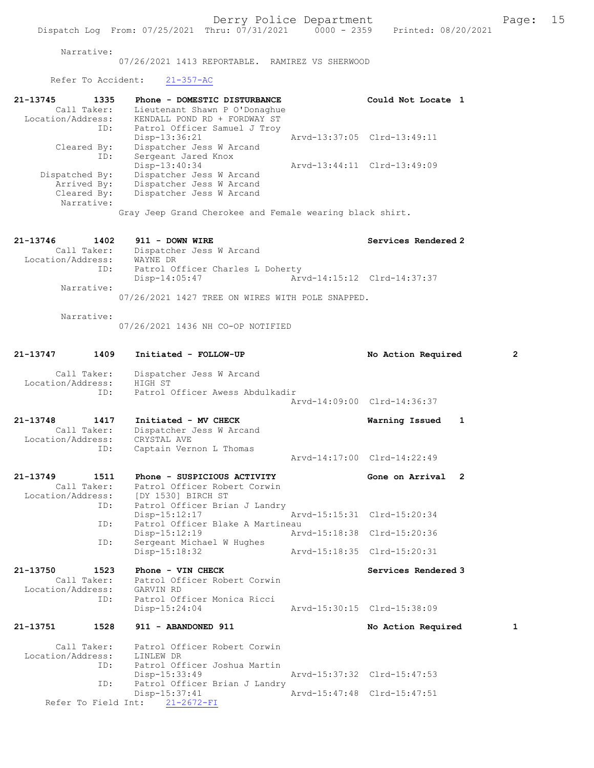Narrative:
07/26/2021 1413 REPORTABLE. RAMIREZ VS SHERWOOD

Refer To Accident: 21-357-AC

```
21-13745        1335    Phone - DOMESTIC DISTURBANCE                Could Not Locate 1
        Call Taker:     Lieutenant Shawn P O'Donaghue
  Location/Address:     KENDALL POND RD + FORDWAY ST
                ID:     Patrol Officer Samuel J Troy
                        Disp-13:36:21                 Arvd-13:37:05  Clrd-13:49:11
        Cleared By:     Dispatcher Jess W Arcand
                ID:     Sergeant Jared Knox
                        Disp-13:40:34                 Arvd-13:44:11  Clrd-13:49:09
     Dispatched By:     Dispatcher Jess W Arcand
        Arrived By:     Dispatcher Jess W Arcand
        Cleared By:     Dispatcher Jess W Arcand
         Narrative:
                    Gray Jeep Grand Cherokee and Female wearing black shirt.

21-13746        1402    911 - DOWN WIRE                             Services Rendered 2
        Call Taker:     Dispatcher Jess W Arcand
  Location/Address:     WAYNE DR
                ID:     Patrol Officer Charles L Doherty
                        Disp-14:05:47                 Arvd-14:15:12  Clrd-14:37:37
         Narrative:
                    07/26/2021 1427 TREE ON WIRES WITH POLE SNAPPED.

         Narrative:
                    07/26/2021 1436 NH CO-OP NOTIFIED

21-13747        1409    Initiated - FOLLOW-UP                       No Action Required      2

        Call Taker:     Dispatcher Jess W Arcand
  Location/Address:     HIGH ST
                ID:     Patrol Officer Awess Abdulkadir
                                                      Arvd-14:09:00  Clrd-14:36:37

21-13748        1417    Initiated - MV CHECK                        Warning Issued    1
        Call Taker:     Dispatcher Jess W Arcand
  Location/Address:     CRYSTAL AVE
                ID:     Captain Vernon L Thomas
                                                      Arvd-14:17:00  Clrd-14:22:49

21-13749        1511    Phone - SUSPICIOUS ACTIVITY                 Gone on Arrival   2
        Call Taker:     Patrol Officer Robert Corwin
  Location/Address:     [DY 1530] BIRCH ST
                ID:     Patrol Officer Brian J Landry
                        Disp-15:12:17                 Arvd-15:15:31  Clrd-15:20:34
                ID:     Patrol Officer Blake A Martineau
                        Disp-15:12:19                 Arvd-15:18:38  Clrd-15:20:36
                ID:     Sergeant Michael W Hughes
                        Disp-15:18:32                 Arvd-15:18:35  Clrd-15:20:31

21-13750        1523    Phone - VIN CHECK                           Services Rendered 3
        Call Taker:     Patrol Officer Robert Corwin
  Location/Address:     GARVIN RD
                ID:     Patrol Officer Monica Ricci
                        Disp-15:24:04                 Arvd-15:30:15  Clrd-15:38:09

21-13751        1528    911 - ABANDONED 911                         No Action Required      1

        Call Taker:     Patrol Officer Robert Corwin
  Location/Address:     LINLEW DR
                ID:     Patrol Officer Joshua Martin
                        Disp-15:33:49                 Arvd-15:37:32  Clrd-15:47:53
                ID:     Patrol Officer Brian J Landry
                        Disp-15:37:41                 Arvd-15:47:48  Clrd-15:47:51
   Refer To Field Int:    21-2672-FI
```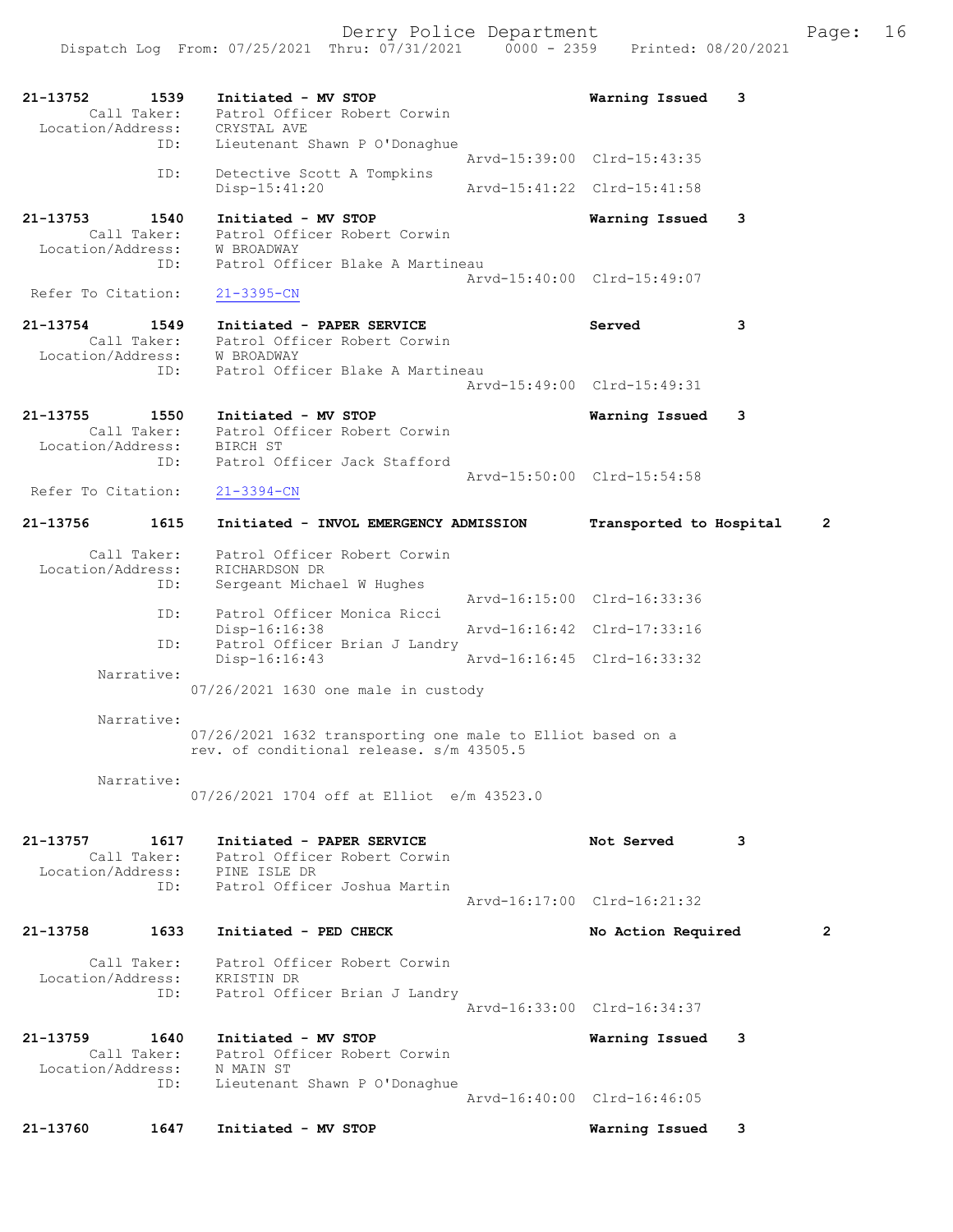21-13752 1539 Initiated - MV STOP Warning Issued 3
Call Taker: Patrol Officer Robert Corwin
Location/Address: CRYSTAL AVE
ID: Lieutenant Shawn P O'Donaghue
Arvd-15:39:00 Clrd-15:43:35
ID: Detective Scott A Tompkins
Disp-15:41:20 Arvd-15:41:22 Clrd-15:41:58

21-13753 1540 Initiated - MV STOP Warning Issued 3
Call Taker: Patrol Officer Robert Corwin
Location/Address: W BROADWAY
ID: Patrol Officer Blake A Martineau
Arvd-15:40:00 Clrd-15:49:07
Refer To Citation: 21-3395-CN

21-13754 1549 Initiated - PAPER SERVICE Served 3
Call Taker: Patrol Officer Robert Corwin
Location/Address: W BROADWAY
ID: Patrol Officer Blake A Martineau
Arvd-15:49:00 Clrd-15:49:31

21-13755 1550 Initiated - MV STOP Warning Issued 3
Call Taker: Patrol Officer Robert Corwin
Location/Address: BIRCH ST
ID: Patrol Officer Jack Stafford
Arvd-15:50:00 Clrd-15:54:58
Refer To Citation: 21-3394-CN

21-13756 1615 Initiated - INVOL EMERGENCY ADMISSION Transported to Hospital 2
Call Taker: Patrol Officer Robert Corwin
Location/Address: RICHARDSON DR
ID: Sergeant Michael W Hughes
Arvd-16:15:00 Clrd-16:33:36
ID: Patrol Officer Monica Ricci
Disp-16:16:38 Arvd-16:16:42 Clrd-17:33:16
ID: Patrol Officer Brian J Landry
Disp-16:16:43 Arvd-16:16:45 Clrd-16:33:32
Narrative:
07/26/2021 1630 one male in custody

Narrative:
07/26/2021 1632 transporting one male to Elliot based on a rev. of conditional release. s/m 43505.5

Narrative:
07/26/2021 1704 off at Elliot e/m 43523.0

21-13757 1617 Initiated - PAPER SERVICE Not Served 3
Call Taker: Patrol Officer Robert Corwin
Location/Address: PINE ISLE DR
ID: Patrol Officer Joshua Martin
Arvd-16:17:00 Clrd-16:21:32

21-13758 1633 Initiated - PED CHECK No Action Required 2
Call Taker: Patrol Officer Robert Corwin
Location/Address: KRISTIN DR
ID: Patrol Officer Brian J Landry
Arvd-16:33:00 Clrd-16:34:37

21-13759 1640 Initiated - MV STOP Warning Issued 3
Call Taker: Patrol Officer Robert Corwin
Location/Address: N MAIN ST
ID: Lieutenant Shawn P O'Donaghue
Arvd-16:40:00 Clrd-16:46:05

21-13760 1647 Initiated - MV STOP Warning Issued 3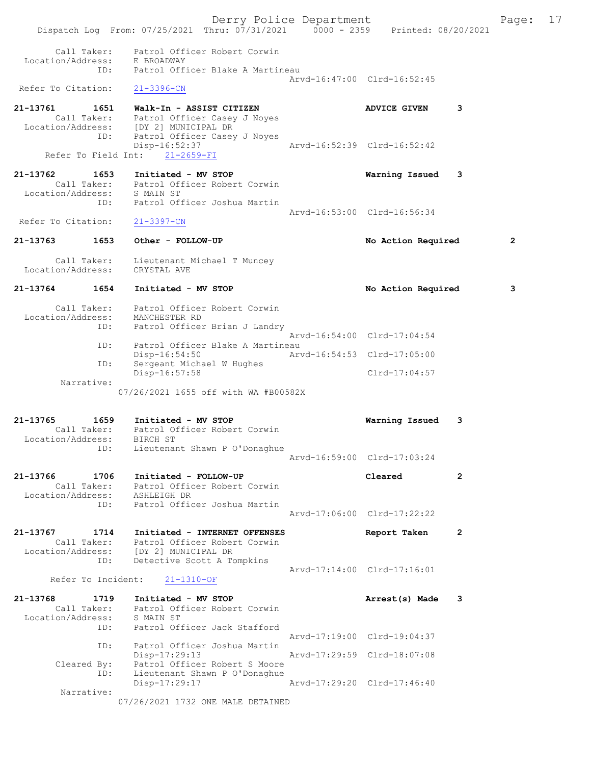```
        Call Taker:    Patrol Officer Robert Corwin
  Location/Address:    E BROADWAY
               ID:     Patrol Officer Blake A Martineau
                                                     Arvd-16:47:00  Clrd-16:52:45
  Refer To Citation:   21-3396-CN

21-13761        1651   Walk-In - ASSIST CITIZEN                      ADVICE GIVEN     3
        Call Taker:    Patrol Officer Casey J Noyes
  Location/Address:    [DY 2] MUNICIPAL DR
               ID:     Patrol Officer Casey J Noyes
                       Disp-16:52:37                 Arvd-16:52:39  Clrd-16:52:42
      Refer To Field Int:    21-2659-FI

21-13762        1653   Initiated - MV STOP                           Warning Issued   3
        Call Taker:    Patrol Officer Robert Corwin
  Location/Address:    S MAIN ST
               ID:     Patrol Officer Joshua Martin
                                                     Arvd-16:53:00  Clrd-16:56:34
  Refer To Citation:   21-3397-CN

21-13763        1653   Other - FOLLOW-UP                             No Action Required        2

        Call Taker:    Lieutenant Michael T Muncey
  Location/Address:    CRYSTAL AVE

21-13764        1654   Initiated - MV STOP                           No Action Required        3

        Call Taker:    Patrol Officer Robert Corwin
  Location/Address:    MANCHESTER RD
               ID:     Patrol Officer Brian J Landry
                                                     Arvd-16:54:00  Clrd-17:04:54
               ID:     Patrol Officer Blake A Martineau
                       Disp-16:54:50                 Arvd-16:54:53  Clrd-17:05:00
               ID:     Sergeant Michael W Hughes
                       Disp-16:57:58                                Clrd-17:04:57
        Narrative:
                       07/26/2021 1655 off with WA #B00582X


21-13765        1659   Initiated - MV STOP                           Warning Issued   3
        Call Taker:    Patrol Officer Robert Corwin
  Location/Address:    BIRCH ST
               ID:     Lieutenant Shawn P O'Donaghue
                                                     Arvd-16:59:00  Clrd-17:03:24

21-13766        1706   Initiated - FOLLOW-UP                         Cleared          2
        Call Taker:    Patrol Officer Robert Corwin
  Location/Address:    ASHLEIGH DR
               ID:     Patrol Officer Joshua Martin
                                                     Arvd-17:06:00  Clrd-17:22:22

21-13767        1714   Initiated - INTERNET OFFENSES                 Report Taken     2
        Call Taker:    Patrol Officer Robert Corwin
  Location/Address:    [DY 2] MUNICIPAL DR
               ID:     Detective Scott A Tompkins
                                                     Arvd-17:14:00  Clrd-17:16:01
      Refer To Incident:    21-1310-OF

21-13768        1719   Initiated - MV STOP                           Arrest(s) Made   3
        Call Taker:    Patrol Officer Robert Corwin
  Location/Address:    S MAIN ST
               ID:     Patrol Officer Jack Stafford
                                                     Arvd-17:19:00  Clrd-19:04:37
               ID:     Patrol Officer Joshua Martin
                       Disp-17:29:13                 Arvd-17:29:59  Clrd-18:07:08
       Cleared By:     Patrol Officer Robert S Moore
               ID:     Lieutenant Shawn P O'Donaghue
                       Disp-17:29:17                 Arvd-17:29:20  Clrd-17:46:40
        Narrative:
                       07/26/2021 1732 ONE MALE DETAINED
```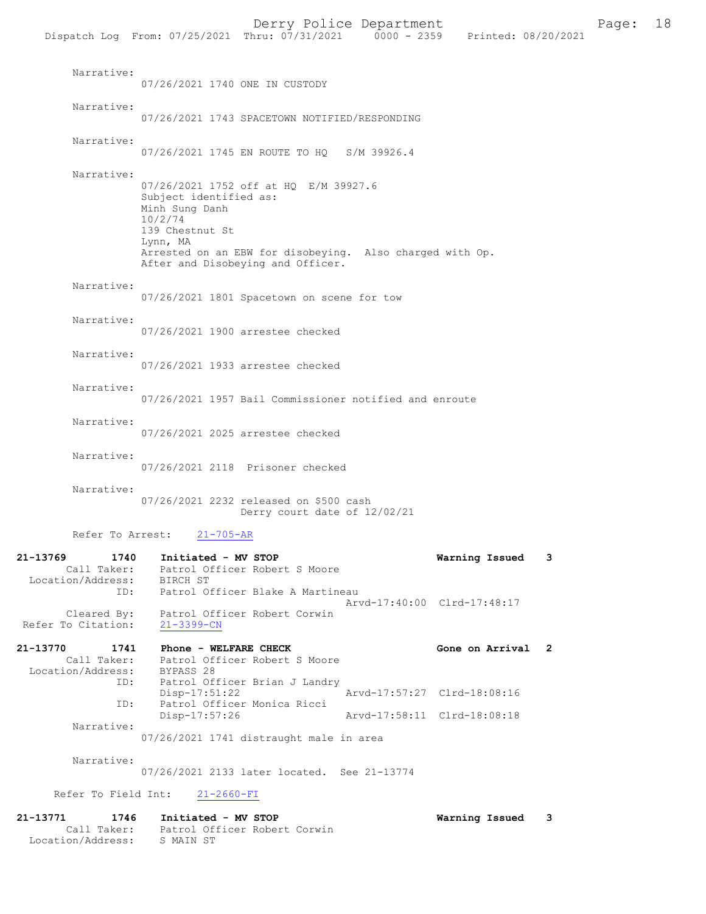Narrative:
07/26/2021 1740 ONE IN CUSTODY

Narrative:
07/26/2021 1743 SPACETOWN NOTIFIED/RESPONDING

Narrative:
07/26/2021 1745 EN ROUTE TO HQ S/M 39926.4

Narrative:
07/26/2021 1752 off at HQ E/M 39927.6
Subject identified as:
Minh Sung Danh
10/2/74
139 Chestnut St
Lynn, MA
Arrested on an EBW for disobeying. Also charged with Op. After and Disobeying and Officer.

Narrative:
07/26/2021 1801 Spacetown on scene for tow

Narrative:
07/26/2021 1900 arrestee checked

Narrative:
07/26/2021 1933 arrestee checked

Narrative:
07/26/2021 1957 Bail Commissioner notified and enroute

Narrative:
07/26/2021 2025 arrestee checked

Narrative:
07/26/2021 2118 Prisoner checked

Narrative:
07/26/2021 2232 released on $500 cash
Derry court date of 12/02/21

Refer To Arrest: 21-705-AR

**21-13769 1740 Initiated - MV STOP** Warning Issued 3
Call Taker: Patrol Officer Robert S Moore
Location/Address: BIRCH ST
ID: Patrol Officer Blake A Martineau
Arvd-17:40:00 Clrd-17:48:17
Cleared By: Patrol Officer Robert Corwin
Refer To Citation: 21-3399-CN

**21-13770 1741 Phone - WELFARE CHECK** Gone on Arrival 2
Call Taker: Patrol Officer Robert S Moore
Location/Address: BYPASS 28
ID: Patrol Officer Brian J Landry
Disp-17:51:22 Arvd-17:57:27 Clrd-18:08:16
ID: Patrol Officer Monica Ricci
Disp-17:57:26 Arvd-17:58:11 Clrd-18:08:18
Narrative:
07/26/2021 1741 distraught male in area

Narrative:
07/26/2021 2133 later located. See 21-13774

Refer To Field Int: 21-2660-FI

**21-13771 1746 Initiated - MV STOP** Warning Issued 3
Call Taker: Patrol Officer Robert Corwin
Location/Address: S MAIN ST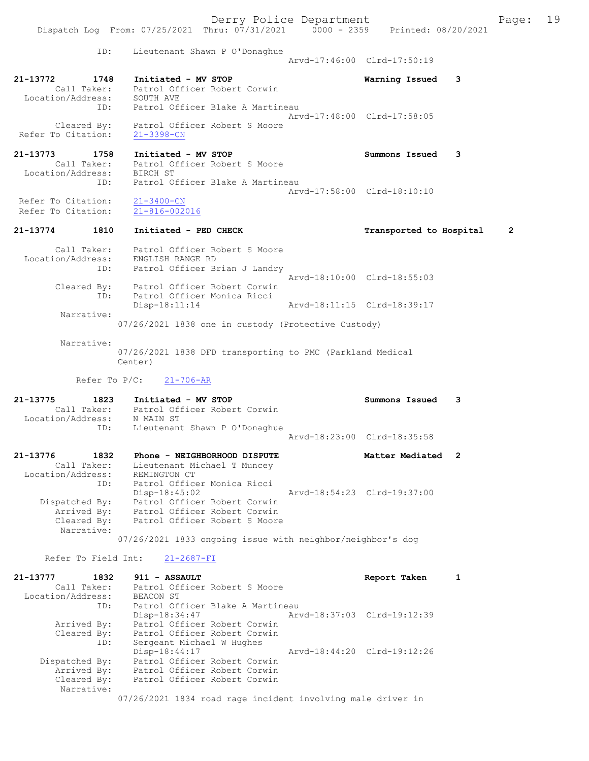```
            ID:      Lieutenant Shawn P O'Donaghue
                                                  Arvd-17:46:00  Clrd-17:50:19

21-13772        1748    Initiated - MV STOP                       Warning Issued    3
        Call Taker:     Patrol Officer Robert Corwin
  Location/Address:     SOUTH AVE
                ID:     Patrol Officer Blake A Martineau
                                                  Arvd-17:48:00  Clrd-17:58:05
        Cleared By:     Patrol Officer Robert S Moore
 Refer To Citation:     21-3398-CN

21-13773        1758    Initiated - MV STOP                       Summons Issued    3
        Call Taker:     Patrol Officer Robert S Moore
  Location/Address:     BIRCH ST
                ID:     Patrol Officer Blake A Martineau
                                                  Arvd-17:58:00  Clrd-18:10:10
 Refer To Citation:     21-3400-CN
 Refer To Citation:     21-816-002016

21-13774        1810    Initiated - PED CHECK                     Transported to Hospital     2

        Call Taker:     Patrol Officer Robert S Moore
  Location/Address:     ENGLISH RANGE RD
                ID:     Patrol Officer Brian J Landry
                                                  Arvd-18:10:00  Clrd-18:55:03
        Cleared By:     Patrol Officer Robert Corwin
                ID:     Patrol Officer Monica Ricci
                        Disp-18:11:14             Arvd-18:11:15  Clrd-18:39:17
         Narrative:
                      07/26/2021 1838 one in custody (Protective Custody)

         Narrative:
                      07/26/2021 1838 DFD transporting to PMC (Parkland Medical
                      Center)

          Refer To P/C:    21-706-AR

21-13775        1823    Initiated - MV STOP                       Summons Issued    3
        Call Taker:     Patrol Officer Robert Corwin
  Location/Address:     N MAIN ST
                ID:     Lieutenant Shawn P O'Donaghue
                                                  Arvd-18:23:00  Clrd-18:35:58

21-13776        1832    Phone - NEIGHBORHOOD DISPUTE              Matter Mediated   2
        Call Taker:     Lieutenant Michael T Muncey
  Location/Address:     REMINGTON CT
                ID:     Patrol Officer Monica Ricci
                        Disp-18:45:02             Arvd-18:54:23  Clrd-19:37:00
     Dispatched By:     Patrol Officer Robert Corwin
        Arrived By:     Patrol Officer Robert Corwin
        Cleared By:     Patrol Officer Robert S Moore
         Narrative:
                      07/26/2021 1833 ongoing issue with neighbor/neighbor's dog

      Refer To Field Int:    21-2687-FI

21-13777        1832    911 - ASSAULT                             Report Taken      1
        Call Taker:     Patrol Officer Robert S Moore
  Location/Address:     BEACON ST
                ID:     Patrol Officer Blake A Martineau
                        Disp-18:34:47             Arvd-18:37:03  Clrd-19:12:39
        Arrived By:     Patrol Officer Robert Corwin
        Cleared By:     Patrol Officer Robert Corwin
                ID:     Sergeant Michael W Hughes
                        Disp-18:44:17             Arvd-18:44:20  Clrd-19:12:26
     Dispatched By:     Patrol Officer Robert Corwin
        Arrived By:     Patrol Officer Robert Corwin
        Cleared By:     Patrol Officer Robert Corwin
         Narrative:
                      07/26/2021 1834 road rage incident involving male driver in
```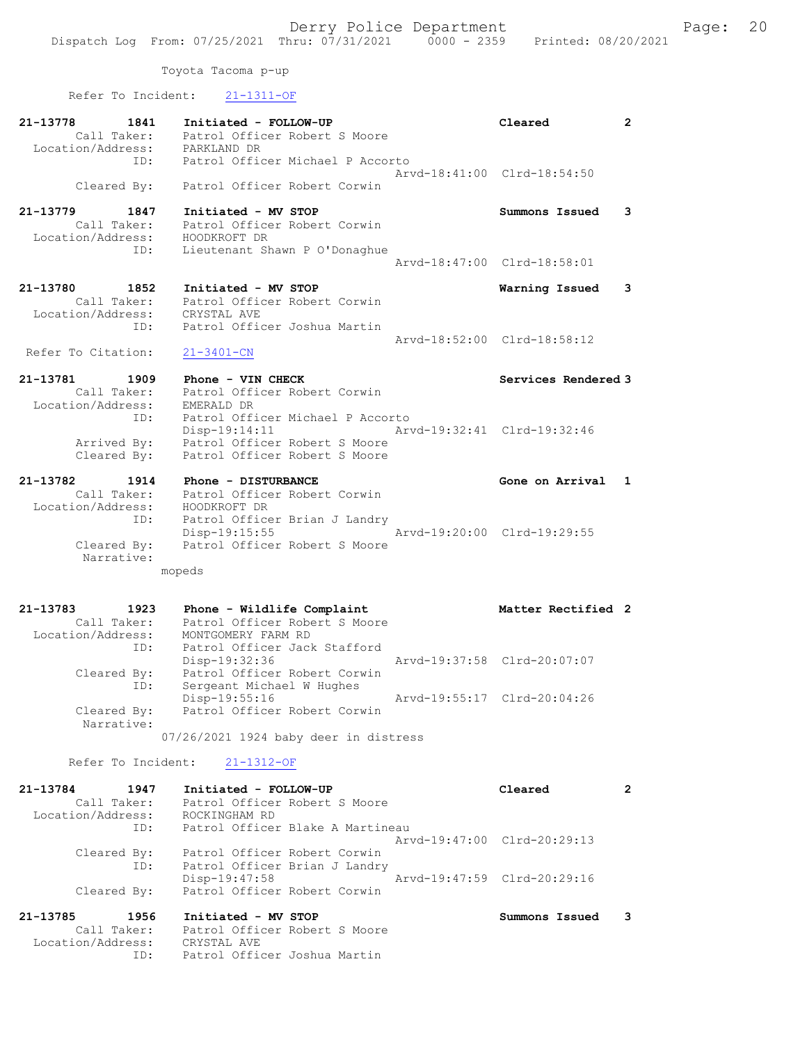Toyota Tacoma p-up

Refer To Incident: 21-1311-OF

```
21-13778       1841    Initiated - FOLLOW-UP                      Cleared           2
        Call Taker:    Patrol Officer Robert S Moore
  Location/Address:    PARKLAND DR
                ID:    Patrol Officer Michael P Accorto
                                                   Arvd-18:41:00  Clrd-18:54:50
        Cleared By:    Patrol Officer Robert Corwin

21-13779       1847    Initiated - MV STOP                        Summons Issued    3
        Call Taker:    Patrol Officer Robert Corwin
  Location/Address:    HOODKROFT DR
                ID:    Lieutenant Shawn P O'Donaghue
                                                   Arvd-18:47:00  Clrd-18:58:01

21-13780       1852    Initiated - MV STOP                        Warning Issued    3
        Call Taker:    Patrol Officer Robert Corwin
  Location/Address:    CRYSTAL AVE
                ID:    Patrol Officer Joshua Martin
                                                   Arvd-18:52:00  Clrd-18:58:12
 Refer To Citation:    21-3401-CN

21-13781       1909    Phone - VIN CHECK                          Services Rendered 3
        Call Taker:    Patrol Officer Robert Corwin
  Location/Address:    EMERALD DR
                ID:    Patrol Officer Michael P Accorto
                       Disp-19:14:11               Arvd-19:32:41  Clrd-19:32:46
        Arrived By:    Patrol Officer Robert S Moore
        Cleared By:    Patrol Officer Robert S Moore

21-13782       1914    Phone - DISTURBANCE                        Gone on Arrival   1
        Call Taker:    Patrol Officer Robert Corwin
  Location/Address:    HOODKROFT DR
                ID:    Patrol Officer Brian J Landry
                       Disp-19:15:55               Arvd-19:20:00  Clrd-19:29:55
        Cleared By:    Patrol Officer Robert S Moore
         Narrative:
                    mopeds

21-13783       1923    Phone - Wildlife Complaint                 Matter Rectified  2
        Call Taker:    Patrol Officer Robert S Moore
  Location/Address:    MONTGOMERY FARM RD
                ID:    Patrol Officer Jack Stafford
                       Disp-19:32:36               Arvd-19:37:58  Clrd-20:07:07
        Cleared By:    Patrol Officer Robert Corwin
                ID:    Sergeant Michael W Hughes
                       Disp-19:55:16               Arvd-19:55:17  Clrd-20:04:26
        Cleared By:    Patrol Officer Robert Corwin
         Narrative:
                    07/26/2021 1924 baby deer in distress

       Refer To Incident:    21-1312-OF

21-13784       1947    Initiated - FOLLOW-UP                      Cleared           2
        Call Taker:    Patrol Officer Robert S Moore
  Location/Address:    ROCKINGHAM RD
                ID:    Patrol Officer Blake A Martineau
                                                   Arvd-19:47:00  Clrd-20:29:13
        Cleared By:    Patrol Officer Robert Corwin
                ID:    Patrol Officer Brian J Landry
                       Disp-19:47:58               Arvd-19:47:59  Clrd-20:29:16
        Cleared By:    Patrol Officer Robert Corwin

21-13785       1956    Initiated - MV STOP                        Summons Issued    3
        Call Taker:    Patrol Officer Robert S Moore
  Location/Address:    CRYSTAL AVE
                ID:    Patrol Officer Joshua Martin
```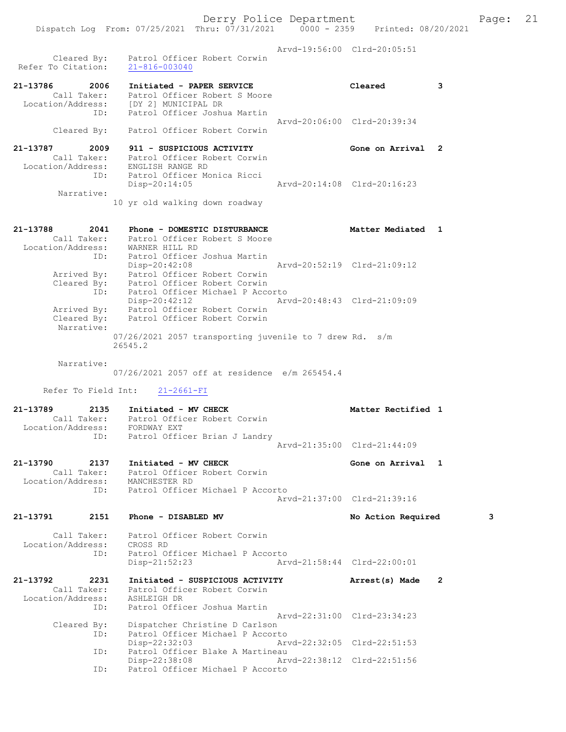```
                              Arvd-19:56:00  Clrd-20:05:51
       Cleared By:    Patrol Officer Robert Corwin
 Refer To Citation:   21-816-003040

21-13786      2006    Initiated - PAPER SERVICE                    Cleared          3
       Call Taker:    Patrol Officer Robert S Moore
  Location/Address:   [DY 2] MUNICIPAL DR
               ID:    Patrol Officer Joshua Martin
                                              Arvd-20:06:00  Clrd-20:39:34
       Cleared By:    Patrol Officer Robert Corwin

21-13787      2009    911 - SUSPICIOUS ACTIVITY                    Gone on Arrival  2
       Call Taker:    Patrol Officer Robert Corwin
  Location/Address:   ENGLISH RANGE RD
               ID:    Patrol Officer Monica Ricci
                      Disp-20:14:05           Arvd-20:14:08  Clrd-20:16:23
        Narrative:
                    10 yr old walking down roadway

21-13788      2041    Phone - DOMESTIC DISTURBANCE                 Matter Mediated  1
       Call Taker:    Patrol Officer Robert S Moore
  Location/Address:   WARNER HILL RD
               ID:    Patrol Officer Joshua Martin
                      Disp-20:42:08           Arvd-20:52:19  Clrd-21:09:12
       Arrived By:    Patrol Officer Robert Corwin
       Cleared By:    Patrol Officer Robert Corwin
               ID:    Patrol Officer Michael P Accorto
                      Disp-20:42:12           Arvd-20:48:43  Clrd-21:09:09
       Arrived By:    Patrol Officer Robert Corwin
       Cleared By:    Patrol Officer Robert Corwin
        Narrative:
                    07/26/2021 2057 transporting juvenile to 7 drew Rd.  s/m
                    26545.2

        Narrative:
                    07/26/2021 2057 off at residence  e/m 265454.4

     Refer To Field Int:    21-2661-FI

21-13789      2135    Initiated - MV CHECK                         Matter Rectified 1
       Call Taker:    Patrol Officer Robert Corwin
  Location/Address:   FORDWAY EXT
               ID:    Patrol Officer Brian J Landry
                                              Arvd-21:35:00  Clrd-21:44:09

21-13790      2137    Initiated - MV CHECK                         Gone on Arrival  1
       Call Taker:    Patrol Officer Robert Corwin
  Location/Address:   MANCHESTER RD
               ID:    Patrol Officer Michael P Accorto
                                              Arvd-21:37:00  Clrd-21:39:16

21-13791      2151    Phone - DISABLED MV                          No Action Required       3

       Call Taker:    Patrol Officer Robert Corwin
  Location/Address:   CROSS RD
               ID:    Patrol Officer Michael P Accorto
                      Disp-21:52:23           Arvd-21:58:44  Clrd-22:00:01

21-13792      2231    Initiated - SUSPICIOUS ACTIVITY              Arrest(s) Made   2
       Call Taker:    Patrol Officer Robert Corwin
  Location/Address:   ASHLEIGH DR
               ID:    Patrol Officer Joshua Martin
                                              Arvd-22:31:00  Clrd-23:34:23
       Cleared By:    Dispatcher Christine D Carlson
               ID:    Patrol Officer Michael P Accorto
                      Disp-22:32:03           Arvd-22:32:05  Clrd-22:51:53
               ID:    Patrol Officer Blake A Martineau
                      Disp-22:38:08           Arvd-22:38:12  Clrd-22:51:56
               ID:    Patrol Officer Michael P Accorto
```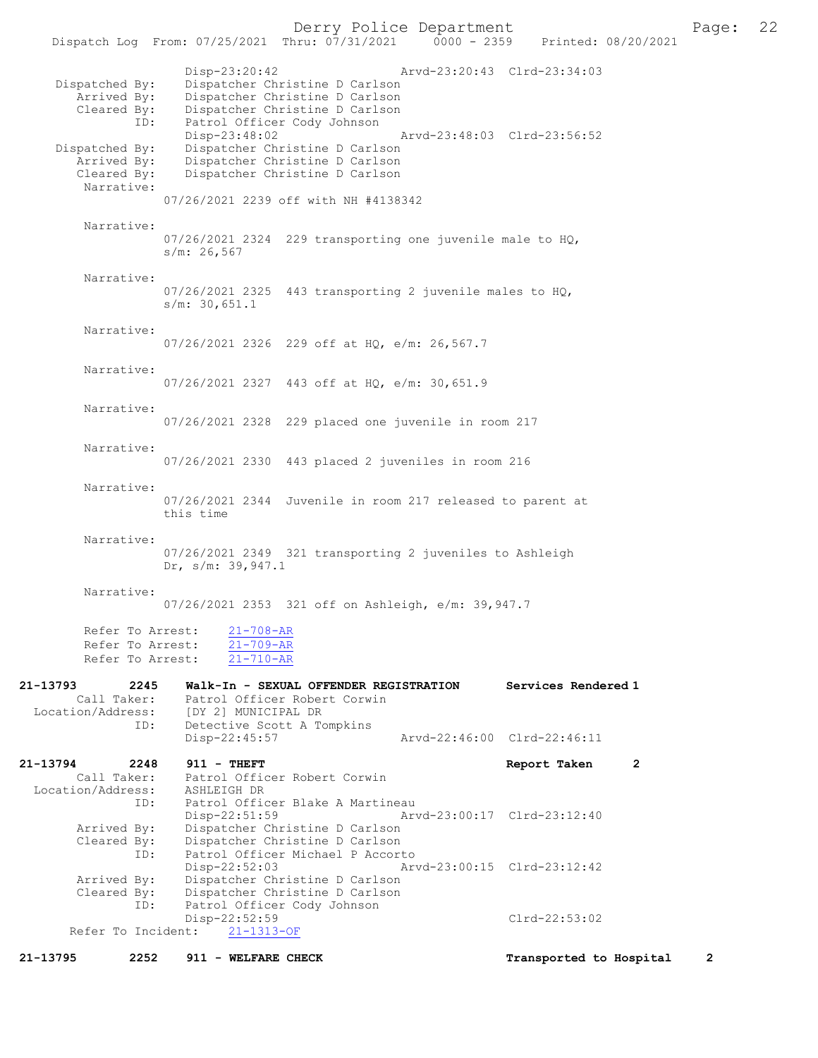```
                Disp-23:20:42                 Arvd-23:20:43  Clrd-23:34:03
  Dispatched By:    Dispatcher Christine D Carlson
     Arrived By:    Dispatcher Christine D Carlson
     Cleared By:    Dispatcher Christine D Carlson
            ID:     Patrol Officer Cody Johnson
                Disp-23:48:02                 Arvd-23:48:03  Clrd-23:56:52
  Dispatched By:    Dispatcher Christine D Carlson
     Arrived By:    Dispatcher Christine D Carlson
     Cleared By:    Dispatcher Christine D Carlson
      Narrative:
                07/26/2021 2239 off with NH #4138342

      Narrative:
                07/26/2021 2324  229 transporting one juvenile male to HQ,
                s/m: 26,567

      Narrative:
                07/26/2021 2325  443 transporting 2 juvenile males to HQ,
                s/m: 30,651.1

      Narrative:
                07/26/2021 2326  229 off at HQ, e/m: 26,567.7

      Narrative:
                07/26/2021 2327  443 off at HQ, e/m: 30,651.9

      Narrative:
                07/26/2021 2328  229 placed one juvenile in room 217

      Narrative:
                07/26/2021 2330  443 placed 2 juveniles in room 216

      Narrative:
                07/26/2021 2344  Juvenile in room 217 released to parent at
                this time

      Narrative:
                07/26/2021 2349  321 transporting 2 juveniles to Ashleigh
                Dr, s/m: 39,947.1

      Narrative:
                07/26/2021 2353  321 off on Ashleigh, e/m: 39,947.7

      Refer To Arrest:    21-708-AR
      Refer To Arrest:    21-709-AR
      Refer To Arrest:    21-710-AR

21-13793        2245    Walk-In - SEXUAL OFFENDER REGISTRATION      Services Rendered 1
        Call Taker:     Patrol Officer Robert Corwin
  Location/Address:     [DY 2] MUNICIPAL DR
                ID:     Detective Scott A Tompkins
                        Disp-22:45:57                 Arvd-22:46:00  Clrd-22:46:11

21-13794        2248    911 - THEFT                                 Report Taken      2
        Call Taker:     Patrol Officer Robert Corwin
  Location/Address:     ASHLEIGH DR
                ID:     Patrol Officer Blake A Martineau
                        Disp-22:51:59                 Arvd-23:00:17  Clrd-23:12:40
        Arrived By:     Dispatcher Christine D Carlson
        Cleared By:     Dispatcher Christine D Carlson
                ID:     Patrol Officer Michael P Accorto
                        Disp-22:52:03                 Arvd-23:00:15  Clrd-23:12:42
        Arrived By:     Dispatcher Christine D Carlson
        Cleared By:     Dispatcher Christine D Carlson
                ID:     Patrol Officer Cody Johnson
                        Disp-22:52:59                                Clrd-22:53:02
      Refer To Incident:    21-1313-OF

21-13795        2252    911 - WELFARE CHECK                         Transported to Hospital     2
```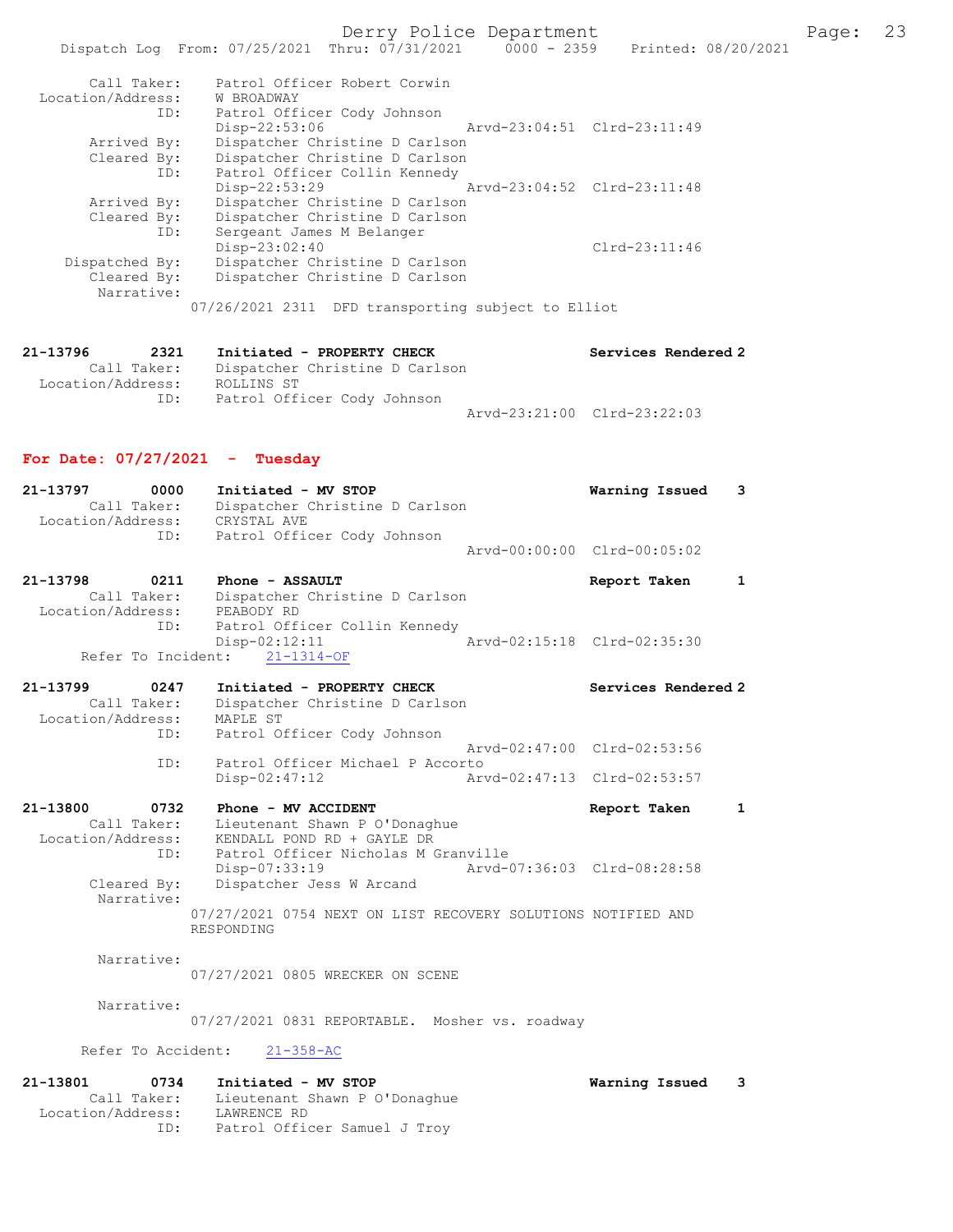```
        Call Taker:    Patrol Officer Robert Corwin
  Location/Address:    W BROADWAY
                ID:    Patrol Officer Cody Johnson
                       Disp-22:53:06                 Arvd-23:04:51  Clrd-23:11:49
       Arrived By:     Dispatcher Christine D Carlson
       Cleared By:     Dispatcher Christine D Carlson
                ID:    Patrol Officer Collin Kennedy
                       Disp-22:53:29                 Arvd-23:04:52  Clrd-23:11:48
       Arrived By:     Dispatcher Christine D Carlson
       Cleared By:     Dispatcher Christine D Carlson
                ID:    Sergeant James M Belanger
                       Disp-23:02:40                                Clrd-23:11:46
    Dispatched By:     Dispatcher Christine D Carlson
       Cleared By:     Dispatcher Christine D Carlson
        Narrative:
                 07/26/2021 2311  DFD transporting subject to Elliot

21-13796        2321    Initiated - PROPERTY CHECK                  Services Rendered 2
        Call Taker:    Dispatcher Christine D Carlson
  Location/Address:    ROLLINS ST
                ID:    Patrol Officer Cody Johnson
                                                     Arvd-23:21:00  Clrd-23:22:03
```

**For Date: 07/27/2021 - Tuesday**

```
21-13797        0000    Initiated - MV STOP                         Warning Issued    3
        Call Taker:    Dispatcher Christine D Carlson
  Location/Address:    CRYSTAL AVE
                ID:    Patrol Officer Cody Johnson
                                                     Arvd-00:00:00  Clrd-00:05:02

21-13798        0211    Phone - ASSAULT                             Report Taken      1
        Call Taker:    Dispatcher Christine D Carlson
  Location/Address:    PEABODY RD
                ID:    Patrol Officer Collin Kennedy
                       Disp-02:12:11                 Arvd-02:15:18  Clrd-02:35:30
      Refer To Incident:    21-1314-OF

21-13799        0247    Initiated - PROPERTY CHECK                  Services Rendered 2
        Call Taker:    Dispatcher Christine D Carlson
  Location/Address:    MAPLE ST
                ID:    Patrol Officer Cody Johnson
                                                     Arvd-02:47:00  Clrd-02:53:56
                ID:    Patrol Officer Michael P Accorto
                       Disp-02:47:12                 Arvd-02:47:13  Clrd-02:53:57

21-13800        0732    Phone - MV ACCIDENT                         Report Taken      1
        Call Taker:    Lieutenant Shawn P O'Donaghue
  Location/Address:    KENDALL POND RD + GAYLE DR
                ID:    Patrol Officer Nicholas M Granville
                       Disp-07:33:19                 Arvd-07:36:03  Clrd-08:28:58
       Cleared By:     Dispatcher Jess W Arcand
        Narrative:
                 07/27/2021 0754 NEXT ON LIST RECOVERY SOLUTIONS NOTIFIED AND
                 RESPONDING

        Narrative:
                 07/27/2021 0805 WRECKER ON SCENE

        Narrative:
                 07/27/2021 0831 REPORTABLE.  Mosher vs. roadway

      Refer To Accident:    21-358-AC

21-13801        0734    Initiated - MV STOP                         Warning Issued    3
        Call Taker:    Lieutenant Shawn P O'Donaghue
  Location/Address:    LAWRENCE RD
                ID:    Patrol Officer Samuel J Troy
```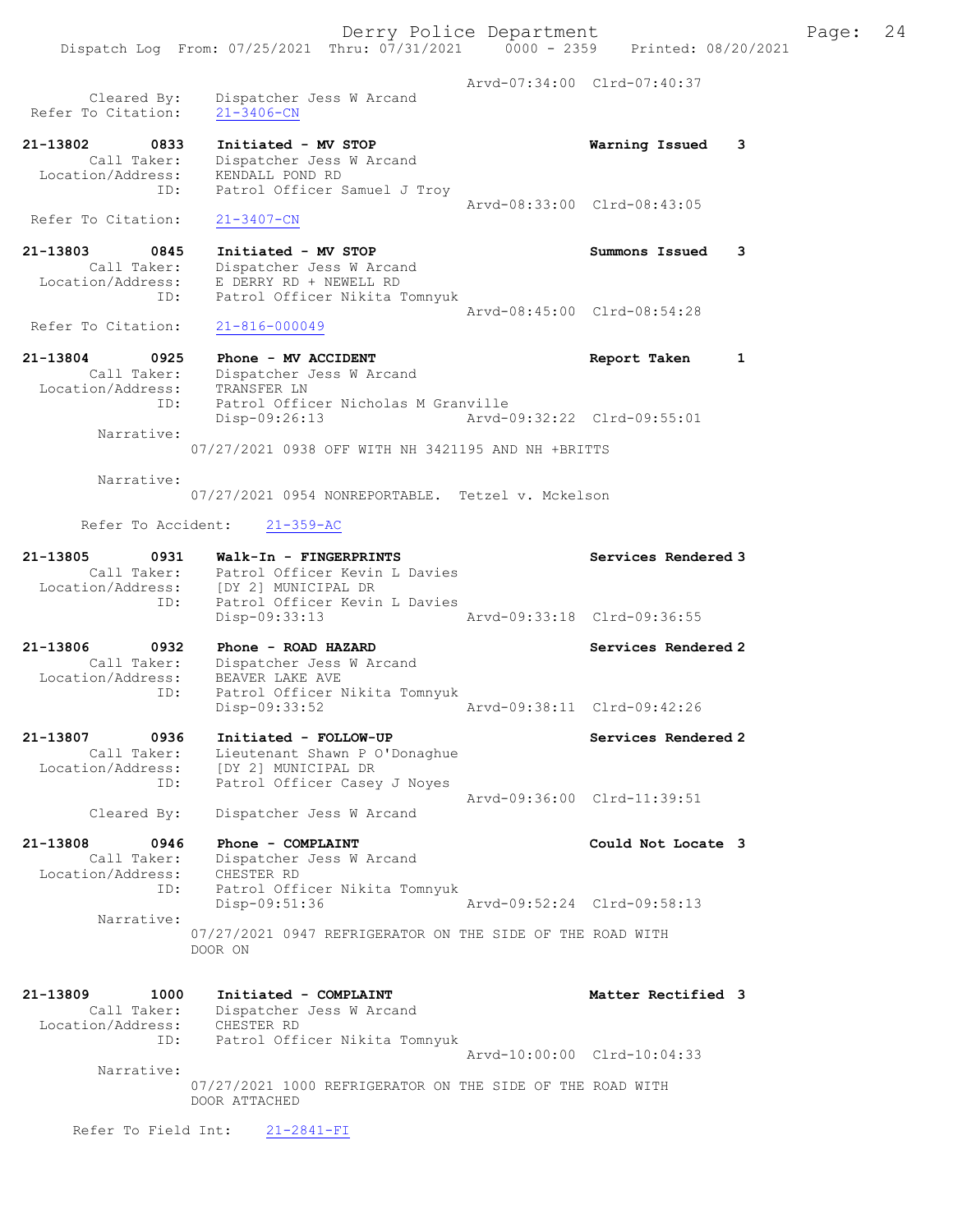Arvd-07:34:00 Clrd-07:40:37
Cleared By: Dispatcher Jess W Arcand
Refer To Citation: 21-3406-CN

21-13802 0833 Initiated - MV STOP Warning Issued 3
Call Taker: Dispatcher Jess W Arcand
Location/Address: KENDALL POND RD
ID: Patrol Officer Samuel J Troy
Arvd-08:33:00 Clrd-08:43:05
Refer To Citation: 21-3407-CN

21-13803 0845 Initiated - MV STOP Summons Issued 3
Call Taker: Dispatcher Jess W Arcand
Location/Address: E DERRY RD + NEWELL RD
ID: Patrol Officer Nikita Tomnyuk
Arvd-08:45:00 Clrd-08:54:28
Refer To Citation: 21-816-000049

21-13804 0925 Phone - MV ACCIDENT Report Taken 1
Call Taker: Dispatcher Jess W Arcand
Location/Address: TRANSFER LN
ID: Patrol Officer Nicholas M Granville
Disp-09:26:13 Arvd-09:32:22 Clrd-09:55:01
Narrative:
07/27/2021 0938 OFF WITH NH 3421195 AND NH +BRITTS

Narrative:
07/27/2021 0954 NONREPORTABLE. Tetzel v. Mckelson

Refer To Accident: 21-359-AC

21-13805 0931 Walk-In - FINGERPRINTS Services Rendered 3
Call Taker: Patrol Officer Kevin L Davies
Location/Address: [DY 2] MUNICIPAL DR
ID: Patrol Officer Kevin L Davies
Disp-09:33:13 Arvd-09:33:18 Clrd-09:36:55

21-13806 0932 Phone - ROAD HAZARD Services Rendered 2
Call Taker: Dispatcher Jess W Arcand
Location/Address: BEAVER LAKE AVE
ID: Patrol Officer Nikita Tomnyuk
Disp-09:33:52 Arvd-09:38:11 Clrd-09:42:26

21-13807 0936 Initiated - FOLLOW-UP Services Rendered 2
Call Taker: Lieutenant Shawn P O'Donaghue
Location/Address: [DY 2] MUNICIPAL DR
ID: Patrol Officer Casey J Noyes
Arvd-09:36:00 Clrd-11:39:51
Cleared By: Dispatcher Jess W Arcand

21-13808 0946 Phone - COMPLAINT Could Not Locate 3
Call Taker: Dispatcher Jess W Arcand
Location/Address: CHESTER RD
ID: Patrol Officer Nikita Tomnyuk
Disp-09:51:36 Arvd-09:52:24 Clrd-09:58:13
Narrative:
07/27/2021 0947 REFRIGERATOR ON THE SIDE OF THE ROAD WITH DOOR ON

21-13809 1000 Initiated - COMPLAINT Matter Rectified 3
Call Taker: Dispatcher Jess W Arcand
Location/Address: CHESTER RD
ID: Patrol Officer Nikita Tomnyuk
Arvd-10:00:00 Clrd-10:04:33
Narrative:
07/27/2021 1000 REFRIGERATOR ON THE SIDE OF THE ROAD WITH DOOR ATTACHED

Refer To Field Int: 21-2841-FI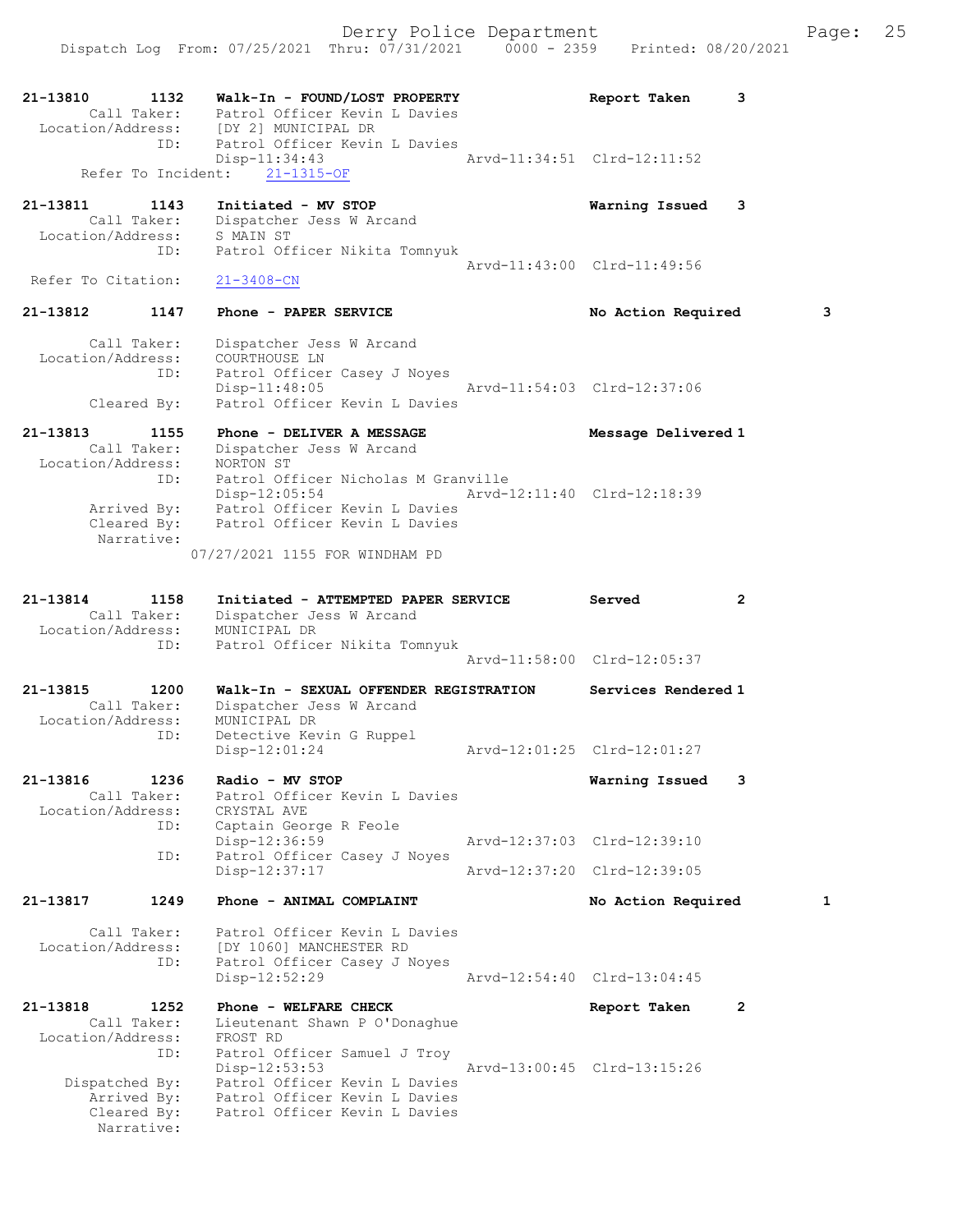21-13810 1132 Walk-In - FOUND/LOST PROPERTY Report Taken 3
Call Taker: Patrol Officer Kevin L Davies
Location/Address: [DY 2] MUNICIPAL DR
ID: Patrol Officer Kevin L Davies
Disp-11:34:43 Arvd-11:34:51 Clrd-12:11:52
Refer To Incident: 21-1315-OF

21-13811 1143 Initiated - MV STOP Warning Issued 3
Call Taker: Dispatcher Jess W Arcand
Location/Address: S MAIN ST
ID: Patrol Officer Nikita Tomnyuk
Arvd-11:43:00 Clrd-11:49:56
Refer To Citation: 21-3408-CN

21-13812 1147 Phone - PAPER SERVICE No Action Required 3
Call Taker: Dispatcher Jess W Arcand
Location/Address: COURTHOUSE LN
ID: Patrol Officer Casey J Noyes
Disp-11:48:05 Arvd-11:54:03 Clrd-12:37:06
Cleared By: Patrol Officer Kevin L Davies

21-13813 1155 Phone - DELIVER A MESSAGE Message Delivered 1
Call Taker: Dispatcher Jess W Arcand
Location/Address: NORTON ST
ID: Patrol Officer Nicholas M Granville
Disp-12:05:54 Arvd-12:11:40 Clrd-12:18:39
Arrived By: Patrol Officer Kevin L Davies
Cleared By: Patrol Officer Kevin L Davies
Narrative:
07/27/2021 1155 FOR WINDHAM PD

21-13814 1158 Initiated - ATTEMPTED PAPER SERVICE Served 2
Call Taker: Dispatcher Jess W Arcand
Location/Address: MUNICIPAL DR
ID: Patrol Officer Nikita Tomnyuk
Arvd-11:58:00 Clrd-12:05:37

21-13815 1200 Walk-In - SEXUAL OFFENDER REGISTRATION Services Rendered 1
Call Taker: Dispatcher Jess W Arcand
Location/Address: MUNICIPAL DR
ID: Detective Kevin G Ruppel
Disp-12:01:24 Arvd-12:01:25 Clrd-12:01:27

21-13816 1236 Radio - MV STOP Warning Issued 3
Call Taker: Patrol Officer Kevin L Davies
Location/Address: CRYSTAL AVE
ID: Captain George R Feole
Disp-12:36:59 Arvd-12:37:03 Clrd-12:39:10
ID: Patrol Officer Casey J Noyes
Disp-12:37:17 Arvd-12:37:20 Clrd-12:39:05

21-13817 1249 Phone - ANIMAL COMPLAINT No Action Required 1
Call Taker: Patrol Officer Kevin L Davies
Location/Address: [DY 1060] MANCHESTER RD
ID: Patrol Officer Casey J Noyes
Disp-12:52:29 Arvd-12:54:40 Clrd-13:04:45

21-13818 1252 Phone - WELFARE CHECK Report Taken 2
Call Taker: Lieutenant Shawn P O'Donaghue
Location/Address: FROST RD
ID: Patrol Officer Samuel J Troy
Disp-12:53:53 Arvd-13:00:45 Clrd-13:15:26
Dispatched By: Patrol Officer Kevin L Davies
Arrived By: Patrol Officer Kevin L Davies
Cleared By: Patrol Officer Kevin L Davies
Narrative: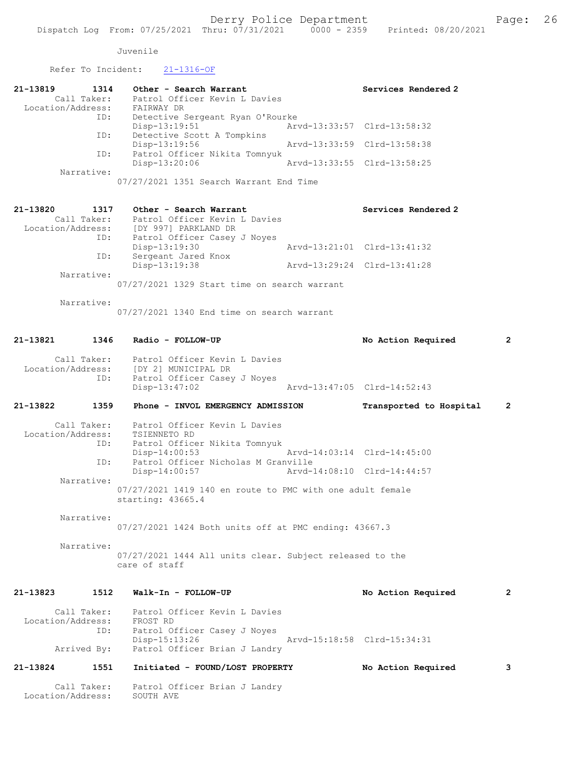Juvenile

Refer To Incident: 21-1316-OF

```
21-13819        1314    Other - Search Warrant                    Services Rendered 2
        Call Taker:     Patrol Officer Kevin L Davies
  Location/Address:     FAIRWAY DR
                ID:     Detective Sergeant Ryan O'Rourke
                        Disp-13:19:51               Arvd-13:33:57  Clrd-13:58:32
                ID:     Detective Scott A Tompkins
                        Disp-13:19:56               Arvd-13:33:59  Clrd-13:58:38
                ID:     Patrol Officer Nikita Tomnyuk
                        Disp-13:20:06               Arvd-13:33:55  Clrd-13:58:25
         Narrative:
                    07/27/2021 1351 Search Warrant End Time

21-13820        1317    Other - Search Warrant                    Services Rendered 2
        Call Taker:     Patrol Officer Kevin L Davies
  Location/Address:     [DY 997] PARKLAND DR
                ID:     Patrol Officer Casey J Noyes
                        Disp-13:19:30               Arvd-13:21:01  Clrd-13:41:32
                ID:     Sergeant Jared Knox
                        Disp-13:19:38               Arvd-13:29:24  Clrd-13:41:28
         Narrative:
                    07/27/2021 1329 Start time on search warrant

         Narrative:
                    07/27/2021 1340 End time on search warrant

21-13821        1346    Radio - FOLLOW-UP                         No Action Required       2

        Call Taker:     Patrol Officer Kevin L Davies
  Location/Address:     [DY 2] MUNICIPAL DR
                ID:     Patrol Officer Casey J Noyes
                        Disp-13:47:02               Arvd-13:47:05  Clrd-14:52:43

21-13822        1359    Phone - INVOL EMERGENCY ADMISSION         Transported to Hospital  2

        Call Taker:     Patrol Officer Kevin L Davies
  Location/Address:     TSIENNETO RD
                ID:     Patrol Officer Nikita Tomnyuk
                        Disp-14:00:53               Arvd-14:03:14  Clrd-14:45:00
                ID:     Patrol Officer Nicholas M Granville
                        Disp-14:00:57               Arvd-14:08:10  Clrd-14:44:57
         Narrative:
                    07/27/2021 1419 140 en route to PMC with one adult female
                    starting: 43665.4

         Narrative:
                    07/27/2021 1424 Both units off at PMC ending: 43667.3

         Narrative:
                    07/27/2021 1444 All units clear. Subject released to the
                    care of staff

21-13823        1512    Walk-In - FOLLOW-UP                       No Action Required       2

        Call Taker:     Patrol Officer Kevin L Davies
  Location/Address:     FROST RD
                ID:     Patrol Officer Casey J Noyes
                        Disp-15:13:26               Arvd-15:18:58  Clrd-15:34:31
        Arrived By:     Patrol Officer Brian J Landry

21-13824        1551    Initiated - FOUND/LOST PROPERTY           No Action Required       3

        Call Taker:     Patrol Officer Brian J Landry
  Location/Address:     SOUTH AVE
```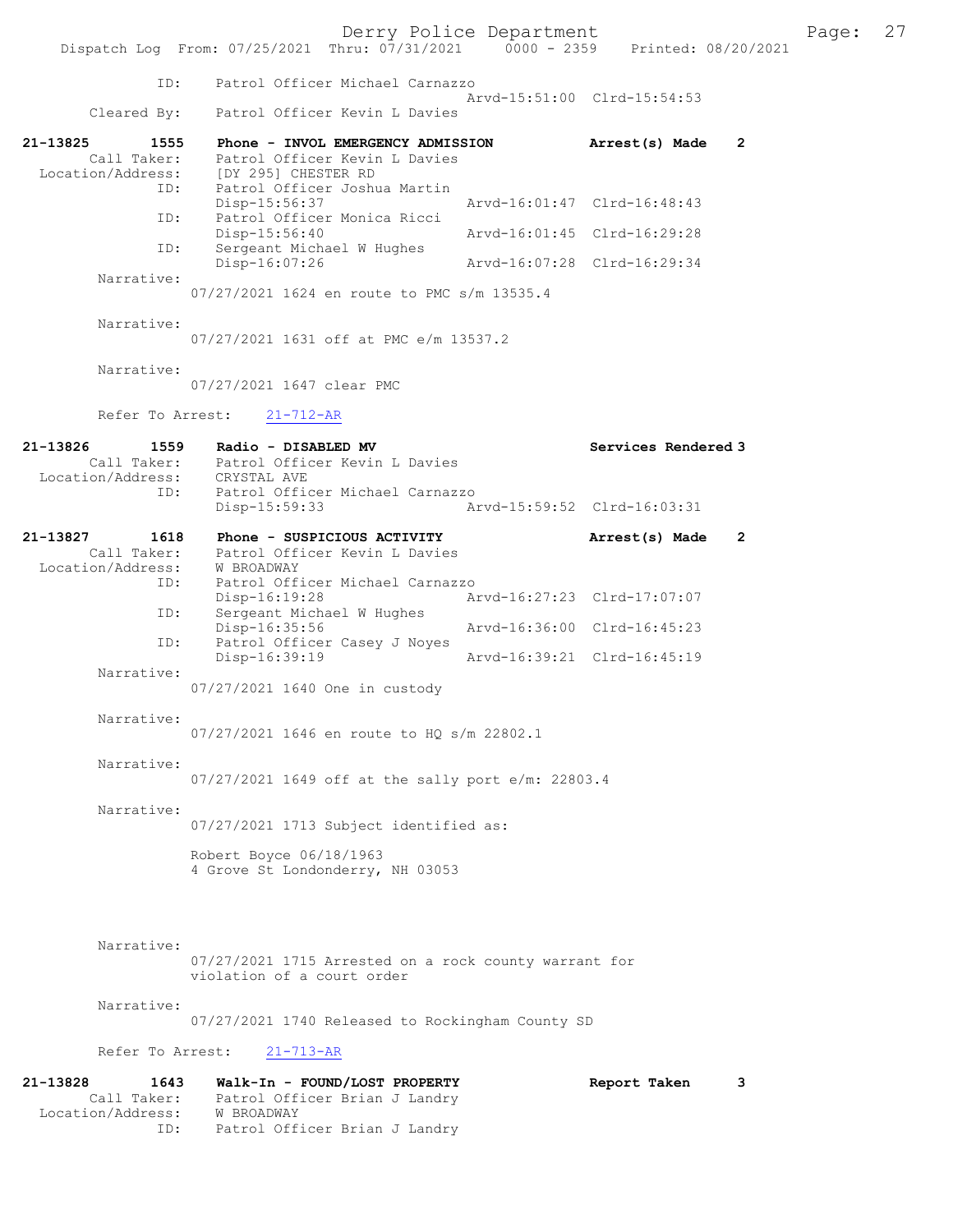```
            ID:     Patrol Officer Michael Carnazzo
                                                 Arvd-15:51:00  Clrd-15:54:53
       Cleared By:  Patrol Officer Kevin L Davies

21-13825        1555   Phone - INVOL EMERGENCY ADMISSION          Arrest(s) Made    2
         Call Taker:   Patrol Officer Kevin L Davies
   Location/Address:   [DY 295] CHESTER RD
                ID:    Patrol Officer Joshua Martin
                       Disp-15:56:37              Arvd-16:01:47  Clrd-16:48:43
                ID:    Patrol Officer Monica Ricci
                       Disp-15:56:40              Arvd-16:01:45  Clrd-16:29:28
                ID:    Sergeant Michael W Hughes
                       Disp-16:07:26              Arvd-16:07:28  Clrd-16:29:34
          Narrative:
                 07/27/2021 1624 en route to PMC s/m 13535.4

          Narrative:
                 07/27/2021 1631 off at PMC e/m 13537.2

          Narrative:
                 07/27/2021 1647 clear PMC

          Refer To Arrest:    21-712-AR

21-13826        1559   Radio - DISABLED MV                         Services Rendered 3
         Call Taker:   Patrol Officer Kevin L Davies
   Location/Address:   CRYSTAL AVE
                ID:    Patrol Officer Michael Carnazzo
                       Disp-15:59:33              Arvd-15:59:52  Clrd-16:03:31

21-13827        1618   Phone - SUSPICIOUS ACTIVITY                 Arrest(s) Made    2
         Call Taker:   Patrol Officer Kevin L Davies
   Location/Address:   W BROADWAY
                ID:    Patrol Officer Michael Carnazzo
                       Disp-16:19:28              Arvd-16:27:23  Clrd-17:07:07
                ID:    Sergeant Michael W Hughes
                       Disp-16:35:56              Arvd-16:36:00  Clrd-16:45:23
                ID:    Patrol Officer Casey J Noyes
                       Disp-16:39:19              Arvd-16:39:21  Clrd-16:45:19
          Narrative:
                 07/27/2021 1640 One in custody

          Narrative:
                 07/27/2021 1646 en route to HQ s/m 22802.1

          Narrative:
                 07/27/2021 1649 off at the sally port e/m: 22803.4

          Narrative:
                 07/27/2021 1713 Subject identified as:

                 Robert Boyce 06/18/1963
                 4 Grove St Londonderry, NH 03053

          Narrative:
                 07/27/2021 1715 Arrested on a rock county warrant for
                 violation of a court order

          Narrative:
                 07/27/2021 1740 Released to Rockingham County SD

          Refer To Arrest:    21-713-AR

21-13828        1643   Walk-In - FOUND/LOST PROPERTY               Report Taken      3
         Call Taker:   Patrol Officer Brian J Landry
   Location/Address:   W BROADWAY
                ID:    Patrol Officer Brian J Landry
```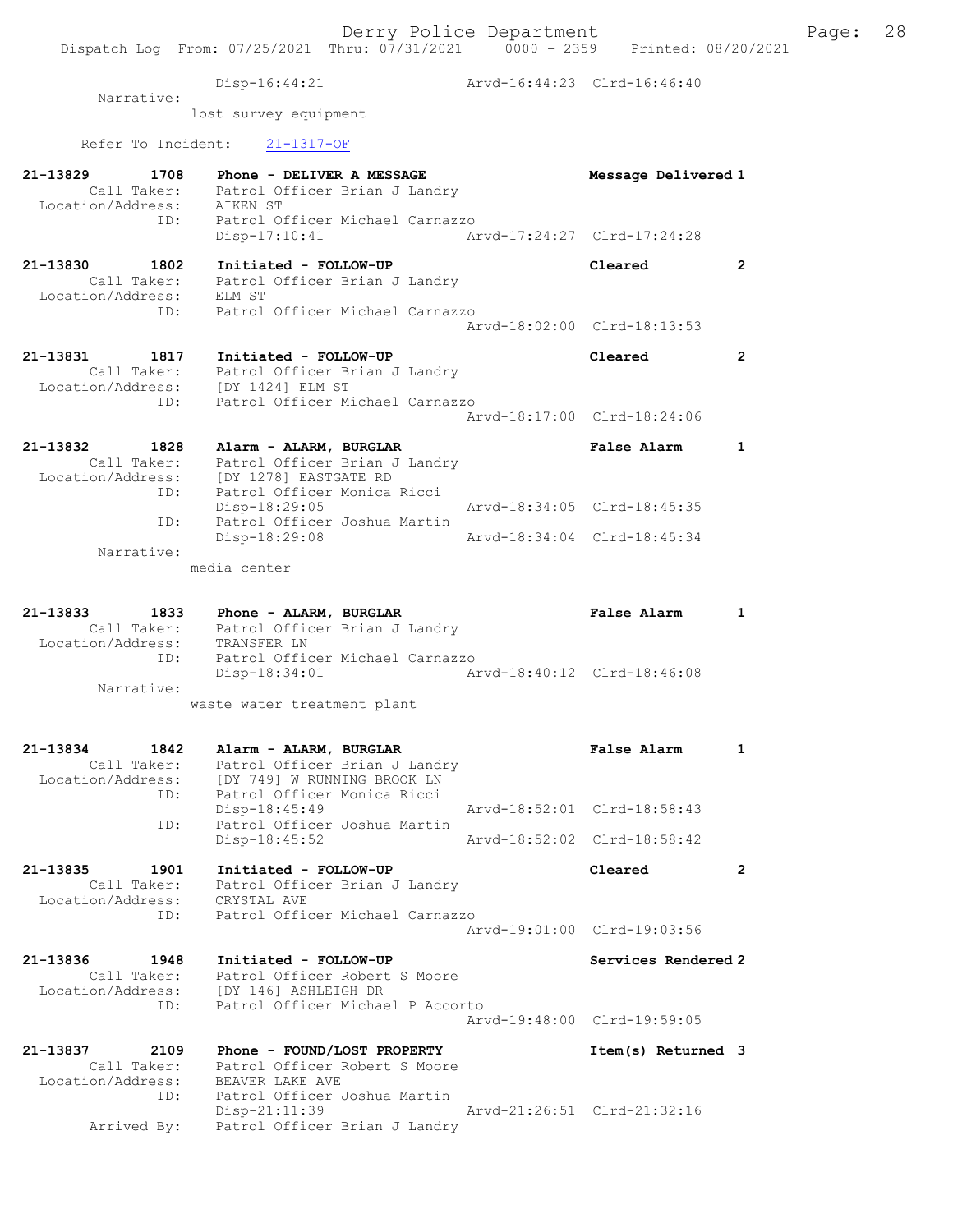```
                Disp-16:44:21              Arvd-16:44:23  Clrd-16:46:40
        Narrative:
               lost survey equipment

      Refer To Incident:    21-1317-OF

21-13829        1708    Phone - DELIVER A MESSAGE                 Message Delivered 1
         Call Taker:    Patrol Officer Brian J Landry
  Location/Address:     AIKEN ST
                ID:     Patrol Officer Michael Carnazzo
                        Disp-17:10:41              Arvd-17:24:27  Clrd-17:24:28

21-13830        1802    Initiated - FOLLOW-UP                     Cleared           2
         Call Taker:    Patrol Officer Brian J Landry
  Location/Address:     ELM ST
                ID:     Patrol Officer Michael Carnazzo
                                                   Arvd-18:02:00  Clrd-18:13:53

21-13831        1817    Initiated - FOLLOW-UP                     Cleared           2
         Call Taker:    Patrol Officer Brian J Landry
  Location/Address:     [DY 1424] ELM ST
                ID:     Patrol Officer Michael Carnazzo
                                                   Arvd-18:17:00  Clrd-18:24:06

21-13832        1828    Alarm - ALARM, BURGLAR                    False Alarm       1
         Call Taker:    Patrol Officer Brian J Landry
  Location/Address:     [DY 1278] EASTGATE RD
                ID:     Patrol Officer Monica Ricci
                        Disp-18:29:05              Arvd-18:34:05  Clrd-18:45:35
                ID:     Patrol Officer Joshua Martin
                        Disp-18:29:08              Arvd-18:34:04  Clrd-18:45:34
        Narrative:
               media center

21-13833        1833    Phone - ALARM, BURGLAR                    False Alarm       1
         Call Taker:    Patrol Officer Brian J Landry
  Location/Address:     TRANSFER LN
                ID:     Patrol Officer Michael Carnazzo
                        Disp-18:34:01              Arvd-18:40:12  Clrd-18:46:08
        Narrative:
               waste water treatment plant

21-13834        1842    Alarm - ALARM, BURGLAR                    False Alarm       1
         Call Taker:    Patrol Officer Brian J Landry
  Location/Address:     [DY 749] W RUNNING BROOK LN
                ID:     Patrol Officer Monica Ricci
                        Disp-18:45:49              Arvd-18:52:01  Clrd-18:58:43
                ID:     Patrol Officer Joshua Martin
                        Disp-18:45:52              Arvd-18:52:02  Clrd-18:58:42

21-13835        1901    Initiated - FOLLOW-UP                     Cleared           2
         Call Taker:    Patrol Officer Brian J Landry
  Location/Address:     CRYSTAL AVE
                ID:     Patrol Officer Michael Carnazzo
                                                   Arvd-19:01:00  Clrd-19:03:56

21-13836        1948    Initiated - FOLLOW-UP                     Services Rendered 2
         Call Taker:    Patrol Officer Robert S Moore
  Location/Address:     [DY 146] ASHLEIGH DR
                ID:     Patrol Officer Michael P Accorto
                                                   Arvd-19:48:00  Clrd-19:59:05

21-13837        2109    Phone - FOUND/LOST PROPERTY               Item(s) Returned  3
         Call Taker:    Patrol Officer Robert S Moore
  Location/Address:     BEAVER LAKE AVE
                ID:     Patrol Officer Joshua Martin
                        Disp-21:11:39              Arvd-21:26:51  Clrd-21:32:16
       Arrived By:      Patrol Officer Brian J Landry
```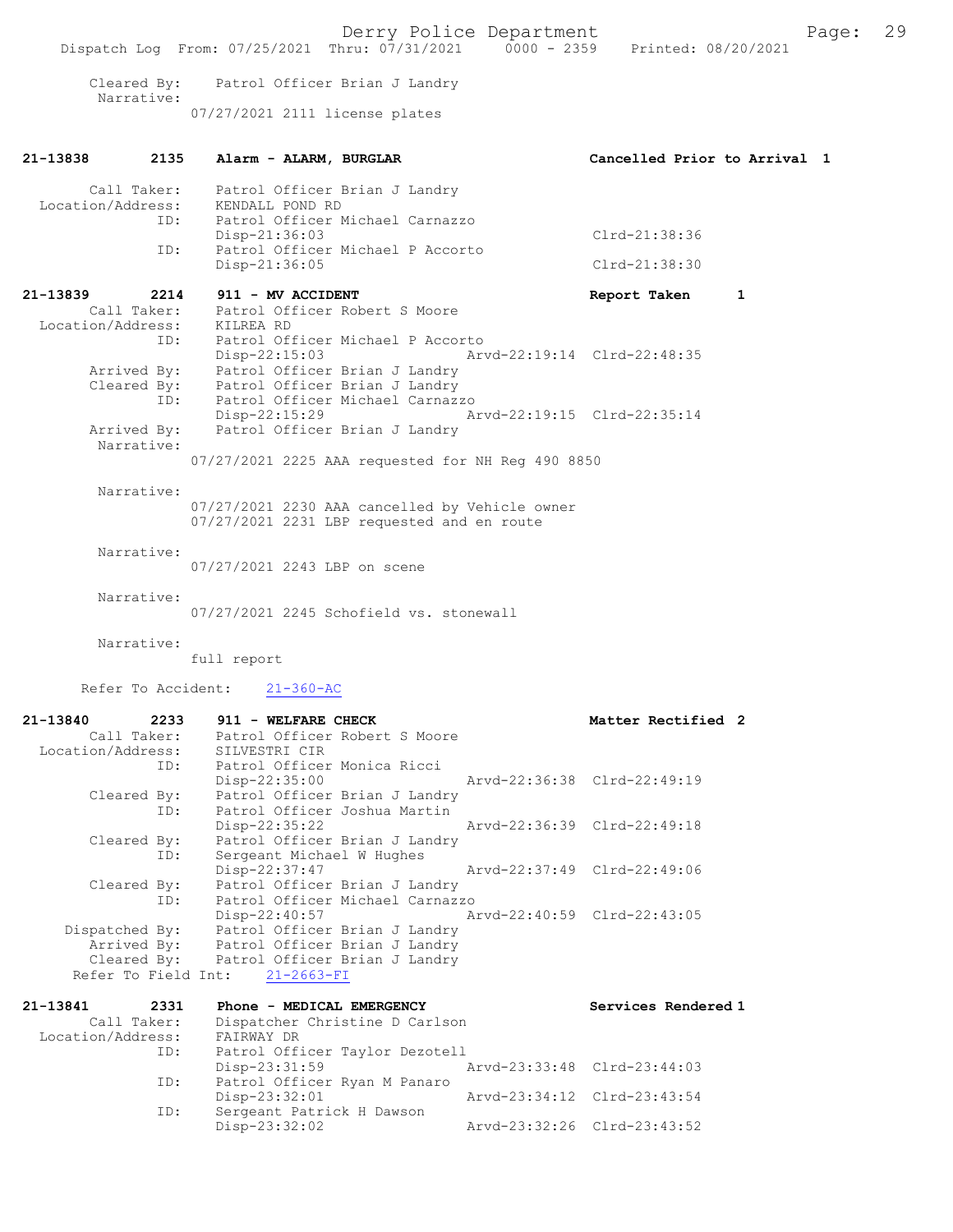Cleared By: Patrol Officer Brian J Landry
Narrative:
07/27/2021 2111 license plates

**21-13838 2135 Alarm - ALARM, BURGLAR** — Cancelled Prior to Arrival 1

Call Taker: Patrol Officer Brian J Landry
Location/Address: KENDALL POND RD
ID: Patrol Officer Michael Carnazzo
Disp-21:36:03 Clrd-21:38:36
ID: Patrol Officer Michael P Accorto
Disp-21:36:05 Clrd-21:38:30

**21-13839 2214 911 - MV ACCIDENT** — Report Taken 1

Call Taker: Patrol Officer Robert S Moore
Location/Address: KILREA RD
ID: Patrol Officer Michael P Accorto
Disp-22:15:03 Arvd-22:19:14 Clrd-22:48:35
Arrived By: Patrol Officer Brian J Landry
Cleared By: Patrol Officer Brian J Landry
ID: Patrol Officer Michael Carnazzo
Disp-22:15:29 Arvd-22:19:15 Clrd-22:35:14
Arrived By: Patrol Officer Brian J Landry
Narrative:
07/27/2021 2225 AAA requested for NH Reg 490 8850

Narrative:
07/27/2021 2230 AAA cancelled by Vehicle owner
07/27/2021 2231 LBP requested and en route

Narrative:
07/27/2021 2243 LBP on scene

Narrative:
07/27/2021 2245 Schofield vs. stonewall

Narrative:
full report

Refer To Accident: 21-360-AC

**21-13840 2233 911 - WELFARE CHECK** — Matter Rectified 2

Call Taker: Patrol Officer Robert S Moore
Location/Address: SILVESTRI CIR
ID: Patrol Officer Monica Ricci
Disp-22:35:00 Arvd-22:36:38 Clrd-22:49:19
Cleared By: Patrol Officer Brian J Landry
ID: Patrol Officer Joshua Martin
Disp-22:35:22 Arvd-22:36:39 Clrd-22:49:18
Cleared By: Patrol Officer Brian J Landry
ID: Sergeant Michael W Hughes
Disp-22:37:47 Arvd-22:37:49 Clrd-22:49:06
Cleared By: Patrol Officer Brian J Landry
ID: Patrol Officer Michael Carnazzo
Disp-22:40:57 Arvd-22:40:59 Clrd-22:43:05
Dispatched By: Patrol Officer Brian J Landry
Arrived By: Patrol Officer Brian J Landry
Cleared By: Patrol Officer Brian J Landry
Refer To Field Int: 21-2663-FI

**21-13841 2331 Phone - MEDICAL EMERGENCY** — Services Rendered 1

Call Taker: Dispatcher Christine D Carlson
Location/Address: FAIRWAY DR
ID: Patrol Officer Taylor Dezotell
Disp-23:31:59 Arvd-23:33:48 Clrd-23:44:03
ID: Patrol Officer Ryan M Panaro
Disp-23:32:01 Arvd-23:34:12 Clrd-23:43:54
ID: Sergeant Patrick H Dawson
Disp-23:32:02 Arvd-23:32:26 Clrd-23:43:52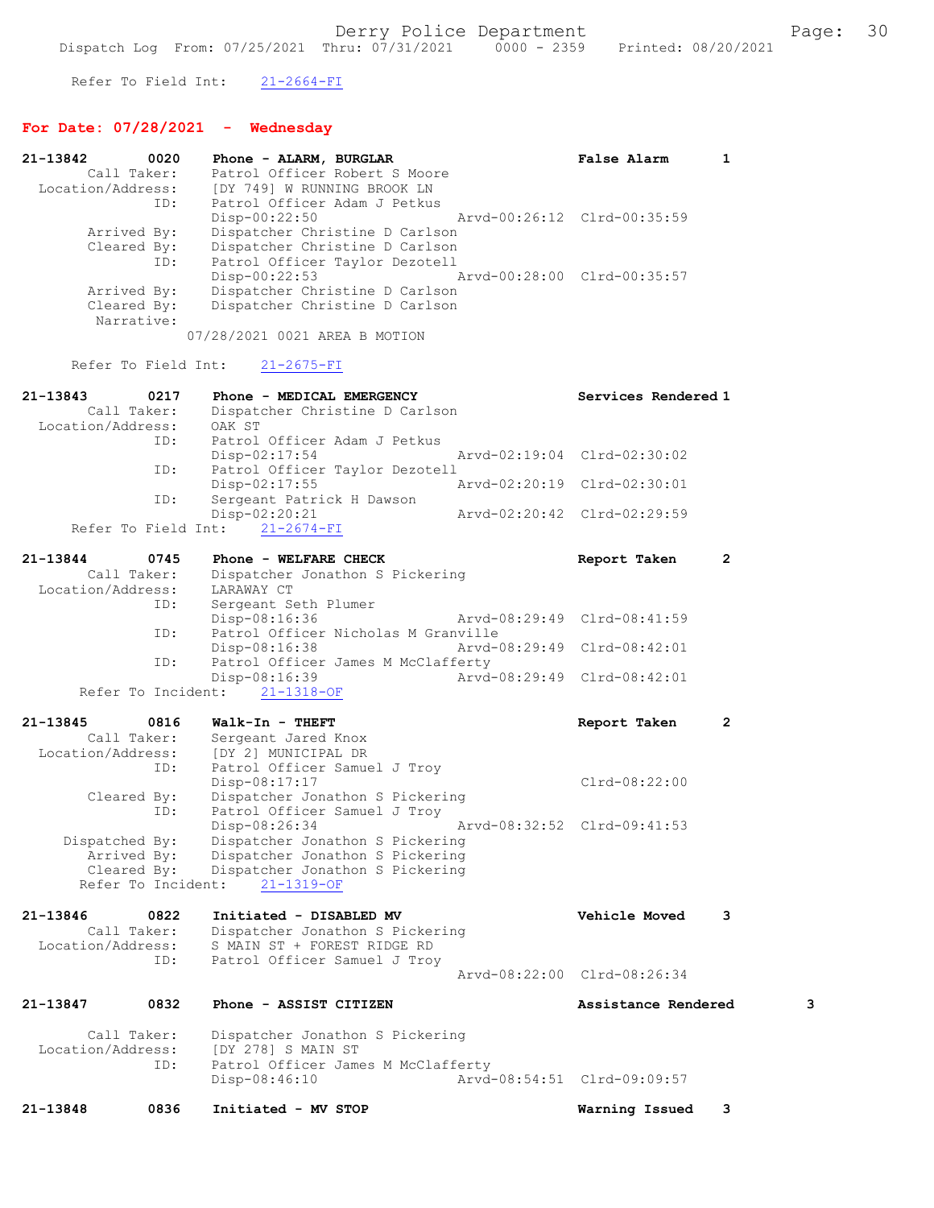Refer To Field Int: 21-2664-FI

## For Date: 07/28/2021 - Wednesday

```
21-13842        0020    Phone - ALARM, BURGLAR                          False Alarm      1
         Call Taker:    Patrol Officer Robert S Moore
   Location/Address:    [DY 749] W RUNNING BROOK LN
                 ID:    Patrol Officer Adam J Petkus
                        Disp-00:22:50                  Arvd-00:26:12  Clrd-00:35:59
         Arrived By:    Dispatcher Christine D Carlson
         Cleared By:    Dispatcher Christine D Carlson
                 ID:    Patrol Officer Taylor Dezotell
                        Disp-00:22:53                  Arvd-00:28:00  Clrd-00:35:57
         Arrived By:    Dispatcher Christine D Carlson
         Cleared By:    Dispatcher Christine D Carlson
          Narrative:
                    07/28/2021 0021 AREA B MOTION

      Refer To Field Int:    21-2675-FI

21-13843        0217    Phone - MEDICAL EMERGENCY                       Services Rendered 1
         Call Taker:    Dispatcher Christine D Carlson
   Location/Address:    OAK ST
                 ID:    Patrol Officer Adam J Petkus
                        Disp-02:17:54                  Arvd-02:19:04  Clrd-02:30:02
                 ID:    Patrol Officer Taylor Dezotell
                        Disp-02:17:55                  Arvd-02:20:19  Clrd-02:30:01
                 ID:    Sergeant Patrick H Dawson
                        Disp-02:20:21                  Arvd-02:20:42  Clrd-02:29:59
      Refer To Field Int:    21-2674-FI

21-13844        0745    Phone - WELFARE CHECK                           Report Taken     2
         Call Taker:    Dispatcher Jonathon S Pickering
   Location/Address:    LARAWAY CT
                 ID:    Sergeant Seth Plumer
                        Disp-08:16:36                  Arvd-08:29:49  Clrd-08:41:59
                 ID:    Patrol Officer Nicholas M Granville
                        Disp-08:16:38                  Arvd-08:29:49  Clrd-08:42:01
                 ID:    Patrol Officer James M McClafferty
                        Disp-08:16:39                  Arvd-08:29:49  Clrd-08:42:01
       Refer To Incident:    21-1318-OF

21-13845        0816    Walk-In - THEFT                                 Report Taken     2
         Call Taker:    Sergeant Jared Knox
   Location/Address:    [DY 2] MUNICIPAL DR
                 ID:    Patrol Officer Samuel J Troy
                        Disp-08:17:17                                 Clrd-08:22:00
         Cleared By:    Dispatcher Jonathon S Pickering
                 ID:    Patrol Officer Samuel J Troy
                        Disp-08:26:34                  Arvd-08:32:52  Clrd-09:41:53
      Dispatched By:    Dispatcher Jonathon S Pickering
         Arrived By:    Dispatcher Jonathon S Pickering
         Cleared By:    Dispatcher Jonathon S Pickering
       Refer To Incident:    21-1319-OF

21-13846        0822    Initiated - DISABLED MV                         Vehicle Moved    3
         Call Taker:    Dispatcher Jonathon S Pickering
   Location/Address:    S MAIN ST + FOREST RIDGE RD
                 ID:    Patrol Officer Samuel J Troy
                                                       Arvd-08:22:00  Clrd-08:26:34

21-13847        0832    Phone - ASSIST CITIZEN                          Assistance Rendered      3

         Call Taker:    Dispatcher Jonathon S Pickering
   Location/Address:    [DY 278] S MAIN ST
                 ID:    Patrol Officer James M McClafferty
                        Disp-08:46:10                  Arvd-08:54:51  Clrd-09:09:57

21-13848        0836    Initiated - MV STOP                             Warning Issued   3
```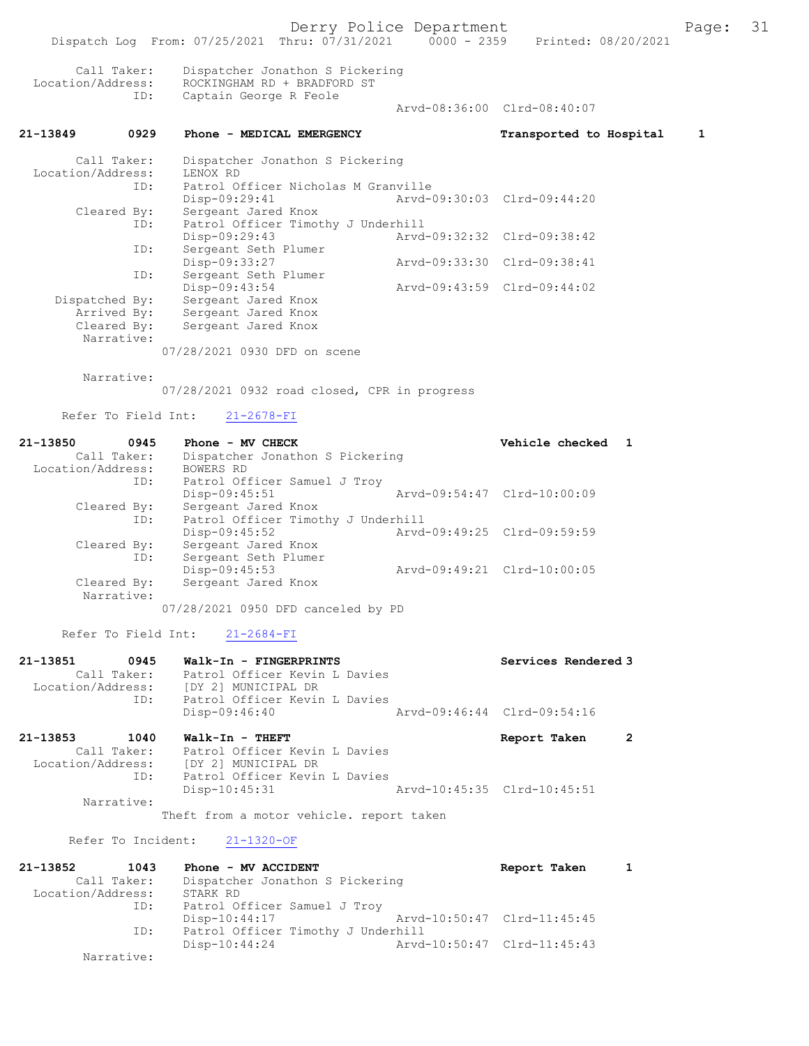Call Taker: Dispatcher Jonathon S Pickering
Location/Address: ROCKINGHAM RD + BRADFORD ST
ID: Captain George R Feole
Arvd-08:36:00 Clrd-08:40:07

**21-13849 0929 Phone - MEDICAL EMERGENCY — Transported to Hospital 1**

Call Taker: Dispatcher Jonathon S Pickering
Location/Address: LENOX RD
ID: Patrol Officer Nicholas M Granville
Disp-09:29:41 Arvd-09:30:03 Clrd-09:44:20
Cleared By: Sergeant Jared Knox
ID: Patrol Officer Timothy J Underhill
Disp-09:29:43 Arvd-09:32:32 Clrd-09:38:42
ID: Sergeant Seth Plumer
Disp-09:33:27 Arvd-09:33:30 Clrd-09:38:41
ID: Sergeant Seth Plumer
Disp-09:43:54 Arvd-09:43:59 Clrd-09:44:02
Dispatched By: Sergeant Jared Knox
Arrived By: Sergeant Jared Knox
Cleared By: Sergeant Jared Knox
Narrative:
07/28/2021 0930 DFD on scene

Narrative:
07/28/2021 0932 road closed, CPR in progress

Refer To Field Int: 21-2678-FI

**21-13850 0945 Phone - MV CHECK — Vehicle checked 1**

Call Taker: Dispatcher Jonathon S Pickering
Location/Address: BOWERS RD
ID: Patrol Officer Samuel J Troy
Disp-09:45:51 Arvd-09:54:47 Clrd-10:00:09
Cleared By: Sergeant Jared Knox
ID: Patrol Officer Timothy J Underhill
Disp-09:45:52 Arvd-09:49:25 Clrd-09:59:59
Cleared By: Sergeant Jared Knox
ID: Sergeant Seth Plumer
Disp-09:45:53 Arvd-09:49:21 Clrd-10:00:05
Cleared By: Sergeant Jared Knox
Narrative:
07/28/2021 0950 DFD canceled by PD

Refer To Field Int: 21-2684-FI

**21-13851 0945 Walk-In - FINGERPRINTS — Services Rendered 3**

Call Taker: Patrol Officer Kevin L Davies
Location/Address: [DY 2] MUNICIPAL DR
ID: Patrol Officer Kevin L Davies
Disp-09:46:40 Arvd-09:46:44 Clrd-09:54:16

**21-13853 1040 Walk-In - THEFT — Report Taken 2**

Call Taker: Patrol Officer Kevin L Davies
Location/Address: [DY 2] MUNICIPAL DR
ID: Patrol Officer Kevin L Davies
Disp-10:45:31 Arvd-10:45:35 Clrd-10:45:51
Narrative:
Theft from a motor vehicle. report taken

Refer To Incident: 21-1320-OF

**21-13852 1043 Phone - MV ACCIDENT — Report Taken 1**

Call Taker: Dispatcher Jonathon S Pickering
Location/Address: STARK RD
ID: Patrol Officer Samuel J Troy
Disp-10:44:17 Arvd-10:50:47 Clrd-11:45:45
ID: Patrol Officer Timothy J Underhill
Disp-10:44:24 Arvd-10:50:47 Clrd-11:45:43
Narrative: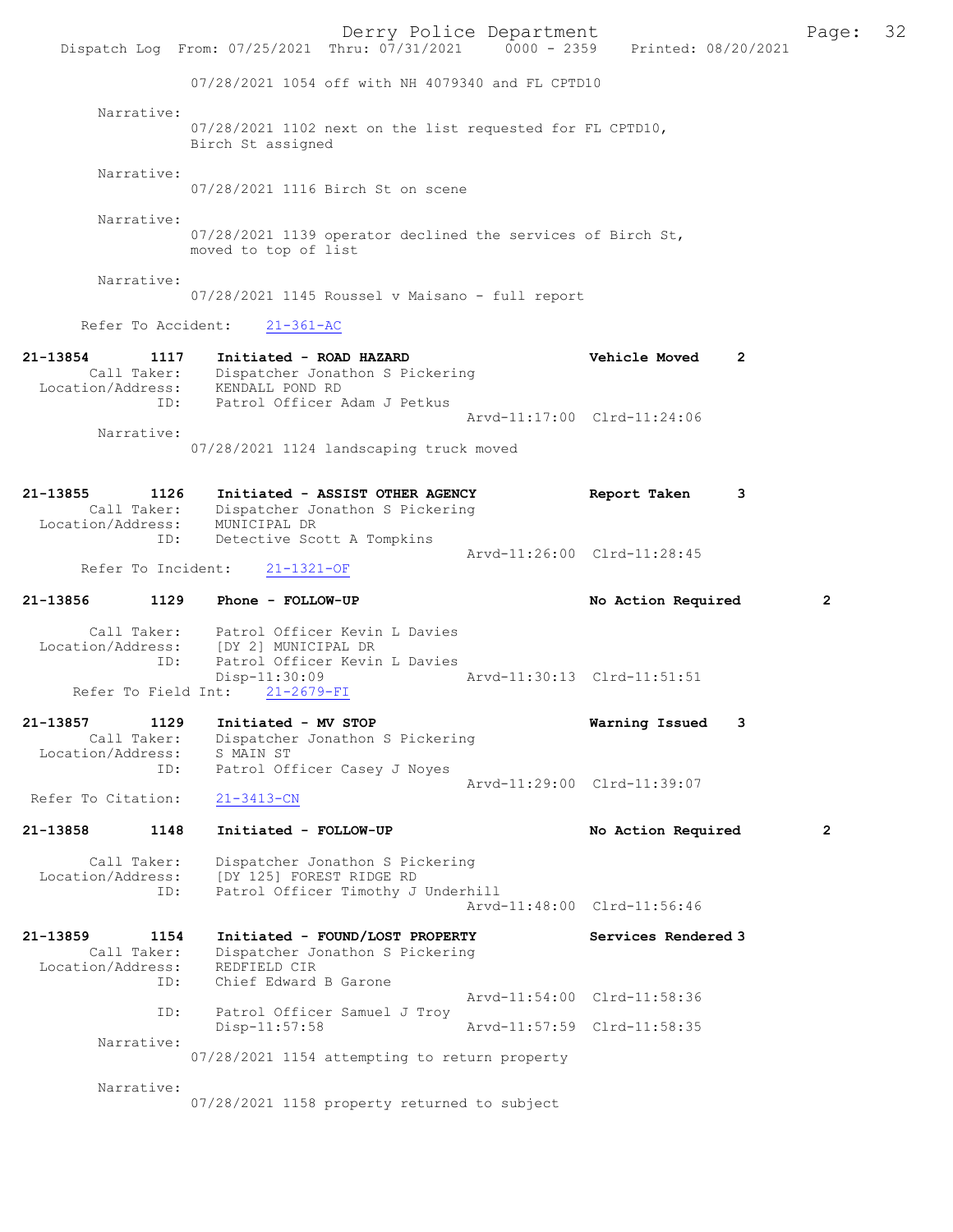07/28/2021 1054 off with NH 4079340 and FL CPTD10

Narrative:
07/28/2021 1102 next on the list requested for FL CPTD10, Birch St assigned

Narrative:
07/28/2021 1116 Birch St on scene

Narrative:
07/28/2021 1139 operator declined the services of Birch St, moved to top of list

Narrative:
07/28/2021 1145 Roussel v Maisano - full report

Refer To Accident: 21-361-AC

**21-13854 1117 Initiated - ROAD HAZARD** — Vehicle Moved 2
Call Taker: Dispatcher Jonathon S Pickering
Location/Address: KENDALL POND RD
ID: Patrol Officer Adam J Petkus
Arvd-11:17:00 Clrd-11:24:06
Narrative:
07/28/2021 1124 landscaping truck moved

**21-13855 1126 Initiated - ASSIST OTHER AGENCY** — Report Taken 3
Call Taker: Dispatcher Jonathon S Pickering
Location/Address: MUNICIPAL DR
ID: Detective Scott A Tompkins
Arvd-11:26:00 Clrd-11:28:45
Refer To Incident: 21-1321-OF

**21-13856 1129 Phone - FOLLOW-UP** — No Action Required 2
Call Taker: Patrol Officer Kevin L Davies
Location/Address: [DY 2] MUNICIPAL DR
ID: Patrol Officer Kevin L Davies
Disp-11:30:09 Arvd-11:30:13 Clrd-11:51:51
Refer To Field Int: 21-2679-FI

**21-13857 1129 Initiated - MV STOP** — Warning Issued 3
Call Taker: Dispatcher Jonathon S Pickering
Location/Address: S MAIN ST
ID: Patrol Officer Casey J Noyes
Arvd-11:29:00 Clrd-11:39:07
Refer To Citation: 21-3413-CN

**21-13858 1148 Initiated - FOLLOW-UP** — No Action Required 2
Call Taker: Dispatcher Jonathon S Pickering
Location/Address: [DY 125] FOREST RIDGE RD
ID: Patrol Officer Timothy J Underhill
Arvd-11:48:00 Clrd-11:56:46

**21-13859 1154 Initiated - FOUND/LOST PROPERTY** — Services Rendered 3
Call Taker: Dispatcher Jonathon S Pickering
Location/Address: REDFIELD CIR
ID: Chief Edward B Garone
Arvd-11:54:00 Clrd-11:58:36
ID: Patrol Officer Samuel J Troy
Disp-11:57:58 Arvd-11:57:59 Clrd-11:58:35
Narrative:
07/28/2021 1154 attempting to return property

Narrative:
07/28/2021 1158 property returned to subject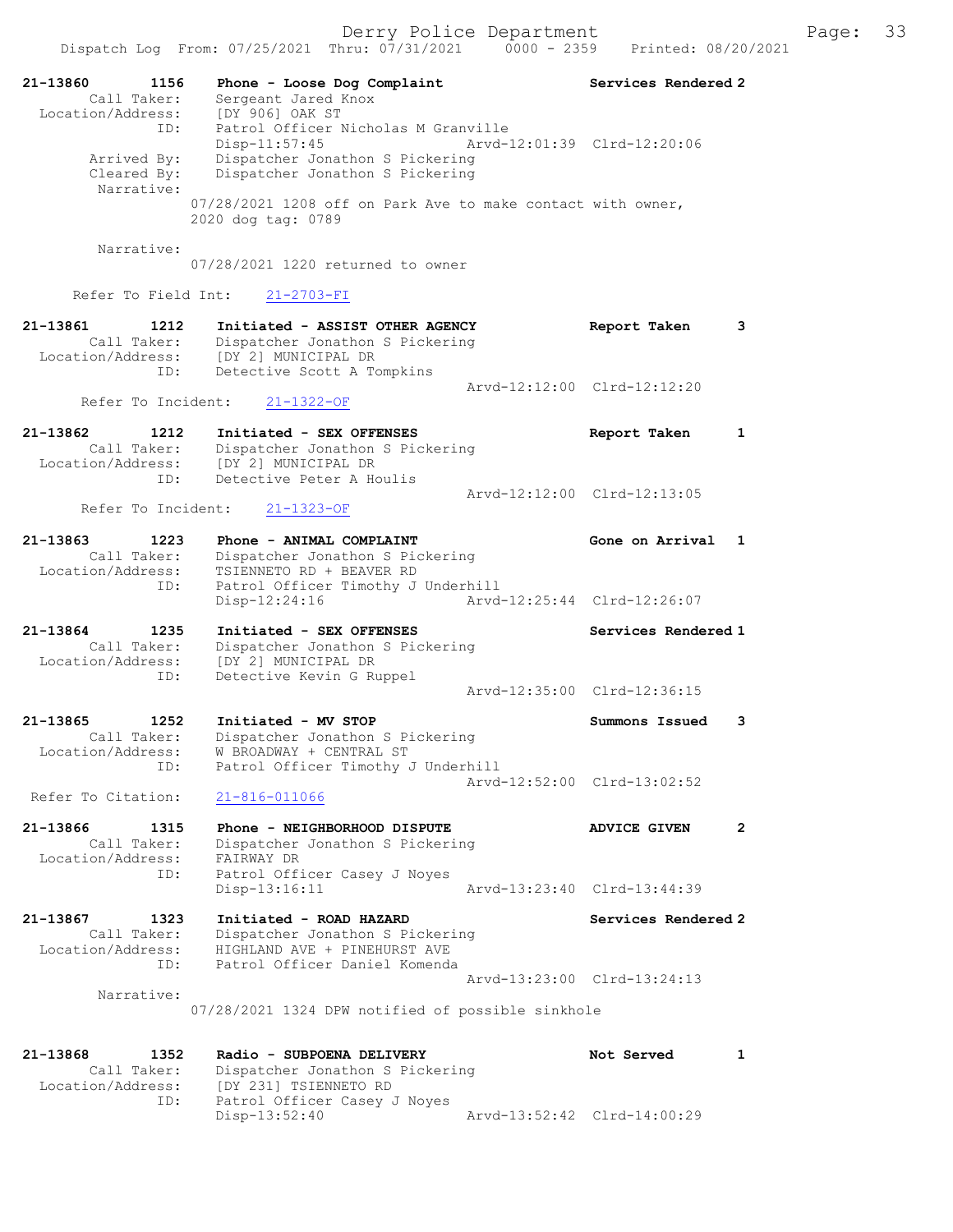21-13860 1156 Phone - Loose Dog Complaint Services Rendered 2
Call Taker: Sergeant Jared Knox
Location/Address: [DY 906] OAK ST
ID: Patrol Officer Nicholas M Granville
Disp-11:57:45 Arvd-12:01:39 Clrd-12:20:06
Arrived By: Dispatcher Jonathon S Pickering
Cleared By: Dispatcher Jonathon S Pickering
Narrative:
07/28/2021 1208 off on Park Ave to make contact with owner, 2020 dog tag: 0789

Narrative:
07/28/2021 1220 returned to owner

Refer To Field Int: 21-2703-FI

21-13861 1212 Initiated - ASSIST OTHER AGENCY Report Taken 3
Call Taker: Dispatcher Jonathon S Pickering
Location/Address: [DY 2] MUNICIPAL DR
ID: Detective Scott A Tompkins
Arvd-12:12:00 Clrd-12:12:20
Refer To Incident: 21-1322-OF

21-13862 1212 Initiated - SEX OFFENSES Report Taken 1
Call Taker: Dispatcher Jonathon S Pickering
Location/Address: [DY 2] MUNICIPAL DR
ID: Detective Peter A Houlis
Arvd-12:12:00 Clrd-12:13:05
Refer To Incident: 21-1323-OF

21-13863 1223 Phone - ANIMAL COMPLAINT Gone on Arrival 1
Call Taker: Dispatcher Jonathon S Pickering
Location/Address: TSIENNETO RD + BEAVER RD
ID: Patrol Officer Timothy J Underhill
Disp-12:24:16 Arvd-12:25:44 Clrd-12:26:07

21-13864 1235 Initiated - SEX OFFENSES Services Rendered 1
Call Taker: Dispatcher Jonathon S Pickering
Location/Address: [DY 2] MUNICIPAL DR
ID: Detective Kevin G Ruppel
Arvd-12:35:00 Clrd-12:36:15

21-13865 1252 Initiated - MV STOP Summons Issued 3
Call Taker: Dispatcher Jonathon S Pickering
Location/Address: W BROADWAY + CENTRAL ST
ID: Patrol Officer Timothy J Underhill
Arvd-12:52:00 Clrd-13:02:52
Refer To Citation: 21-816-011066

21-13866 1315 Phone - NEIGHBORHOOD DISPUTE ADVICE GIVEN 2
Call Taker: Dispatcher Jonathon S Pickering
Location/Address: FAIRWAY DR
ID: Patrol Officer Casey J Noyes
Disp-13:16:11 Arvd-13:23:40 Clrd-13:44:39

21-13867 1323 Initiated - ROAD HAZARD Services Rendered 2
Call Taker: Dispatcher Jonathon S Pickering
Location/Address: HIGHLAND AVE + PINEHURST AVE
ID: Patrol Officer Daniel Komenda
Arvd-13:23:00 Clrd-13:24:13
Narrative:
07/28/2021 1324 DPW notified of possible sinkhole

21-13868 1352 Radio - SUBPOENA DELIVERY Not Served 1
Call Taker: Dispatcher Jonathon S Pickering
Location/Address: [DY 231] TSIENNETO RD
ID: Patrol Officer Casey J Noyes
Disp-13:52:40 Arvd-13:52:42 Clrd-14:00:29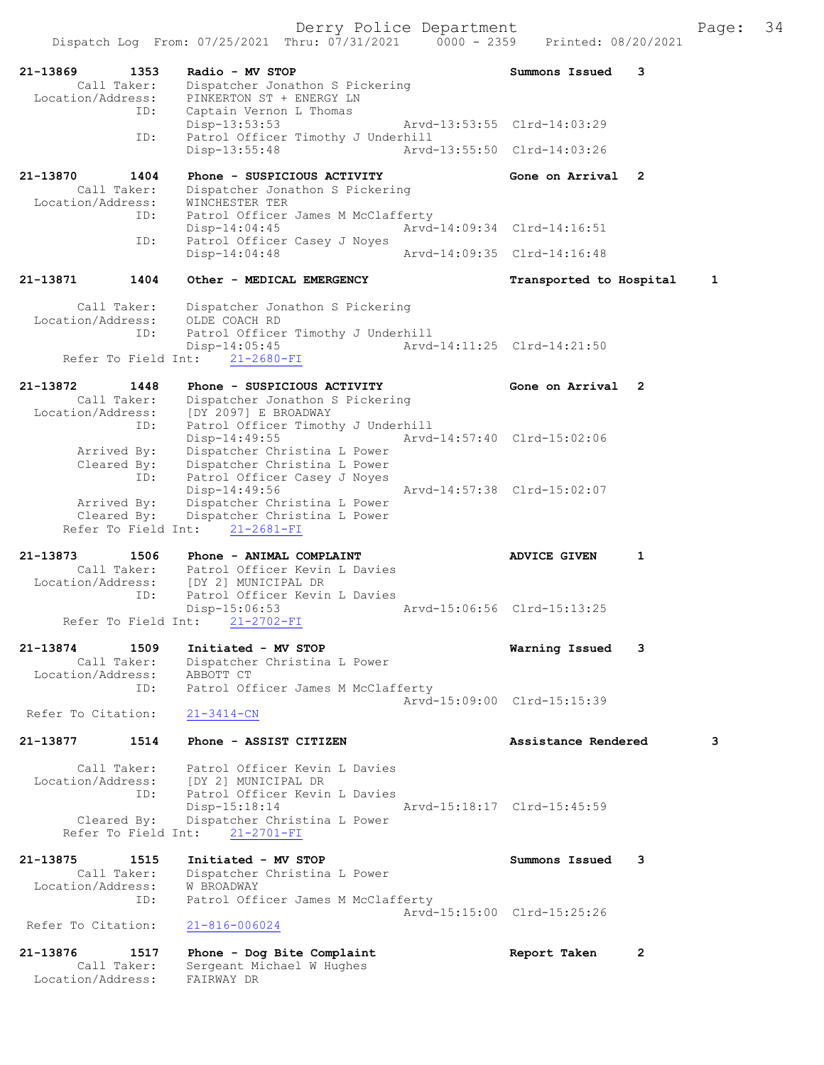Derry Police Department

Dispatch Log From: 07/25/2021 Thru: 07/31/2021 0000 - 2359 Printed: 08/20/2021

```
21-13869        1353    Radio - MV STOP                              Summons Issued    3
        Call Taker:     Dispatcher Jonathon S Pickering
  Location/Address:     PINKERTON ST + ENERGY LN
                ID:     Captain Vernon L Thomas
                        Disp-13:53:53                  Arvd-13:53:55  Clrd-14:03:29
                ID:     Patrol Officer Timothy J Underhill
                        Disp-13:55:48                  Arvd-13:55:50  Clrd-14:03:26

21-13870        1404    Phone - SUSPICIOUS ACTIVITY                  Gone on Arrival   2
        Call Taker:     Dispatcher Jonathon S Pickering
  Location/Address:     WINCHESTER TER
                ID:     Patrol Officer James M McClafferty
                        Disp-14:04:45                  Arvd-14:09:34  Clrd-14:16:51
                ID:     Patrol Officer Casey J Noyes
                        Disp-14:04:48                  Arvd-14:09:35  Clrd-14:16:48

21-13871        1404    Other - MEDICAL EMERGENCY                    Transported to Hospital     1

        Call Taker:     Dispatcher Jonathon S Pickering
  Location/Address:     OLDE COACH RD
                ID:     Patrol Officer Timothy J Underhill
                        Disp-14:05:45                  Arvd-14:11:25  Clrd-14:21:50
    Refer To Field Int:     21-2680-FI

21-13872        1448    Phone - SUSPICIOUS ACTIVITY                  Gone on Arrival   2
        Call Taker:     Dispatcher Jonathon S Pickering
  Location/Address:     [DY 2097] E BROADWAY
                ID:     Patrol Officer Timothy J Underhill
                        Disp-14:49:55                  Arvd-14:57:40  Clrd-15:02:06
        Arrived By:     Dispatcher Christina L Power
        Cleared By:     Dispatcher Christina L Power
                ID:     Patrol Officer Casey J Noyes
                        Disp-14:49:56                  Arvd-14:57:38  Clrd-15:02:07
        Arrived By:     Dispatcher Christina L Power
        Cleared By:     Dispatcher Christina L Power
    Refer To Field Int:     21-2681-FI

21-13873        1506    Phone - ANIMAL COMPLAINT                     ADVICE GIVEN      1
        Call Taker:     Patrol Officer Kevin L Davies
  Location/Address:     [DY 2] MUNICIPAL DR
                ID:     Patrol Officer Kevin L Davies
                        Disp-15:06:53                  Arvd-15:06:56  Clrd-15:13:25
    Refer To Field Int:     21-2702-FI

21-13874        1509    Initiated - MV STOP                          Warning Issued    3
        Call Taker:     Dispatcher Christina L Power
  Location/Address:     ABBOTT CT
                ID:     Patrol Officer James M McClafferty
                                                       Arvd-15:09:00  Clrd-15:15:39
  Refer To Citation:    21-3414-CN

21-13877        1514    Phone - ASSIST CITIZEN                       Assistance Rendered         3

        Call Taker:     Patrol Officer Kevin L Davies
  Location/Address:     [DY 2] MUNICIPAL DR
                ID:     Patrol Officer Kevin L Davies
                        Disp-15:18:14                  Arvd-15:18:17  Clrd-15:45:59
        Cleared By:     Dispatcher Christina L Power
    Refer To Field Int:     21-2701-FI

21-13875        1515    Initiated - MV STOP                          Summons Issued    3
        Call Taker:     Dispatcher Christina L Power
  Location/Address:     W BROADWAY
                ID:     Patrol Officer James M McClafferty
                                                       Arvd-15:15:00  Clrd-15:25:26
  Refer To Citation:    21-816-006024

21-13876        1517    Phone - Dog Bite Complaint                   Report Taken      2
        Call Taker:     Sergeant Michael W Hughes
  Location/Address:     FAIRWAY DR
```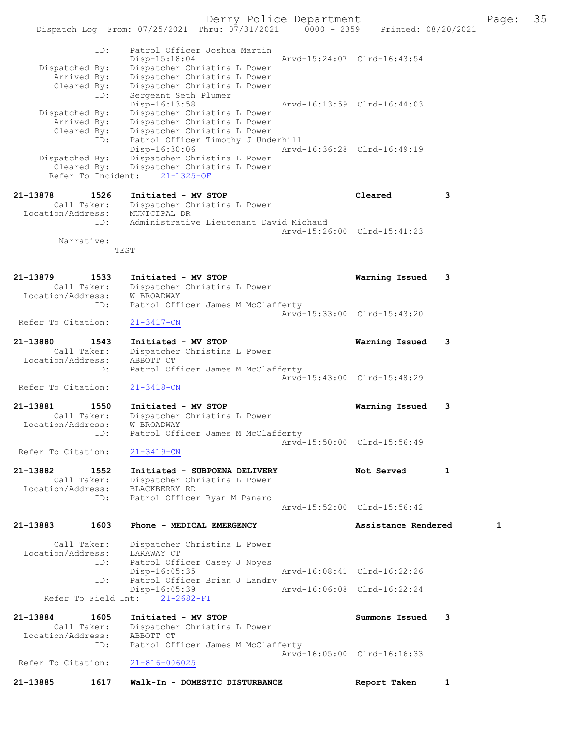```
            ID:     Patrol Officer Joshua Martin
                    Disp-15:18:04                 Arvd-15:24:07  Clrd-16:43:54
   Dispatched By:   Dispatcher Christina L Power
      Arrived By:   Dispatcher Christina L Power
      Cleared By:   Dispatcher Christina L Power
            ID:     Sergeant Seth Plumer
                    Disp-16:13:58                 Arvd-16:13:59  Clrd-16:44:03
   Dispatched By:   Dispatcher Christina L Power
      Arrived By:   Dispatcher Christina L Power
      Cleared By:   Dispatcher Christina L Power
            ID:     Patrol Officer Timothy J Underhill
                    Disp-16:30:06                 Arvd-16:36:28  Clrd-16:49:19
   Dispatched By:   Dispatcher Christina L Power
      Cleared By:   Dispatcher Christina L Power
    Refer To Incident:    21-1325-OF

21-13878        1526    Initiated - MV STOP                        Cleared         3
       Call Taker:      Dispatcher Christina L Power
 Location/Address:      MUNICIPAL DR
               ID:      Administrative Lieutenant David Michaud
                                                  Arvd-15:26:00  Clrd-15:41:23
        Narrative:
                TEST

21-13879        1533    Initiated - MV STOP                        Warning Issued  3
       Call Taker:      Dispatcher Christina L Power
 Location/Address:      W BROADWAY
               ID:      Patrol Officer James M McClafferty
                                                  Arvd-15:33:00  Clrd-15:43:20
 Refer To Citation:     21-3417-CN

21-13880        1543    Initiated - MV STOP                        Warning Issued  3
       Call Taker:      Dispatcher Christina L Power
 Location/Address:      ABBOTT CT
               ID:      Patrol Officer James M McClafferty
                                                  Arvd-15:43:00  Clrd-15:48:29
 Refer To Citation:     21-3418-CN

21-13881        1550    Initiated - MV STOP                        Warning Issued  3
       Call Taker:      Dispatcher Christina L Power
 Location/Address:      W BROADWAY
               ID:      Patrol Officer James M McClafferty
                                                  Arvd-15:50:00  Clrd-15:56:49
 Refer To Citation:     21-3419-CN

21-13882        1552    Initiated - SUBPOENA DELIVERY              Not Served      1
       Call Taker:      Dispatcher Christina L Power
 Location/Address:      BLACKBERRY RD
               ID:      Patrol Officer Ryan M Panaro
                                                  Arvd-15:52:00  Clrd-15:56:42

21-13883        1603    Phone - MEDICAL EMERGENCY                  Assistance Rendered      1

       Call Taker:      Dispatcher Christina L Power
 Location/Address:      LARAWAY CT
               ID:      Patrol Officer Casey J Noyes
                        Disp-16:05:35             Arvd-16:08:41  Clrd-16:22:26
               ID:      Patrol Officer Brian J Landry
                        Disp-16:05:39             Arvd-16:06:08  Clrd-16:22:24
    Refer To Field Int:    21-2682-FI

21-13884        1605    Initiated - MV STOP                        Summons Issued  3
       Call Taker:      Dispatcher Christina L Power
 Location/Address:      ABBOTT CT
               ID:      Patrol Officer James M McClafferty
                                                  Arvd-16:05:00  Clrd-16:16:33
 Refer To Citation:     21-816-006025

21-13885        1617    Walk-In - DOMESTIC DISTURBANCE             Report Taken    1
```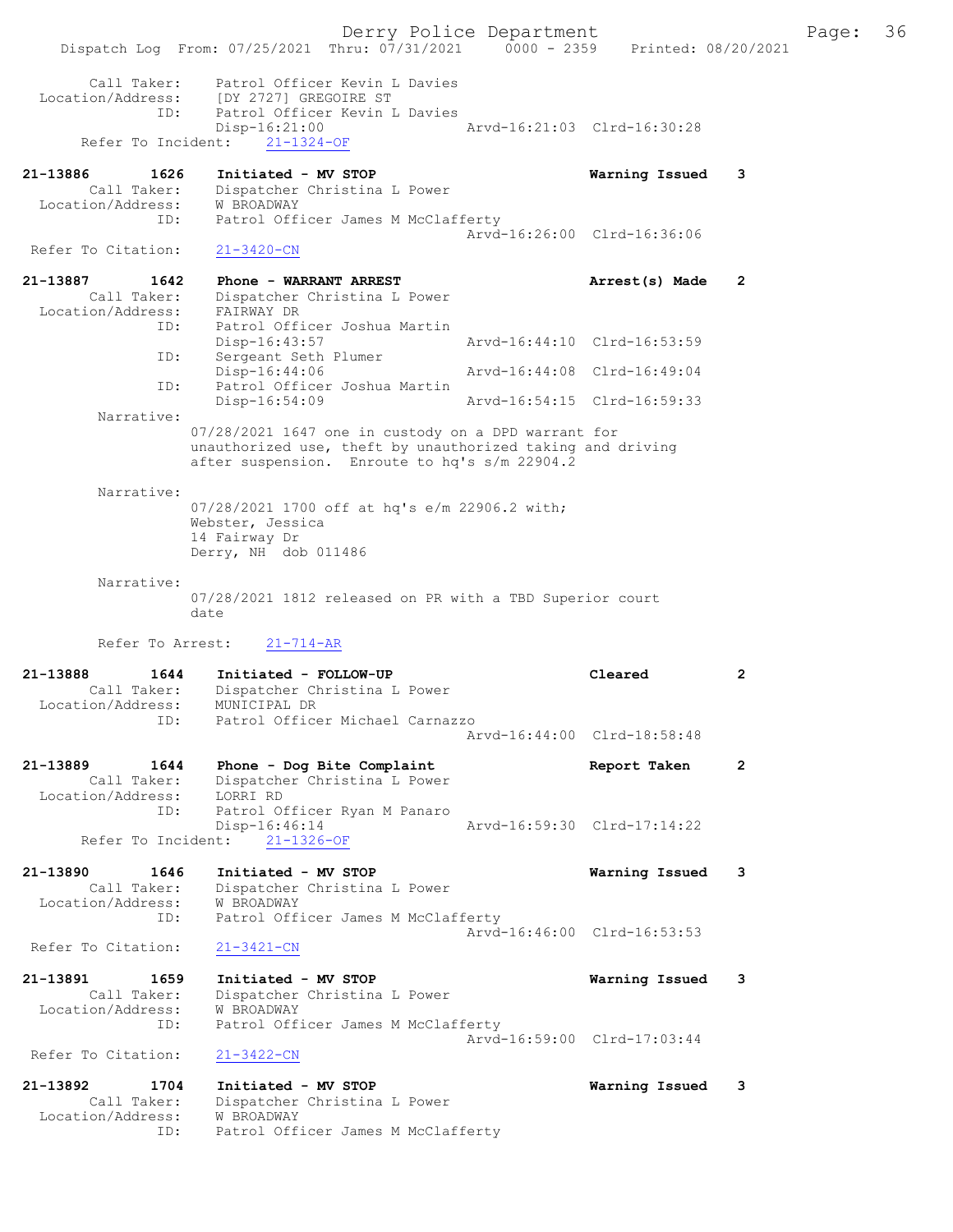```
        Call Taker:    Patrol Officer Kevin L Davies
  Location/Address:    [DY 2727] GREGOIRE ST
                ID:    Patrol Officer Kevin L Davies
                       Disp-16:21:00                 Arvd-16:21:03  Clrd-16:30:28
      Refer To Incident:    21-1324-OF

21-13886        1626    Initiated - MV STOP                         Warning Issued    3
        Call Taker:    Dispatcher Christina L Power
  Location/Address:    W BROADWAY
                ID:    Patrol Officer James M McClafferty
                                                     Arvd-16:26:00  Clrd-16:36:06
  Refer To Citation:    21-3420-CN

21-13887        1642    Phone - WARRANT ARREST                      Arrest(s) Made    2
        Call Taker:    Dispatcher Christina L Power
  Location/Address:    FAIRWAY DR
                ID:    Patrol Officer Joshua Martin
                       Disp-16:43:57                 Arvd-16:44:10  Clrd-16:53:59
                ID:    Sergeant Seth Plumer
                       Disp-16:44:06                 Arvd-16:44:08  Clrd-16:49:04
                ID:    Patrol Officer Joshua Martin
                       Disp-16:54:09                 Arvd-16:54:15  Clrd-16:59:33
         Narrative:
                 07/28/2021 1647 one in custody on a DPD warrant for
                 unauthorized use, theft by unauthorized taking and driving
                 after suspension.  Enroute to hq's s/m 22904.2

         Narrative:
                 07/28/2021 1700 off at hq's e/m 22906.2 with;
                 Webster, Jessica
                 14 Fairway Dr
                 Derry, NH  dob 011486

         Narrative:
                 07/28/2021 1812 released on PR with a TBD Superior court
                 date

         Refer To Arrest:    21-714-AR

21-13888        1644    Initiated - FOLLOW-UP                       Cleared           2
        Call Taker:    Dispatcher Christina L Power
  Location/Address:    MUNICIPAL DR
                ID:    Patrol Officer Michael Carnazzo
                                                     Arvd-16:44:00  Clrd-18:58:48

21-13889        1644    Phone - Dog Bite Complaint                  Report Taken      2
        Call Taker:    Dispatcher Christina L Power
  Location/Address:    LORRI RD
                ID:    Patrol Officer Ryan M Panaro
                       Disp-16:46:14                 Arvd-16:59:30  Clrd-17:14:22
      Refer To Incident:    21-1326-OF

21-13890        1646    Initiated - MV STOP                         Warning Issued    3
        Call Taker:    Dispatcher Christina L Power
  Location/Address:    W BROADWAY
                ID:    Patrol Officer James M McClafferty
                                                     Arvd-16:46:00  Clrd-16:53:53
  Refer To Citation:    21-3421-CN

21-13891        1659    Initiated - MV STOP                         Warning Issued    3
        Call Taker:    Dispatcher Christina L Power
  Location/Address:    W BROADWAY
                ID:    Patrol Officer James M McClafferty
                                                     Arvd-16:59:00  Clrd-17:03:44
  Refer To Citation:    21-3422-CN

21-13892        1704    Initiated - MV STOP                         Warning Issued    3
        Call Taker:    Dispatcher Christina L Power
  Location/Address:    W BROADWAY
                ID:    Patrol Officer James M McClafferty
```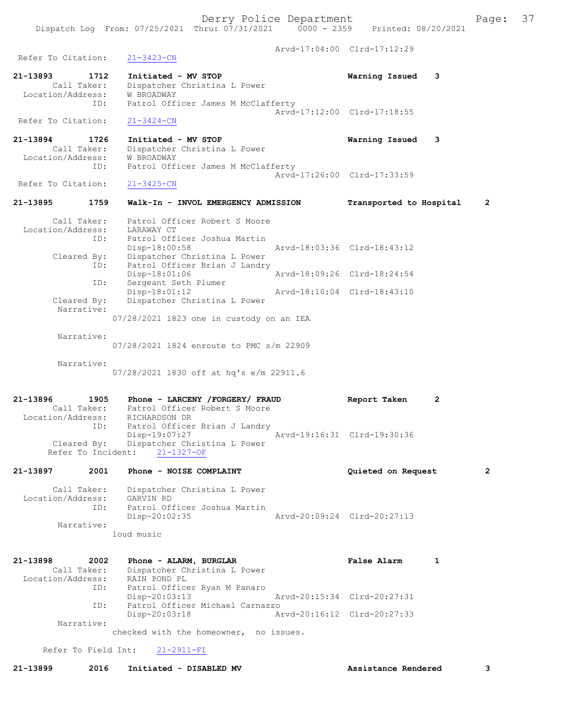Arvd-17:04:00 Clrd-17:12:29
Refer To Citation: 21-3423-CN

**21-13893 1712 Initiated - MV STOP** Warning Issued 3
Call Taker: Dispatcher Christina L Power
Location/Address: W BROADWAY
ID: Patrol Officer James M McClafferty
Arvd-17:12:00 Clrd-17:18:55
Refer To Citation: 21-3424-CN

**21-13894 1726 Initiated - MV STOP** Warning Issued 3
Call Taker: Dispatcher Christina L Power
Location/Address: W BROADWAY
ID: Patrol Officer James M McClafferty
Arvd-17:26:00 Clrd-17:33:59
Refer To Citation: 21-3425-CN

**21-13895 1759 Walk-In - INVOL EMERGENCY ADMISSION** Transported to Hospital 2
Call Taker: Patrol Officer Robert S Moore
Location/Address: LARAWAY CT
ID: Patrol Officer Joshua Martin
Disp-18:00:58 Arvd-18:03:36 Clrd-18:43:12
Cleared By: Dispatcher Christina L Power
ID: Patrol Officer Brian J Landry
Disp-18:01:06 Arvd-18:09:26 Clrd-18:24:54
ID: Sergeant Seth Plumer
Disp-18:01:12 Arvd-18:10:04 Clrd-18:43:10
Cleared By: Dispatcher Christina L Power
Narrative:
07/28/2021 1823 one in custody on an IEA

Narrative:
07/28/2021 1824 enroute to PMC s/m 22909

Narrative:
07/28/2021 1830 off at hq's e/m 22911.6

**21-13896 1905 Phone - LARCENY /FORGERY/ FRAUD** Report Taken 2
Call Taker: Patrol Officer Robert S Moore
Location/Address: RICHARDSON DR
ID: Patrol Officer Brian J Landry
Disp-19:07:27 Arvd-19:16:31 Clrd-19:30:36
Cleared By: Dispatcher Christina L Power
Refer To Incident: 21-1327-OF

**21-13897 2001 Phone - NOISE COMPLAINT** Quieted on Request 2
Call Taker: Dispatcher Christina L Power
Location/Address: GARVIN RD
ID: Patrol Officer Joshua Martin
Disp-20:02:35 Arvd-20:09:24 Clrd-20:27:13
Narrative:
loud music

**21-13898 2002 Phone - ALARM, BURGLAR** False Alarm 1
Call Taker: Dispatcher Christina L Power
Location/Address: RAIN POND PL
ID: Patrol Officer Ryan M Panaro
Disp-20:03:13 Arvd-20:15:34 Clrd-20:27:31
ID: Patrol Officer Michael Carnazzo
Disp-20:03:18 Arvd-20:16:12 Clrd-20:27:33
Narrative:
checked with the homeowner, no issues.

Refer To Field Int: 21-2911-FI

**21-13899 2016 Initiated - DISABLED MV** Assistance Rendered 3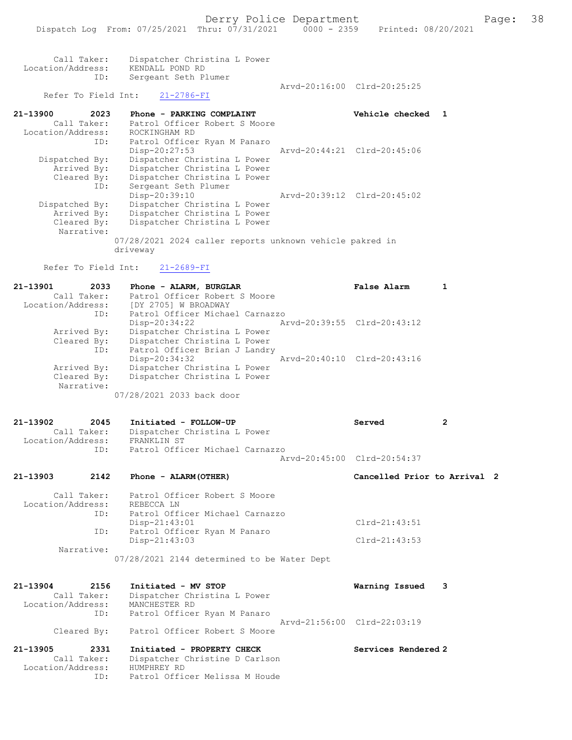```
         Call Taker:    Dispatcher Christina L Power
   Location/Address:    KENDALL POND RD
                 ID:    Sergeant Seth Plumer
                                                  Arvd-20:16:00  Clrd-20:25:25
      Refer To Field Int:     21-2786-FI

21-13900        2023    Phone - PARKING COMPLAINT                  Vehicle checked  1
         Call Taker:    Patrol Officer Robert S Moore
   Location/Address:    ROCKINGHAM RD
                 ID:    Patrol Officer Ryan M Panaro
                        Disp-20:27:53             Arvd-20:44:21  Clrd-20:45:06
      Dispatched By:    Dispatcher Christina L Power
         Arrived By:    Dispatcher Christina L Power
         Cleared By:    Dispatcher Christina L Power
                 ID:    Sergeant Seth Plumer
                        Disp-20:39:10             Arvd-20:39:12  Clrd-20:45:02
      Dispatched By:    Dispatcher Christina L Power
         Arrived By:    Dispatcher Christina L Power
         Cleared By:    Dispatcher Christina L Power
          Narrative:
                    07/28/2021 2024 caller reports unknown vehicle pakred in
                    driveway

      Refer To Field Int:     21-2689-FI

21-13901        2033    Phone - ALARM, BURGLAR                     False Alarm      1
         Call Taker:    Patrol Officer Robert S Moore
   Location/Address:    [DY 2705] W BROADWAY
                 ID:    Patrol Officer Michael Carnazzo
                        Disp-20:34:22             Arvd-20:39:55  Clrd-20:43:12
         Arrived By:    Dispatcher Christina L Power
         Cleared By:    Dispatcher Christina L Power
                 ID:    Patrol Officer Brian J Landry
                        Disp-20:34:32             Arvd-20:40:10  Clrd-20:43:16
         Arrived By:    Dispatcher Christina L Power
         Cleared By:    Dispatcher Christina L Power
          Narrative:
                    07/28/2021 2033 back door

21-13902        2045    Initiated - FOLLOW-UP                      Served           2
         Call Taker:    Dispatcher Christina L Power
   Location/Address:    FRANKLIN ST
                 ID:    Patrol Officer Michael Carnazzo
                                                  Arvd-20:45:00  Clrd-20:54:37

21-13903        2142    Phone - ALARM(OTHER)                       Cancelled Prior to Arrival  2

         Call Taker:    Patrol Officer Robert S Moore
   Location/Address:    REBECCA LN
                 ID:    Patrol Officer Michael Carnazzo
                        Disp-21:43:01                            Clrd-21:43:51
                 ID:    Patrol Officer Ryan M Panaro
                        Disp-21:43:03                            Clrd-21:43:53
          Narrative:
                    07/28/2021 2144 determined to be Water Dept

21-13904        2156    Initiated - MV STOP                        Warning Issued   3
         Call Taker:    Dispatcher Christina L Power
   Location/Address:    MANCHESTER RD
                 ID:    Patrol Officer Ryan M Panaro
                                                  Arvd-21:56:00  Clrd-22:03:19
         Cleared By:    Patrol Officer Robert S Moore

21-13905        2331    Initiated - PROPERTY CHECK                 Services Rendered 2
         Call Taker:    Dispatcher Christine D Carlson
   Location/Address:    HUMPHREY RD
                 ID:    Patrol Officer Melissa M Houde
```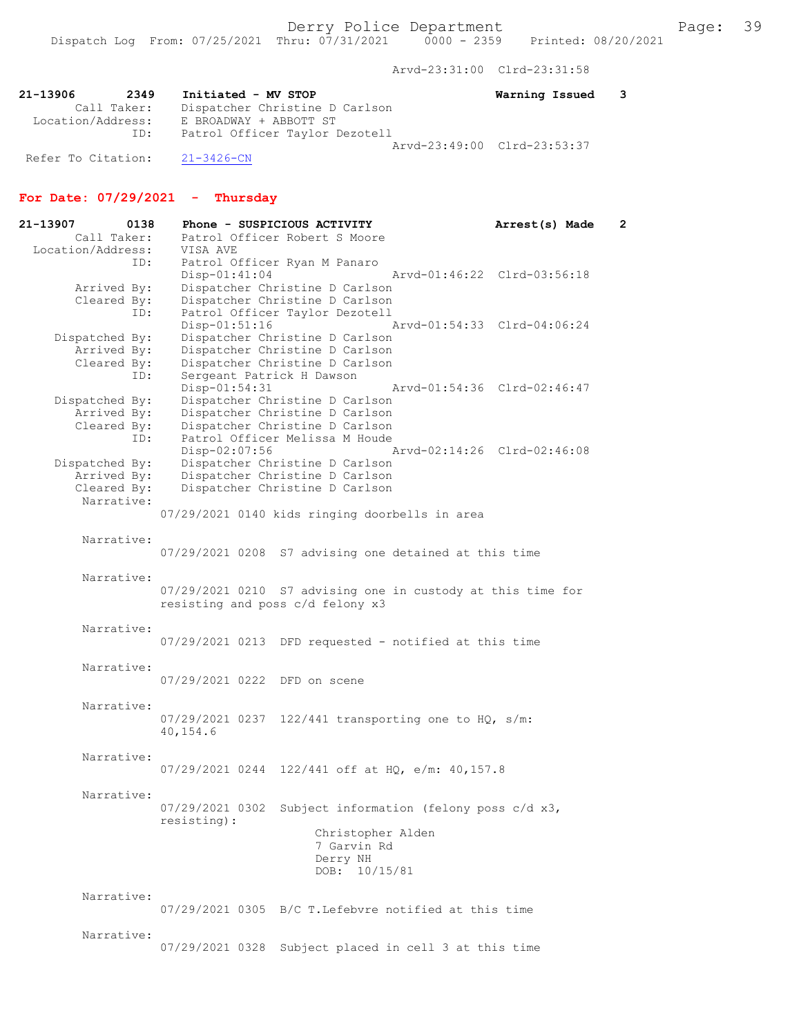Arvd-23:31:00 Clrd-23:31:58

**21-13906 2349 Initiated - MV STOP** **Warning Issued 3**

Call Taker: Dispatcher Christine D Carlson
Location/Address: E BROADWAY + ABBOTT ST
ID: Patrol Officer Taylor Dezotell
Arvd-23:49:00 Clrd-23:53:37
Refer To Citation: 21-3426-CN

## For Date: 07/29/2021 - Thursday

**21-13907 0138 Phone - SUSPICIOUS ACTIVITY** **Arrest(s) Made 2**

Call Taker: Patrol Officer Robert S Moore
Location/Address: VISA AVE
ID: Patrol Officer Ryan M Panaro
Disp-01:41:04 Arvd-01:46:22 Clrd-03:56:18
Arrived By: Dispatcher Christine D Carlson
Cleared By: Dispatcher Christine D Carlson
ID: Patrol Officer Taylor Dezotell
Disp-01:51:16 Arvd-01:54:33 Clrd-04:06:24
Dispatched By: Dispatcher Christine D Carlson
Arrived By: Dispatcher Christine D Carlson
Cleared By: Dispatcher Christine D Carlson
ID: Sergeant Patrick H Dawson
Disp-01:54:31 Arvd-01:54:36 Clrd-02:46:47
Dispatched By: Dispatcher Christine D Carlson
Arrived By: Dispatcher Christine D Carlson
Cleared By: Dispatcher Christine D Carlson
ID: Patrol Officer Melissa M Houde
Disp-02:07:56 Arvd-02:14:26 Clrd-02:46:08
Dispatched By: Dispatcher Christine D Carlson
Arrived By: Dispatcher Christine D Carlson
Cleared By: Dispatcher Christine D Carlson

Narrative:
07/29/2021 0140 kids ringing doorbells in area

Narrative:
07/29/2021 0208 S7 advising one detained at this time

Narrative:
07/29/2021 0210 S7 advising one in custody at this time for resisting and poss c/d felony x3

Narrative:
07/29/2021 0213 DFD requested - notified at this time

Narrative:
07/29/2021 0222 DFD on scene

Narrative:
07/29/2021 0237 122/441 transporting one to HQ, s/m: 40,154.6

Narrative:
07/29/2021 0244 122/441 off at HQ, e/m: 40,157.8

Narrative:
07/29/2021 0302 Subject information (felony poss c/d x3, resisting):
Christopher Alden
7 Garvin Rd
Derry NH
DOB: 10/15/81

Narrative:
07/29/2021 0305 B/C T.Lefebvre notified at this time

Narrative:
07/29/2021 0328 Subject placed in cell 3 at this time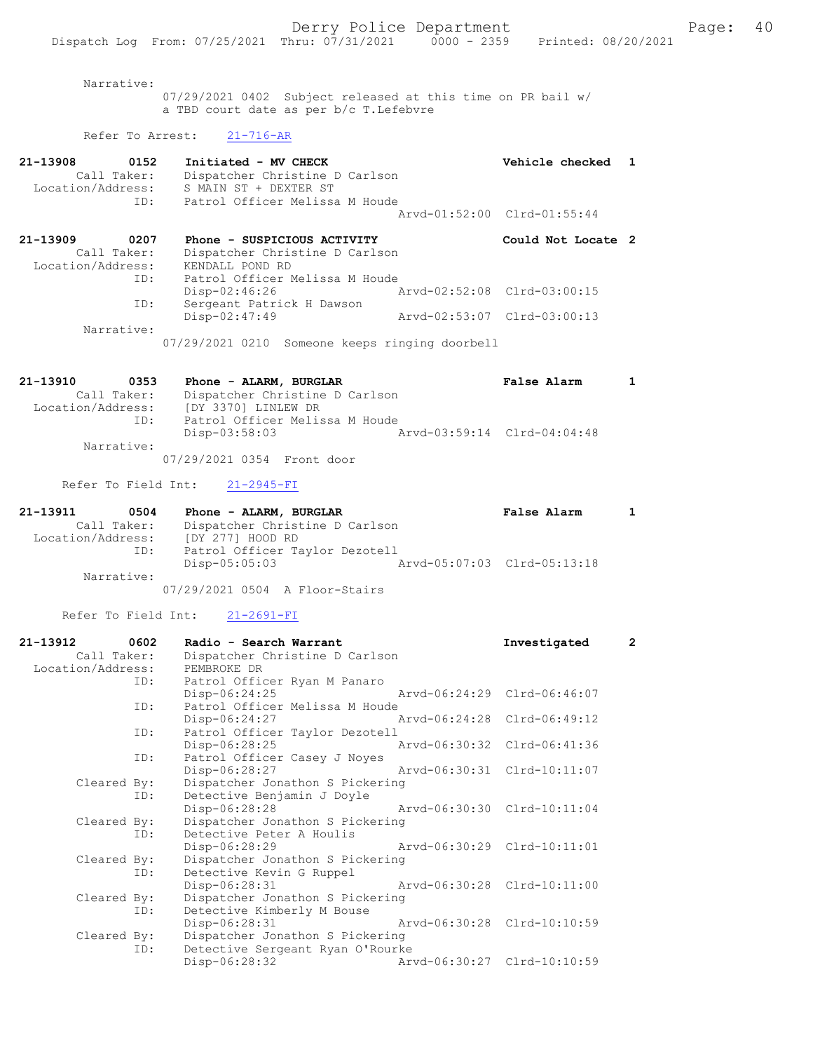Narrative:
07/29/2021 0402 Subject released at this time on PR bail w/ a TBD court date as per b/c T.Lefebvre

Refer To Arrest: 21-716-AR

**21-13908 0152 Initiated - MV CHECK** — Vehicle checked 1
Call Taker: Dispatcher Christine D Carlson
Location/Address: S MAIN ST + DEXTER ST
ID: Patrol Officer Melissa M Houde
Arvd-01:52:00 Clrd-01:55:44

**21-13909 0207 Phone - SUSPICIOUS ACTIVITY** — Could Not Locate 2
Call Taker: Dispatcher Christine D Carlson
Location/Address: KENDALL POND RD
ID: Patrol Officer Melissa M Houde
Disp-02:46:26 Arvd-02:52:08 Clrd-03:00:15
ID: Sergeant Patrick H Dawson
Disp-02:47:49 Arvd-02:53:07 Clrd-03:00:13
Narrative:
07/29/2021 0210 Someone keeps ringing doorbell

**21-13910 0353 Phone - ALARM, BURGLAR** — False Alarm 1
Call Taker: Dispatcher Christine D Carlson
Location/Address: [DY 3370] LINLEW DR
ID: Patrol Officer Melissa M Houde
Disp-03:58:03 Arvd-03:59:14 Clrd-04:04:48
Narrative:
07/29/2021 0354 Front door

Refer To Field Int: 21-2945-FI

**21-13911 0504 Phone - ALARM, BURGLAR** — False Alarm 1
Call Taker: Dispatcher Christine D Carlson
Location/Address: [DY 277] HOOD RD
ID: Patrol Officer Taylor Dezotell
Disp-05:05:03 Arvd-05:07:03 Clrd-05:13:18
Narrative:
07/29/2021 0504 A Floor-Stairs

Refer To Field Int: 21-2691-FI

**21-13912 0602 Radio - Search Warrant** — Investigated 2
Call Taker: Dispatcher Christine D Carlson
Location/Address: PEMBROKE DR
ID: Patrol Officer Ryan M Panaro
Disp-06:24:25 Arvd-06:24:29 Clrd-06:46:07
ID: Patrol Officer Melissa M Houde
Disp-06:24:27 Arvd-06:24:28 Clrd-06:49:12
ID: Patrol Officer Taylor Dezotell
Disp-06:28:25 Arvd-06:30:32 Clrd-06:41:36
ID: Patrol Officer Casey J Noyes
Disp-06:28:27 Arvd-06:30:31 Clrd-10:11:07
Cleared By: Dispatcher Jonathon S Pickering
ID: Detective Benjamin J Doyle
Disp-06:28:28 Arvd-06:30:30 Clrd-10:11:04
Cleared By: Dispatcher Jonathon S Pickering
ID: Detective Peter A Houlis
Disp-06:28:29 Arvd-06:30:29 Clrd-10:11:01
Cleared By: Dispatcher Jonathon S Pickering
ID: Detective Kevin G Ruppel
Disp-06:28:31 Arvd-06:30:28 Clrd-10:11:00
Cleared By: Dispatcher Jonathon S Pickering
ID: Detective Kimberly M Bouse
Disp-06:28:31 Arvd-06:30:28 Clrd-10:10:59
Cleared By: Dispatcher Jonathon S Pickering
ID: Detective Sergeant Ryan O'Rourke
Disp-06:28:32 Arvd-06:30:27 Clrd-10:10:59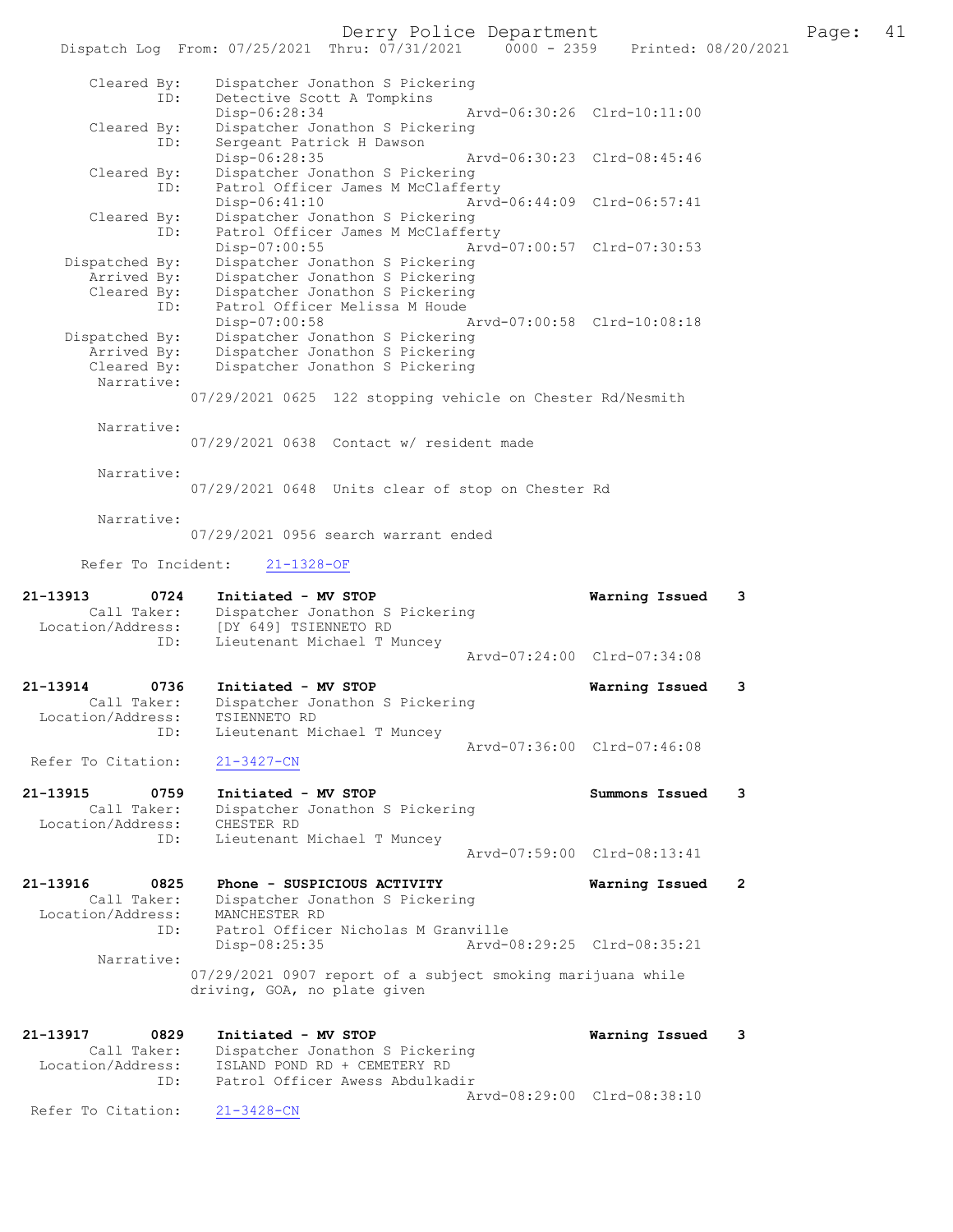```
        Cleared By:     Dispatcher Jonathon S Pickering
                ID:     Detective Scott A Tompkins
                        Disp-06:28:34                 Arvd-06:30:26  Clrd-10:11:00
        Cleared By:     Dispatcher Jonathon S Pickering
                ID:     Sergeant Patrick H Dawson
                        Disp-06:28:35                 Arvd-06:30:23  Clrd-08:45:46
        Cleared By:     Dispatcher Jonathon S Pickering
                ID:     Patrol Officer James M McClafferty
                        Disp-06:41:10                 Arvd-06:44:09  Clrd-06:57:41
        Cleared By:     Dispatcher Jonathon S Pickering
                ID:     Patrol Officer James M McClafferty
                        Disp-07:00:55                 Arvd-07:00:57  Clrd-07:30:53
     Dispatched By:     Dispatcher Jonathon S Pickering
        Arrived By:     Dispatcher Jonathon S Pickering
        Cleared By:     Dispatcher Jonathon S Pickering
                ID:     Patrol Officer Melissa M Houde
                        Disp-07:00:58                 Arvd-07:00:58  Clrd-10:08:18
     Dispatched By:     Dispatcher Jonathon S Pickering
        Arrived By:     Dispatcher Jonathon S Pickering
        Cleared By:     Dispatcher Jonathon S Pickering
         Narrative:
                      07/29/2021 0625  122 stopping vehicle on Chester Rd/Nesmith

         Narrative:
                      07/29/2021 0638  Contact w/ resident made

         Narrative:
                      07/29/2021 0648  Units clear of stop on Chester Rd

         Narrative:
                      07/29/2021 0956 search warrant ended

      Refer To Incident:    21-1328-OF

21-13913        0724    Initiated - MV STOP                          Warning Issued    3
        Call Taker:     Dispatcher Jonathon S Pickering
  Location/Address:     [DY 649] TSIENNETO RD
                ID:     Lieutenant Michael T Muncey
                                                      Arvd-07:24:00  Clrd-07:34:08

21-13914        0736    Initiated - MV STOP                          Warning Issued    3
        Call Taker:     Dispatcher Jonathon S Pickering
  Location/Address:     TSIENNETO RD
                ID:     Lieutenant Michael T Muncey
                                                      Arvd-07:36:00  Clrd-07:46:08
 Refer To Citation:     21-3427-CN

21-13915        0759    Initiated - MV STOP                          Summons Issued    3
        Call Taker:     Dispatcher Jonathon S Pickering
  Location/Address:     CHESTER RD
                ID:     Lieutenant Michael T Muncey
                                                      Arvd-07:59:00  Clrd-08:13:41

21-13916        0825    Phone - SUSPICIOUS ACTIVITY                  Warning Issued    2
        Call Taker:     Dispatcher Jonathon S Pickering
  Location/Address:     MANCHESTER RD
                ID:     Patrol Officer Nicholas M Granville
                        Disp-08:25:35                 Arvd-08:29:25  Clrd-08:35:21
         Narrative:
                      07/29/2021 0907 report of a subject smoking marijuana while
                      driving, GOA, no plate given


21-13917        0829    Initiated - MV STOP                          Warning Issued    3
        Call Taker:     Dispatcher Jonathon S Pickering
  Location/Address:     ISLAND POND RD + CEMETERY RD
                ID:     Patrol Officer Awess Abdulkadir
                                                      Arvd-08:29:00  Clrd-08:38:10
 Refer To Citation:     21-3428-CN
```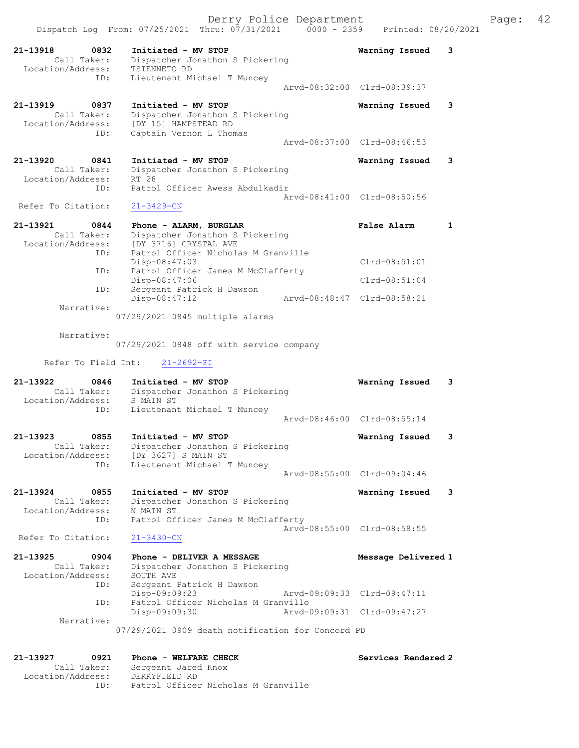Derry Police Department

Dispatch Log From: 07/25/2021 Thru: 07/31/2021 0000 - 2359 Printed: 08/20/2021

```
21-13918        0832    Initiated - MV STOP                             Warning Issued    3
        Call Taker:     Dispatcher Jonathon S Pickering
  Location/Address:     TSIENNETO RD
                ID:     Lieutenant Michael T Muncey
                                                    Arvd-08:32:00  Clrd-08:39:37

21-13919        0837    Initiated - MV STOP                             Warning Issued    3
        Call Taker:     Dispatcher Jonathon S Pickering
  Location/Address:     [DY 15] HAMPSTEAD RD
                ID:     Captain Vernon L Thomas
                                                    Arvd-08:37:00  Clrd-08:46:53

21-13920        0841    Initiated - MV STOP                             Warning Issued    3
        Call Taker:     Dispatcher Jonathon S Pickering
  Location/Address:     RT 28
                ID:     Patrol Officer Awess Abdulkadir
                                                    Arvd-08:41:00  Clrd-08:50:56
  Refer To Citation:    21-3429-CN

21-13921        0844    Phone - ALARM, BURGLAR                          False Alarm       1
        Call Taker:     Dispatcher Jonathon S Pickering
  Location/Address:     [DY 3716] CRYSTAL AVE
                ID:     Patrol Officer Nicholas M Granville
                        Disp-08:47:03                              Clrd-08:51:01
                ID:     Patrol Officer James M McClafferty
                        Disp-08:47:06                              Clrd-08:51:04
                ID:     Sergeant Patrick H Dawson
                        Disp-08:47:12               Arvd-08:48:47  Clrd-08:58:21
         Narrative:
                      07/29/2021 0845 multiple alarms

         Narrative:
                      07/29/2021 0848 off with service company

      Refer To Field Int:    21-2692-FI

21-13922        0846    Initiated - MV STOP                             Warning Issued    3
        Call Taker:     Dispatcher Jonathon S Pickering
  Location/Address:     S MAIN ST
                ID:     Lieutenant Michael T Muncey
                                                    Arvd-08:46:00  Clrd-08:55:14

21-13923        0855    Initiated - MV STOP                             Warning Issued    3
        Call Taker:     Dispatcher Jonathon S Pickering
  Location/Address:     [DY 3627] S MAIN ST
                ID:     Lieutenant Michael T Muncey
                                                    Arvd-08:55:00  Clrd-09:04:46

21-13924        0855    Initiated - MV STOP                             Warning Issued    3
        Call Taker:     Dispatcher Jonathon S Pickering
  Location/Address:     N MAIN ST
                ID:     Patrol Officer James M McClafferty
                                                    Arvd-08:55:00  Clrd-08:58:55
  Refer To Citation:    21-3430-CN

21-13925        0904    Phone - DELIVER A MESSAGE                       Message Delivered 1
        Call Taker:     Dispatcher Jonathon S Pickering
  Location/Address:     SOUTH AVE
                ID:     Sergeant Patrick H Dawson
                        Disp-09:09:23               Arvd-09:09:33  Clrd-09:47:11
                ID:     Patrol Officer Nicholas M Granville
                        Disp-09:09:30               Arvd-09:09:31  Clrd-09:47:27
         Narrative:
                      07/29/2021 0909 death notification for Concord PD

21-13927        0921    Phone - WELFARE CHECK                           Services Rendered 2
        Call Taker:     Sergeant Jared Knox
  Location/Address:     DERRYFIELD RD
                ID:     Patrol Officer Nicholas M Granville
```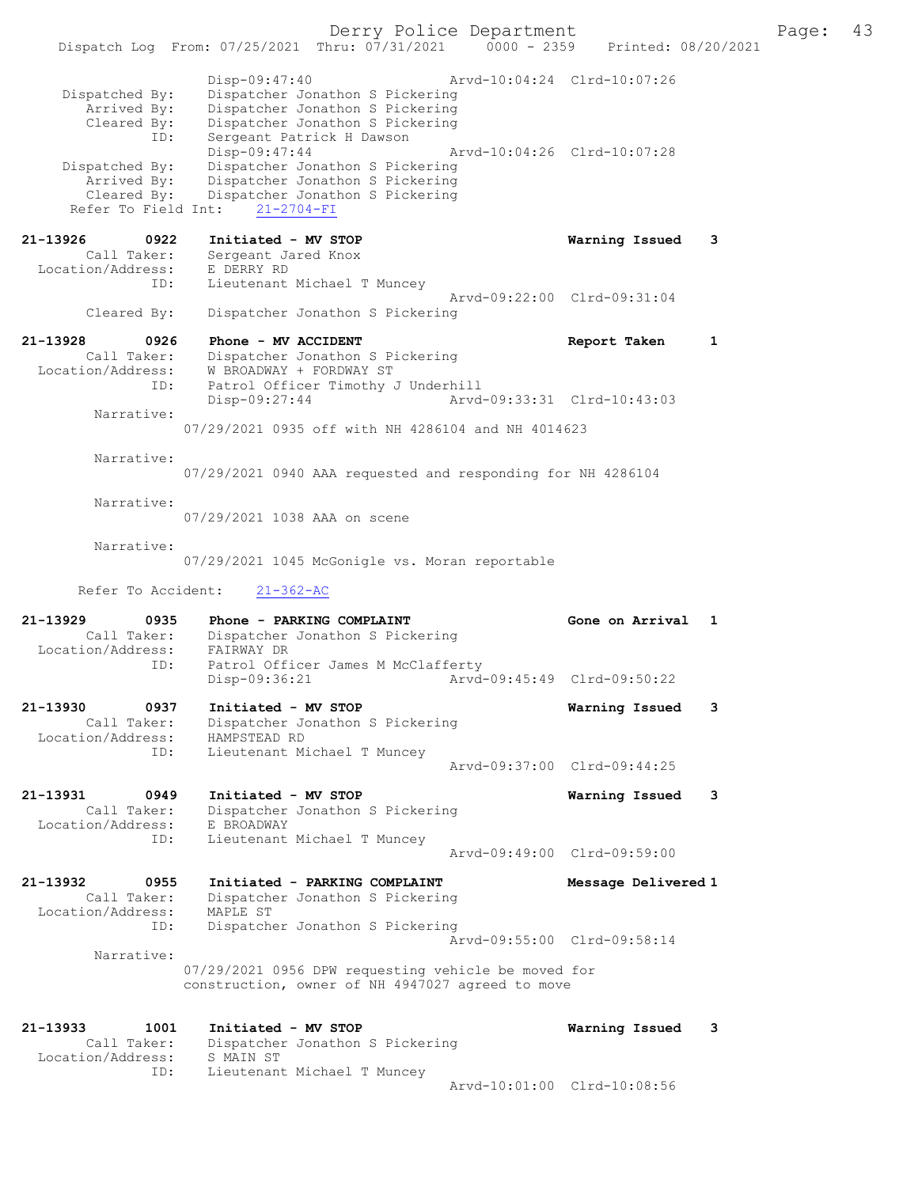```
                Disp-09:47:40                  Arvd-10:04:24  Clrd-10:07:26
  Dispatched By:    Dispatcher Jonathon S Pickering
     Arrived By:    Dispatcher Jonathon S Pickering
     Cleared By:    Dispatcher Jonathon S Pickering
            ID:     Sergeant Patrick H Dawson
                Disp-09:47:44                  Arvd-10:04:26  Clrd-10:07:28
  Dispatched By:    Dispatcher Jonathon S Pickering
     Arrived By:    Dispatcher Jonathon S Pickering
     Cleared By:    Dispatcher Jonathon S Pickering
   Refer To Field Int:    21-2704-FI

21-13926        0922    Initiated - MV STOP                          Warning Issued    3
        Call Taker:    Sergeant Jared Knox
  Location/Address:    E DERRY RD
               ID:     Lieutenant Michael T Muncey
                                               Arvd-09:22:00  Clrd-09:31:04
        Cleared By:    Dispatcher Jonathon S Pickering

21-13928        0926    Phone - MV ACCIDENT                          Report Taken      1
        Call Taker:    Dispatcher Jonathon S Pickering
  Location/Address:    W BROADWAY + FORDWAY ST
               ID:     Patrol Officer Timothy J Underhill
                Disp-09:27:44                  Arvd-09:33:31  Clrd-10:43:03
         Narrative:
                07/29/2021 0935 off with NH 4286104 and NH 4014623

         Narrative:
                07/29/2021 0940 AAA requested and responding for NH 4286104

         Narrative:
                07/29/2021 1038 AAA on scene

         Narrative:
                07/29/2021 1045 McGonigle vs. Moran reportable

      Refer To Accident:    21-362-AC

21-13929        0935    Phone - PARKING COMPLAINT                    Gone on Arrival   1
        Call Taker:    Dispatcher Jonathon S Pickering
  Location/Address:    FAIRWAY DR
               ID:     Patrol Officer James M McClafferty
                Disp-09:36:21                  Arvd-09:45:49  Clrd-09:50:22

21-13930        0937    Initiated - MV STOP                          Warning Issued    3
        Call Taker:    Dispatcher Jonathon S Pickering
  Location/Address:    HAMPSTEAD RD
               ID:     Lieutenant Michael T Muncey
                                               Arvd-09:37:00  Clrd-09:44:25

21-13931        0949    Initiated - MV STOP                          Warning Issued    3
        Call Taker:    Dispatcher Jonathon S Pickering
  Location/Address:    E BROADWAY
               ID:     Lieutenant Michael T Muncey
                                               Arvd-09:49:00  Clrd-09:59:00

21-13932        0955    Initiated - PARKING COMPLAINT                Message Delivered 1
        Call Taker:    Dispatcher Jonathon S Pickering
  Location/Address:    MAPLE ST
               ID:     Dispatcher Jonathon S Pickering
                                               Arvd-09:55:00  Clrd-09:58:14
         Narrative:
                07/29/2021 0956 DPW requesting vehicle be moved for
                construction, owner of NH 4947027 agreed to move

21-13933        1001    Initiated - MV STOP                          Warning Issued    3
        Call Taker:    Dispatcher Jonathon S Pickering
  Location/Address:    S MAIN ST
               ID:     Lieutenant Michael T Muncey
                                               Arvd-10:01:00  Clrd-10:08:56
```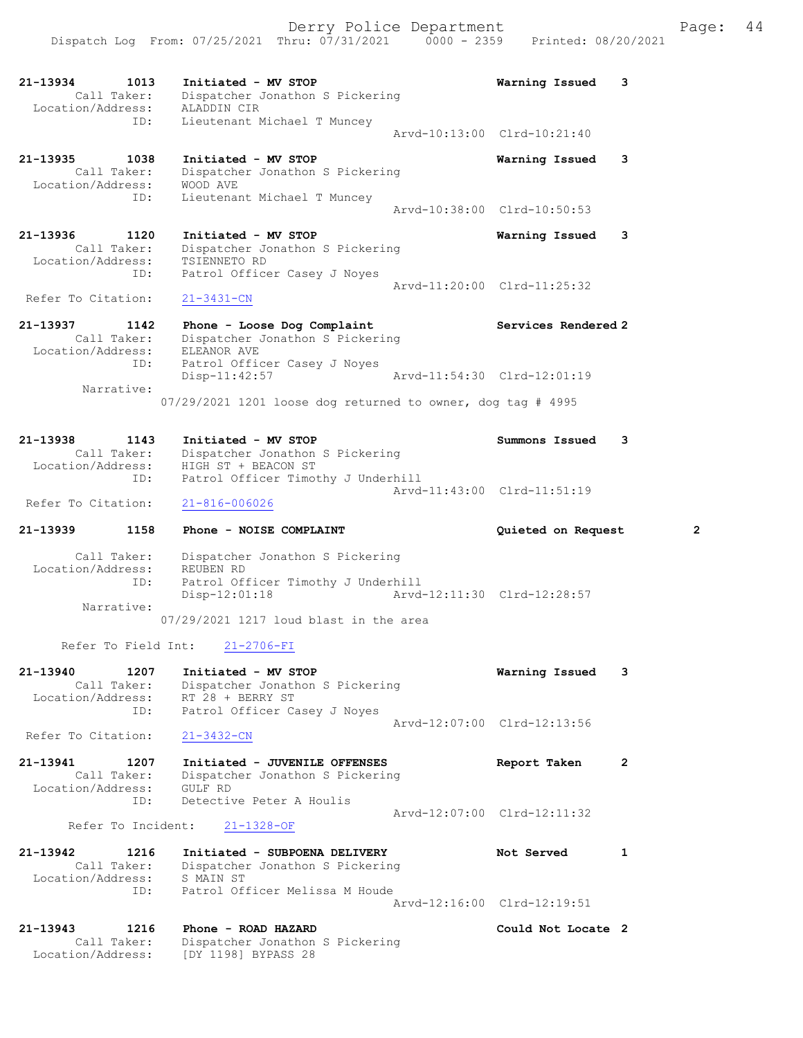21-13934 1013 Initiated - MV STOP Warning Issued 3
Call Taker: Dispatcher Jonathon S Pickering
Location/Address: ALADDIN CIR
ID: Lieutenant Michael T Muncey
Arvd-10:13:00 Clrd-10:21:40

21-13935 1038 Initiated - MV STOP Warning Issued 3
Call Taker: Dispatcher Jonathon S Pickering
Location/Address: WOOD AVE
ID: Lieutenant Michael T Muncey
Arvd-10:38:00 Clrd-10:50:53

21-13936 1120 Initiated - MV STOP Warning Issued 3
Call Taker: Dispatcher Jonathon S Pickering
Location/Address: TSIENNETO RD
ID: Patrol Officer Casey J Noyes
Arvd-11:20:00 Clrd-11:25:32
Refer To Citation: 21-3431-CN

21-13937 1142 Phone - Loose Dog Complaint Services Rendered 2
Call Taker: Dispatcher Jonathon S Pickering
Location/Address: ELEANOR AVE
ID: Patrol Officer Casey J Noyes
Disp-11:42:57 Arvd-11:54:30 Clrd-12:01:19
Narrative:
07/29/2021 1201 loose dog returned to owner, dog tag # 4995

21-13938 1143 Initiated - MV STOP Summons Issued 3
Call Taker: Dispatcher Jonathon S Pickering
Location/Address: HIGH ST + BEACON ST
ID: Patrol Officer Timothy J Underhill
Arvd-11:43:00 Clrd-11:51:19
Refer To Citation: 21-816-006026

21-13939 1158 Phone - NOISE COMPLAINT Quieted on Request 2
Call Taker: Dispatcher Jonathon S Pickering
Location/Address: REUBEN RD
ID: Patrol Officer Timothy J Underhill
Disp-12:01:18 Arvd-12:11:30 Clrd-12:28:57
Narrative:
07/29/2021 1217 loud blast in the area

Refer To Field Int: 21-2706-FI

21-13940 1207 Initiated - MV STOP Warning Issued 3
Call Taker: Dispatcher Jonathon S Pickering
Location/Address: RT 28 + BERRY ST
ID: Patrol Officer Casey J Noyes
Arvd-12:07:00 Clrd-12:13:56
Refer To Citation: 21-3432-CN

21-13941 1207 Initiated - JUVENILE OFFENSES Report Taken 2
Call Taker: Dispatcher Jonathon S Pickering
Location/Address: GULF RD
ID: Detective Peter A Houlis
Arvd-12:07:00 Clrd-12:11:32
Refer To Incident: 21-1328-OF

21-13942 1216 Initiated - SUBPOENA DELIVERY Not Served 1
Call Taker: Dispatcher Jonathon S Pickering
Location/Address: S MAIN ST
ID: Patrol Officer Melissa M Houde
Arvd-12:16:00 Clrd-12:19:51

21-13943 1216 Phone - ROAD HAZARD Could Not Locate 2
Call Taker: Dispatcher Jonathon S Pickering
Location/Address: [DY 1198] BYPASS 28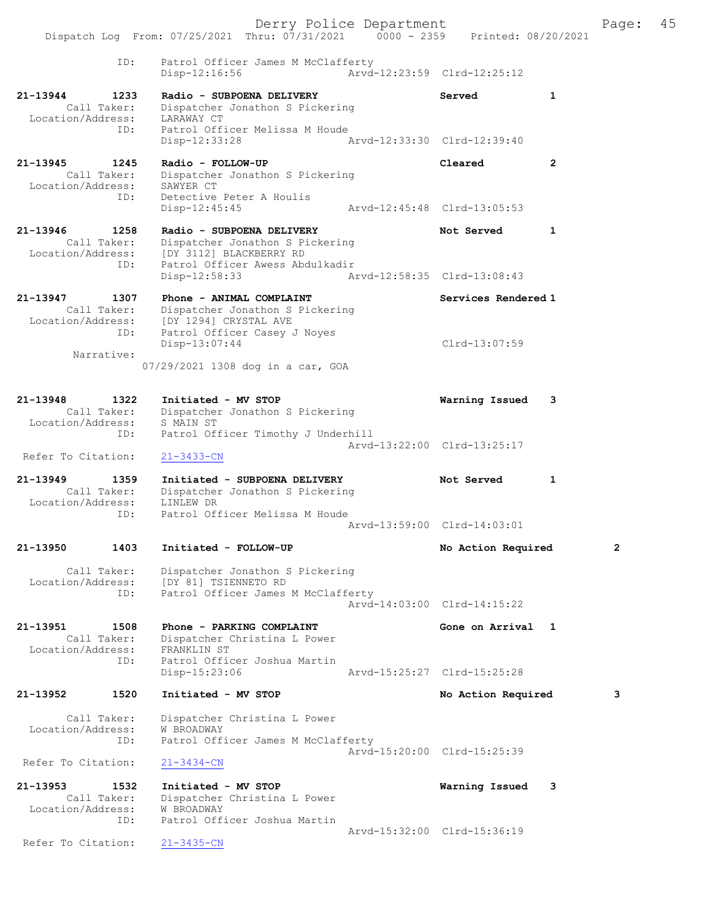ID: Patrol Officer James M McClafferty
Disp-12:16:56 Arvd-12:23:59 Clrd-12:25:12

**21-13944 1233 Radio - SUBPOENA DELIVERY** **Served** **1**
Call Taker: Dispatcher Jonathon S Pickering
Location/Address: LARAWAY CT
ID: Patrol Officer Melissa M Houde
Disp-12:33:28 Arvd-12:33:30 Clrd-12:39:40

**21-13945 1245 Radio - FOLLOW-UP** **Cleared** **2**
Call Taker: Dispatcher Jonathon S Pickering
Location/Address: SAWYER CT
ID: Detective Peter A Houlis
Disp-12:45:45 Arvd-12:45:48 Clrd-13:05:53

**21-13946 1258 Radio - SUBPOENA DELIVERY** **Not Served** **1**
Call Taker: Dispatcher Jonathon S Pickering
Location/Address: [DY 3112] BLACKBERRY RD
ID: Patrol Officer Awess Abdulkadir
Disp-12:58:33 Arvd-12:58:35 Clrd-13:08:43

**21-13947 1307 Phone - ANIMAL COMPLAINT** **Services Rendered 1**
Call Taker: Dispatcher Jonathon S Pickering
Location/Address: [DY 1294] CRYSTAL AVE
ID: Patrol Officer Casey J Noyes
Disp-13:07:44 Clrd-13:07:59
Narrative:
07/29/2021 1308 dog in a car, GOA

**21-13948 1322 Initiated - MV STOP** **Warning Issued** **3**
Call Taker: Dispatcher Jonathon S Pickering
Location/Address: S MAIN ST
ID: Patrol Officer Timothy J Underhill
Arvd-13:22:00 Clrd-13:25:17
Refer To Citation: 21-3433-CN

**21-13949 1359 Initiated - SUBPOENA DELIVERY** **Not Served** **1**
Call Taker: Dispatcher Jonathon S Pickering
Location/Address: LINLEW DR
ID: Patrol Officer Melissa M Houde
Arvd-13:59:00 Clrd-14:03:01

**21-13950 1403 Initiated - FOLLOW-UP** **No Action Required** **2**
Call Taker: Dispatcher Jonathon S Pickering
Location/Address: [DY 81] TSIENNETO RD
ID: Patrol Officer James M McClafferty
Arvd-14:03:00 Clrd-14:15:22

**21-13951 1508 Phone - PARKING COMPLAINT** **Gone on Arrival** **1**
Call Taker: Dispatcher Christina L Power
Location/Address: FRANKLIN ST
ID: Patrol Officer Joshua Martin
Disp-15:23:06 Arvd-15:25:27 Clrd-15:25:28

**21-13952 1520 Initiated - MV STOP** **No Action Required** **3**
Call Taker: Dispatcher Christina L Power
Location/Address: W BROADWAY
ID: Patrol Officer James M McClafferty
Arvd-15:20:00 Clrd-15:25:39
Refer To Citation: 21-3434-CN

**21-13953 1532 Initiated - MV STOP** **Warning Issued** **3**
Call Taker: Dispatcher Christina L Power
Location/Address: W BROADWAY
ID: Patrol Officer Joshua Martin
Arvd-15:32:00 Clrd-15:36:19
Refer To Citation: 21-3435-CN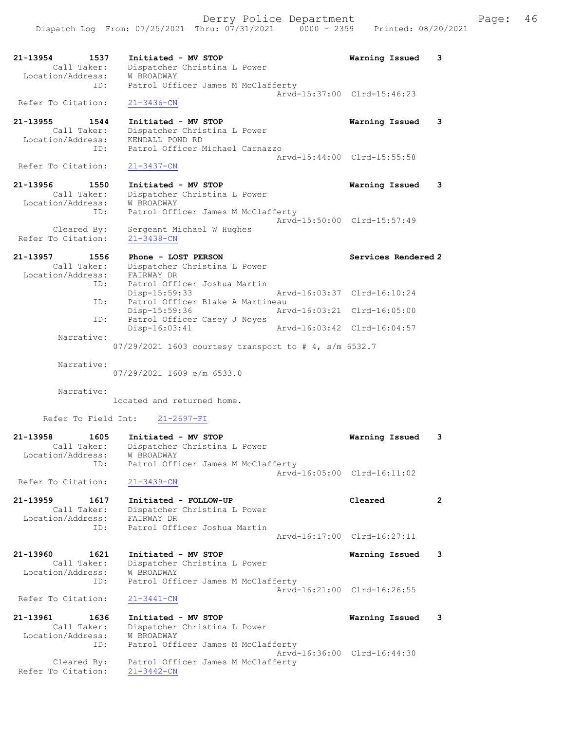21-13954 1537 Initiated - MV STOP Warning Issued 3
Call Taker: Dispatcher Christina L Power
Location/Address: W BROADWAY
ID: Patrol Officer James M McClafferty
Arvd-15:37:00 Clrd-15:46:23
Refer To Citation: 21-3436-CN

21-13955 1544 Initiated - MV STOP Warning Issued 3
Call Taker: Dispatcher Christina L Power
Location/Address: KENDALL POND RD
ID: Patrol Officer Michael Carnazzo
Arvd-15:44:00 Clrd-15:55:58
Refer To Citation: 21-3437-CN

21-13956 1550 Initiated - MV STOP Warning Issued 3
Call Taker: Dispatcher Christina L Power
Location/Address: W BROADWAY
ID: Patrol Officer James M McClafferty
Arvd-15:50:00 Clrd-15:57:49
Cleared By: Sergeant Michael W Hughes
Refer To Citation: 21-3438-CN

21-13957 1556 Phone - LOST PERSON Services Rendered 2
Call Taker: Dispatcher Christina L Power
Location/Address: FAIRWAY DR
ID: Patrol Officer Joshua Martin
Disp-15:59:33 Arvd-16:03:37 Clrd-16:10:24
ID: Patrol Officer Blake A Martineau
Disp-15:59:36 Arvd-16:03:21 Clrd-16:05:00
ID: Patrol Officer Casey J Noyes
Disp-16:03:41 Arvd-16:03:42 Clrd-16:04:57
Narrative:
07/29/2021 1603 courtesy transport to # 4, s/m 6532.7

Narrative:
07/29/2021 1609 e/m 6533.0

Narrative:
located and returned home.

Refer To Field Int: 21-2697-FI

21-13958 1605 Initiated - MV STOP Warning Issued 3
Call Taker: Dispatcher Christina L Power
Location/Address: W BROADWAY
ID: Patrol Officer James M McClafferty
Arvd-16:05:00 Clrd-16:11:02
Refer To Citation: 21-3439-CN

21-13959 1617 Initiated - FOLLOW-UP Cleared 2
Call Taker: Dispatcher Christina L Power
Location/Address: FAIRWAY DR
ID: Patrol Officer Joshua Martin
Arvd-16:17:00 Clrd-16:27:11

21-13960 1621 Initiated - MV STOP Warning Issued 3
Call Taker: Dispatcher Christina L Power
Location/Address: W BROADWAY
ID: Patrol Officer James M McClafferty
Arvd-16:21:00 Clrd-16:26:55
Refer To Citation: 21-3441-CN

21-13961 1636 Initiated - MV STOP Warning Issued 3
Call Taker: Dispatcher Christina L Power
Location/Address: W BROADWAY
ID: Patrol Officer James M McClafferty
Arvd-16:36:00 Clrd-16:44:30
Cleared By: Patrol Officer James M McClafferty
Refer To Citation: 21-3442-CN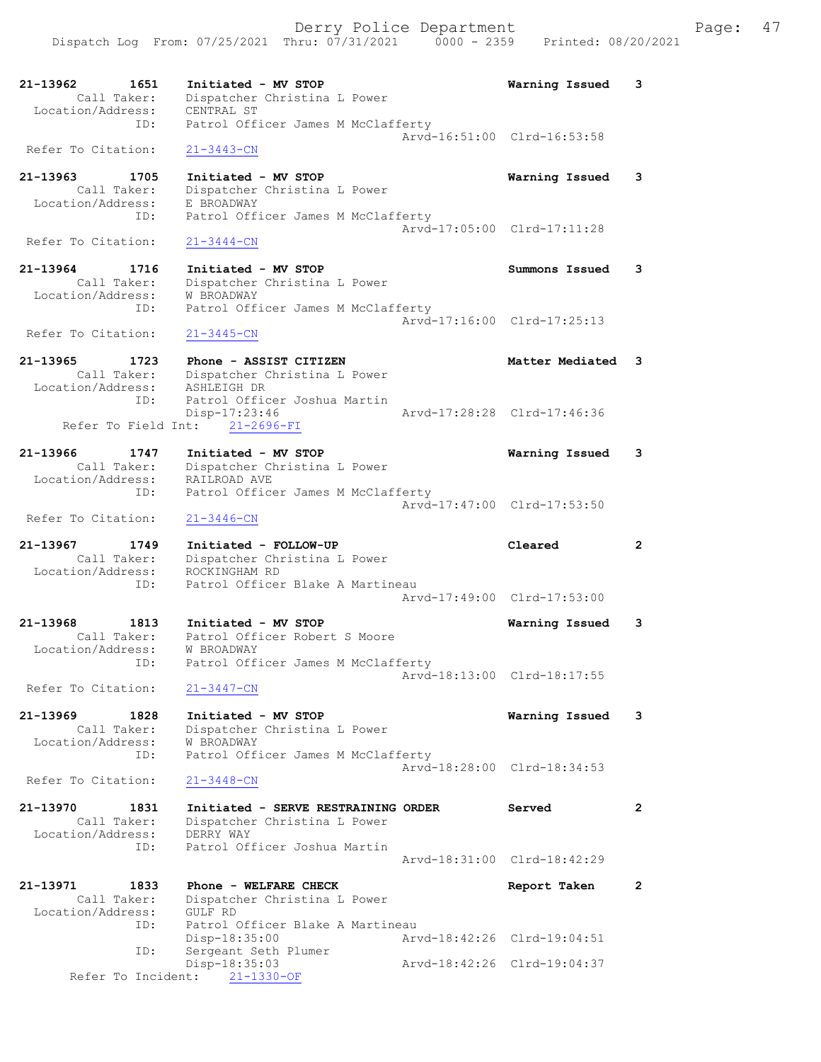21-13962 1651 Initiated - MV STOP Warning Issued 3
Call Taker: Dispatcher Christina L Power
Location/Address: CENTRAL ST
ID: Patrol Officer James M McClafferty
Arvd-16:51:00 Clrd-16:53:58
Refer To Citation: 21-3443-CN

21-13963 1705 Initiated - MV STOP Warning Issued 3
Call Taker: Dispatcher Christina L Power
Location/Address: E BROADWAY
ID: Patrol Officer James M McClafferty
Arvd-17:05:00 Clrd-17:11:28
Refer To Citation: 21-3444-CN

21-13964 1716 Initiated - MV STOP Summons Issued 3
Call Taker: Dispatcher Christina L Power
Location/Address: W BROADWAY
ID: Patrol Officer James M McClafferty
Arvd-17:16:00 Clrd-17:25:13
Refer To Citation: 21-3445-CN

21-13965 1723 Phone - ASSIST CITIZEN Matter Mediated 3
Call Taker: Dispatcher Christina L Power
Location/Address: ASHLEIGH DR
ID: Patrol Officer Joshua Martin
Disp-17:23:46 Arvd-17:28:28 Clrd-17:46:36
Refer To Field Int: 21-2696-FI

21-13966 1747 Initiated - MV STOP Warning Issued 3
Call Taker: Dispatcher Christina L Power
Location/Address: RAILROAD AVE
ID: Patrol Officer James M McClafferty
Arvd-17:47:00 Clrd-17:53:50
Refer To Citation: 21-3446-CN

21-13967 1749 Initiated - FOLLOW-UP Cleared 2
Call Taker: Dispatcher Christina L Power
Location/Address: ROCKINGHAM RD
ID: Patrol Officer Blake A Martineau
Arvd-17:49:00 Clrd-17:53:00

21-13968 1813 Initiated - MV STOP Warning Issued 3
Call Taker: Patrol Officer Robert S Moore
Location/Address: W BROADWAY
ID: Patrol Officer James M McClafferty
Arvd-18:13:00 Clrd-18:17:55
Refer To Citation: 21-3447-CN

21-13969 1828 Initiated - MV STOP Warning Issued 3
Call Taker: Dispatcher Christina L Power
Location/Address: W BROADWAY
ID: Patrol Officer James M McClafferty
Arvd-18:28:00 Clrd-18:34:53
Refer To Citation: 21-3448-CN

21-13970 1831 Initiated - SERVE RESTRAINING ORDER Served 2
Call Taker: Dispatcher Christina L Power
Location/Address: DERRY WAY
ID: Patrol Officer Joshua Martin
Arvd-18:31:00 Clrd-18:42:29

21-13971 1833 Phone - WELFARE CHECK Report Taken 2
Call Taker: Dispatcher Christina L Power
Location/Address: GULF RD
ID: Patrol Officer Blake A Martineau
Disp-18:35:00 Arvd-18:42:26 Clrd-19:04:51
ID: Sergeant Seth Plumer
Disp-18:35:03 Arvd-18:42:26 Clrd-19:04:37
Refer To Incident: 21-1330-OF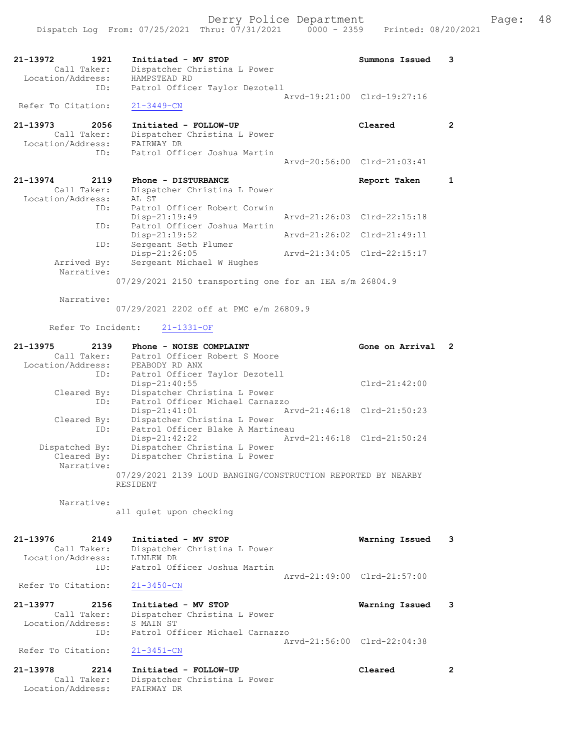21-13972 1921 Initiated - MV STOP Summons Issued 3
Call Taker: Dispatcher Christina L Power
Location/Address: HAMPSTEAD RD
ID: Patrol Officer Taylor Dezotell
Arvd-19:21:00 Clrd-19:27:16
Refer To Citation: 21-3449-CN

21-13973 2056 Initiated - FOLLOW-UP Cleared 2
Call Taker: Dispatcher Christina L Power
Location/Address: FAIRWAY DR
ID: Patrol Officer Joshua Martin
Arvd-20:56:00 Clrd-21:03:41

21-13974 2119 Phone - DISTURBANCE Report Taken 1
Call Taker: Dispatcher Christina L Power
Location/Address: AL ST
ID: Patrol Officer Robert Corwin
Disp-21:19:49 Arvd-21:26:03 Clrd-22:15:18
ID: Patrol Officer Joshua Martin
Disp-21:19:52 Arvd-21:26:02 Clrd-21:49:11
ID: Sergeant Seth Plumer
Disp-21:26:05 Arvd-21:34:05 Clrd-22:15:17
Arrived By: Sergeant Michael W Hughes
Narrative:
07/29/2021 2150 transporting one for an IEA s/m 26804.9

Narrative:
07/29/2021 2202 off at PMC e/m 26809.9

Refer To Incident: 21-1331-OF

21-13975 2139 Phone - NOISE COMPLAINT Gone on Arrival 2
Call Taker: Patrol Officer Robert S Moore
Location/Address: PEABODY RD ANX
ID: Patrol Officer Taylor Dezotell
Disp-21:40:55 Clrd-21:42:00
Cleared By: Dispatcher Christina L Power
ID: Patrol Officer Michael Carnazzo
Disp-21:41:01 Arvd-21:46:18 Clrd-21:50:23
Cleared By: Dispatcher Christina L Power
ID: Patrol Officer Blake A Martineau
Disp-21:42:22 Arvd-21:46:18 Clrd-21:50:24
Dispatched By: Dispatcher Christina L Power
Cleared By: Dispatcher Christina L Power
Narrative:
07/29/2021 2139 LOUD BANGING/CONSTRUCTION REPORTED BY NEARBY RESIDENT

Narrative:
all quiet upon checking

21-13976 2149 Initiated - MV STOP Warning Issued 3
Call Taker: Dispatcher Christina L Power
Location/Address: LINLEW DR
ID: Patrol Officer Joshua Martin
Arvd-21:49:00 Clrd-21:57:00
Refer To Citation: 21-3450-CN

21-13977 2156 Initiated - MV STOP Warning Issued 3
Call Taker: Dispatcher Christina L Power
Location/Address: S MAIN ST
ID: Patrol Officer Michael Carnazzo
Arvd-21:56:00 Clrd-22:04:38
Refer To Citation: 21-3451-CN

21-13978 2214 Initiated - FOLLOW-UP Cleared 2
Call Taker: Dispatcher Christina L Power
Location/Address: FAIRWAY DR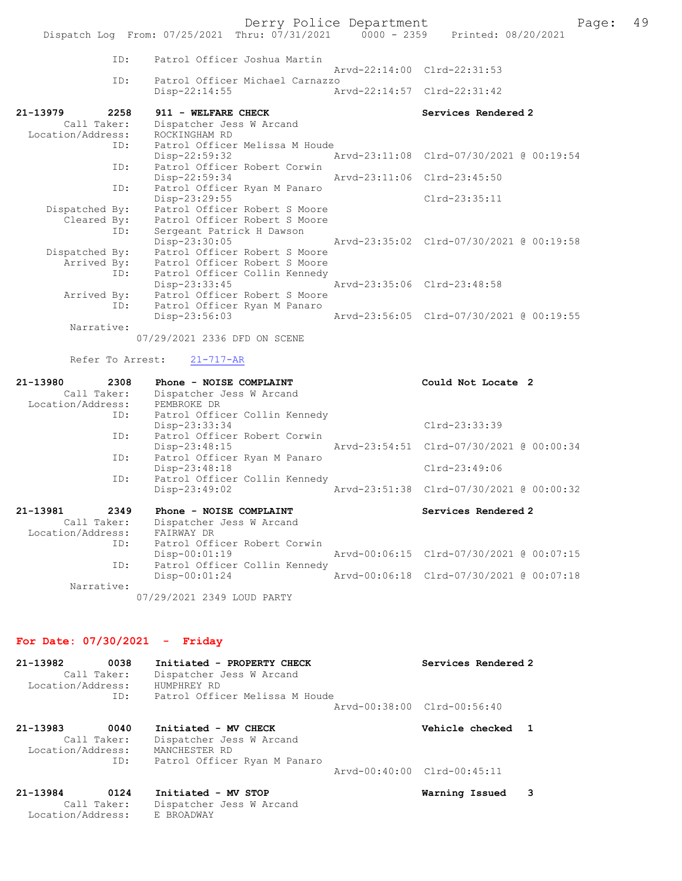```
            ID:     Patrol Officer Joshua Martin
                                                 Arvd-22:14:00  Clrd-22:31:53
            ID:     Patrol Officer Michael Carnazzo
                    Disp-22:14:55                Arvd-22:14:57  Clrd-22:31:42

21-13979       2258    911 - WELFARE CHECK                       Services Rendered 2
        Call Taker:    Dispatcher Jess W Arcand
  Location/Address:    ROCKINGHAM RD
               ID:     Patrol Officer Melissa M Houde
                       Disp-22:59:32             Arvd-23:11:08  Clrd-07/30/2021 @ 00:19:54
               ID:     Patrol Officer Robert Corwin
                       Disp-22:59:34             Arvd-23:11:06  Clrd-23:45:50
               ID:     Patrol Officer Ryan M Panaro
                       Disp-23:29:55                            Clrd-23:35:11
     Dispatched By:    Patrol Officer Robert S Moore
        Cleared By:    Patrol Officer Robert S Moore
               ID:     Sergeant Patrick H Dawson
                       Disp-23:30:05             Arvd-23:35:02  Clrd-07/30/2021 @ 00:19:58
     Dispatched By:    Patrol Officer Robert S Moore
        Arrived By:    Patrol Officer Robert S Moore
               ID:     Patrol Officer Collin Kennedy
                       Disp-23:33:45             Arvd-23:35:06  Clrd-23:48:58
        Arrived By:    Patrol Officer Robert S Moore
               ID:     Patrol Officer Ryan M Panaro
                       Disp-23:56:03             Arvd-23:56:05  Clrd-07/30/2021 @ 00:19:55
        Narrative:
                    07/29/2021 2336 DFD ON SCENE

        Refer To Arrest:    21-717-AR

21-13980       2308    Phone - NOISE COMPLAINT                   Could Not Locate  2
        Call Taker:    Dispatcher Jess W Arcand
  Location/Address:    PEMBROKE DR
               ID:     Patrol Officer Collin Kennedy
                       Disp-23:33:34                            Clrd-23:33:39
               ID:     Patrol Officer Robert Corwin
                       Disp-23:48:15             Arvd-23:54:51  Clrd-07/30/2021 @ 00:00:34
               ID:     Patrol Officer Ryan M Panaro
                       Disp-23:48:18                            Clrd-23:49:06
               ID:     Patrol Officer Collin Kennedy
                       Disp-23:49:02             Arvd-23:51:38  Clrd-07/30/2021 @ 00:00:32

21-13981       2349    Phone - NOISE COMPLAINT                   Services Rendered 2
        Call Taker:    Dispatcher Jess W Arcand
  Location/Address:    FAIRWAY DR
               ID:     Patrol Officer Robert Corwin
                       Disp-00:01:19             Arvd-00:06:15  Clrd-07/30/2021 @ 00:07:15
               ID:     Patrol Officer Collin Kennedy
                       Disp-00:01:24             Arvd-00:06:18  Clrd-07/30/2021 @ 00:07:18
        Narrative:
                    07/29/2021 2349 LOUD PARTY
```

## For Date: 07/30/2021 - Friday

```
21-13982       0038    Initiated - PROPERTY CHECK                Services Rendered 2
        Call Taker:    Dispatcher Jess W Arcand
  Location/Address:    HUMPHREY RD
               ID:     Patrol Officer Melissa M Houde
                                                 Arvd-00:38:00  Clrd-00:56:40

21-13983       0040    Initiated - MV CHECK                      Vehicle checked   1
        Call Taker:    Dispatcher Jess W Arcand
  Location/Address:    MANCHESTER RD
               ID:     Patrol Officer Ryan M Panaro
                                                 Arvd-00:40:00  Clrd-00:45:11

21-13984       0124    Initiated - MV STOP                       Warning Issued    3
        Call Taker:    Dispatcher Jess W Arcand
  Location/Address:    E BROADWAY
```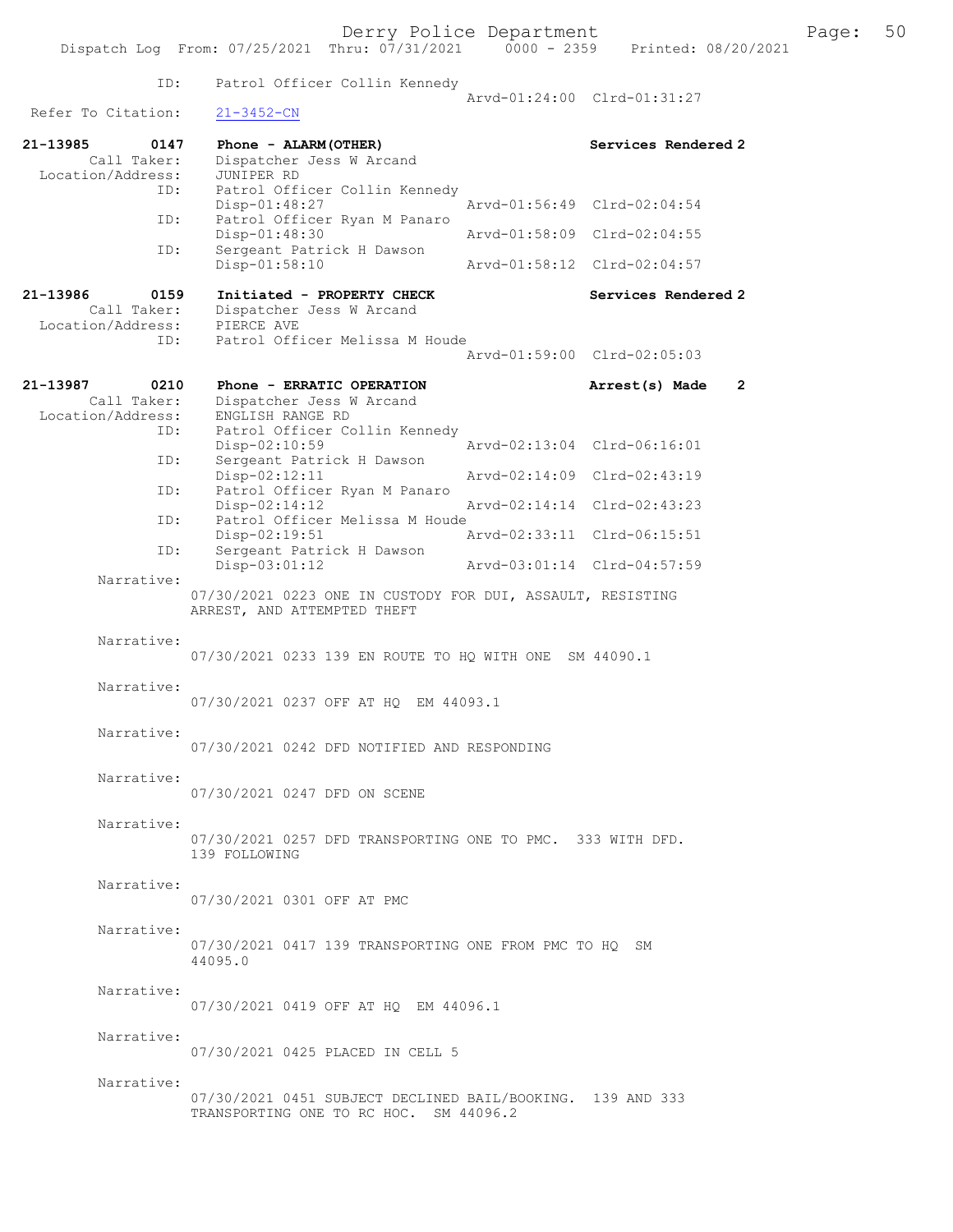ID: Patrol Officer Collin Kennedy
Arvd-01:24:00 Clrd-01:31:27

Refer To Citation: 21-3452-CN

**21-13985 0147 Phone - ALARM(OTHER) Services Rendered 2**

Call Taker: Dispatcher Jess W Arcand
Location/Address: JUNIPER RD
ID: Patrol Officer Collin Kennedy
Disp-01:48:27 Arvd-01:56:49 Clrd-02:04:54
ID: Patrol Officer Ryan M Panaro
Disp-01:48:30 Arvd-01:58:09 Clrd-02:04:55
ID: Sergeant Patrick H Dawson
Disp-01:58:10 Arvd-01:58:12 Clrd-02:04:57

**21-13986 0159 Initiated - PROPERTY CHECK Services Rendered 2**

Call Taker: Dispatcher Jess W Arcand
Location/Address: PIERCE AVE
ID: Patrol Officer Melissa M Houde
Arvd-01:59:00 Clrd-02:05:03

**21-13987 0210 Phone - ERRATIC OPERATION Arrest(s) Made 2**

Call Taker: Dispatcher Jess W Arcand
Location/Address: ENGLISH RANGE RD
ID: Patrol Officer Collin Kennedy
Disp-02:10:59 Arvd-02:13:04 Clrd-06:16:01
ID: Sergeant Patrick H Dawson
Disp-02:12:11 Arvd-02:14:09 Clrd-02:43:19
ID: Patrol Officer Ryan M Panaro
Disp-02:14:12 Arvd-02:14:14 Clrd-02:43:23
ID: Patrol Officer Melissa M Houde
Disp-02:19:51 Arvd-02:33:11 Clrd-06:15:51
ID: Sergeant Patrick H Dawson
Disp-03:01:12 Arvd-03:01:14 Clrd-04:57:59

Narrative:
07/30/2021 0223 ONE IN CUSTODY FOR DUI, ASSAULT, RESISTING ARREST, AND ATTEMPTED THEFT

Narrative:
07/30/2021 0233 139 EN ROUTE TO HQ WITH ONE SM 44090.1

Narrative:
07/30/2021 0237 OFF AT HQ EM 44093.1

Narrative:
07/30/2021 0242 DFD NOTIFIED AND RESPONDING

Narrative:
07/30/2021 0247 DFD ON SCENE

Narrative:
07/30/2021 0257 DFD TRANSPORTING ONE TO PMC. 333 WITH DFD. 139 FOLLOWING

Narrative:
07/30/2021 0301 OFF AT PMC

Narrative:
07/30/2021 0417 139 TRANSPORTING ONE FROM PMC TO HQ SM 44095.0

Narrative:
07/30/2021 0419 OFF AT HQ EM 44096.1

Narrative:
07/30/2021 0425 PLACED IN CELL 5

Narrative:
07/30/2021 0451 SUBJECT DECLINED BAIL/BOOKING. 139 AND 333 TRANSPORTING ONE TO RC HOC. SM 44096.2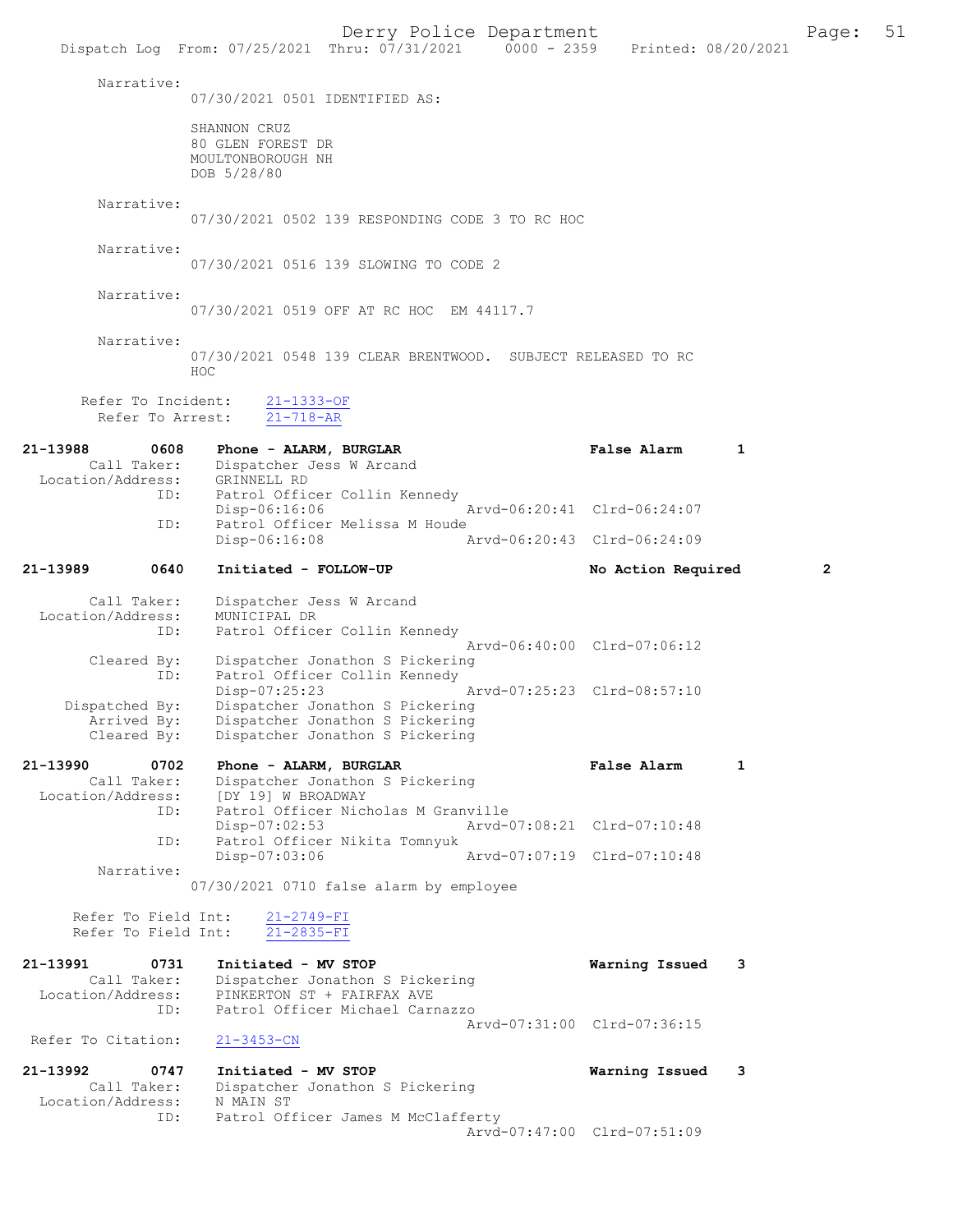Narrative:
07/30/2021 0501 IDENTIFIED AS:

SHANNON CRUZ
80 GLEN FOREST DR
MOULTONBOROUGH NH
DOB 5/28/80

Narrative:
07/30/2021 0502 139 RESPONDING CODE 3 TO RC HOC

Narrative:
07/30/2021 0516 139 SLOWING TO CODE 2

Narrative:
07/30/2021 0519 OFF AT RC HOC EM 44117.7

Narrative:
07/30/2021 0548 139 CLEAR BRENTWOOD. SUBJECT RELEASED TO RC HOC

Refer To Incident: 21-1333-OF
Refer To Arrest: 21-718-AR

**21-13988 0608 Phone - ALARM, BURGLAR — False Alarm 1**
Call Taker: Dispatcher Jess W Arcand
Location/Address: GRINNELL RD
ID: Patrol Officer Collin Kennedy
Disp-06:16:06 Arvd-06:20:41 Clrd-06:24:07
ID: Patrol Officer Melissa M Houde
Disp-06:16:08 Arvd-06:20:43 Clrd-06:24:09

**21-13989 0640 Initiated - FOLLOW-UP — No Action Required 2**
Call Taker: Dispatcher Jess W Arcand
Location/Address: MUNICIPAL DR
ID: Patrol Officer Collin Kennedy
Arvd-06:40:00 Clrd-07:06:12
Cleared By: Dispatcher Jonathon S Pickering
ID: Patrol Officer Collin Kennedy
Disp-07:25:23 Arvd-07:25:23 Clrd-08:57:10
Dispatched By: Dispatcher Jonathon S Pickering
Arrived By: Dispatcher Jonathon S Pickering
Cleared By: Dispatcher Jonathon S Pickering

**21-13990 0702 Phone - ALARM, BURGLAR — False Alarm 1**
Call Taker: Dispatcher Jonathon S Pickering
Location/Address: [DY 19] W BROADWAY
ID: Patrol Officer Nicholas M Granville
Disp-07:02:53 Arvd-07:08:21 Clrd-07:10:48
ID: Patrol Officer Nikita Tomnyuk
Disp-07:03:06 Arvd-07:07:19 Clrd-07:10:48
Narrative:
07/30/2021 0710 false alarm by employee

Refer To Field Int: 21-2749-FI
Refer To Field Int: 21-2835-FI

**21-13991 0731 Initiated - MV STOP — Warning Issued 3**
Call Taker: Dispatcher Jonathon S Pickering
Location/Address: PINKERTON ST + FAIRFAX AVE
ID: Patrol Officer Michael Carnazzo
Arvd-07:31:00 Clrd-07:36:15
Refer To Citation: 21-3453-CN

**21-13992 0747 Initiated - MV STOP — Warning Issued 3**
Call Taker: Dispatcher Jonathon S Pickering
Location/Address: N MAIN ST
ID: Patrol Officer James M McClafferty
Arvd-07:47:00 Clrd-07:51:09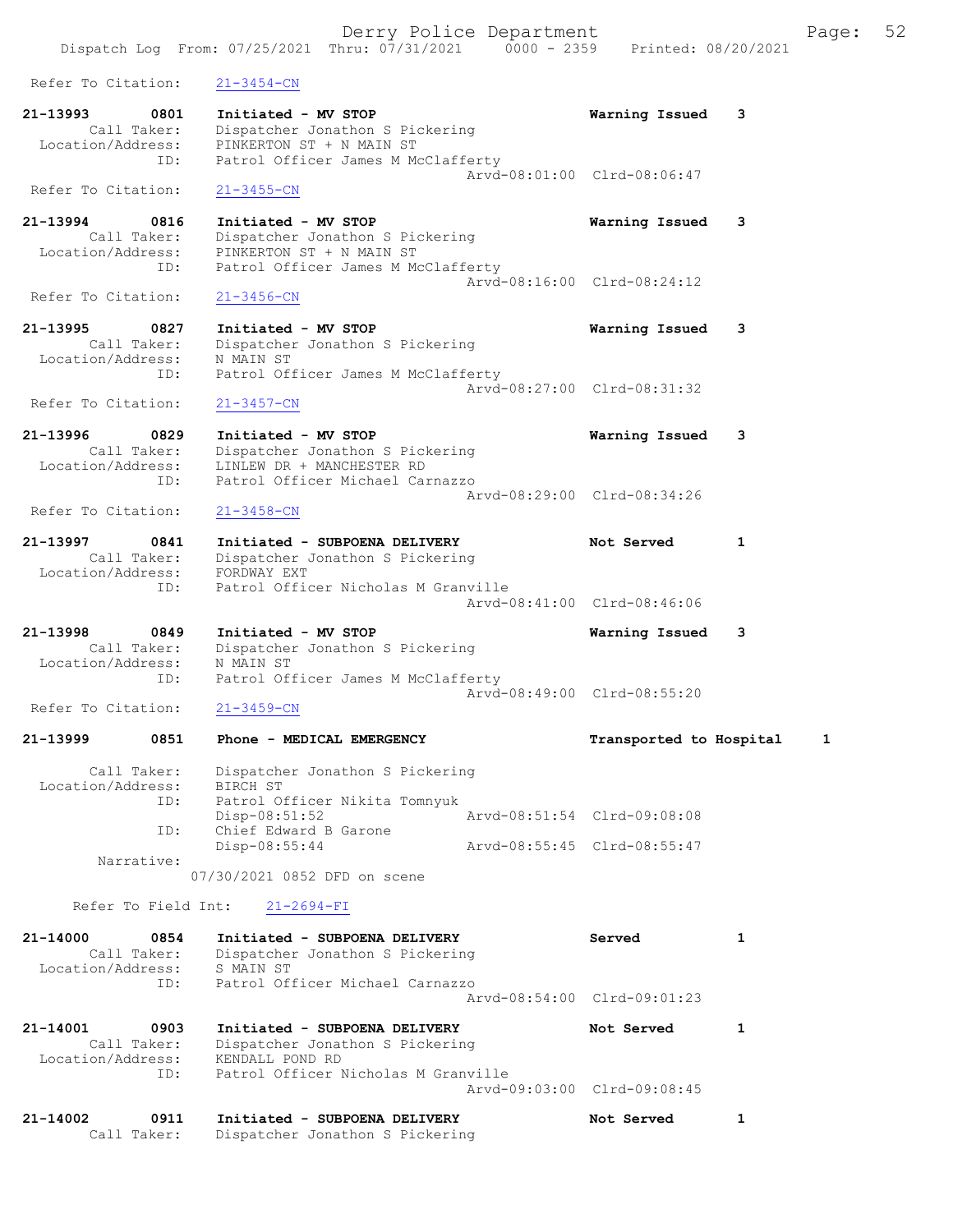Refer To Citation: 21-3454-CN

```
21-13993        0801    Initiated - MV STOP                    Warning Issued    3
       Call Taker:      Dispatcher Jonathon S Pickering
  Location/Address:     PINKERTON ST + N MAIN ST
               ID:      Patrol Officer James M McClafferty
                                             Arvd-08:01:00  Clrd-08:06:47
 Refer To Citation:     21-3455-CN

21-13994        0816    Initiated - MV STOP                    Warning Issued    3
       Call Taker:      Dispatcher Jonathon S Pickering
  Location/Address:     PINKERTON ST + N MAIN ST
               ID:      Patrol Officer James M McClafferty
                                             Arvd-08:16:00  Clrd-08:24:12
 Refer To Citation:     21-3456-CN

21-13995        0827    Initiated - MV STOP                    Warning Issued    3
       Call Taker:      Dispatcher Jonathon S Pickering
  Location/Address:     N MAIN ST
               ID:      Patrol Officer James M McClafferty
                                             Arvd-08:27:00  Clrd-08:31:32
 Refer To Citation:     21-3457-CN

21-13996        0829    Initiated - MV STOP                    Warning Issued    3
       Call Taker:      Dispatcher Jonathon S Pickering
  Location/Address:     LINLEW DR + MANCHESTER RD
               ID:      Patrol Officer Michael Carnazzo
                                             Arvd-08:29:00  Clrd-08:34:26
 Refer To Citation:     21-3458-CN

21-13997        0841    Initiated - SUBPOENA DELIVERY          Not Served        1
       Call Taker:      Dispatcher Jonathon S Pickering
  Location/Address:     FORDWAY EXT
               ID:      Patrol Officer Nicholas M Granville
                                             Arvd-08:41:00  Clrd-08:46:06

21-13998        0849    Initiated - MV STOP                    Warning Issued    3
       Call Taker:      Dispatcher Jonathon S Pickering
  Location/Address:     N MAIN ST
               ID:      Patrol Officer James M McClafferty
                                             Arvd-08:49:00  Clrd-08:55:20
 Refer To Citation:     21-3459-CN

21-13999        0851    Phone - MEDICAL EMERGENCY              Transported to Hospital     1

       Call Taker:      Dispatcher Jonathon S Pickering
  Location/Address:     BIRCH ST
               ID:      Patrol Officer Nikita Tomnyuk
                        Disp-08:51:52        Arvd-08:51:54  Clrd-09:08:08
               ID:      Chief Edward B Garone
                        Disp-08:55:44        Arvd-08:55:45  Clrd-08:55:47
        Narrative:
                      07/30/2021 0852 DFD on scene

      Refer To Field Int:    21-2694-FI

21-14000        0854    Initiated - SUBPOENA DELIVERY          Served            1
       Call Taker:      Dispatcher Jonathon S Pickering
  Location/Address:     S MAIN ST
               ID:      Patrol Officer Michael Carnazzo
                                             Arvd-08:54:00  Clrd-09:01:23

21-14001        0903    Initiated - SUBPOENA DELIVERY          Not Served        1
       Call Taker:      Dispatcher Jonathon S Pickering
  Location/Address:     KENDALL POND RD
               ID:      Patrol Officer Nicholas M Granville
                                             Arvd-09:03:00  Clrd-09:08:45

21-14002        0911    Initiated - SUBPOENA DELIVERY          Not Served        1
       Call Taker:      Dispatcher Jonathon S Pickering
```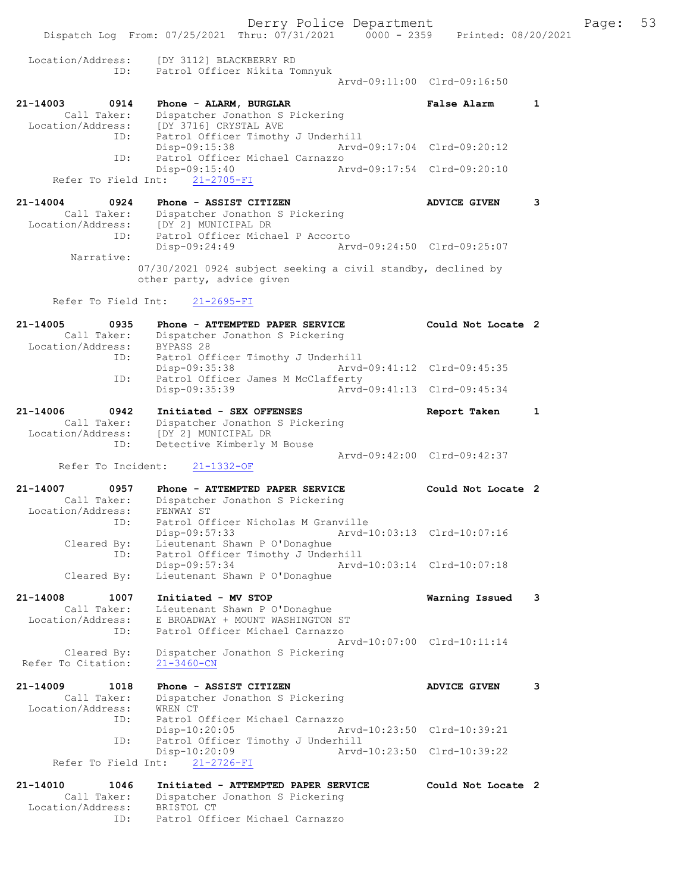```
 Location/Address:     [DY 3112] BLACKBERRY RD
               ID:     Patrol Officer Nikita Tomnyuk
                                              Arvd-09:11:00  Clrd-09:16:50

21-14003        0914   Phone - ALARM, BURGLAR                      False Alarm      1
      Call Taker:      Dispatcher Jonathon S Pickering
 Location/Address:     [DY 3716] CRYSTAL AVE
               ID:     Patrol Officer Timothy J Underhill
                       Disp-09:15:38               Arvd-09:17:04  Clrd-09:20:12
               ID:     Patrol Officer Michael Carnazzo
                       Disp-09:15:40               Arvd-09:17:54  Clrd-09:20:10
     Refer To Field Int:    21-2705-FI

21-14004        0924   Phone - ASSIST CITIZEN                      ADVICE GIVEN     3
      Call Taker:      Dispatcher Jonathon S Pickering
 Location/Address:     [DY 2] MUNICIPAL DR
               ID:     Patrol Officer Michael P Accorto
                       Disp-09:24:49               Arvd-09:24:50  Clrd-09:25:07
        Narrative:
                   07/30/2021 0924 subject seeking a civil standby, declined by
                   other party, advice given

     Refer To Field Int:    21-2695-FI

21-14005        0935   Phone - ATTEMPTED PAPER SERVICE             Could Not Locate 2
      Call Taker:      Dispatcher Jonathon S Pickering
 Location/Address:     BYPASS 28
               ID:     Patrol Officer Timothy J Underhill
                       Disp-09:35:38               Arvd-09:41:12  Clrd-09:45:35
               ID:     Patrol Officer James M McClafferty
                       Disp-09:35:39               Arvd-09:41:13  Clrd-09:45:34

21-14006        0942   Initiated - SEX OFFENSES                    Report Taken     1
      Call Taker:      Dispatcher Jonathon S Pickering
 Location/Address:     [DY 2] MUNICIPAL DR
               ID:     Detective Kimberly M Bouse
                                              Arvd-09:42:00  Clrd-09:42:37
      Refer To Incident:    21-1332-OF

21-14007        0957   Phone - ATTEMPTED PAPER SERVICE             Could Not Locate 2
      Call Taker:      Dispatcher Jonathon S Pickering
 Location/Address:     FENWAY ST
               ID:     Patrol Officer Nicholas M Granville
                       Disp-09:57:33               Arvd-10:03:13  Clrd-10:07:16
       Cleared By:     Lieutenant Shawn P O'Donaghue
               ID:     Patrol Officer Timothy J Underhill
                       Disp-09:57:34               Arvd-10:03:14  Clrd-10:07:18
       Cleared By:     Lieutenant Shawn P O'Donaghue

21-14008        1007   Initiated - MV STOP                         Warning Issued   3
      Call Taker:      Lieutenant Shawn P O'Donaghue
 Location/Address:     E BROADWAY + MOUNT WASHINGTON ST
               ID:     Patrol Officer Michael Carnazzo
                                              Arvd-10:07:00  Clrd-10:11:14
       Cleared By:     Dispatcher Jonathon S Pickering
 Refer To Citation:    21-3460-CN

21-14009        1018   Phone - ASSIST CITIZEN                      ADVICE GIVEN     3
      Call Taker:      Dispatcher Jonathon S Pickering
 Location/Address:     WREN CT
               ID:     Patrol Officer Michael Carnazzo
                       Disp-10:20:05               Arvd-10:23:50  Clrd-10:39:21
               ID:     Patrol Officer Timothy J Underhill
                       Disp-10:20:09               Arvd-10:23:50  Clrd-10:39:22
     Refer To Field Int:    21-2726-FI

21-14010        1046   Initiated - ATTEMPTED PAPER SERVICE         Could Not Locate 2
      Call Taker:      Dispatcher Jonathon S Pickering
 Location/Address:     BRISTOL CT
               ID:     Patrol Officer Michael Carnazzo
```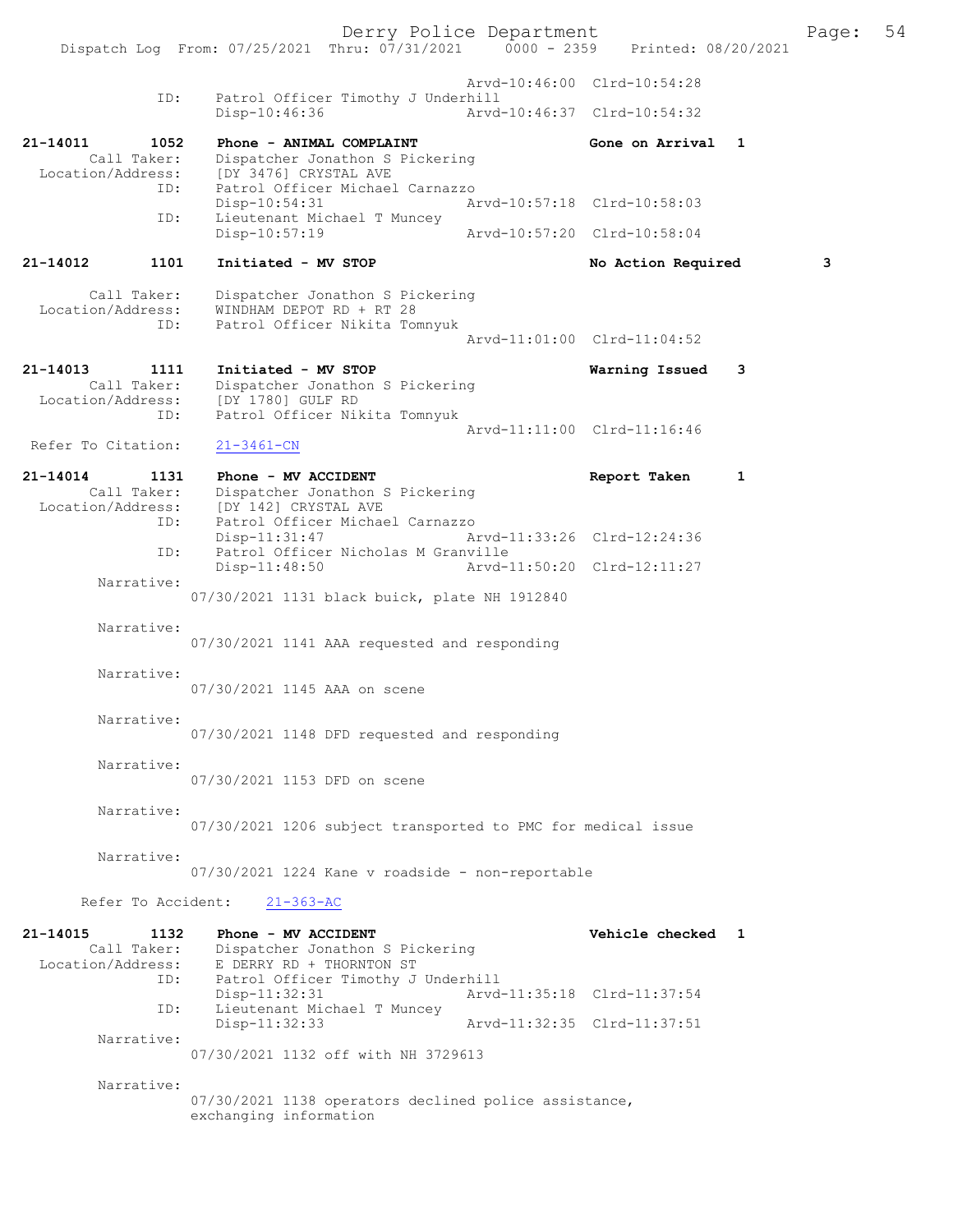```
                                    Arvd-10:46:00  Clrd-10:54:28
              ID:     Patrol Officer Timothy J Underhill
                      Disp-10:46:36                Arvd-10:46:37  Clrd-10:54:32

21-14011        1052   Phone - ANIMAL COMPLAINT                    Gone on Arrival   1
        Call Taker:    Dispatcher Jonathon S Pickering
  Location/Address:    [DY 3476] CRYSTAL AVE
              ID:      Patrol Officer Michael Carnazzo
                       Disp-10:54:31                Arvd-10:57:18  Clrd-10:58:03
              ID:      Lieutenant Michael T Muncey
                       Disp-10:57:19                Arvd-10:57:20  Clrd-10:58:04

21-14012        1101   Initiated - MV STOP                         No Action Required          3

        Call Taker:    Dispatcher Jonathon S Pickering
  Location/Address:    WINDHAM DEPOT RD + RT 28
              ID:      Patrol Officer Nikita Tomnyuk
                                                    Arvd-11:01:00  Clrd-11:04:52

21-14013        1111   Initiated - MV STOP                         Warning Issued    3
        Call Taker:    Dispatcher Jonathon S Pickering
  Location/Address:    [DY 1780] GULF RD
              ID:      Patrol Officer Nikita Tomnyuk
                                                    Arvd-11:11:00  Clrd-11:16:46
  Refer To Citation:   21-3461-CN

21-14014        1131   Phone - MV ACCIDENT                         Report Taken      1
        Call Taker:    Dispatcher Jonathon S Pickering
  Location/Address:    [DY 142] CRYSTAL AVE
              ID:      Patrol Officer Michael Carnazzo
                       Disp-11:31:47                Arvd-11:33:26  Clrd-12:24:36
              ID:      Patrol Officer Nicholas M Granville
                       Disp-11:48:50                Arvd-11:50:20  Clrd-12:11:27
         Narrative:
                  07/30/2021 1131 black buick, plate NH 1912840

         Narrative:
                  07/30/2021 1141 AAA requested and responding

         Narrative:
                  07/30/2021 1145 AAA on scene

         Narrative:
                  07/30/2021 1148 DFD requested and responding

         Narrative:
                  07/30/2021 1153 DFD on scene

         Narrative:
                  07/30/2021 1206 subject transported to PMC for medical issue

         Narrative:
                  07/30/2021 1224 Kane v roadside - non-reportable

       Refer To Accident:    21-363-AC

21-14015        1132   Phone - MV ACCIDENT                         Vehicle checked   1
        Call Taker:    Dispatcher Jonathon S Pickering
  Location/Address:    E DERRY RD + THORNTON ST
              ID:      Patrol Officer Timothy J Underhill
                       Disp-11:32:31                Arvd-11:35:18  Clrd-11:37:54
              ID:      Lieutenant Michael T Muncey
                       Disp-11:32:33                Arvd-11:32:35  Clrd-11:37:51
         Narrative:
                  07/30/2021 1132 off with NH 3729613

         Narrative:
                  07/30/2021 1138 operators declined police assistance,
                  exchanging information
```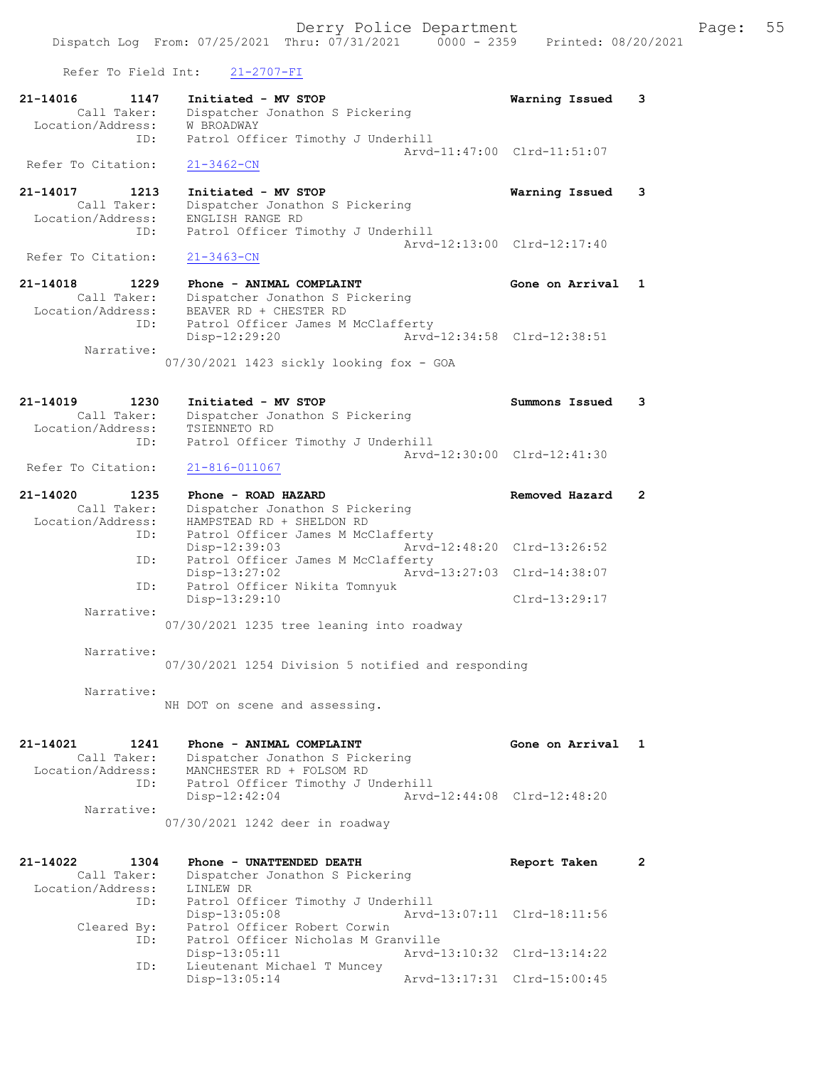Refer To Field Int: 21-2707-FI

```
21-14016        1147    Initiated - MV STOP                          Warning Issued    3
        Call Taker:     Dispatcher Jonathon S Pickering
  Location/Address:     W BROADWAY
                ID:     Patrol Officer Timothy J Underhill
                                                    Arvd-11:47:00  Clrd-11:51:07
 Refer To Citation:     21-3462-CN

21-14017        1213    Initiated - MV STOP                          Warning Issued    3
        Call Taker:     Dispatcher Jonathon S Pickering
  Location/Address:     ENGLISH RANGE RD
                ID:     Patrol Officer Timothy J Underhill
                                                    Arvd-12:13:00  Clrd-12:17:40
 Refer To Citation:     21-3463-CN

21-14018        1229    Phone - ANIMAL COMPLAINT                     Gone on Arrival   1
        Call Taker:     Dispatcher Jonathon S Pickering
  Location/Address:     BEAVER RD + CHESTER RD
                ID:     Patrol Officer James M McClafferty
                        Disp-12:29:20               Arvd-12:34:58  Clrd-12:38:51
         Narrative:
                      07/30/2021 1423 sickly looking fox - GOA

21-14019        1230    Initiated - MV STOP                          Summons Issued    3
        Call Taker:     Dispatcher Jonathon S Pickering
  Location/Address:     TSIENNETO RD
                ID:     Patrol Officer Timothy J Underhill
                                                    Arvd-12:30:00  Clrd-12:41:30
 Refer To Citation:     21-816-011067

21-14020        1235    Phone - ROAD HAZARD                          Removed Hazard    2
        Call Taker:     Dispatcher Jonathon S Pickering
  Location/Address:     HAMPSTEAD RD + SHELDON RD
                ID:     Patrol Officer James M McClafferty
                        Disp-12:39:03               Arvd-12:48:20  Clrd-13:26:52
                ID:     Patrol Officer James M McClafferty
                        Disp-13:27:02               Arvd-13:27:03  Clrd-14:38:07
                ID:     Patrol Officer Nikita Tomnyuk
                        Disp-13:29:10                              Clrd-13:29:17
         Narrative:
                      07/30/2021 1235 tree leaning into roadway

         Narrative:
                      07/30/2021 1254 Division 5 notified and responding

         Narrative:
                      NH DOT on scene and assessing.

21-14021        1241    Phone - ANIMAL COMPLAINT                     Gone on Arrival   1
        Call Taker:     Dispatcher Jonathon S Pickering
  Location/Address:     MANCHESTER RD + FOLSOM RD
                ID:     Patrol Officer Timothy J Underhill
                        Disp-12:42:04               Arvd-12:44:08  Clrd-12:48:20
         Narrative:
                      07/30/2021 1242 deer in roadway

21-14022        1304    Phone - UNATTENDED DEATH                     Report Taken      2
        Call Taker:     Dispatcher Jonathon S Pickering
  Location/Address:     LINLEW DR
                ID:     Patrol Officer Timothy J Underhill
                        Disp-13:05:08               Arvd-13:07:11  Clrd-18:11:56
        Cleared By:     Patrol Officer Robert Corwin
                ID:     Patrol Officer Nicholas M Granville
                        Disp-13:05:11               Arvd-13:10:32  Clrd-13:14:22
                ID:     Lieutenant Michael T Muncey
                        Disp-13:05:14               Arvd-13:17:31  Clrd-15:00:45
```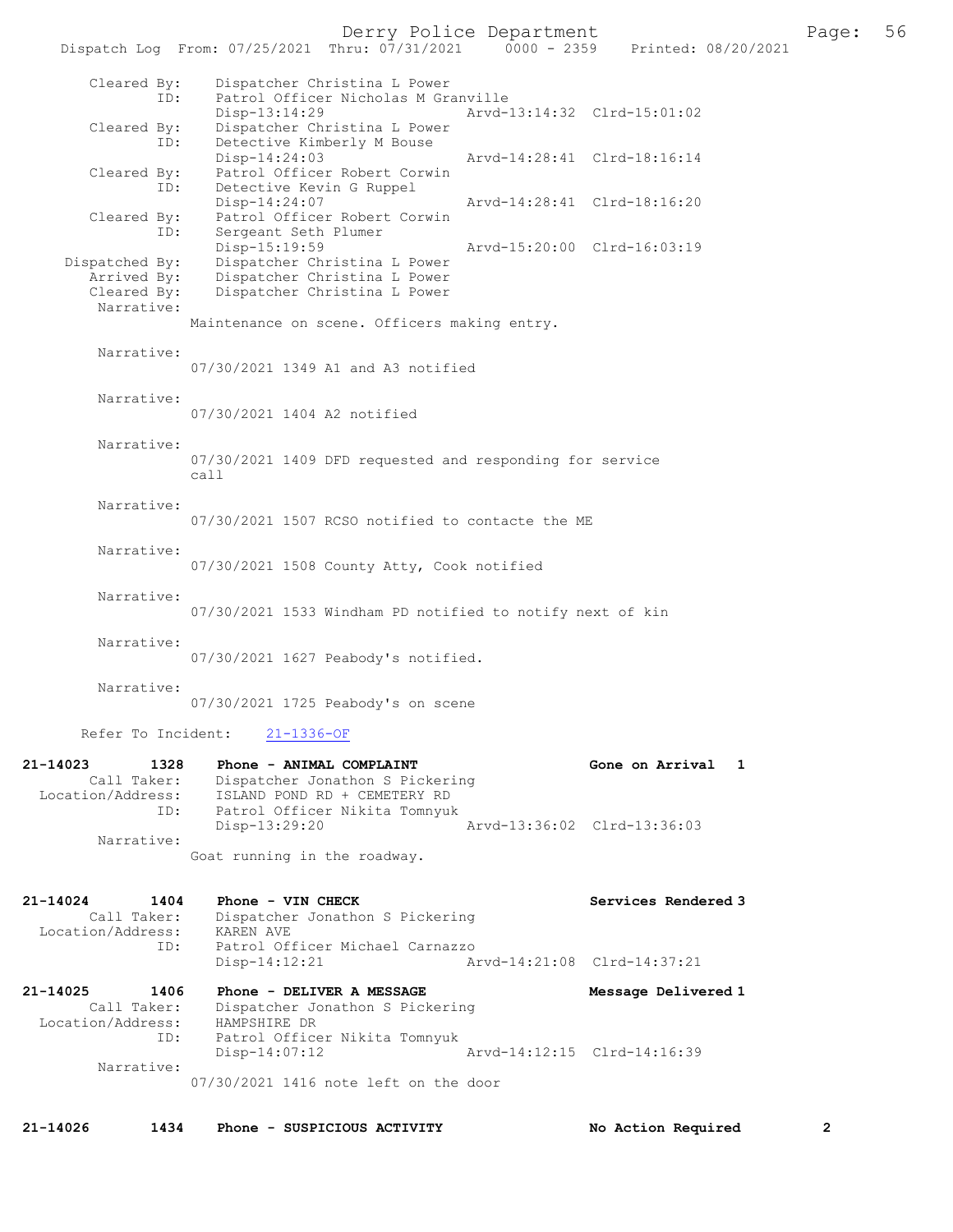```
        Cleared By:     Dispatcher Christina L Power
                ID:     Patrol Officer Nicholas M Granville
                        Disp-13:14:29                Arvd-13:14:32  Clrd-15:01:02
        Cleared By:     Dispatcher Christina L Power
                ID:     Detective Kimberly M Bouse
                        Disp-14:24:03                Arvd-14:28:41  Clrd-18:16:14
        Cleared By:     Patrol Officer Robert Corwin
                ID:     Detective Kevin G Ruppel
                        Disp-14:24:07                Arvd-14:28:41  Clrd-18:16:20
        Cleared By:     Patrol Officer Robert Corwin
                ID:     Sergeant Seth Plumer
                        Disp-15:19:59                Arvd-15:20:00  Clrd-16:03:19
     Dispatched By:     Dispatcher Christina L Power
        Arrived By:     Dispatcher Christina L Power
        Cleared By:     Dispatcher Christina L Power
         Narrative:
                     Maintenance on scene. Officers making entry.

         Narrative:
                     07/30/2021 1349 A1 and A3 notified

         Narrative:
                     07/30/2021 1404 A2 notified

         Narrative:
                     07/30/2021 1409 DFD requested and responding for service
                     call

         Narrative:
                     07/30/2021 1507 RCSO notified to contacte the ME

         Narrative:
                     07/30/2021 1508 County Atty, Cook notified

         Narrative:
                     07/30/2021 1533 Windham PD notified to notify next of kin

         Narrative:
                     07/30/2021 1627 Peabody's notified.

         Narrative:
                     07/30/2021 1725 Peabody's on scene

       Refer To Incident:    21-1336-OF

21-14023        1328    Phone - ANIMAL COMPLAINT                      Gone on Arrival   1
        Call Taker:     Dispatcher Jonathon S Pickering
  Location/Address:     ISLAND POND RD + CEMETERY RD
                ID:     Patrol Officer Nikita Tomnyuk
                        Disp-13:29:20                Arvd-13:36:02  Clrd-13:36:03
         Narrative:
                     Goat running in the roadway.

21-14024        1404    Phone - VIN CHECK                             Services Rendered 3
        Call Taker:     Dispatcher Jonathon S Pickering
  Location/Address:     KAREN AVE
                ID:     Patrol Officer Michael Carnazzo
                        Disp-14:12:21                Arvd-14:21:08  Clrd-14:37:21

21-14025        1406    Phone - DELIVER A MESSAGE                     Message Delivered 1
        Call Taker:     Dispatcher Jonathon S Pickering
  Location/Address:     HAMPSHIRE DR
                ID:     Patrol Officer Nikita Tomnyuk
                        Disp-14:07:12                Arvd-14:12:15  Clrd-14:16:39
         Narrative:
                     07/30/2021 1416 note left on the door

21-14026        1434    Phone - SUSPICIOUS ACTIVITY                   No Action Required          2
```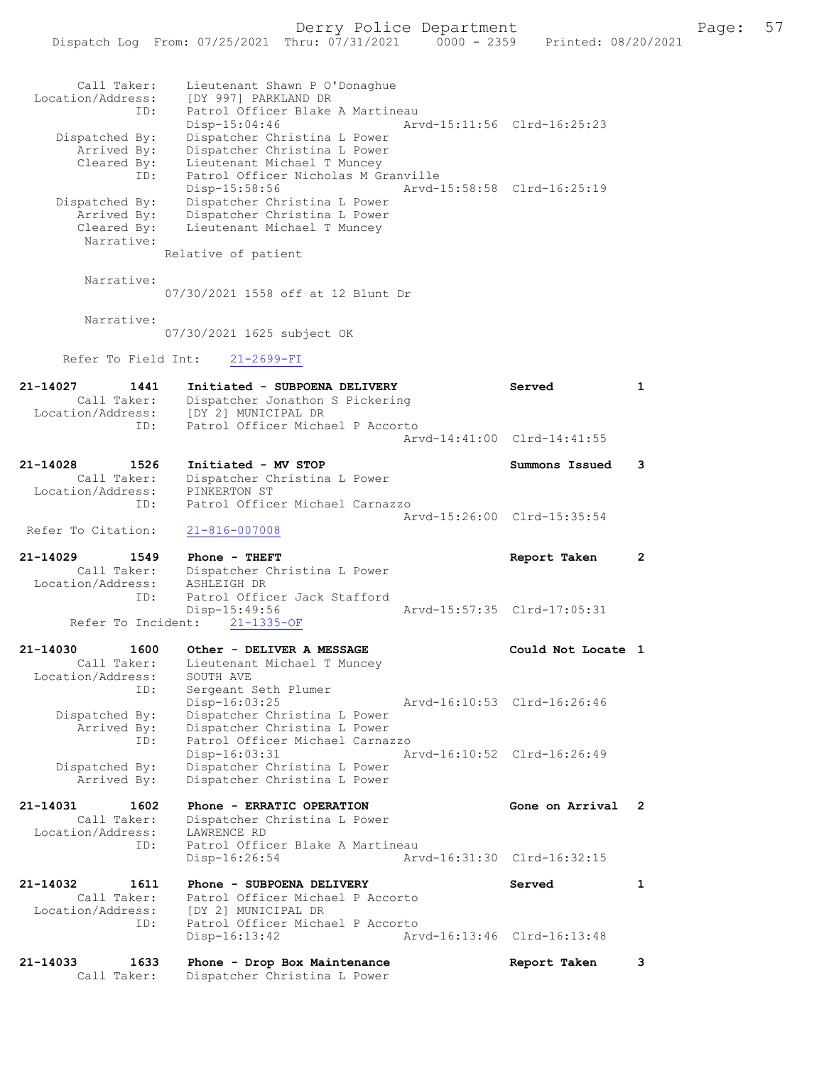Call Taker: Lieutenant Shawn P O'Donaghue
Location/Address: [DY 997] PARKLAND DR
ID: Patrol Officer Blake A Martineau
Disp-15:04:46 Arvd-15:11:56 Clrd-16:25:23
Dispatched By: Dispatcher Christina L Power
Arrived By: Dispatcher Christina L Power
Cleared By: Lieutenant Michael T Muncey
ID: Patrol Officer Nicholas M Granville
Disp-15:58:56 Arvd-15:58:58 Clrd-16:25:19
Dispatched By: Dispatcher Christina L Power
Arrived By: Dispatcher Christina L Power
Cleared By: Lieutenant Michael T Muncey
Narrative:
Relative of patient

Narrative:
07/30/2021 1558 off at 12 Blunt Dr

Narrative:
07/30/2021 1625 subject OK

Refer To Field Int: 21-2699-FI

**21-14027 1441 Initiated - SUBPOENA DELIVERY** Served 1
Call Taker: Dispatcher Jonathon S Pickering
Location/Address: [DY 2] MUNICIPAL DR
ID: Patrol Officer Michael P Accorto
Arvd-14:41:00 Clrd-14:41:55

**21-14028 1526 Initiated - MV STOP** Summons Issued 3
Call Taker: Dispatcher Christina L Power
Location/Address: PINKERTON ST
ID: Patrol Officer Michael Carnazzo
Arvd-15:26:00 Clrd-15:35:54
Refer To Citation: 21-816-007008

**21-14029 1549 Phone - THEFT** Report Taken 2
Call Taker: Dispatcher Christina L Power
Location/Address: ASHLEIGH DR
ID: Patrol Officer Jack Stafford
Disp-15:49:56 Arvd-15:57:35 Clrd-17:05:31
Refer To Incident: 21-1335-OF

**21-14030 1600 Other - DELIVER A MESSAGE** Could Not Locate 1
Call Taker: Lieutenant Michael T Muncey
Location/Address: SOUTH AVE
ID: Sergeant Seth Plumer
Disp-16:03:25 Arvd-16:10:53 Clrd-16:26:46
Dispatched By: Dispatcher Christina L Power
Arrived By: Dispatcher Christina L Power
ID: Patrol Officer Michael Carnazzo
Disp-16:03:31 Arvd-16:10:52 Clrd-16:26:49
Dispatched By: Dispatcher Christina L Power
Arrived By: Dispatcher Christina L Power

**21-14031 1602 Phone - ERRATIC OPERATION** Gone on Arrival 2
Call Taker: Dispatcher Christina L Power
Location/Address: LAWRENCE RD
ID: Patrol Officer Blake A Martineau
Disp-16:26:54 Arvd-16:31:30 Clrd-16:32:15

**21-14032 1611 Phone - SUBPOENA DELIVERY** Served 1
Call Taker: Patrol Officer Michael P Accorto
Location/Address: [DY 2] MUNICIPAL DR
ID: Patrol Officer Michael P Accorto
Disp-16:13:42 Arvd-16:13:46 Clrd-16:13:48

**21-14033 1633 Phone - Drop Box Maintenance** Report Taken 3
Call Taker: Dispatcher Christina L Power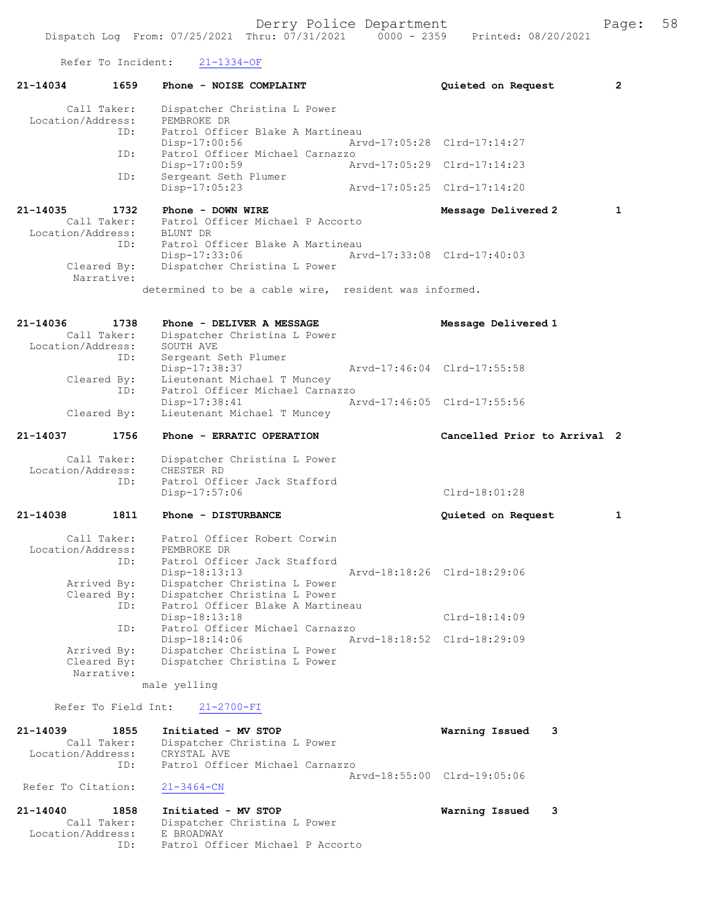Refer To Incident: 21-1334-OF

```
21-14034        1659    Phone - NOISE COMPLAINT                    Quieted on Request          2

       Call Taker:      Dispatcher Christina L Power
  Location/Address:     PEMBROKE DR
                ID:     Patrol Officer Blake A Martineau
                        Disp-17:00:56                 Arvd-17:05:28  Clrd-17:14:27
                ID:     Patrol Officer Michael Carnazzo
                        Disp-17:00:59                 Arvd-17:05:29  Clrd-17:14:23
                ID:     Sergeant Seth Plumer
                        Disp-17:05:23                 Arvd-17:05:25  Clrd-17:14:20

21-14035        1732    Phone - DOWN WIRE                          Message Delivered 2         1
       Call Taker:      Patrol Officer Michael P Accorto
  Location/Address:     BLUNT DR
                ID:     Patrol Officer Blake A Martineau
                        Disp-17:33:06                 Arvd-17:33:08  Clrd-17:40:03
        Cleared By:     Dispatcher Christina L Power
         Narrative:
                    determined to be a cable wire,  resident was informed.


21-14036        1738    Phone - DELIVER A MESSAGE                  Message Delivered 1
       Call Taker:      Dispatcher Christina L Power
  Location/Address:     SOUTH AVE
                ID:     Sergeant Seth Plumer
                        Disp-17:38:37                 Arvd-17:46:04  Clrd-17:55:58
        Cleared By:     Lieutenant Michael T Muncey
                ID:     Patrol Officer Michael Carnazzo
                        Disp-17:38:41                 Arvd-17:46:05  Clrd-17:55:56
        Cleared By:     Lieutenant Michael T Muncey

21-14037        1756    Phone - ERRATIC OPERATION                  Cancelled Prior to Arrival  2

       Call Taker:      Dispatcher Christina L Power
  Location/Address:     CHESTER RD
                ID:     Patrol Officer Jack Stafford
                        Disp-17:57:06                                Clrd-18:01:28

21-14038        1811    Phone - DISTURBANCE                        Quieted on Request          1

       Call Taker:      Patrol Officer Robert Corwin
  Location/Address:     PEMBROKE DR
                ID:     Patrol Officer Jack Stafford
                        Disp-18:13:13                 Arvd-18:18:26  Clrd-18:29:06
        Arrived By:     Dispatcher Christina L Power
        Cleared By:     Dispatcher Christina L Power
                ID:     Patrol Officer Blake A Martineau
                        Disp-18:13:18                                Clrd-18:14:09
                ID:     Patrol Officer Michael Carnazzo
                        Disp-18:14:06                 Arvd-18:18:52  Clrd-18:29:09
        Arrived By:     Dispatcher Christina L Power
        Cleared By:     Dispatcher Christina L Power
         Narrative:
                    male yelling

     Refer To Field Int:   21-2700-FI

21-14039        1855    Initiated - MV STOP                        Warning Issued    3
       Call Taker:      Dispatcher Christina L Power
  Location/Address:     CRYSTAL AVE
                ID:     Patrol Officer Michael Carnazzo
                                                      Arvd-18:55:00  Clrd-19:05:06
 Refer To Citation:     21-3464-CN

21-14040        1858    Initiated - MV STOP                        Warning Issued    3
       Call Taker:      Dispatcher Christina L Power
  Location/Address:     E BROADWAY
                ID:     Patrol Officer Michael P Accorto
```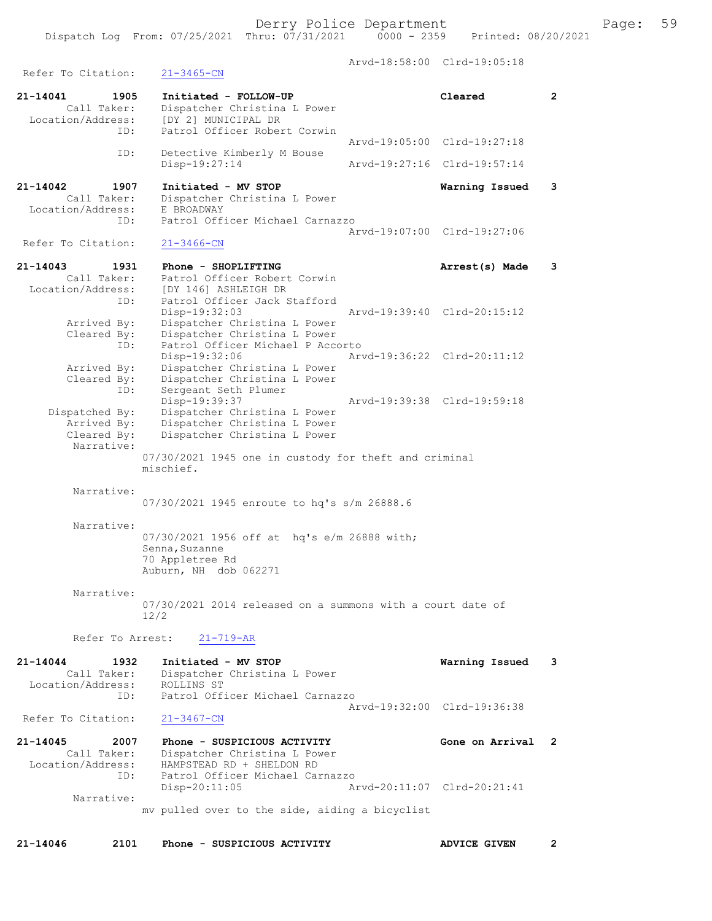```
                                                  Arvd-18:58:00  Clrd-19:05:18
 Refer To Citation:     21-3465-CN

21-14041        1905    Initiated - FOLLOW-UP                        Cleared         2
        Call Taker:     Dispatcher Christina L Power
  Location/Address:     [DY 2] MUNICIPAL DR
                ID:     Patrol Officer Robert Corwin
                                                  Arvd-19:05:00  Clrd-19:27:18
                ID:     Detective Kimberly M Bouse
                        Disp-19:27:14             Arvd-19:27:16  Clrd-19:57:14

21-14042        1907    Initiated - MV STOP                          Warning Issued  3
        Call Taker:     Dispatcher Christina L Power
  Location/Address:     E BROADWAY
                ID:     Patrol Officer Michael Carnazzo
                                                  Arvd-19:07:00  Clrd-19:27:06
 Refer To Citation:     21-3466-CN

21-14043        1931    Phone - SHOPLIFTING                          Arrest(s) Made  3
        Call Taker:     Patrol Officer Robert Corwin
  Location/Address:     [DY 146] ASHLEIGH DR
                ID:     Patrol Officer Jack Stafford
                        Disp-19:32:03             Arvd-19:39:40  Clrd-20:15:12
        Arrived By:     Dispatcher Christina L Power
        Cleared By:     Dispatcher Christina L Power
                ID:     Patrol Officer Michael P Accorto
                        Disp-19:32:06             Arvd-19:36:22  Clrd-20:11:12
        Arrived By:     Dispatcher Christina L Power
        Cleared By:     Dispatcher Christina L Power
                ID:     Sergeant Seth Plumer
                        Disp-19:39:37             Arvd-19:39:38  Clrd-19:59:18
     Dispatched By:     Dispatcher Christina L Power
        Arrived By:     Dispatcher Christina L Power
        Cleared By:     Dispatcher Christina L Power
         Narrative:
                      07/30/2021 1945 one in custody for theft and criminal
                      mischief.

         Narrative:
                      07/30/2021 1945 enroute to hq's s/m 26888.6

         Narrative:
                      07/30/2021 1956 off at  hq's e/m 26888 with;
                      Senna,Suzanne
                      70 Appletree Rd
                      Auburn, NH  dob 062271

         Narrative:
                      07/30/2021 2014 released on a summons with a court date of
                      12/2

         Refer To Arrest:    21-719-AR

21-14044        1932    Initiated - MV STOP                          Warning Issued  3
        Call Taker:     Dispatcher Christina L Power
  Location/Address:     ROLLINS ST
                ID:     Patrol Officer Michael Carnazzo
                                                  Arvd-19:32:00  Clrd-19:36:38
 Refer To Citation:     21-3467-CN

21-14045        2007    Phone - SUSPICIOUS ACTIVITY                  Gone on Arrival  2
        Call Taker:     Dispatcher Christina L Power
  Location/Address:     HAMPSTEAD RD + SHELDON RD
                ID:     Patrol Officer Michael Carnazzo
                        Disp-20:11:05             Arvd-20:11:07  Clrd-20:21:41
         Narrative:
                      mv pulled over to the side, aiding a bicyclist

21-14046        2101    Phone - SUSPICIOUS ACTIVITY                  ADVICE GIVEN    2
```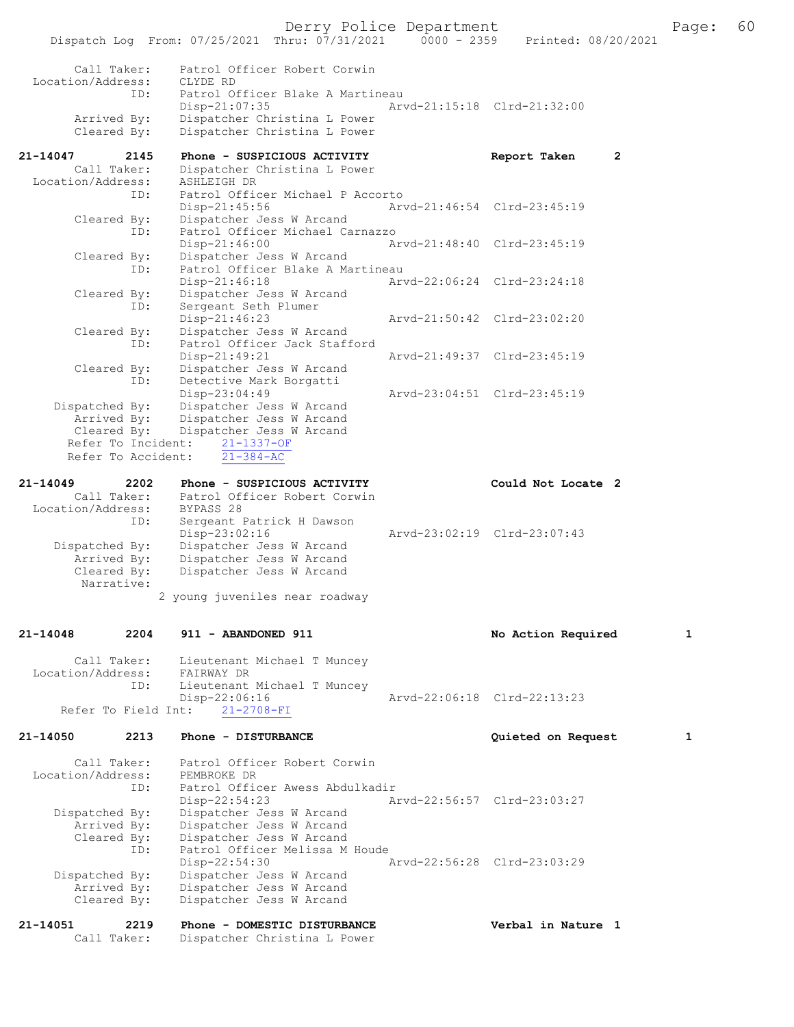```
    Call Taker:      Patrol Officer Robert Corwin
  Location/Address:  CLYDE RD
              ID:    Patrol Officer Blake A Martineau
                     Disp-21:07:35                 Arvd-21:15:18  Clrd-21:32:00
      Arrived By:    Dispatcher Christina L Power
      Cleared By:    Dispatcher Christina L Power

21-14047      2145   Phone - SUSPICIOUS ACTIVITY              Report Taken      2
      Call Taker:    Dispatcher Christina L Power
  Location/Address:  ASHLEIGH DR
              ID:    Patrol Officer Michael P Accorto
                     Disp-21:45:56                 Arvd-21:46:54  Clrd-23:45:19
      Cleared By:    Dispatcher Jess W Arcand
              ID:    Patrol Officer Michael Carnazzo
                     Disp-21:46:00                 Arvd-21:48:40  Clrd-23:45:19
      Cleared By:    Dispatcher Jess W Arcand
              ID:    Patrol Officer Blake A Martineau
                     Disp-21:46:18                 Arvd-22:06:24  Clrd-23:24:18
      Cleared By:    Dispatcher Jess W Arcand
              ID:    Sergeant Seth Plumer
                     Disp-21:46:23                 Arvd-21:50:42  Clrd-23:02:20
      Cleared By:    Dispatcher Jess W Arcand
              ID:    Patrol Officer Jack Stafford
                     Disp-21:49:21                 Arvd-21:49:37  Clrd-23:45:19
      Cleared By:    Dispatcher Jess W Arcand
              ID:    Detective Mark Borgatti
                     Disp-23:04:49                 Arvd-23:04:51  Clrd-23:45:19
   Dispatched By:    Dispatcher Jess W Arcand
      Arrived By:    Dispatcher Jess W Arcand
      Cleared By:    Dispatcher Jess W Arcand
     Refer To Incident:   21-1337-OF
     Refer To Accident:   21-384-AC

21-14049      2202   Phone - SUSPICIOUS ACTIVITY              Could Not Locate  2
      Call Taker:    Patrol Officer Robert Corwin
  Location/Address:  BYPASS 28
              ID:    Sergeant Patrick H Dawson
                     Disp-23:02:16                 Arvd-23:02:19  Clrd-23:07:43
   Dispatched By:    Dispatcher Jess W Arcand
      Arrived By:    Dispatcher Jess W Arcand
      Cleared By:    Dispatcher Jess W Arcand
       Narrative:
                   2 young juveniles near roadway

21-14048      2204   911 - ABANDONED 911                      No Action Required      1

      Call Taker:    Lieutenant Michael T Muncey
  Location/Address:  FAIRWAY DR
              ID:    Lieutenant Michael T Muncey
                     Disp-22:06:16                 Arvd-22:06:18  Clrd-22:13:23
    Refer To Field Int:   21-2708-FI

21-14050      2213   Phone - DISTURBANCE                      Quieted on Request      1

      Call Taker:    Patrol Officer Robert Corwin
  Location/Address:  PEMBROKE DR
              ID:    Patrol Officer Awess Abdulkadir
                     Disp-22:54:23                 Arvd-22:56:57  Clrd-23:03:27
   Dispatched By:    Dispatcher Jess W Arcand
      Arrived By:    Dispatcher Jess W Arcand
      Cleared By:    Dispatcher Jess W Arcand
              ID:    Patrol Officer Melissa M Houde
                     Disp-22:54:30                 Arvd-22:56:28  Clrd-23:03:29
   Dispatched By:    Dispatcher Jess W Arcand
      Arrived By:    Dispatcher Jess W Arcand
      Cleared By:    Dispatcher Jess W Arcand

21-14051      2219   Phone - DOMESTIC DISTURBANCE             Verbal in Nature  1
      Call Taker:    Dispatcher Christina L Power
```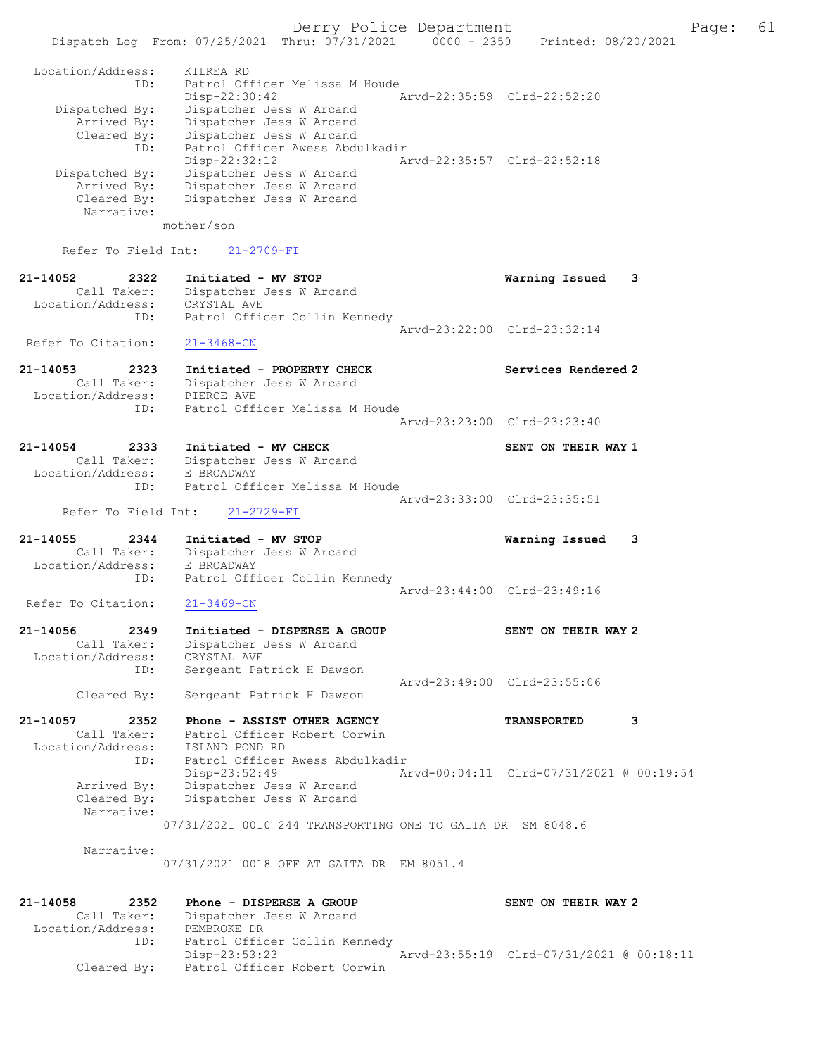```
 Location/Address:    KILREA RD
               ID:    Patrol Officer Melissa M Houde
                      Disp-22:30:42                 Arvd-22:35:59  Clrd-22:52:20
    Dispatched By:    Dispatcher Jess W Arcand
       Arrived By:    Dispatcher Jess W Arcand
       Cleared By:    Dispatcher Jess W Arcand
               ID:    Patrol Officer Awess Abdulkadir
                      Disp-22:32:12                 Arvd-22:35:57  Clrd-22:52:18
    Dispatched By:    Dispatcher Jess W Arcand
       Arrived By:    Dispatcher Jess W Arcand
       Cleared By:    Dispatcher Jess W Arcand
        Narrative:
                   mother/son

     Refer To Field Int:    21-2709-FI

21-14052        2322    Initiated - MV STOP                           Warning Issued    3
        Call Taker:    Dispatcher Jess W Arcand
  Location/Address:    CRYSTAL AVE
               ID:    Patrol Officer Collin Kennedy
                                                    Arvd-23:22:00  Clrd-23:32:14
  Refer To Citation:    21-3468-CN

21-14053        2323    Initiated - PROPERTY CHECK                    Services Rendered 2
        Call Taker:    Dispatcher Jess W Arcand
  Location/Address:    PIERCE AVE
               ID:    Patrol Officer Melissa M Houde
                                                    Arvd-23:23:00  Clrd-23:23:40

21-14054        2333    Initiated - MV CHECK                          SENT ON THEIR WAY 1
        Call Taker:    Dispatcher Jess W Arcand
  Location/Address:    E BROADWAY
               ID:    Patrol Officer Melissa M Houde
                                                    Arvd-23:33:00  Clrd-23:35:51
     Refer To Field Int:    21-2729-FI

21-14055        2344    Initiated - MV STOP                           Warning Issued    3
        Call Taker:    Dispatcher Jess W Arcand
  Location/Address:    E BROADWAY
               ID:    Patrol Officer Collin Kennedy
                                                    Arvd-23:44:00  Clrd-23:49:16
  Refer To Citation:    21-3469-CN

21-14056        2349    Initiated - DISPERSE A GROUP                  SENT ON THEIR WAY 2
        Call Taker:    Dispatcher Jess W Arcand
  Location/Address:    CRYSTAL AVE
               ID:    Sergeant Patrick H Dawson
                                                    Arvd-23:49:00  Clrd-23:55:06
       Cleared By:    Sergeant Patrick H Dawson

21-14057        2352    Phone - ASSIST OTHER AGENCY                   TRANSPORTED       3
        Call Taker:    Patrol Officer Robert Corwin
  Location/Address:    ISLAND POND RD
               ID:    Patrol Officer Awess Abdulkadir
                      Disp-23:52:49                 Arvd-00:04:11  Clrd-07/31/2021 @ 00:19:54
       Arrived By:    Dispatcher Jess W Arcand
       Cleared By:    Dispatcher Jess W Arcand
        Narrative:
                   07/31/2021 0010 244 TRANSPORTING ONE TO GAITA DR  SM 8048.6

        Narrative:
                   07/31/2021 0018 OFF AT GAITA DR  EM 8051.4

21-14058        2352    Phone - DISPERSE A GROUP                      SENT ON THEIR WAY 2
        Call Taker:    Dispatcher Jess W Arcand
  Location/Address:    PEMBROKE DR
               ID:    Patrol Officer Collin Kennedy
                      Disp-23:53:23                 Arvd-23:55:19  Clrd-07/31/2021 @ 00:18:11
       Cleared By:    Patrol Officer Robert Corwin
```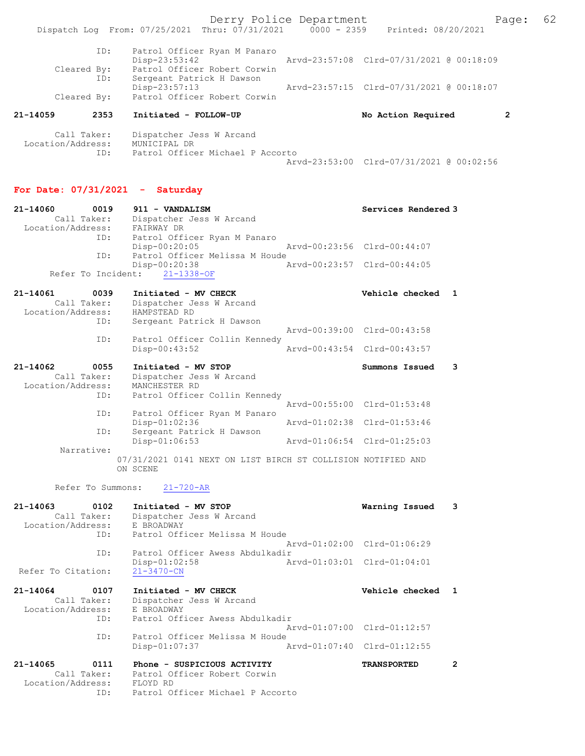```
            ID:    Patrol Officer Ryan M Panaro
                   Disp-23:53:42              Arvd-23:57:08  Clrd-07/31/2021 @ 00:18:09
    Cleared By:    Patrol Officer Robert Corwin
            ID:    Sergeant Patrick H Dawson
                   Disp-23:57:13              Arvd-23:57:15  Clrd-07/31/2021 @ 00:18:07
    Cleared By:    Patrol Officer Robert Corwin

21-14059      2353    Initiated - FOLLOW-UP                  No Action Required        2

       Call Taker:    Dispatcher Jess W Arcand
 Location/Address:    MUNICIPAL DR
               ID:    Patrol Officer Michael P Accorto
                                              Arvd-23:53:00  Clrd-07/31/2021 @ 00:02:56
```

## For Date: 07/31/2021  -  Saturday

```
21-14060      0019    911 - VANDALISM                        Services Rendered 3
       Call Taker:    Dispatcher Jess W Arcand
 Location/Address:    FAIRWAY DR
               ID:    Patrol Officer Ryan M Panaro
                      Disp-00:20:05              Arvd-00:23:56  Clrd-00:44:07
               ID:    Patrol Officer Melissa M Houde
                      Disp-00:20:38              Arvd-00:23:57  Clrd-00:44:05
      Refer To Incident:    21-1338-OF

21-14061      0039    Initiated - MV CHECK                   Vehicle checked   1
       Call Taker:    Dispatcher Jess W Arcand
 Location/Address:    HAMPSTEAD RD
               ID:    Sergeant Patrick H Dawson
                                                 Arvd-00:39:00  Clrd-00:43:58
               ID:    Patrol Officer Collin Kennedy
                      Disp-00:43:52              Arvd-00:43:54  Clrd-00:43:57

21-14062      0055    Initiated - MV STOP                    Summons Issued    3
       Call Taker:    Dispatcher Jess W Arcand
 Location/Address:    MANCHESTER RD
               ID:    Patrol Officer Collin Kennedy
                                                 Arvd-00:55:00  Clrd-01:53:48
               ID:    Patrol Officer Ryan M Panaro
                      Disp-01:02:36              Arvd-01:02:38  Clrd-01:53:46
               ID:    Sergeant Patrick H Dawson
                      Disp-01:06:53              Arvd-01:06:54  Clrd-01:25:03
        Narrative:
                   07/31/2021 0141 NEXT ON LIST BIRCH ST COLLISION NOTIFIED AND
                   ON SCENE

      Refer To Summons:    21-720-AR

21-14063      0102    Initiated - MV STOP                    Warning Issued    3
       Call Taker:    Dispatcher Jess W Arcand
 Location/Address:    E BROADWAY
               ID:    Patrol Officer Melissa M Houde
                                                 Arvd-01:02:00  Clrd-01:06:29
               ID:    Patrol Officer Awess Abdulkadir
                      Disp-01:02:58              Arvd-01:03:01  Clrd-01:04:01
 Refer To Citation:   21-3470-CN

21-14064      0107    Initiated - MV CHECK                   Vehicle checked   1
       Call Taker:    Dispatcher Jess W Arcand
 Location/Address:    E BROADWAY
               ID:    Patrol Officer Awess Abdulkadir
                                                 Arvd-01:07:00  Clrd-01:12:57
               ID:    Patrol Officer Melissa M Houde
                      Disp-01:07:37              Arvd-01:07:40  Clrd-01:12:55

21-14065      0111    Phone - SUSPICIOUS ACTIVITY            TRANSPORTED       2
       Call Taker:    Patrol Officer Robert Corwin
 Location/Address:    FLOYD RD
               ID:    Patrol Officer Michael P Accorto
```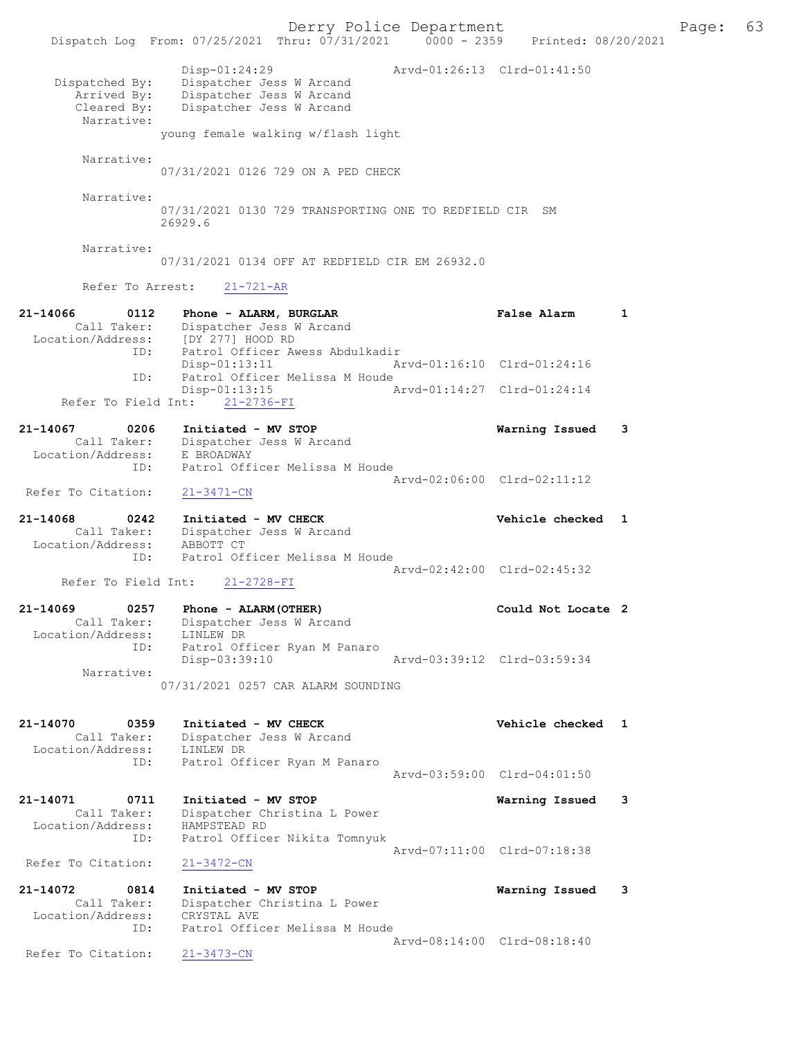```
            Disp-01:24:29                 Arvd-01:26:13  Clrd-01:41:50
  Dispatched By:   Dispatcher Jess W Arcand
     Arrived By:   Dispatcher Jess W Arcand
     Cleared By:   Dispatcher Jess W Arcand
      Narrative:
            young female walking w/flash light

      Narrative:
            07/31/2021 0126 729 ON A PED CHECK

      Narrative:
            07/31/2021 0130 729 TRANSPORTING ONE TO REDFIELD CIR  SM
            26929.6

      Narrative:
            07/31/2021 0134 OFF AT REDFIELD CIR EM 26932.0

      Refer To Arrest:    21-721-AR

21-14066      0112    Phone - ALARM, BURGLAR                    False Alarm      1
       Call Taker:    Dispatcher Jess W Arcand
 Location/Address:    [DY 277] HOOD RD
               ID:    Patrol Officer Awess Abdulkadir
                      Disp-01:13:11               Arvd-01:16:10  Clrd-01:24:16
               ID:    Patrol Officer Melissa M Houde
                      Disp-01:13:15               Arvd-01:14:27  Clrd-01:24:14
    Refer To Field Int:    21-2736-FI

21-14067      0206    Initiated - MV STOP                       Warning Issued   3
       Call Taker:    Dispatcher Jess W Arcand
 Location/Address:    E BROADWAY
               ID:    Patrol Officer Melissa M Houde
                                                  Arvd-02:06:00  Clrd-02:11:12
 Refer To Citation:    21-3471-CN

21-14068      0242    Initiated - MV CHECK                      Vehicle checked  1
       Call Taker:    Dispatcher Jess W Arcand
 Location/Address:    ABBOTT CT
               ID:    Patrol Officer Melissa M Houde
                                                  Arvd-02:42:00  Clrd-02:45:32
    Refer To Field Int:    21-2728-FI

21-14069      0257    Phone - ALARM(OTHER)                      Could Not Locate 2
       Call Taker:    Dispatcher Jess W Arcand
 Location/Address:    LINLEW DR
               ID:    Patrol Officer Ryan M Panaro
                      Disp-03:39:10               Arvd-03:39:12  Clrd-03:59:34
        Narrative:
            07/31/2021 0257 CAR ALARM SOUNDING


21-14070      0359    Initiated - MV CHECK                      Vehicle checked  1
       Call Taker:    Dispatcher Jess W Arcand
 Location/Address:    LINLEW DR
               ID:    Patrol Officer Ryan M Panaro
                                                  Arvd-03:59:00  Clrd-04:01:50

21-14071      0711    Initiated - MV STOP                       Warning Issued   3
       Call Taker:    Dispatcher Christina L Power
 Location/Address:    HAMPSTEAD RD
               ID:    Patrol Officer Nikita Tomnyuk
                                                  Arvd-07:11:00  Clrd-07:18:38
 Refer To Citation:    21-3472-CN

21-14072      0814    Initiated - MV STOP                       Warning Issued   3
       Call Taker:    Dispatcher Christina L Power
 Location/Address:    CRYSTAL AVE
               ID:    Patrol Officer Melissa M Houde
                                                  Arvd-08:14:00  Clrd-08:18:40
 Refer To Citation:    21-3473-CN
```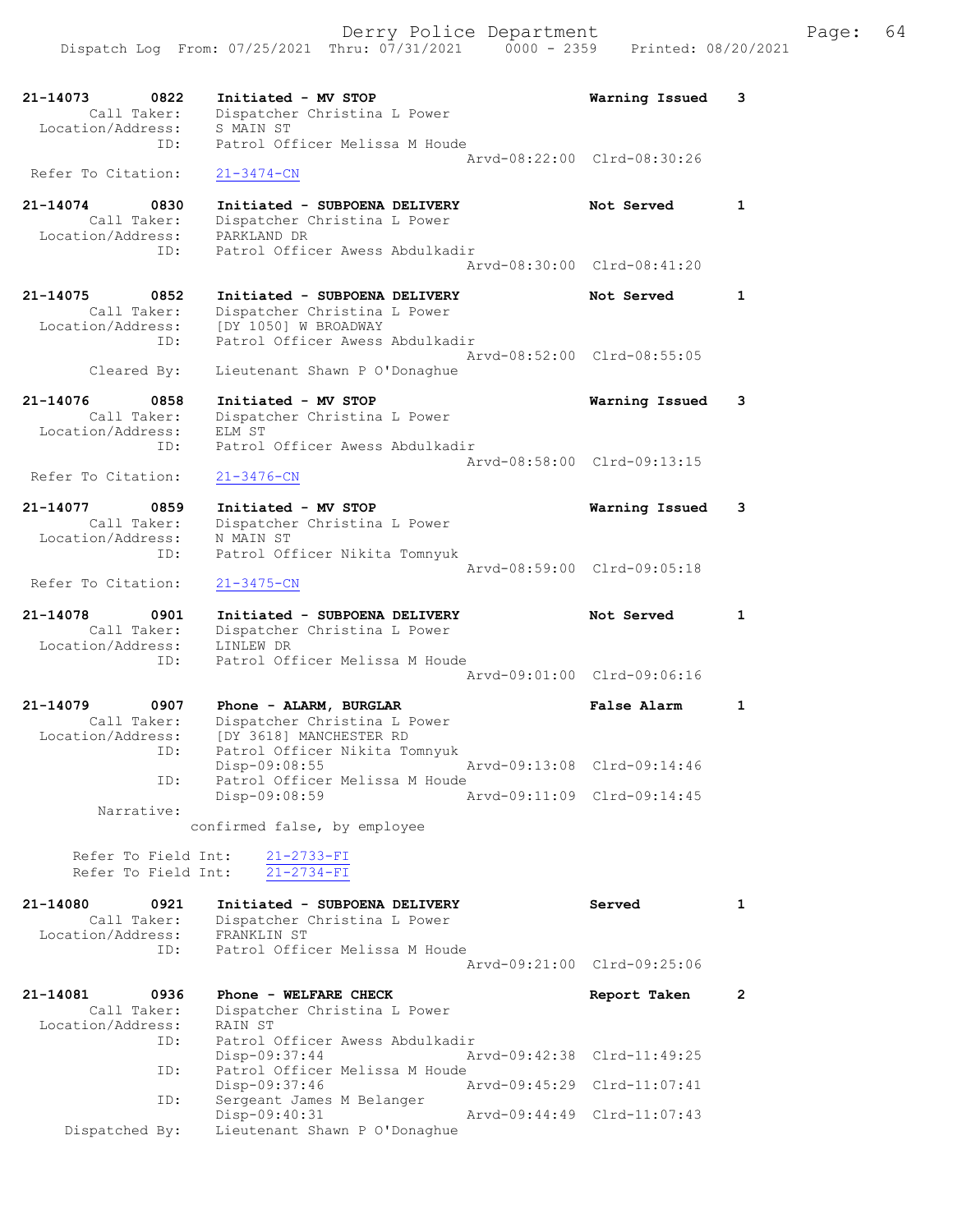21-14073 0822 Initiated - MV STOP Warning Issued 3
Call Taker: Dispatcher Christina L Power
Location/Address: S MAIN ST
ID: Patrol Officer Melissa M Houde
Arvd-08:22:00 Clrd-08:30:26
Refer To Citation: 21-3474-CN

21-14074 0830 Initiated - SUBPOENA DELIVERY Not Served 1
Call Taker: Dispatcher Christina L Power
Location/Address: PARKLAND DR
ID: Patrol Officer Awess Abdulkadir
Arvd-08:30:00 Clrd-08:41:20

21-14075 0852 Initiated - SUBPOENA DELIVERY Not Served 1
Call Taker: Dispatcher Christina L Power
Location/Address: [DY 1050] W BROADWAY
ID: Patrol Officer Awess Abdulkadir
Arvd-08:52:00 Clrd-08:55:05
Cleared By: Lieutenant Shawn P O'Donaghue

21-14076 0858 Initiated - MV STOP Warning Issued 3
Call Taker: Dispatcher Christina L Power
Location/Address: ELM ST
ID: Patrol Officer Awess Abdulkadir
Arvd-08:58:00 Clrd-09:13:15
Refer To Citation: 21-3476-CN

21-14077 0859 Initiated - MV STOP Warning Issued 3
Call Taker: Dispatcher Christina L Power
Location/Address: N MAIN ST
ID: Patrol Officer Nikita Tomnyuk
Arvd-08:59:00 Clrd-09:05:18
Refer To Citation: 21-3475-CN

21-14078 0901 Initiated - SUBPOENA DELIVERY Not Served 1
Call Taker: Dispatcher Christina L Power
Location/Address: LINLEW DR
ID: Patrol Officer Melissa M Houde
Arvd-09:01:00 Clrd-09:06:16

21-14079 0907 Phone - ALARM, BURGLAR False Alarm 1
Call Taker: Dispatcher Christina L Power
Location/Address: [DY 3618] MANCHESTER RD
ID: Patrol Officer Nikita Tomnyuk
Disp-09:08:55 Arvd-09:13:08 Clrd-09:14:46
ID: Patrol Officer Melissa M Houde
Disp-09:08:59 Arvd-09:11:09 Clrd-09:14:45
Narrative:
confirmed false, by employee

Refer To Field Int: 21-2733-FI
Refer To Field Int: 21-2734-FI

21-14080 0921 Initiated - SUBPOENA DELIVERY Served 1
Call Taker: Dispatcher Christina L Power
Location/Address: FRANKLIN ST
ID: Patrol Officer Melissa M Houde
Arvd-09:21:00 Clrd-09:25:06

21-14081 0936 Phone - WELFARE CHECK Report Taken 2
Call Taker: Dispatcher Christina L Power
Location/Address: RAIN ST
ID: Patrol Officer Awess Abdulkadir
Disp-09:37:44 Arvd-09:42:38 Clrd-11:49:25
ID: Patrol Officer Melissa M Houde
Disp-09:37:46 Arvd-09:45:29 Clrd-11:07:41
ID: Sergeant James M Belanger
Disp-09:40:31 Arvd-09:44:49 Clrd-11:07:43
Dispatched By: Lieutenant Shawn P O'Donaghue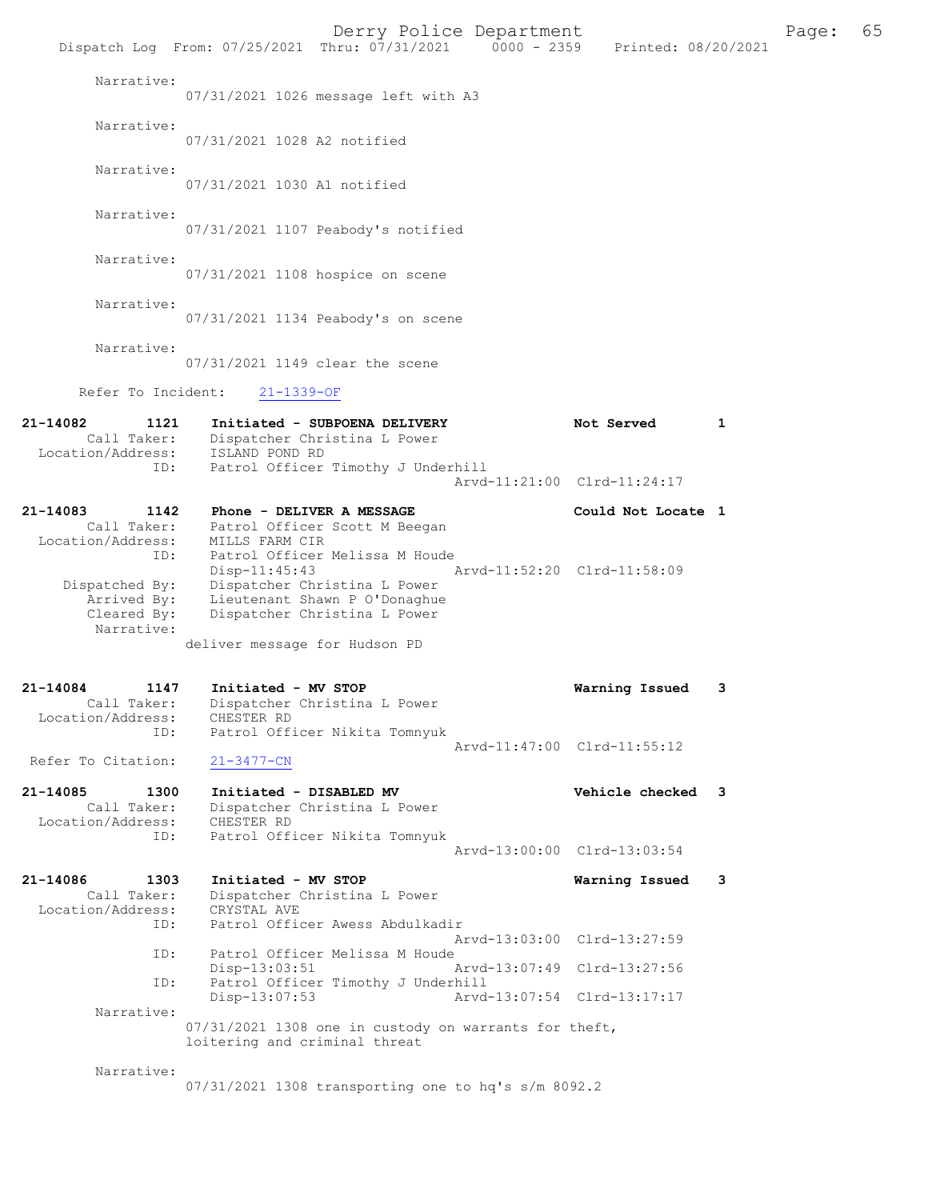Narrative:
07/31/2021 1026 message left with A3

Narrative:
07/31/2021 1028 A2 notified

Narrative:
07/31/2021 1030 A1 notified

Narrative:
07/31/2021 1107 Peabody's notified

Narrative:
07/31/2021 1108 hospice on scene

Narrative:
07/31/2021 1134 Peabody's on scene

Narrative:
07/31/2021 1149 clear the scene

Refer To Incident: 21-1339-OF

**21-14082 1121 Initiated - SUBPOENA DELIVERY — Not Served 1**
Call Taker: Dispatcher Christina L Power
Location/Address: ISLAND POND RD
ID: Patrol Officer Timothy J Underhill
Arvd-11:21:00 Clrd-11:24:17

**21-14083 1142 Phone - DELIVER A MESSAGE — Could Not Locate 1**
Call Taker: Patrol Officer Scott M Beegan
Location/Address: MILLS FARM CIR
ID: Patrol Officer Melissa M Houde
Disp-11:45:43 Arvd-11:52:20 Clrd-11:58:09
Dispatched By: Dispatcher Christina L Power
Arrived By: Lieutenant Shawn P O'Donaghue
Cleared By: Dispatcher Christina L Power
Narrative:
deliver message for Hudson PD

**21-14084 1147 Initiated - MV STOP — Warning Issued 3**
Call Taker: Dispatcher Christina L Power
Location/Address: CHESTER RD
ID: Patrol Officer Nikita Tomnyuk
Arvd-11:47:00 Clrd-11:55:12
Refer To Citation: 21-3477-CN

**21-14085 1300 Initiated - DISABLED MV — Vehicle checked 3**
Call Taker: Dispatcher Christina L Power
Location/Address: CHESTER RD
ID: Patrol Officer Nikita Tomnyuk
Arvd-13:00:00 Clrd-13:03:54

**21-14086 1303 Initiated - MV STOP — Warning Issued 3**
Call Taker: Dispatcher Christina L Power
Location/Address: CRYSTAL AVE
ID: Patrol Officer Awess Abdulkadir
Arvd-13:03:00 Clrd-13:27:59
ID: Patrol Officer Melissa M Houde
Disp-13:03:51 Arvd-13:07:49 Clrd-13:27:56
ID: Patrol Officer Timothy J Underhill
Disp-13:07:53 Arvd-13:07:54 Clrd-13:17:17
Narrative:
07/31/2021 1308 one in custody on warrants for theft, loitering and criminal threat

Narrative:
07/31/2021 1308 transporting one to hq's s/m 8092.2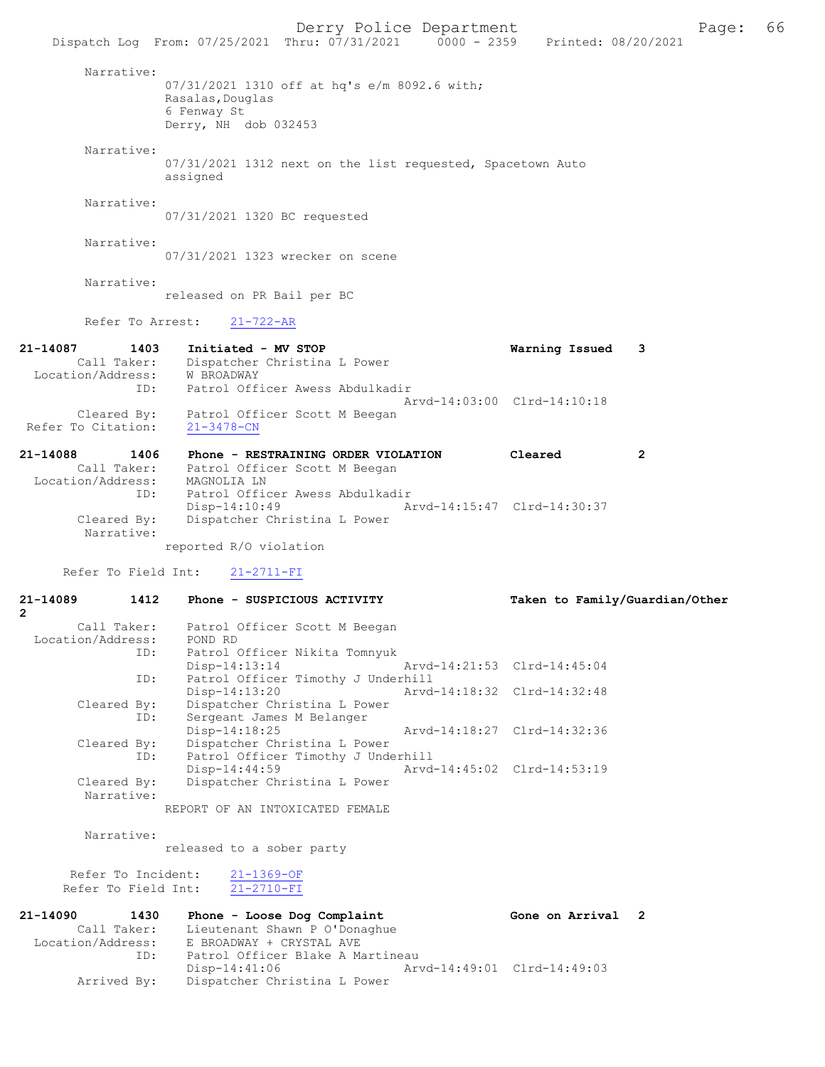Narrative:
07/31/2021 1310 off at hq's e/m 8092.6 with;
Rasalas,Douglas
6 Fenway St
Derry, NH dob 032453

Narrative:
07/31/2021 1312 next on the list requested, Spacetown Auto assigned

Narrative:
07/31/2021 1320 BC requested

Narrative:
07/31/2021 1323 wrecker on scene

Narrative:
released on PR Bail per BC

Refer To Arrest: 21-722-AR

**21-14087 1403 Initiated - MV STOP — Warning Issued 3**
Call Taker: Dispatcher Christina L Power
Location/Address: W BROADWAY
ID: Patrol Officer Awess Abdulkadir
Arvd-14:03:00 Clrd-14:10:18
Cleared By: Patrol Officer Scott M Beegan
Refer To Citation: 21-3478-CN

**21-14088 1406 Phone - RESTRAINING ORDER VIOLATION — Cleared 2**
Call Taker: Patrol Officer Scott M Beegan
Location/Address: MAGNOLIA LN
ID: Patrol Officer Awess Abdulkadir
Disp-14:10:49 Arvd-14:15:47 Clrd-14:30:37
Cleared By: Dispatcher Christina L Power
Narrative:
reported R/O violation

Refer To Field Int: 21-2711-FI

**21-14089 1412 Phone - SUSPICIOUS ACTIVITY — Taken to Family/Guardian/Other 2**
Call Taker: Patrol Officer Scott M Beegan
Location/Address: POND RD
ID: Patrol Officer Nikita Tomnyuk
Disp-14:13:14 Arvd-14:21:53 Clrd-14:45:04
ID: Patrol Officer Timothy J Underhill
Disp-14:13:20 Arvd-14:18:32 Clrd-14:32:48
Cleared By: Dispatcher Christina L Power
ID: Sergeant James M Belanger
Disp-14:18:25 Arvd-14:18:27 Clrd-14:32:36
Cleared By: Dispatcher Christina L Power
ID: Patrol Officer Timothy J Underhill
Disp-14:44:59 Arvd-14:45:02 Clrd-14:53:19
Cleared By: Dispatcher Christina L Power
Narrative:
REPORT OF AN INTOXICATED FEMALE

Narrative:
released to a sober party

Refer To Incident: 21-1369-OF
Refer To Field Int: 21-2710-FI

**21-14090 1430 Phone - Loose Dog Complaint — Gone on Arrival 2**
Call Taker: Lieutenant Shawn P O'Donaghue
Location/Address: E BROADWAY + CRYSTAL AVE
ID: Patrol Officer Blake A Martineau
Disp-14:41:06 Arvd-14:49:01 Clrd-14:49:03
Arrived By: Dispatcher Christina L Power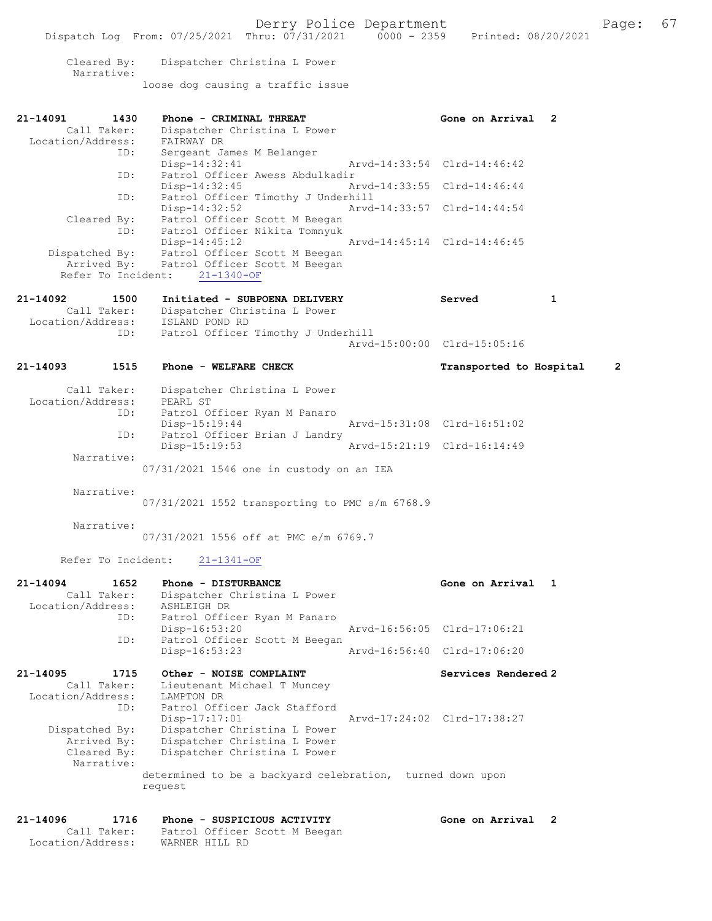```
        Cleared By:    Dispatcher Christina L Power
         Narrative:
                   loose dog causing a traffic issue


21-14091        1430    Phone - CRIMINAL THREAT                        Gone on Arrival   2
        Call Taker:    Dispatcher Christina L Power
  Location/Address:    FAIRWAY DR
                ID:    Sergeant James M Belanger
                       Disp-14:32:41                  Arvd-14:33:54  Clrd-14:46:42
                ID:    Patrol Officer Awess Abdulkadir
                       Disp-14:32:45                  Arvd-14:33:55  Clrd-14:46:44
                ID:    Patrol Officer Timothy J Underhill
                       Disp-14:32:52                  Arvd-14:33:57  Clrd-14:44:54
        Cleared By:    Patrol Officer Scott M Beegan
                ID:    Patrol Officer Nikita Tomnyuk
                       Disp-14:45:12                  Arvd-14:45:14  Clrd-14:46:45
     Dispatched By:    Patrol Officer Scott M Beegan
        Arrived By:    Patrol Officer Scott M Beegan
      Refer To Incident:    21-1340-OF

21-14092        1500    Initiated - SUBPOENA DELIVERY                  Served            1
        Call Taker:    Dispatcher Christina L Power
  Location/Address:    ISLAND POND RD
                ID:    Patrol Officer Timothy J Underhill
                                                      Arvd-15:00:00  Clrd-15:05:16

21-14093        1515    Phone - WELFARE CHECK                          Transported to Hospital     2

        Call Taker:    Dispatcher Christina L Power
  Location/Address:    PEARL ST
                ID:    Patrol Officer Ryan M Panaro
                       Disp-15:19:44                  Arvd-15:31:08  Clrd-16:51:02
                ID:    Patrol Officer Brian J Landry
                       Disp-15:19:53                  Arvd-15:21:19  Clrd-16:14:49
         Narrative:
                   07/31/2021 1546 one in custody on an IEA

         Narrative:
                   07/31/2021 1552 transporting to PMC s/m 6768.9

         Narrative:
                   07/31/2021 1556 off at PMC e/m 6769.7

      Refer To Incident:    21-1341-OF

21-14094        1652    Phone - DISTURBANCE                            Gone on Arrival   1
        Call Taker:    Dispatcher Christina L Power
  Location/Address:    ASHLEIGH DR
                ID:    Patrol Officer Ryan M Panaro
                       Disp-16:53:20                  Arvd-16:56:05  Clrd-17:06:21
                ID:    Patrol Officer Scott M Beegan
                       Disp-16:53:23                  Arvd-16:56:40  Clrd-17:06:20

21-14095        1715    Other - NOISE COMPLAINT                        Services Rendered 2
        Call Taker:    Lieutenant Michael T Muncey
  Location/Address:    LAMPTON DR
                ID:    Patrol Officer Jack Stafford
                       Disp-17:17:01                  Arvd-17:24:02  Clrd-17:38:27
     Dispatched By:    Dispatcher Christina L Power
        Arrived By:    Dispatcher Christina L Power
        Cleared By:    Dispatcher Christina L Power
         Narrative:
                   determined to be a backyard celebration,  turned down upon
                   request


21-14096        1716    Phone - SUSPICIOUS ACTIVITY                    Gone on Arrival   2
        Call Taker:    Patrol Officer Scott M Beegan
  Location/Address:    WARNER HILL RD
```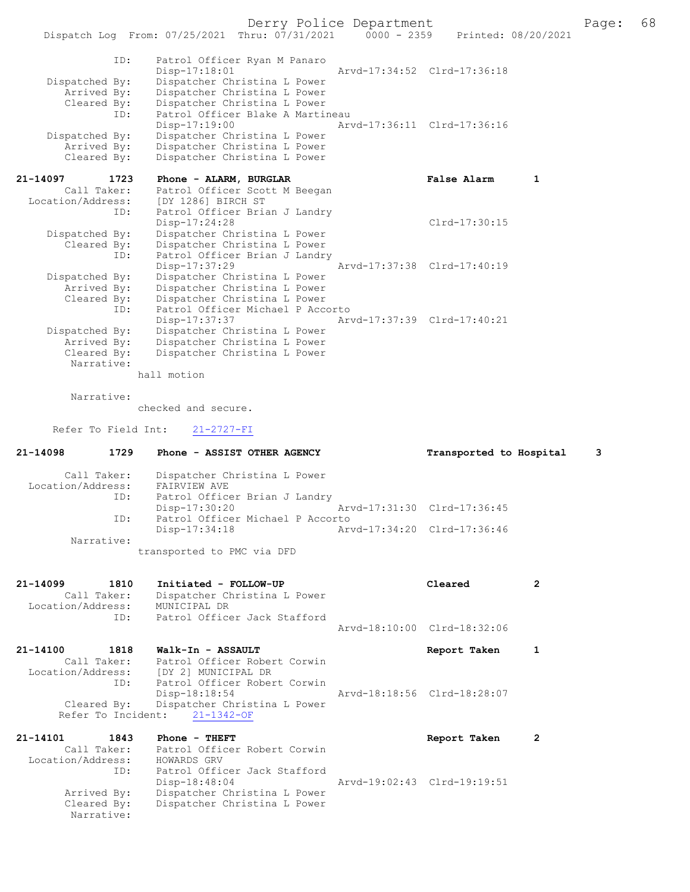```
             ID:      Patrol Officer Ryan M Panaro
                      Disp-17:18:01                   Arvd-17:34:52  Clrd-17:36:18
  Dispatched By:      Dispatcher Christina L Power
     Arrived By:      Dispatcher Christina L Power
     Cleared By:      Dispatcher Christina L Power
             ID:      Patrol Officer Blake A Martineau
                      Disp-17:19:00                   Arvd-17:36:11  Clrd-17:36:16
  Dispatched By:      Dispatcher Christina L Power
     Arrived By:      Dispatcher Christina L Power
     Cleared By:      Dispatcher Christina L Power

21-14097      1723    Phone - ALARM, BURGLAR                         False Alarm       1
     Call Taker:      Patrol Officer Scott M Beegan
 Location/Address:    [DY 1286] BIRCH ST
             ID:      Patrol Officer Brian J Landry
                      Disp-17:24:28                                  Clrd-17:30:15
  Dispatched By:      Dispatcher Christina L Power
     Cleared By:      Dispatcher Christina L Power
             ID:      Patrol Officer Brian J Landry
                      Disp-17:37:29                   Arvd-17:37:38  Clrd-17:40:19
  Dispatched By:      Dispatcher Christina L Power
     Arrived By:      Dispatcher Christina L Power
     Cleared By:      Dispatcher Christina L Power
             ID:      Patrol Officer Michael P Accorto
                      Disp-17:37:37                   Arvd-17:37:39  Clrd-17:40:21
  Dispatched By:      Dispatcher Christina L Power
     Arrived By:      Dispatcher Christina L Power
     Cleared By:      Dispatcher Christina L Power
      Narrative:
                    hall motion

      Narrative:
                    checked and secure.

    Refer To Field Int:     21-2727-FI

21-14098      1729    Phone - ASSIST OTHER AGENCY                    Transported to Hospital     3

     Call Taker:      Dispatcher Christina L Power
 Location/Address:    FAIRVIEW AVE
             ID:      Patrol Officer Brian J Landry
                      Disp-17:30:20                   Arvd-17:31:30  Clrd-17:36:45
             ID:      Patrol Officer Michael P Accorto
                      Disp-17:34:18                   Arvd-17:34:20  Clrd-17:36:46
      Narrative:
                    transported to PMC via DFD


21-14099      1810    Initiated - FOLLOW-UP                          Cleared           2
     Call Taker:      Dispatcher Christina L Power
 Location/Address:    MUNICIPAL DR
             ID:      Patrol Officer Jack Stafford
                                                      Arvd-18:10:00  Clrd-18:32:06

21-14100      1818    Walk-In - ASSAULT                              Report Taken      1
     Call Taker:      Patrol Officer Robert Corwin
 Location/Address:    [DY 2] MUNICIPAL DR
             ID:      Patrol Officer Robert Corwin
                      Disp-18:18:54                   Arvd-18:18:56  Clrd-18:28:07
     Cleared By:      Dispatcher Christina L Power
   Refer To Incident:     21-1342-OF

21-14101      1843    Phone - THEFT                                  Report Taken      2
     Call Taker:      Patrol Officer Robert Corwin
 Location/Address:    HOWARDS GRV
             ID:      Patrol Officer Jack Stafford
                      Disp-18:48:04                   Arvd-19:02:43  Clrd-19:19:51
     Arrived By:      Dispatcher Christina L Power
     Cleared By:      Dispatcher Christina L Power
      Narrative:
```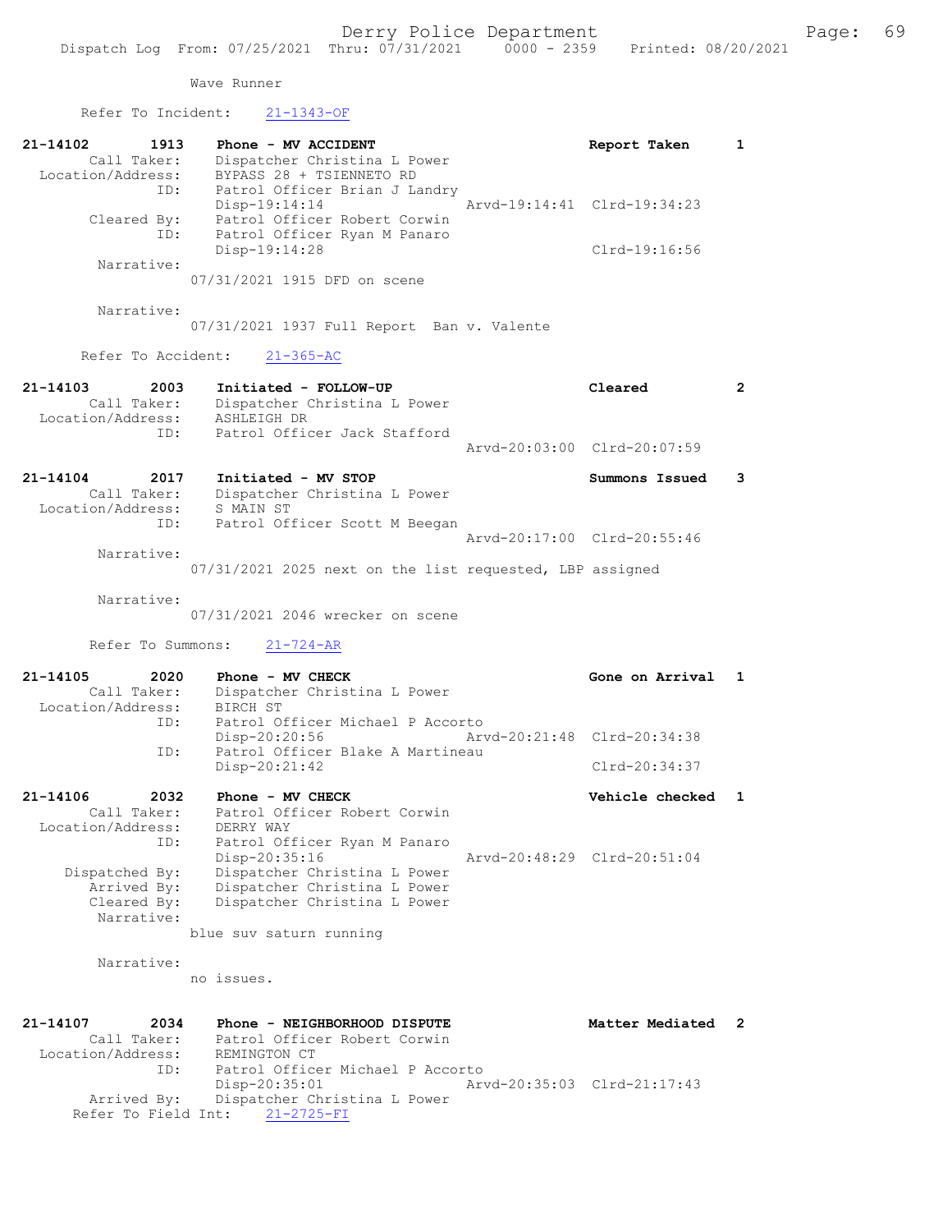Wave Runner

Refer To Incident: 21-1343-OF

```
21-14102        1913    Phone - MV ACCIDENT                         Report Taken      1
         Call Taker:    Dispatcher Christina L Power
   Location/Address:    BYPASS 28 + TSIENNETO RD
                 ID:    Patrol Officer Brian J Landry
                        Disp-19:14:14              Arvd-19:14:41  Clrd-19:34:23
         Cleared By:    Patrol Officer Robert Corwin
                 ID:    Patrol Officer Ryan M Panaro
                        Disp-19:14:28                             Clrd-19:16:56
          Narrative:
                     07/31/2021 1915 DFD on scene

          Narrative:
                     07/31/2021 1937 Full Report  Ban v. Valente

        Refer To Accident:    21-365-AC

21-14103        2003    Initiated - FOLLOW-UP                       Cleared           2
         Call Taker:    Dispatcher Christina L Power
   Location/Address:    ASHLEIGH DR
                 ID:    Patrol Officer Jack Stafford
                                                   Arvd-20:03:00  Clrd-20:07:59

21-14104        2017    Initiated - MV STOP                         Summons Issued    3
         Call Taker:    Dispatcher Christina L Power
   Location/Address:    S MAIN ST
                 ID:    Patrol Officer Scott M Beegan
                                                   Arvd-20:17:00  Clrd-20:55:46
          Narrative:
                     07/31/2021 2025 next on the list requested, LBP assigned

          Narrative:
                     07/31/2021 2046 wrecker on scene

        Refer To Summons:    21-724-AR

21-14105        2020    Phone - MV CHECK                            Gone on Arrival   1
         Call Taker:    Dispatcher Christina L Power
   Location/Address:    BIRCH ST
                 ID:    Patrol Officer Michael P Accorto
                        Disp-20:20:56              Arvd-20:21:48  Clrd-20:34:38
                 ID:    Patrol Officer Blake A Martineau
                        Disp-20:21:42                             Clrd-20:34:37

21-14106        2032    Phone - MV CHECK                            Vehicle checked   1
         Call Taker:    Patrol Officer Robert Corwin
   Location/Address:    DERRY WAY
                 ID:    Patrol Officer Ryan M Panaro
                        Disp-20:35:16              Arvd-20:48:29  Clrd-20:51:04
      Dispatched By:    Dispatcher Christina L Power
         Arrived By:    Dispatcher Christina L Power
         Cleared By:    Dispatcher Christina L Power
          Narrative:
                     blue suv saturn running

          Narrative:
                     no issues.

21-14107        2034    Phone - NEIGHBORHOOD DISPUTE                Matter Mediated   2
         Call Taker:    Patrol Officer Robert Corwin
   Location/Address:    REMINGTON CT
                 ID:    Patrol Officer Michael P Accorto
                        Disp-20:35:01              Arvd-20:35:03  Clrd-21:17:43
         Arrived By:    Dispatcher Christina L Power
     Refer To Field Int:    21-2725-FI
```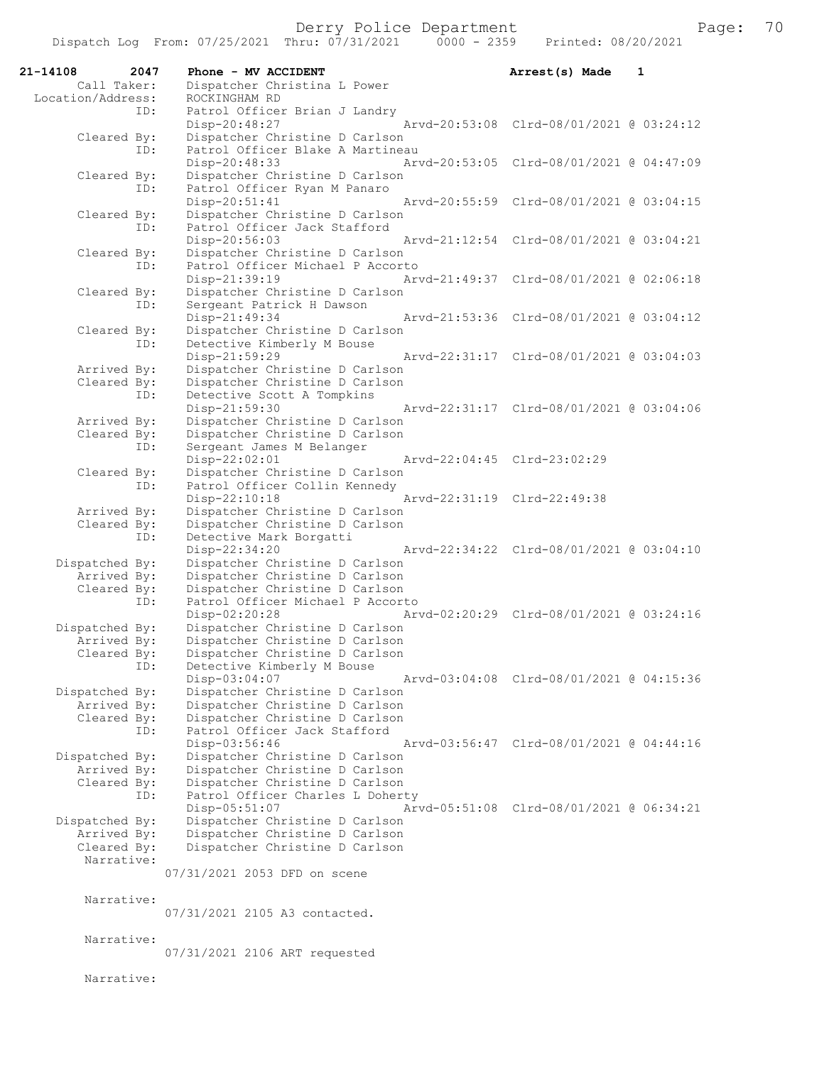Dispatch Log From: 07/25/2021 Thru: 07/31/2021 0000 - 2359 Printed: 08/20/2021

```
21-14108      2047    Phone - MV ACCIDENT                         Arrest(s) Made    1
        Call Taker:   Dispatcher Christina L Power
  Location/Address:   ROCKINGHAM RD
               ID:    Patrol Officer Brian J Landry
                      Disp-20:48:27              Arvd-20:53:08  Clrd-08/01/2021 @ 03:24:12
       Cleared By:    Dispatcher Christine D Carlson
               ID:    Patrol Officer Blake A Martineau
                      Disp-20:48:33              Arvd-20:53:05  Clrd-08/01/2021 @ 04:47:09
       Cleared By:    Dispatcher Christine D Carlson
               ID:    Patrol Officer Ryan M Panaro
                      Disp-20:51:41              Arvd-20:55:59  Clrd-08/01/2021 @ 03:04:15
       Cleared By:    Dispatcher Christine D Carlson
               ID:    Patrol Officer Jack Stafford
                      Disp-20:56:03              Arvd-21:12:54  Clrd-08/01/2021 @ 03:04:21
       Cleared By:    Dispatcher Christine D Carlson
               ID:    Patrol Officer Michael P Accorto
                      Disp-21:39:19              Arvd-21:49:37  Clrd-08/01/2021 @ 02:06:18
       Cleared By:    Dispatcher Christine D Carlson
               ID:    Sergeant Patrick H Dawson
                      Disp-21:49:34              Arvd-21:53:36  Clrd-08/01/2021 @ 03:04:12
       Cleared By:    Dispatcher Christine D Carlson
               ID:    Detective Kimberly M Bouse
                      Disp-21:59:29              Arvd-22:31:17  Clrd-08/01/2021 @ 03:04:03
       Arrived By:    Dispatcher Christine D Carlson
       Cleared By:    Dispatcher Christine D Carlson
               ID:    Detective Scott A Tompkins
                      Disp-21:59:30              Arvd-22:31:17  Clrd-08/01/2021 @ 03:04:06
       Arrived By:    Dispatcher Christine D Carlson
       Cleared By:    Dispatcher Christine D Carlson
               ID:    Sergeant James M Belanger
                      Disp-22:02:01              Arvd-22:04:45  Clrd-23:02:29
       Cleared By:    Dispatcher Christine D Carlson
               ID:    Patrol Officer Collin Kennedy
                      Disp-22:10:18              Arvd-22:31:19  Clrd-22:49:38
       Arrived By:    Dispatcher Christine D Carlson
       Cleared By:    Dispatcher Christine D Carlson
               ID:    Detective Mark Borgatti
                      Disp-22:34:20              Arvd-22:34:22  Clrd-08/01/2021 @ 03:04:10
    Dispatched By:    Dispatcher Christine D Carlson
       Arrived By:    Dispatcher Christine D Carlson
       Cleared By:    Dispatcher Christine D Carlson
               ID:    Patrol Officer Michael P Accorto
                      Disp-02:20:28              Arvd-02:20:29  Clrd-08/01/2021 @ 03:24:16
    Dispatched By:    Dispatcher Christine D Carlson
       Arrived By:    Dispatcher Christine D Carlson
       Cleared By:    Dispatcher Christine D Carlson
               ID:    Detective Kimberly M Bouse
                      Disp-03:04:07              Arvd-03:04:08  Clrd-08/01/2021 @ 04:15:36
    Dispatched By:    Dispatcher Christine D Carlson
       Arrived By:    Dispatcher Christine D Carlson
       Cleared By:    Dispatcher Christine D Carlson
               ID:    Patrol Officer Jack Stafford
                      Disp-03:56:46              Arvd-03:56:47  Clrd-08/01/2021 @ 04:44:16
    Dispatched By:    Dispatcher Christine D Carlson
       Arrived By:    Dispatcher Christine D Carlson
       Cleared By:    Dispatcher Christine D Carlson
               ID:    Patrol Officer Charles L Doherty
                      Disp-05:51:07              Arvd-05:51:08  Clrd-08/01/2021 @ 06:34:21
    Dispatched By:    Dispatcher Christine D Carlson
       Arrived By:    Dispatcher Christine D Carlson
       Cleared By:    Dispatcher Christine D Carlson
        Narrative:
                      07/31/2021 2053 DFD on scene

        Narrative:
                      07/31/2021 2105 A3 contacted.

        Narrative:
                      07/31/2021 2106 ART requested

        Narrative:
```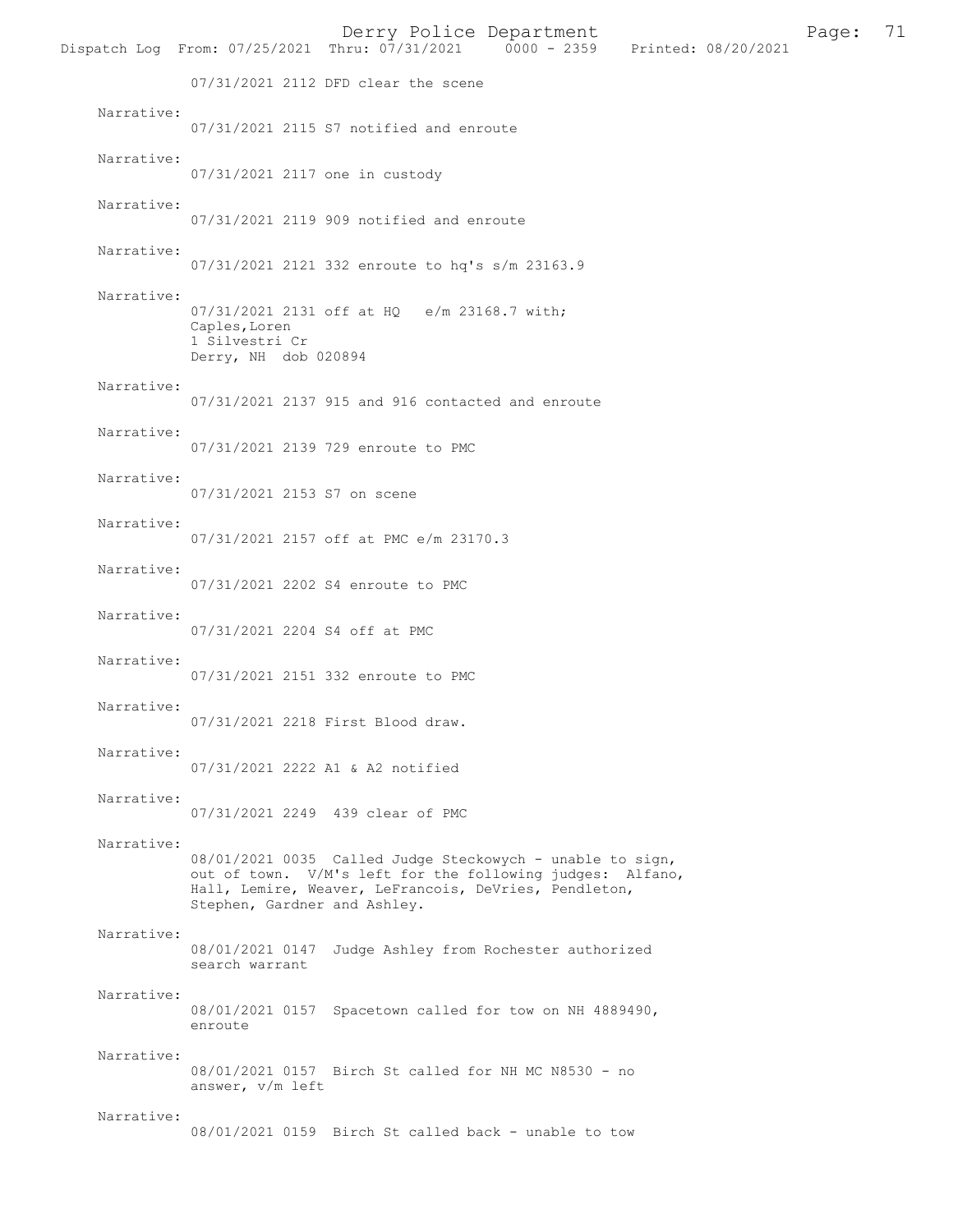07/31/2021 2112 DFD clear the scene

Narrative:
07/31/2021 2115 S7 notified and enroute

Narrative:
07/31/2021 2117 one in custody

Narrative:
07/31/2021 2119 909 notified and enroute

Narrative:
07/31/2021 2121 332 enroute to hq's s/m 23163.9

Narrative:
07/31/2021 2131 off at HQ   e/m 23168.7 with;
Caples,Loren
1 Silvestri Cr
Derry, NH  dob 020894

Narrative:
07/31/2021 2137 915 and 916 contacted and enroute

Narrative:
07/31/2021 2139 729 enroute to PMC

Narrative:
07/31/2021 2153 S7 on scene

Narrative:
07/31/2021 2157 off at PMC e/m 23170.3

Narrative:
07/31/2021 2202 S4 enroute to PMC

Narrative:
07/31/2021 2204 S4 off at PMC

Narrative:
07/31/2021 2151 332 enroute to PMC

Narrative:
07/31/2021 2218 First Blood draw.

Narrative:
07/31/2021 2222 A1 & A2 notified

Narrative:
07/31/2021 2249  439 clear of PMC

Narrative:
08/01/2021 0035  Called Judge Steckowych - unable to sign, out of town.  V/M's left for the following judges:  Alfano, Hall, Lemire, Weaver, LeFrancois, DeVries, Pendleton, Stephen, Gardner and Ashley.

Narrative:
08/01/2021 0147  Judge Ashley from Rochester authorized search warrant

Narrative:
08/01/2021 0157  Spacetown called for tow on NH 4889490, enroute

Narrative:
08/01/2021 0157  Birch St called for NH MC N8530 - no answer, v/m left

Narrative:
08/01/2021 0159  Birch St called back - unable to tow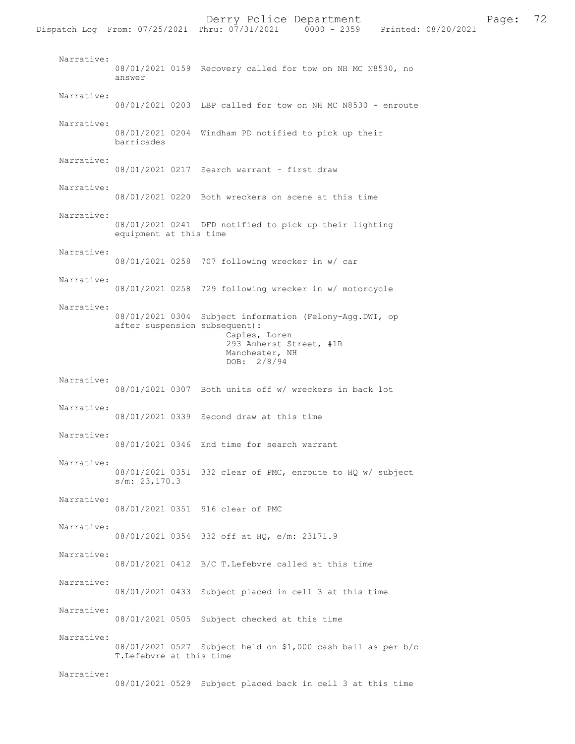Narrative:
08/01/2021 0159 Recovery called for tow on NH MC N8530, no answer

Narrative:
08/01/2021 0203 LBP called for tow on NH MC N8530 - enroute

Narrative:
08/01/2021 0204 Windham PD notified to pick up their barricades

Narrative:
08/01/2021 0217 Search warrant - first draw

Narrative:
08/01/2021 0220 Both wreckers on scene at this time

Narrative:
08/01/2021 0241 DFD notified to pick up their lighting equipment at this time

Narrative:
08/01/2021 0258 707 following wrecker in w/ car

Narrative:
08/01/2021 0258 729 following wrecker in w/ motorcycle

Narrative:
08/01/2021 0304 Subject information (Felony-Agg.DWI, op after suspension subsequent):
Caples, Loren
293 Amherst Street, #1R
Manchester, NH
DOB: 2/8/94

Narrative:
08/01/2021 0307 Both units off w/ wreckers in back lot

Narrative:
08/01/2021 0339 Second draw at this time

Narrative:
08/01/2021 0346 End time for search warrant

Narrative:
08/01/2021 0351 332 clear of PMC, enroute to HQ w/ subject s/m: 23,170.3

Narrative:
08/01/2021 0351 916 clear of PMC

Narrative:
08/01/2021 0354 332 off at HQ, e/m: 23171.9

Narrative:
08/01/2021 0412 B/C T.Lefebvre called at this time

Narrative:
08/01/2021 0433 Subject placed in cell 3 at this time

Narrative:
08/01/2021 0505 Subject checked at this time

Narrative:
08/01/2021 0527 Subject held on $1,000 cash bail as per b/c T.Lefebvre at this time

Narrative:
08/01/2021 0529 Subject placed back in cell 3 at this time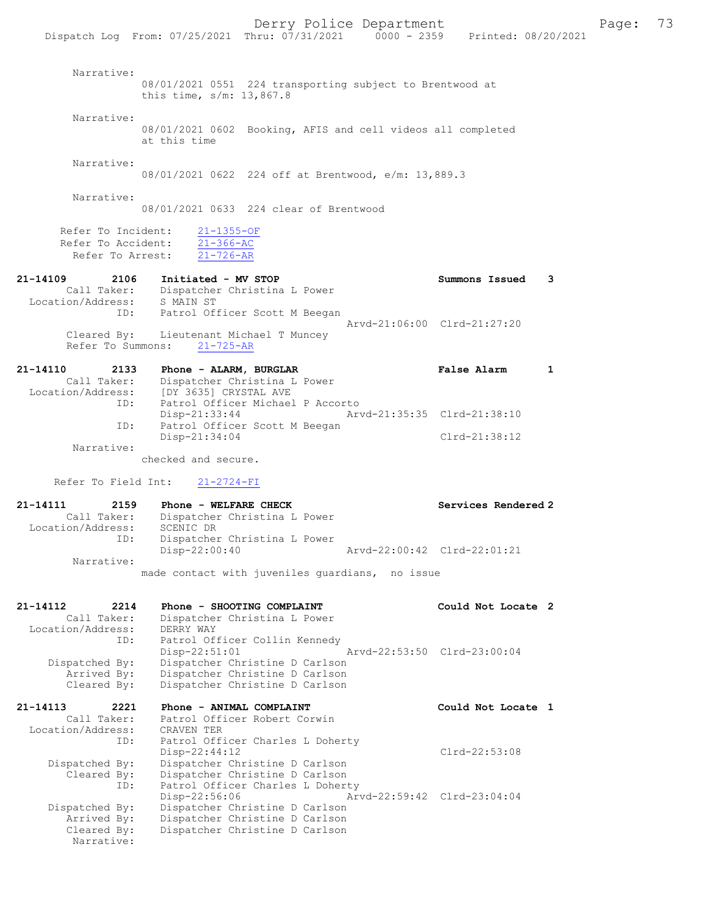Narrative:
08/01/2021 0551 224 transporting subject to Brentwood at this time, s/m: 13,867.8

Narrative:
08/01/2021 0602 Booking, AFIS and cell videos all completed at this time

Narrative:
08/01/2021 0622 224 off at Brentwood, e/m: 13,889.3

Narrative:
08/01/2021 0633 224 clear of Brentwood

Refer To Incident: 21-1355-OF
Refer To Accident: 21-366-AC
Refer To Arrest: 21-726-AR

**21-14109 2106 Initiated - MV STOP — Summons Issued 3**
Call Taker: Dispatcher Christina L Power
Location/Address: S MAIN ST
ID: Patrol Officer Scott M Beegan
Arvd-21:06:00 Clrd-21:27:20
Cleared By: Lieutenant Michael T Muncey
Refer To Summons: 21-725-AR

**21-14110 2133 Phone - ALARM, BURGLAR — False Alarm 1**
Call Taker: Dispatcher Christina L Power
Location/Address: [DY 3635] CRYSTAL AVE
ID: Patrol Officer Michael P Accorto
Disp-21:33:44 Arvd-21:35:35 Clrd-21:38:10
ID: Patrol Officer Scott M Beegan
Disp-21:34:04 Clrd-21:38:12
Narrative:
checked and secure.

Refer To Field Int: 21-2724-FI

**21-14111 2159 Phone - WELFARE CHECK — Services Rendered 2**
Call Taker: Dispatcher Christina L Power
Location/Address: SCENIC DR
ID: Dispatcher Christina L Power
Disp-22:00:40 Arvd-22:00:42 Clrd-22:01:21
Narrative:
made contact with juveniles guardians, no issue

**21-14112 2214 Phone - SHOOTING COMPLAINT — Could Not Locate 2**
Call Taker: Dispatcher Christina L Power
Location/Address: DERRY WAY
ID: Patrol Officer Collin Kennedy
Disp-22:51:01 Arvd-22:53:50 Clrd-23:00:04
Dispatched By: Dispatcher Christine D Carlson
Arrived By: Dispatcher Christine D Carlson
Cleared By: Dispatcher Christine D Carlson

**21-14113 2221 Phone - ANIMAL COMPLAINT — Could Not Locate 1**
Call Taker: Patrol Officer Robert Corwin
Location/Address: CRAVEN TER
ID: Patrol Officer Charles L Doherty
Disp-22:44:12 Clrd-22:53:08
Dispatched By: Dispatcher Christine D Carlson
Cleared By: Dispatcher Christine D Carlson
ID: Patrol Officer Charles L Doherty
Disp-22:56:06 Arvd-22:59:42 Clrd-23:04:04
Dispatched By: Dispatcher Christine D Carlson
Arrived By: Dispatcher Christine D Carlson
Cleared By: Dispatcher Christine D Carlson
Narrative: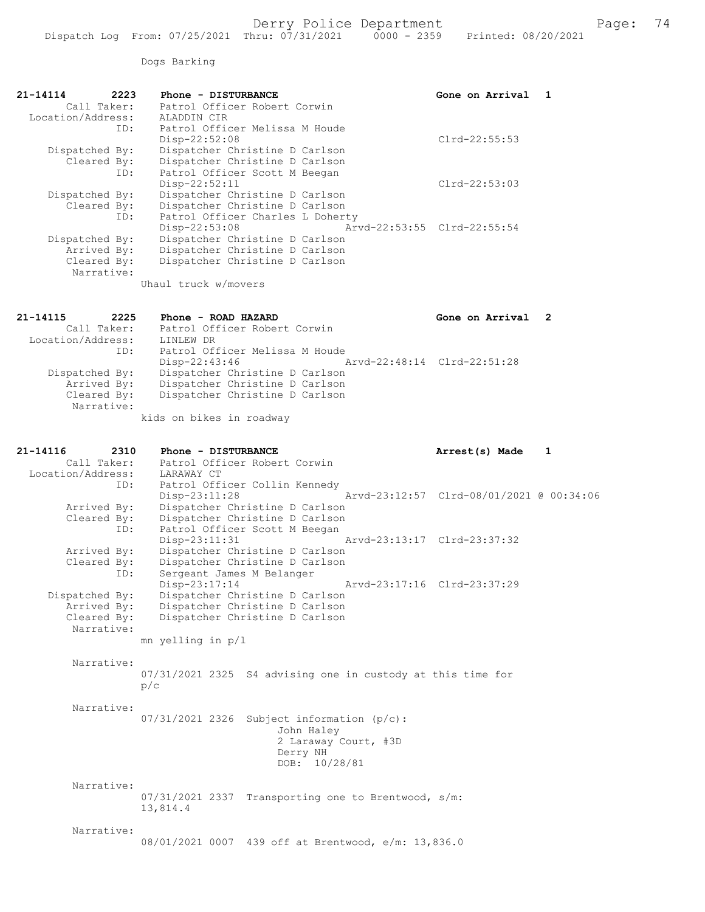Dogs Barking

```
21-14114        2223    Phone - DISTURBANCE                         Gone on Arrival  1
        Call Taker:     Patrol Officer Robert Corwin
  Location/Address:     ALADDIN CIR
                ID:     Patrol Officer Melissa M Houde
                        Disp-22:52:08                               Clrd-22:55:53
     Dispatched By:     Dispatcher Christine D Carlson
        Cleared By:     Dispatcher Christine D Carlson
                ID:     Patrol Officer Scott M Beegan
                        Disp-22:52:11                               Clrd-22:53:03
     Dispatched By:     Dispatcher Christine D Carlson
        Cleared By:     Dispatcher Christine D Carlson
                ID:     Patrol Officer Charles L Doherty
                        Disp-22:53:08              Arvd-22:53:55  Clrd-22:55:54
     Dispatched By:     Dispatcher Christine D Carlson
        Arrived By:     Dispatcher Christine D Carlson
        Cleared By:     Dispatcher Christine D Carlson
         Narrative:
                        Uhaul truck w/movers

21-14115        2225    Phone - ROAD HAZARD                         Gone on Arrival  2
        Call Taker:     Patrol Officer Robert Corwin
  Location/Address:     LINLEW DR
                ID:     Patrol Officer Melissa M Houde
                        Disp-22:43:46              Arvd-22:48:14  Clrd-22:51:28
     Dispatched By:     Dispatcher Christine D Carlson
        Arrived By:     Dispatcher Christine D Carlson
        Cleared By:     Dispatcher Christine D Carlson
         Narrative:
                        kids on bikes in roadway

21-14116        2310    Phone - DISTURBANCE                         Arrest(s) Made   1
        Call Taker:     Patrol Officer Robert Corwin
  Location/Address:     LARAWAY CT
                ID:     Patrol Officer Collin Kennedy
                        Disp-23:11:28              Arvd-23:12:57  Clrd-08/01/2021 @ 00:34:06
        Arrived By:     Dispatcher Christine D Carlson
        Cleared By:     Dispatcher Christine D Carlson
                ID:     Patrol Officer Scott M Beegan
                        Disp-23:11:31              Arvd-23:13:17  Clrd-23:37:32
        Arrived By:     Dispatcher Christine D Carlson
        Cleared By:     Dispatcher Christine D Carlson
                ID:     Sergeant James M Belanger
                        Disp-23:17:14              Arvd-23:17:16  Clrd-23:37:29
     Dispatched By:     Dispatcher Christine D Carlson
        Arrived By:     Dispatcher Christine D Carlson
        Cleared By:     Dispatcher Christine D Carlson
         Narrative:
                        mn yelling in p/l

         Narrative:
                        07/31/2021 2325  S4 advising one in custody at this time for
                        p/c

         Narrative:
                        07/31/2021 2326  Subject information (p/c):
                                         John Haley
                                         2 Laraway Court, #3D
                                         Derry NH
                                         DOB:  10/28/81

         Narrative:
                        07/31/2021 2337  Transporting one to Brentwood, s/m:
                        13,814.4

         Narrative:
                        08/01/2021 0007  439 off at Brentwood, e/m: 13,836.0
```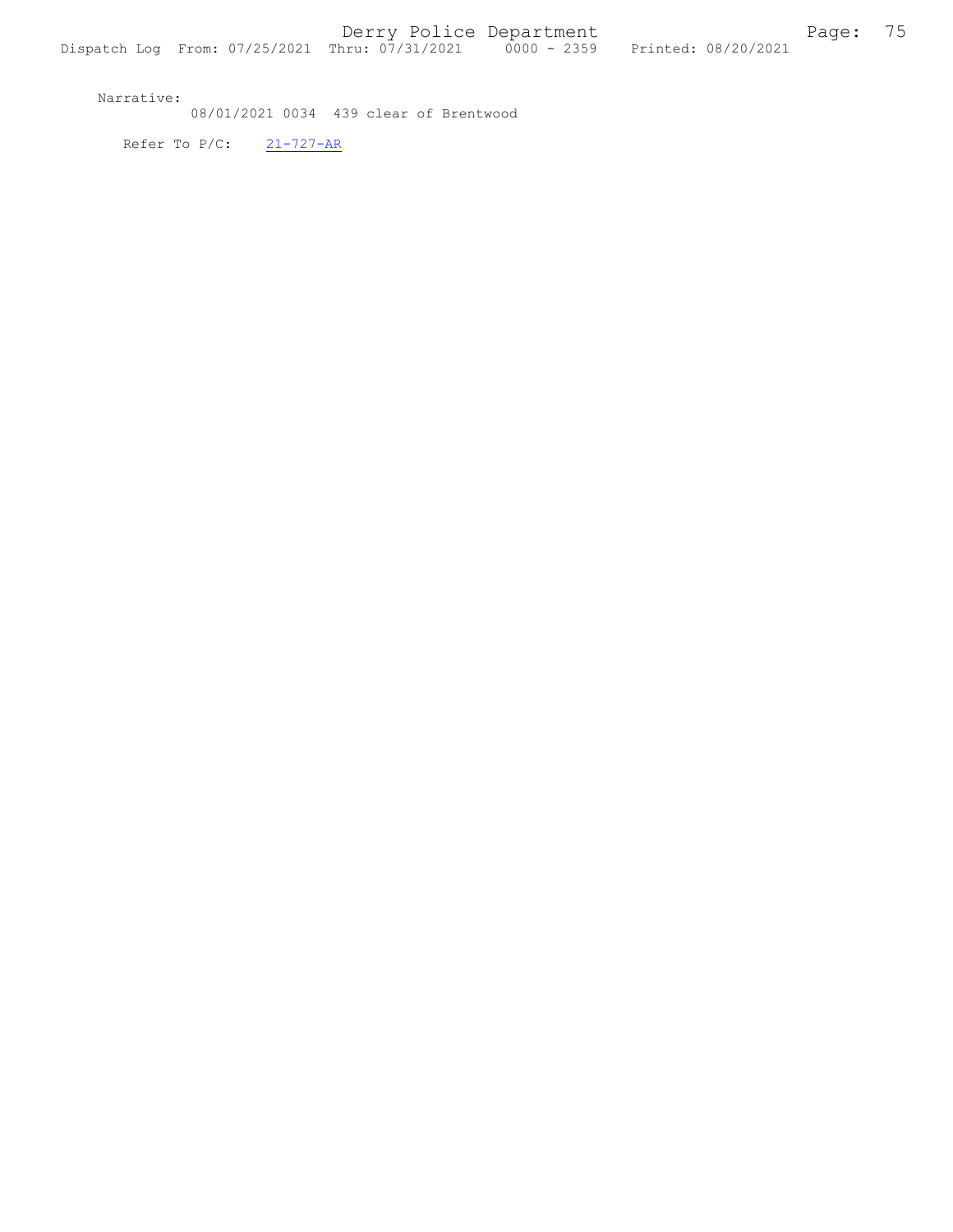Narrative:

08/01/2021 0034 439 clear of Brentwood

Refer To P/C: 21-727-AR